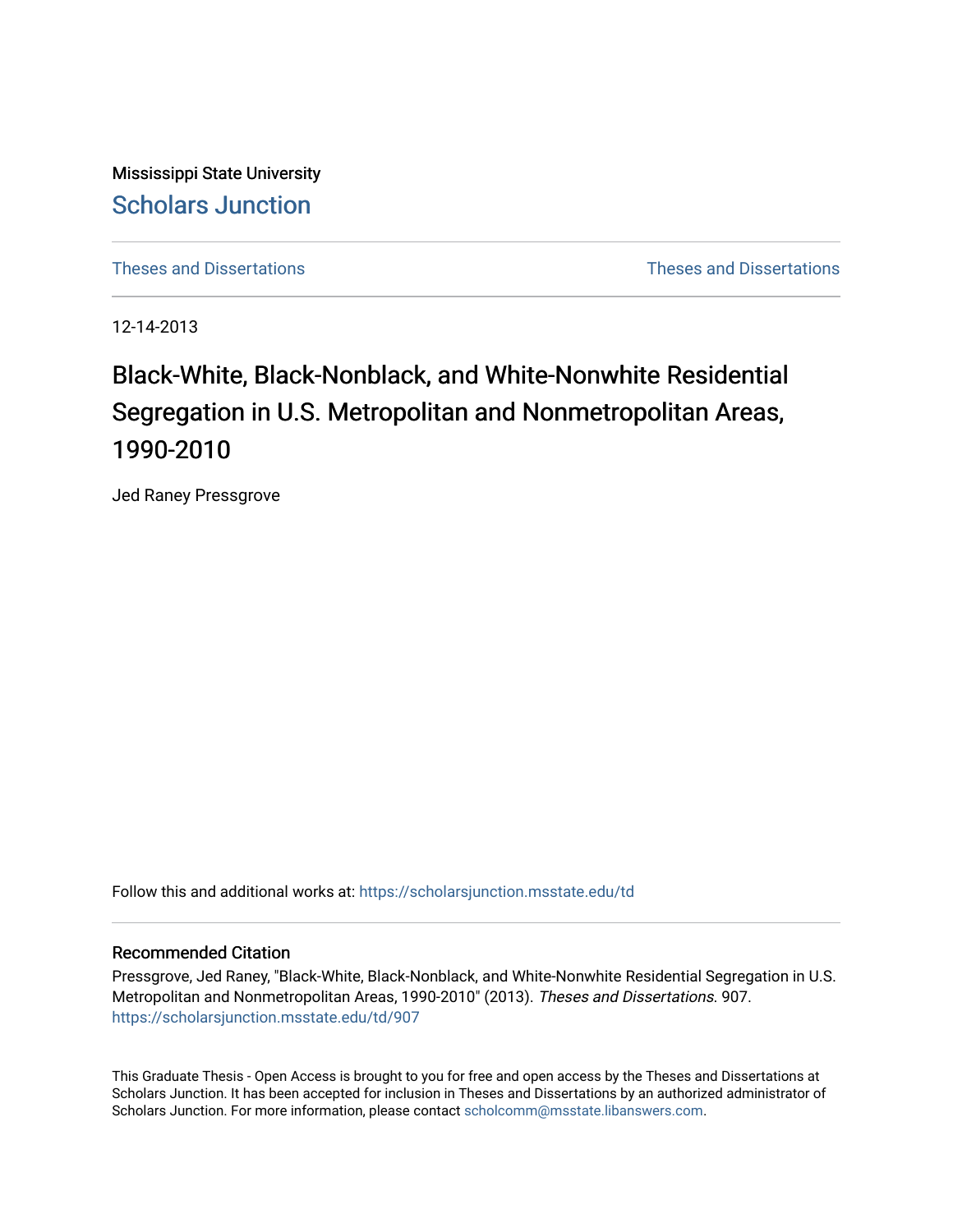Mississippi State University

Scholars Junction

Theses and Dissertations

Theses and Dissertations

12-14-2013

# Black-White, Black-Nonblack, and White-Nonwhite Residential Segregation in U.S. Metropolitan and Nonmetropolitan Areas, 1990-2010

Jed Raney Pressgrove

Follow this and additional works at: https://scholarsjunction.msstate.edu/td

## Recommended Citation

Pressgrove, Jed Raney, "Black-White, Black-Nonblack, and White-Nonwhite Residential Segregation in U.S. Metropolitan and Nonmetropolitan Areas, 1990-2010" (2013). *Theses and Dissertations*. 907.
https://scholarsjunction.msstate.edu/td/907

This Graduate Thesis - Open Access is brought to you for free and open access by the Theses and Dissertations at Scholars Junction. It has been accepted for inclusion in Theses and Dissertations by an authorized administrator of Scholars Junction. For more information, please contact scholcomm@msstate.libanswers.com.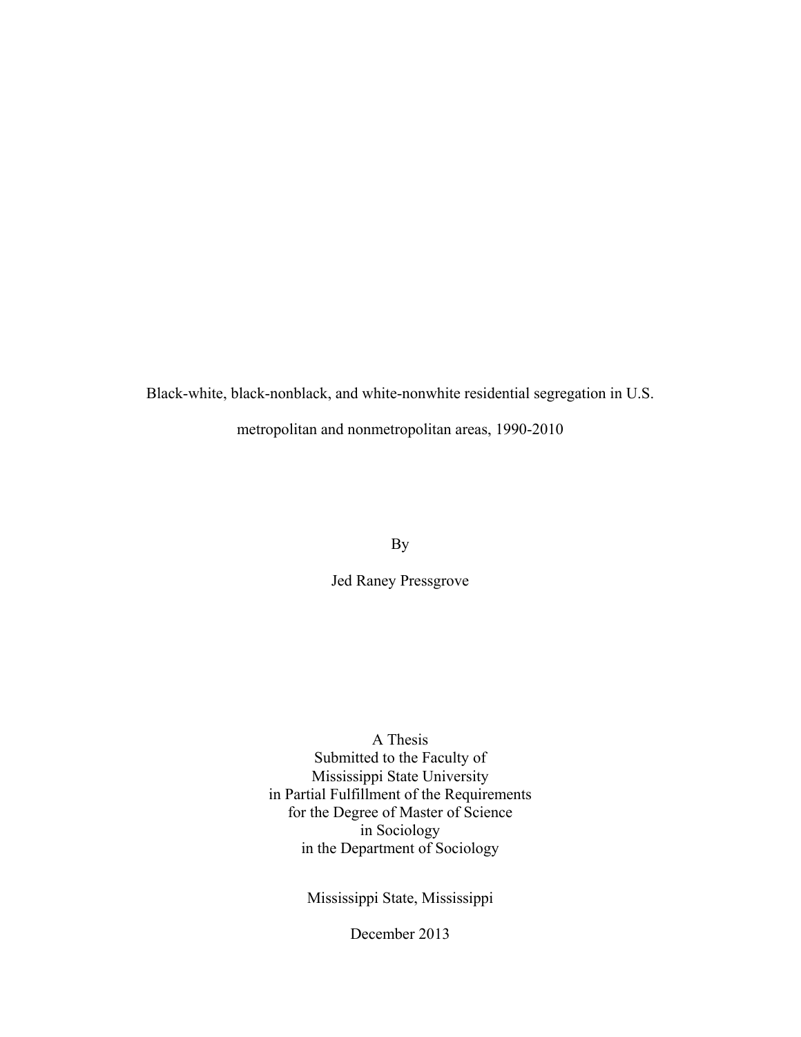Black-white, black-nonblack, and white-nonwhite residential segregation in U.S. metropolitan and nonmetropolitan areas, 1990-2010

By

Jed Raney Pressgrove

A Thesis
Submitted to the Faculty of
Mississippi State University
in Partial Fulfillment of the Requirements
for the Degree of Master of Science
in Sociology
in the Department of Sociology

Mississippi State, Mississippi

December 2013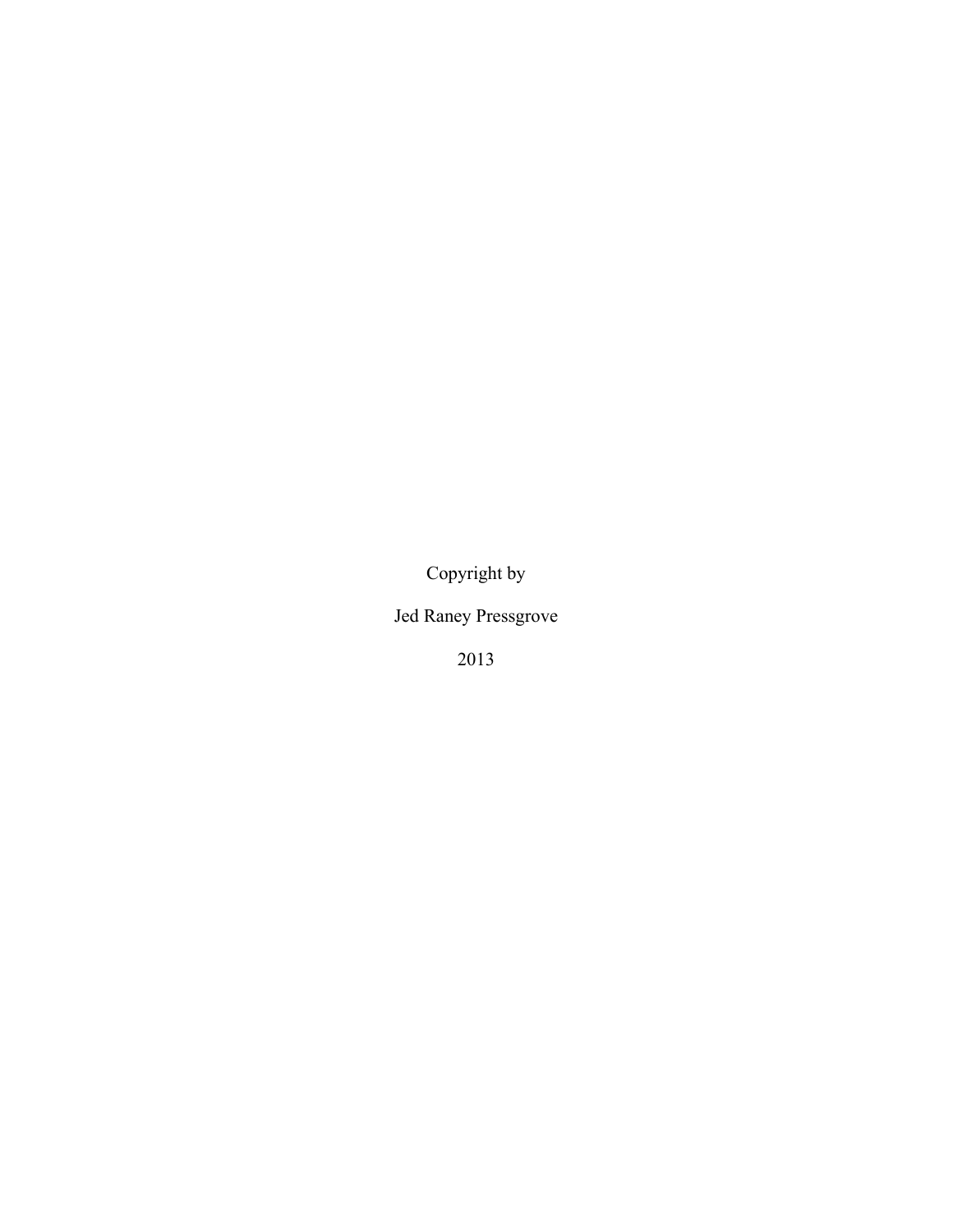Copyright by

Jed Raney Pressgrove

2013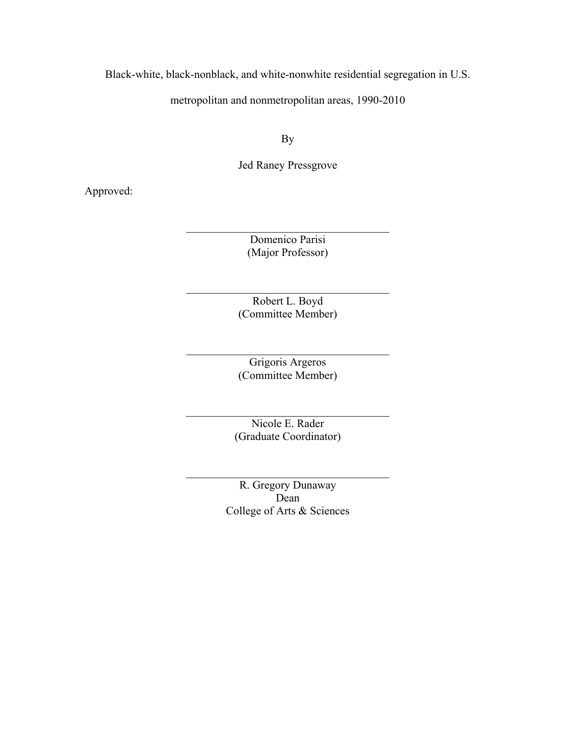Black-white, black-nonblack, and white-nonwhite residential segregation in U.S. metropolitan and nonmetropolitan areas, 1990-2010

By

Jed Raney Pressgrove

Approved:

\_\_\_\_\_\_\_\_\_\_\_\_\_\_\_\_\_\_\_\_\_\_\_\_\_\_\_\_\_\_\_\_\_\_\_\_
Domenico Parisi
(Major Professor)

\_\_\_\_\_\_\_\_\_\_\_\_\_\_\_\_\_\_\_\_\_\_\_\_\_\_\_\_\_\_\_\_\_\_\_\_
Robert L. Boyd
(Committee Member)

\_\_\_\_\_\_\_\_\_\_\_\_\_\_\_\_\_\_\_\_\_\_\_\_\_\_\_\_\_\_\_\_\_\_\_\_
Grigoris Argeros
(Committee Member)

\_\_\_\_\_\_\_\_\_\_\_\_\_\_\_\_\_\_\_\_\_\_\_\_\_\_\_\_\_\_\_\_\_\_\_\_
Nicole E. Rader
(Graduate Coordinator)

\_\_\_\_\_\_\_\_\_\_\_\_\_\_\_\_\_\_\_\_\_\_\_\_\_\_\_\_\_\_\_\_\_\_\_\_
R. Gregory Dunaway
Dean
College of Arts & Sciences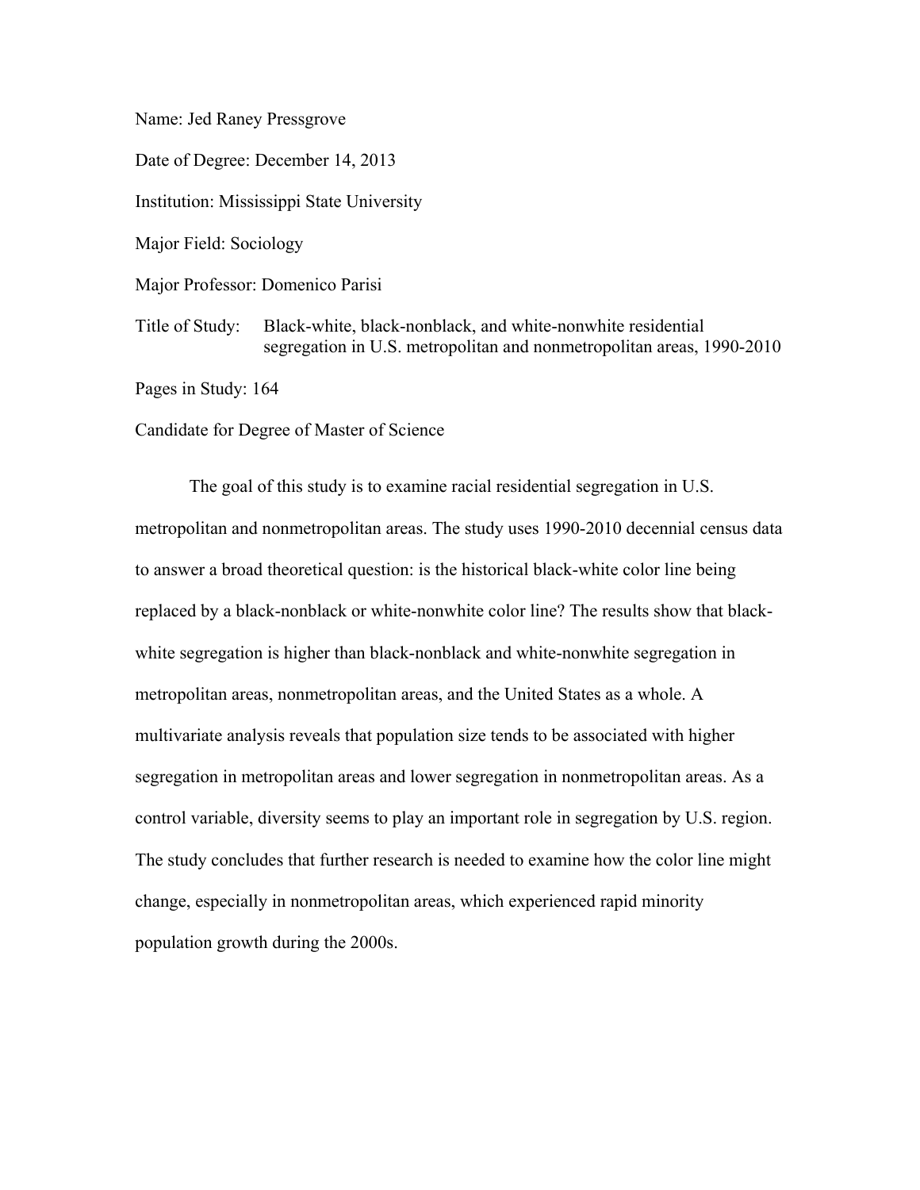Name: Jed Raney Pressgrove

Date of Degree: December 14, 2013

Institution: Mississippi State University

Major Field: Sociology

Major Professor: Domenico Parisi

Title of Study: Black-white, black-nonblack, and white-nonwhite residential segregation in U.S. metropolitan and nonmetropolitan areas, 1990-2010

Pages in Study: 164

Candidate for Degree of Master of Science

The goal of this study is to examine racial residential segregation in U.S. metropolitan and nonmetropolitan areas. The study uses 1990-2010 decennial census data to answer a broad theoretical question: is the historical black-white color line being replaced by a black-nonblack or white-nonwhite color line? The results show that black-white segregation is higher than black-nonblack and white-nonwhite segregation in metropolitan areas, nonmetropolitan areas, and the United States as a whole. A multivariate analysis reveals that population size tends to be associated with higher segregation in metropolitan areas and lower segregation in nonmetropolitan areas. As a control variable, diversity seems to play an important role in segregation by U.S. region. The study concludes that further research is needed to examine how the color line might change, especially in nonmetropolitan areas, which experienced rapid minority population growth during the 2000s.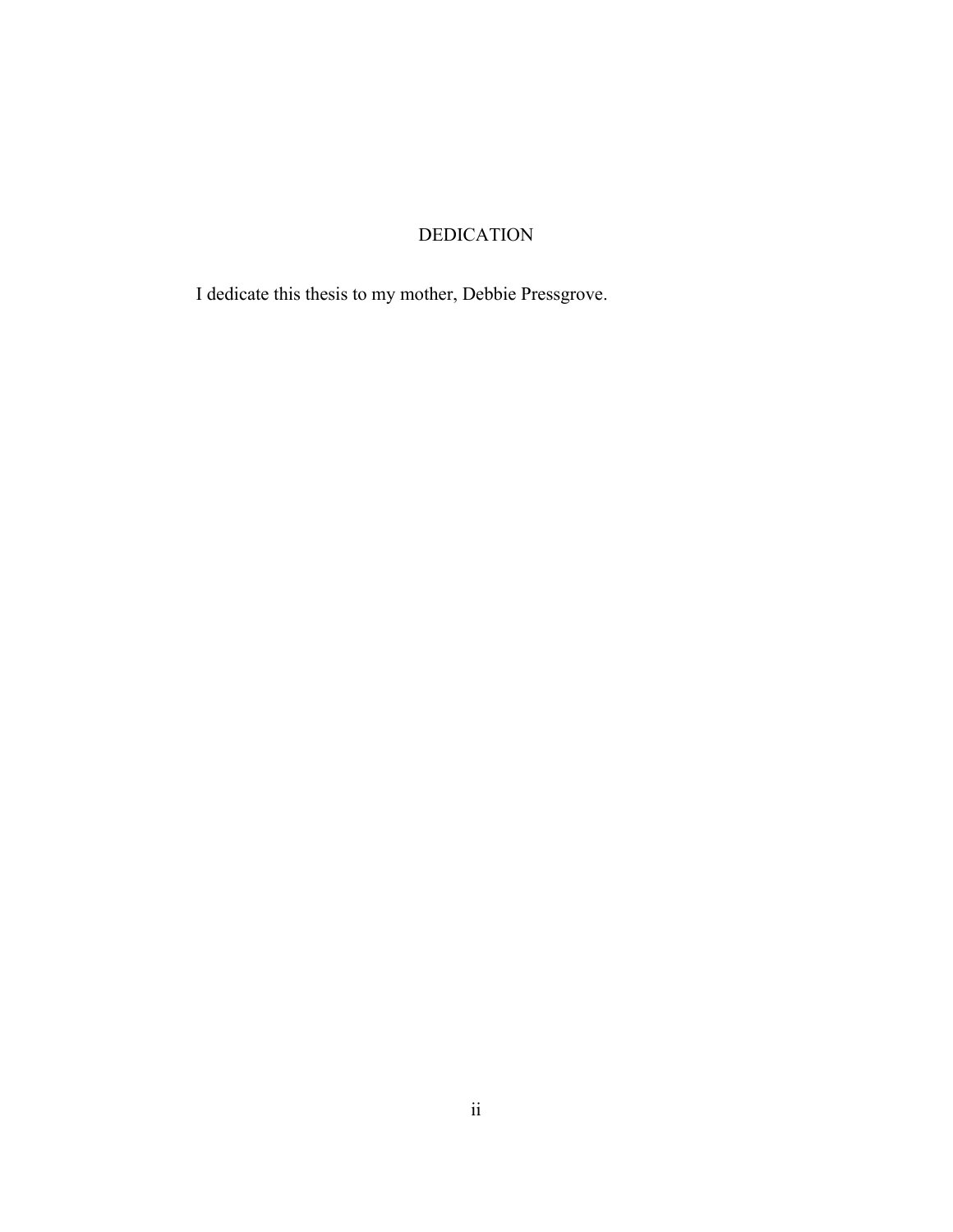# DEDICATION

I dedicate this thesis to my mother, Debbie Pressgrove.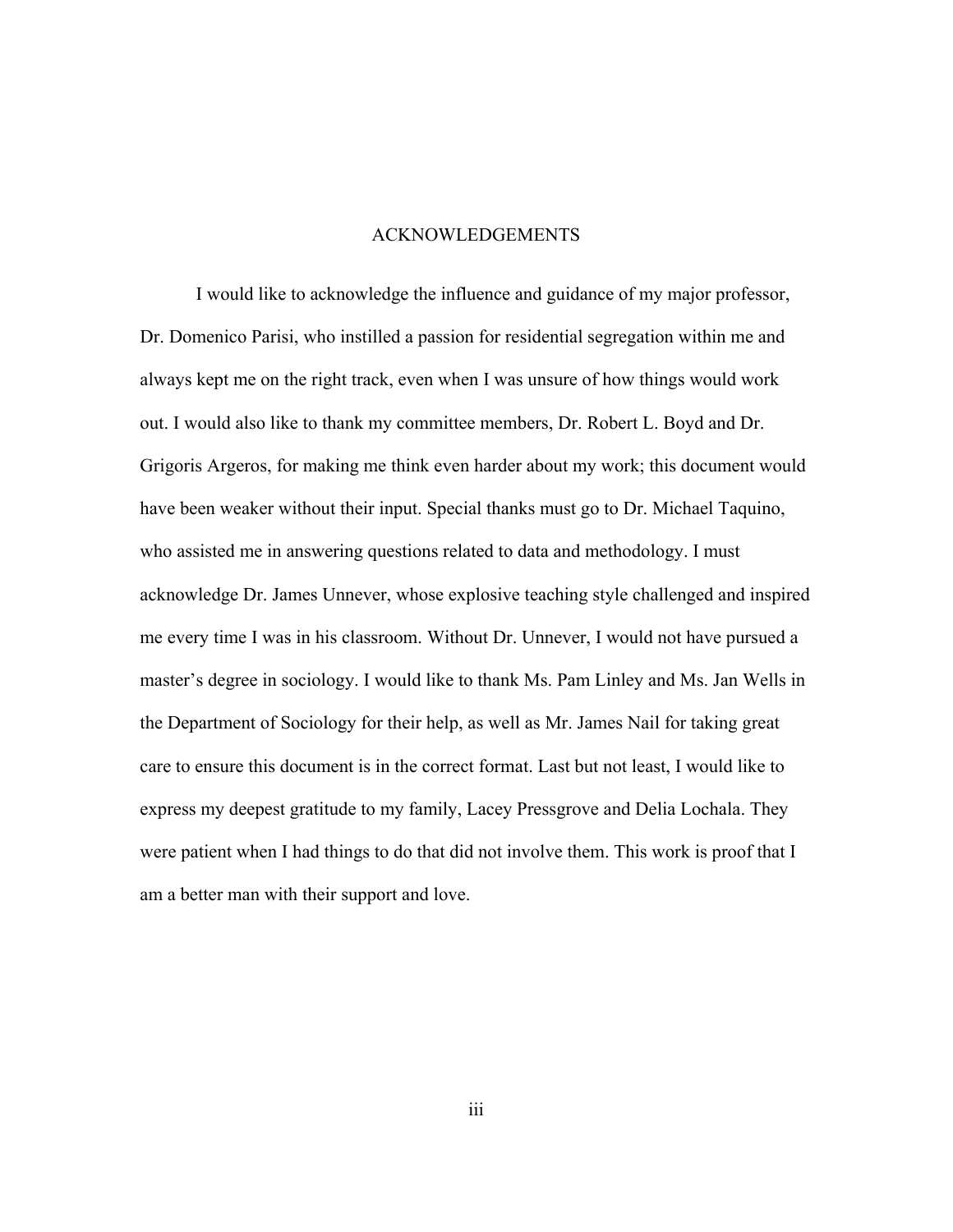# ACKNOWLEDGEMENTS

I would like to acknowledge the influence and guidance of my major professor, Dr. Domenico Parisi, who instilled a passion for residential segregation within me and always kept me on the right track, even when I was unsure of how things would work out. I would also like to thank my committee members, Dr. Robert L. Boyd and Dr. Grigoris Argeros, for making me think even harder about my work; this document would have been weaker without their input. Special thanks must go to Dr. Michael Taquino, who assisted me in answering questions related to data and methodology. I must acknowledge Dr. James Unnever, whose explosive teaching style challenged and inspired me every time I was in his classroom. Without Dr. Unnever, I would not have pursued a master's degree in sociology. I would like to thank Ms. Pam Linley and Ms. Jan Wells in the Department of Sociology for their help, as well as Mr. James Nail for taking great care to ensure this document is in the correct format. Last but not least, I would like to express my deepest gratitude to my family, Lacey Pressgrove and Delia Lochala. They were patient when I had things to do that did not involve them. This work is proof that I am a better man with their support and love.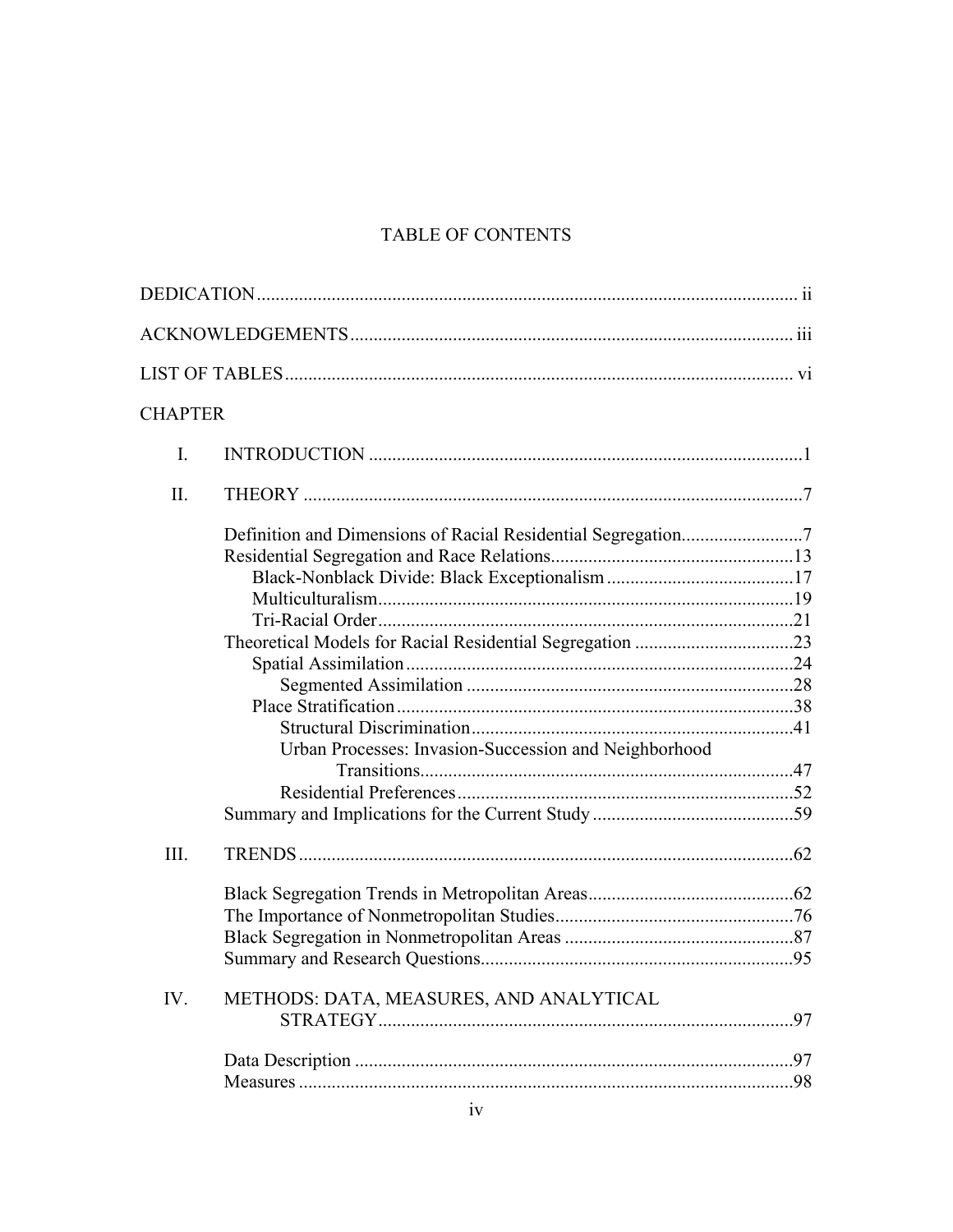# TABLE OF CONTENTS

DEDICATION ..... ii

ACKNOWLEDGEMENTS ..... iii

LIST OF TABLES ..... vi

CHAPTER

I. INTRODUCTION ..... 1

II. THEORY ..... 7

- Definition and Dimensions of Racial Residential Segregation ..... 7
- Residential Segregation and Race Relations ..... 13
  - Black-Nonblack Divide: Black Exceptionalism ..... 17
  - Multiculturalism ..... 19
  - Tri-Racial Order ..... 21
- Theoretical Models for Racial Residential Segregation ..... 23
  - Spatial Assimilation ..... 24
    - Segmented Assimilation ..... 28
  - Place Stratification ..... 38
    - Structural Discrimination ..... 41
    - Urban Processes: Invasion-Succession and Neighborhood Transitions ..... 47
    - Residential Preferences ..... 52
- Summary and Implications for the Current Study ..... 59

III. TRENDS ..... 62

- Black Segregation Trends in Metropolitan Areas ..... 62
- The Importance of Nonmetropolitan Studies ..... 76
- Black Segregation in Nonmetropolitan Areas ..... 87
- Summary and Research Questions ..... 95

IV. METHODS: DATA, MEASURES, AND ANALYTICAL STRATEGY ..... 97

- Data Description ..... 97
- Measures ..... 98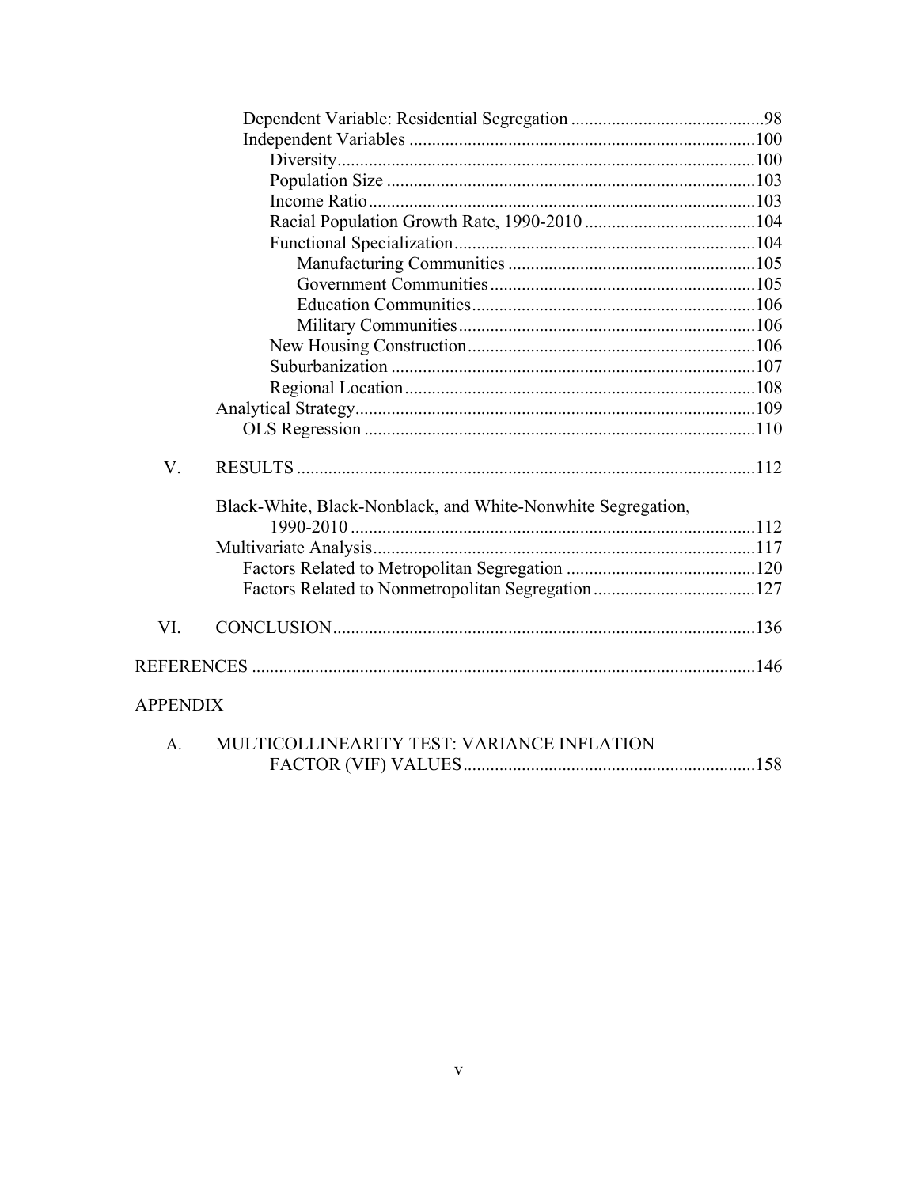Dependent Variable: Residential Segregation ..........98
Independent Variables ..........100
Diversity..........100
Population Size ..........103
Income Ratio..........103
Racial Population Growth Rate, 1990-2010 ..........104
Functional Specialization..........104
Manufacturing Communities ..........105
Government Communities..........105
Education Communities..........106
Military Communities..........106
New Housing Construction..........106
Suburbanization ..........107
Regional Location..........108
Analytical Strategy..........109
OLS Regression ..........110

V. RESULTS ..........112

Black-White, Black-Nonblack, and White-Nonwhite Segregation, 1990-2010 ..........112
Multivariate Analysis..........117
Factors Related to Metropolitan Segregation ..........120
Factors Related to Nonmetropolitan Segregation..........127

VI. CONCLUSION..........136

REFERENCES ..........146

APPENDIX

A. MULTICOLLINEARITY TEST: VARIANCE INFLATION FACTOR (VIF) VALUES..........158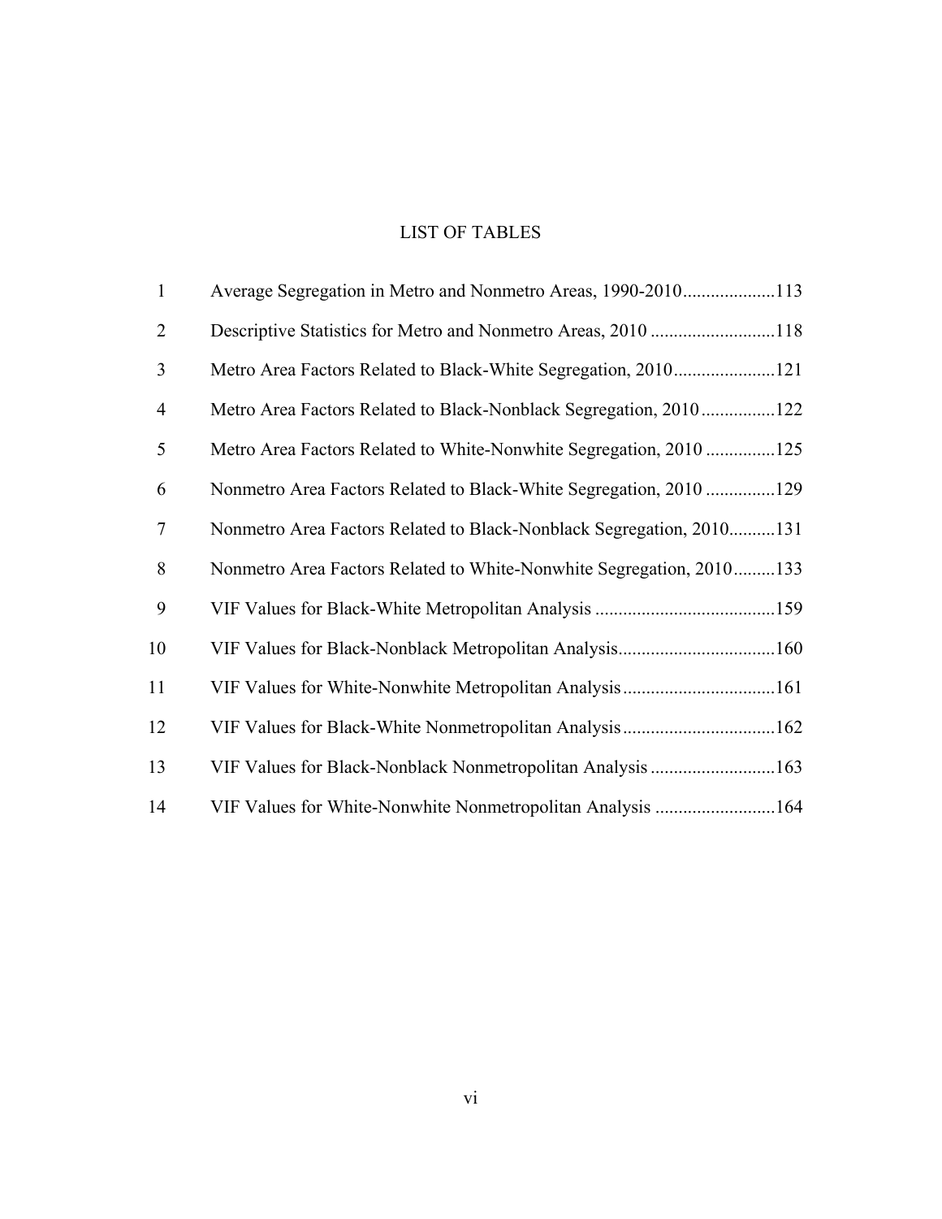# LIST OF TABLES

| | | |
|---|---|---|
| 1 | Average Segregation in Metro and Nonmetro Areas, 1990-2010 | 113 |
| 2 | Descriptive Statistics for Metro and Nonmetro Areas, 2010 | 118 |
| 3 | Metro Area Factors Related to Black-White Segregation, 2010 | 121 |
| 4 | Metro Area Factors Related to Black-Nonblack Segregation, 2010 | 122 |
| 5 | Metro Area Factors Related to White-Nonwhite Segregation, 2010 | 125 |
| 6 | Nonmetro Area Factors Related to Black-White Segregation, 2010 | 129 |
| 7 | Nonmetro Area Factors Related to Black-Nonblack Segregation, 2010 | 131 |
| 8 | Nonmetro Area Factors Related to White-Nonwhite Segregation, 2010 | 133 |
| 9 | VIF Values for Black-White Metropolitan Analysis | 159 |
| 10 | VIF Values for Black-Nonblack Metropolitan Analysis | 160 |
| 11 | VIF Values for White-Nonwhite Metropolitan Analysis | 161 |
| 12 | VIF Values for Black-White Nonmetropolitan Analysis | 162 |
| 13 | VIF Values for Black-Nonblack Nonmetropolitan Analysis | 163 |
| 14 | VIF Values for White-Nonwhite Nonmetropolitan Analysis | 164 |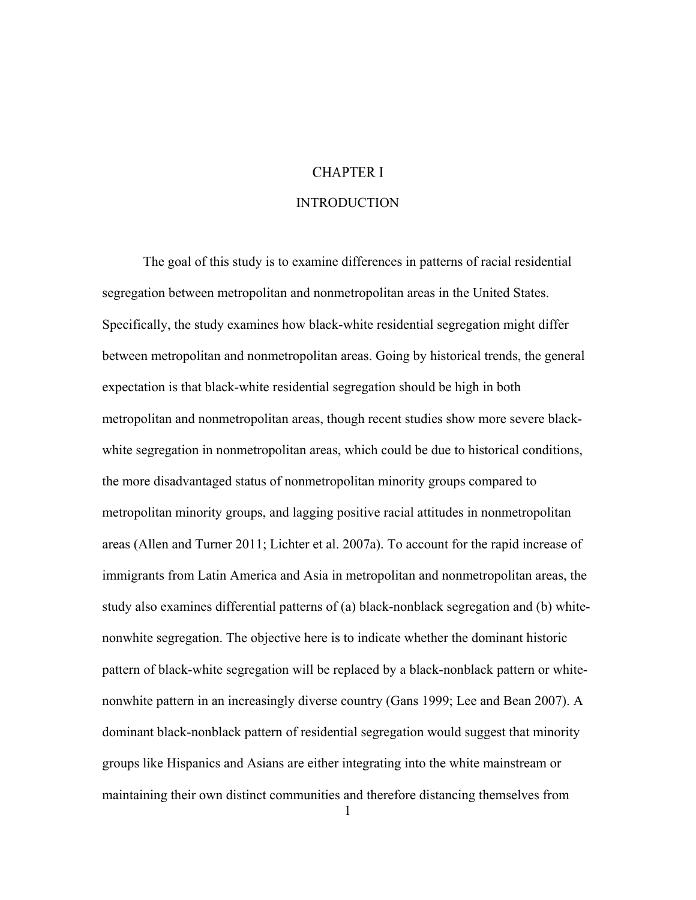# CHAPTER I

## INTRODUCTION

The goal of this study is to examine differences in patterns of racial residential segregation between metropolitan and nonmetropolitan areas in the United States. Specifically, the study examines how black-white residential segregation might differ between metropolitan and nonmetropolitan areas. Going by historical trends, the general expectation is that black-white residential segregation should be high in both metropolitan and nonmetropolitan areas, though recent studies show more severe black-white segregation in nonmetropolitan areas, which could be due to historical conditions, the more disadvantaged status of nonmetropolitan minority groups compared to metropolitan minority groups, and lagging positive racial attitudes in nonmetropolitan areas (Allen and Turner 2011; Lichter et al. 2007a). To account for the rapid increase of immigrants from Latin America and Asia in metropolitan and nonmetropolitan areas, the study also examines differential patterns of (a) black-nonblack segregation and (b) white-nonwhite segregation. The objective here is to indicate whether the dominant historic pattern of black-white segregation will be replaced by a black-nonblack pattern or white-nonwhite pattern in an increasingly diverse country (Gans 1999; Lee and Bean 2007). A dominant black-nonblack pattern of residential segregation would suggest that minority groups like Hispanics and Asians are either integrating into the white mainstream or maintaining their own distinct communities and therefore distancing themselves from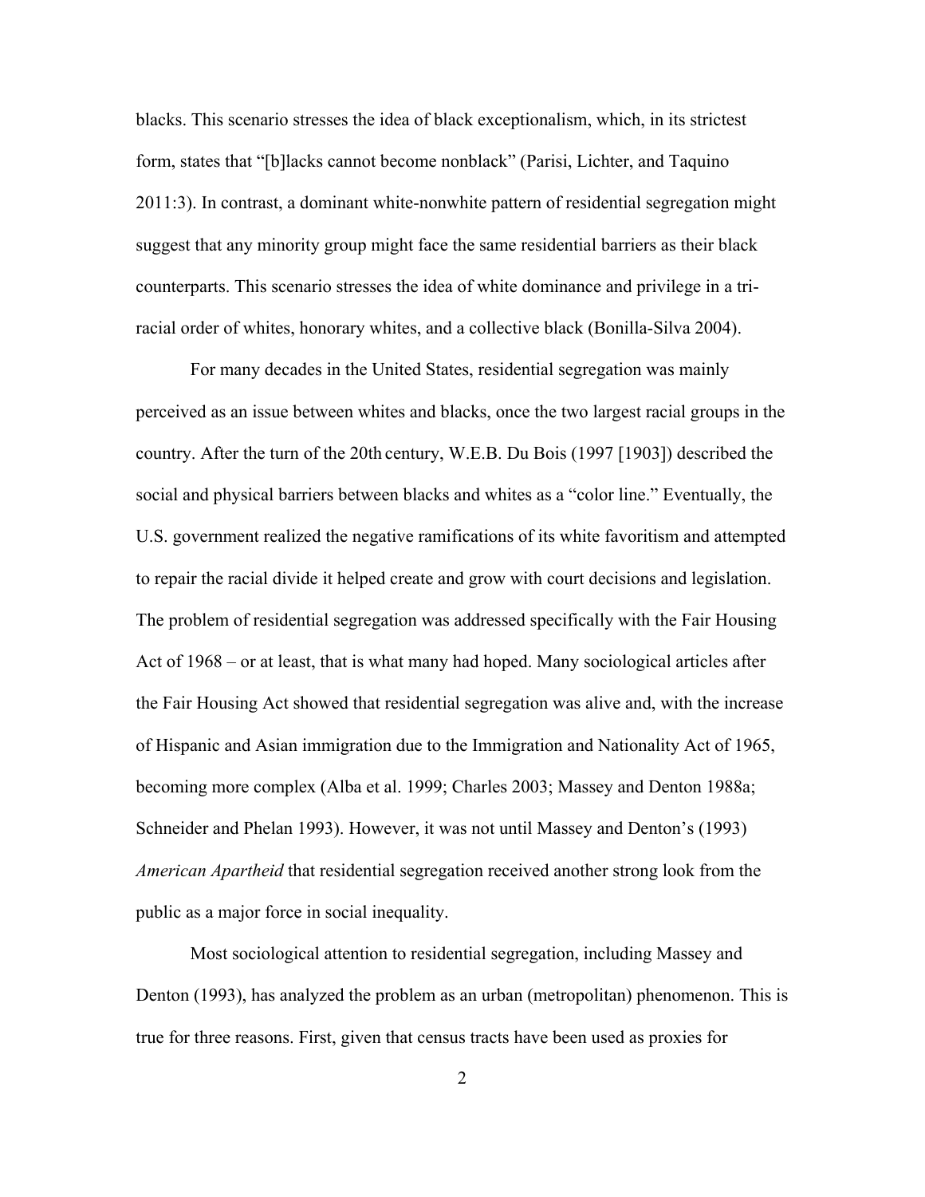blacks. This scenario stresses the idea of black exceptionalism, which, in its strictest form, states that "[b]lacks cannot become nonblack" (Parisi, Lichter, and Taquino 2011:3). In contrast, a dominant white-nonwhite pattern of residential segregation might suggest that any minority group might face the same residential barriers as their black counterparts. This scenario stresses the idea of white dominance and privilege in a tri-racial order of whites, honorary whites, and a collective black (Bonilla-Silva 2004).

For many decades in the United States, residential segregation was mainly perceived as an issue between whites and blacks, once the two largest racial groups in the country. After the turn of the 20th century, W.E.B. Du Bois (1997 [1903]) described the social and physical barriers between blacks and whites as a "color line." Eventually, the U.S. government realized the negative ramifications of its white favoritism and attempted to repair the racial divide it helped create and grow with court decisions and legislation. The problem of residential segregation was addressed specifically with the Fair Housing Act of 1968 – or at least, that is what many had hoped. Many sociological articles after the Fair Housing Act showed that residential segregation was alive and, with the increase of Hispanic and Asian immigration due to the Immigration and Nationality Act of 1965, becoming more complex (Alba et al. 1999; Charles 2003; Massey and Denton 1988a; Schneider and Phelan 1993). However, it was not until Massey and Denton's (1993) *American Apartheid* that residential segregation received another strong look from the public as a major force in social inequality.

Most sociological attention to residential segregation, including Massey and Denton (1993), has analyzed the problem as an urban (metropolitan) phenomenon. This is true for three reasons. First, given that census tracts have been used as proxies for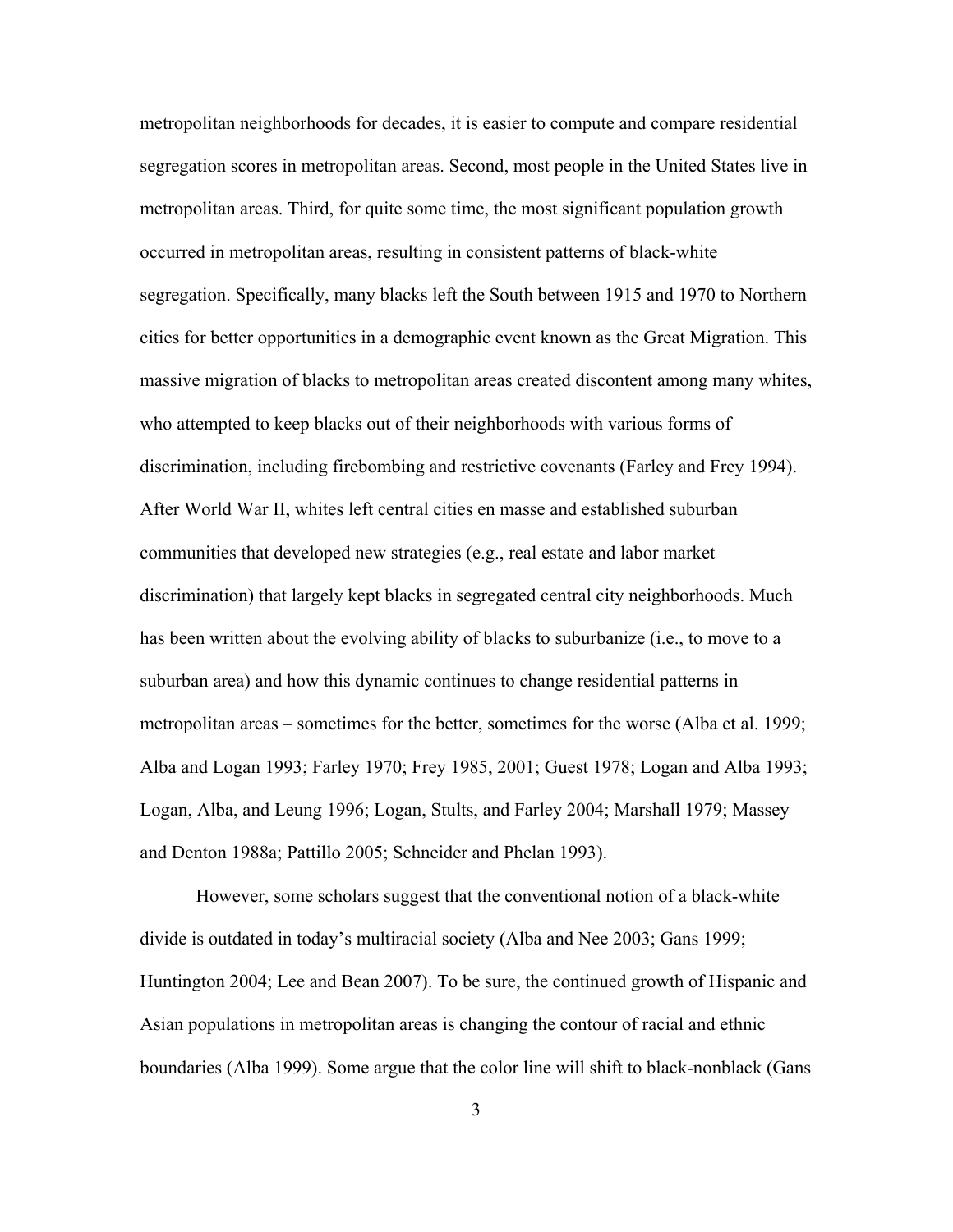metropolitan neighborhoods for decades, it is easier to compute and compare residential segregation scores in metropolitan areas. Second, most people in the United States live in metropolitan areas. Third, for quite some time, the most significant population growth occurred in metropolitan areas, resulting in consistent patterns of black-white segregation. Specifically, many blacks left the South between 1915 and 1970 to Northern cities for better opportunities in a demographic event known as the Great Migration. This massive migration of blacks to metropolitan areas created discontent among many whites, who attempted to keep blacks out of their neighborhoods with various forms of discrimination, including firebombing and restrictive covenants (Farley and Frey 1994). After World War II, whites left central cities en masse and established suburban communities that developed new strategies (e.g., real estate and labor market discrimination) that largely kept blacks in segregated central city neighborhoods. Much has been written about the evolving ability of blacks to suburbanize (i.e., to move to a suburban area) and how this dynamic continues to change residential patterns in metropolitan areas – sometimes for the better, sometimes for the worse (Alba et al. 1999; Alba and Logan 1993; Farley 1970; Frey 1985, 2001; Guest 1978; Logan and Alba 1993; Logan, Alba, and Leung 1996; Logan, Stults, and Farley 2004; Marshall 1979; Massey and Denton 1988a; Pattillo 2005; Schneider and Phelan 1993).

However, some scholars suggest that the conventional notion of a black-white divide is outdated in today's multiracial society (Alba and Nee 2003; Gans 1999; Huntington 2004; Lee and Bean 2007). To be sure, the continued growth of Hispanic and Asian populations in metropolitan areas is changing the contour of racial and ethnic boundaries (Alba 1999). Some argue that the color line will shift to black-nonblack (Gans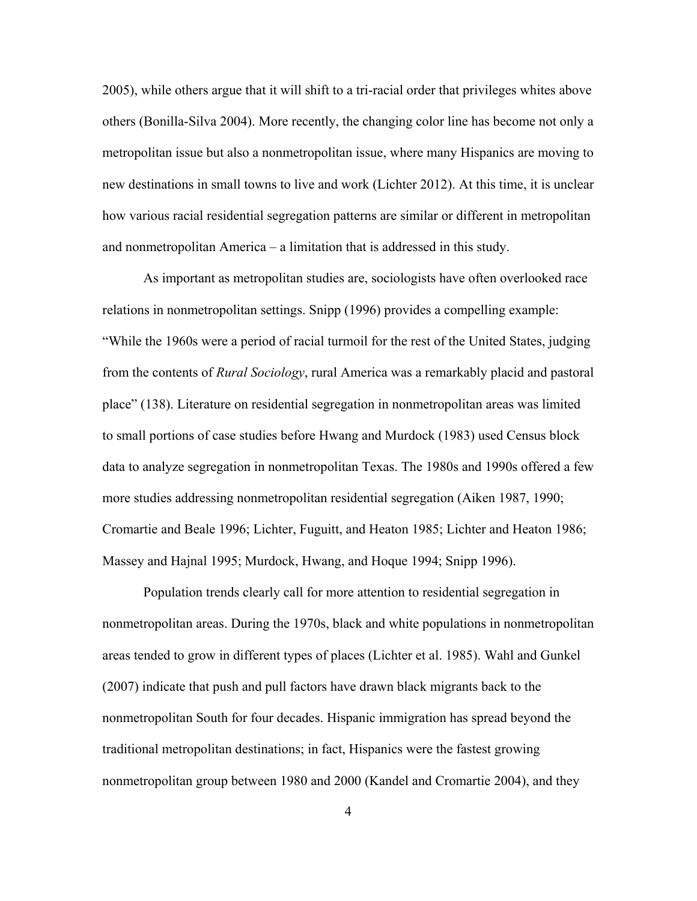2005), while others argue that it will shift to a tri-racial order that privileges whites above others (Bonilla-Silva 2004). More recently, the changing color line has become not only a metropolitan issue but also a nonmetropolitan issue, where many Hispanics are moving to new destinations in small towns to live and work (Lichter 2012). At this time, it is unclear how various racial residential segregation patterns are similar or different in metropolitan and nonmetropolitan America – a limitation that is addressed in this study.

As important as metropolitan studies are, sociologists have often overlooked race relations in nonmetropolitan settings. Snipp (1996) provides a compelling example: "While the 1960s were a period of racial turmoil for the rest of the United States, judging from the contents of *Rural Sociology*, rural America was a remarkably placid and pastoral place" (138). Literature on residential segregation in nonmetropolitan areas was limited to small portions of case studies before Hwang and Murdock (1983) used Census block data to analyze segregation in nonmetropolitan Texas. The 1980s and 1990s offered a few more studies addressing nonmetropolitan residential segregation (Aiken 1987, 1990; Cromartie and Beale 1996; Lichter, Fuguitt, and Heaton 1985; Lichter and Heaton 1986; Massey and Hajnal 1995; Murdock, Hwang, and Hoque 1994; Snipp 1996).

Population trends clearly call for more attention to residential segregation in nonmetropolitan areas. During the 1970s, black and white populations in nonmetropolitan areas tended to grow in different types of places (Lichter et al. 1985). Wahl and Gunkel (2007) indicate that push and pull factors have drawn black migrants back to the nonmetropolitan South for four decades. Hispanic immigration has spread beyond the traditional metropolitan destinations; in fact, Hispanics were the fastest growing nonmetropolitan group between 1980 and 2000 (Kandel and Cromartie 2004), and they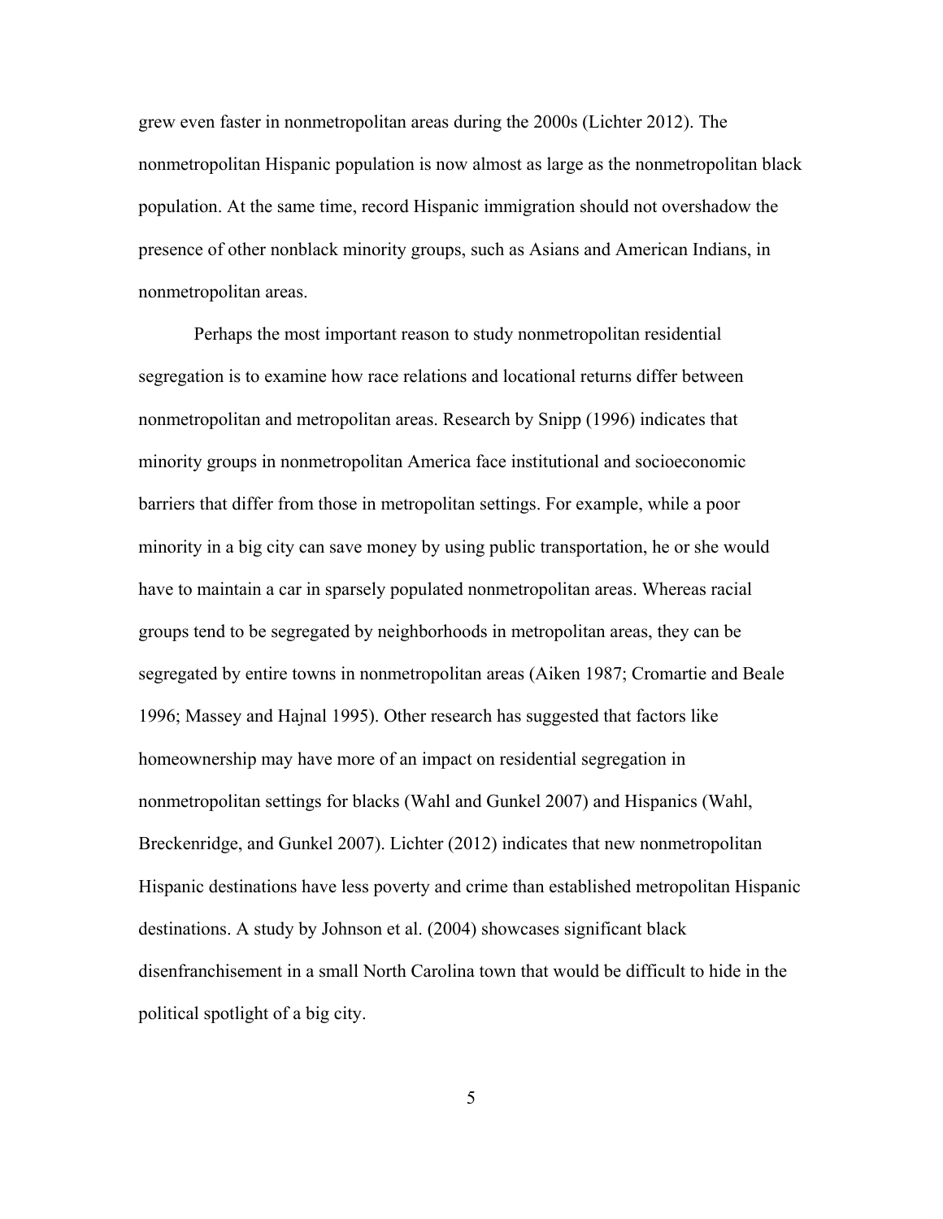grew even faster in nonmetropolitan areas during the 2000s (Lichter 2012). The nonmetropolitan Hispanic population is now almost as large as the nonmetropolitan black population. At the same time, record Hispanic immigration should not overshadow the presence of other nonblack minority groups, such as Asians and American Indians, in nonmetropolitan areas.

Perhaps the most important reason to study nonmetropolitan residential segregation is to examine how race relations and locational returns differ between nonmetropolitan and metropolitan areas. Research by Snipp (1996) indicates that minority groups in nonmetropolitan America face institutional and socioeconomic barriers that differ from those in metropolitan settings. For example, while a poor minority in a big city can save money by using public transportation, he or she would have to maintain a car in sparsely populated nonmetropolitan areas. Whereas racial groups tend to be segregated by neighborhoods in metropolitan areas, they can be segregated by entire towns in nonmetropolitan areas (Aiken 1987; Cromartie and Beale 1996; Massey and Hajnal 1995). Other research has suggested that factors like homeownership may have more of an impact on residential segregation in nonmetropolitan settings for blacks (Wahl and Gunkel 2007) and Hispanics (Wahl, Breckenridge, and Gunkel 2007). Lichter (2012) indicates that new nonmetropolitan Hispanic destinations have less poverty and crime than established metropolitan Hispanic destinations. A study by Johnson et al. (2004) showcases significant black disenfranchisement in a small North Carolina town that would be difficult to hide in the political spotlight of a big city.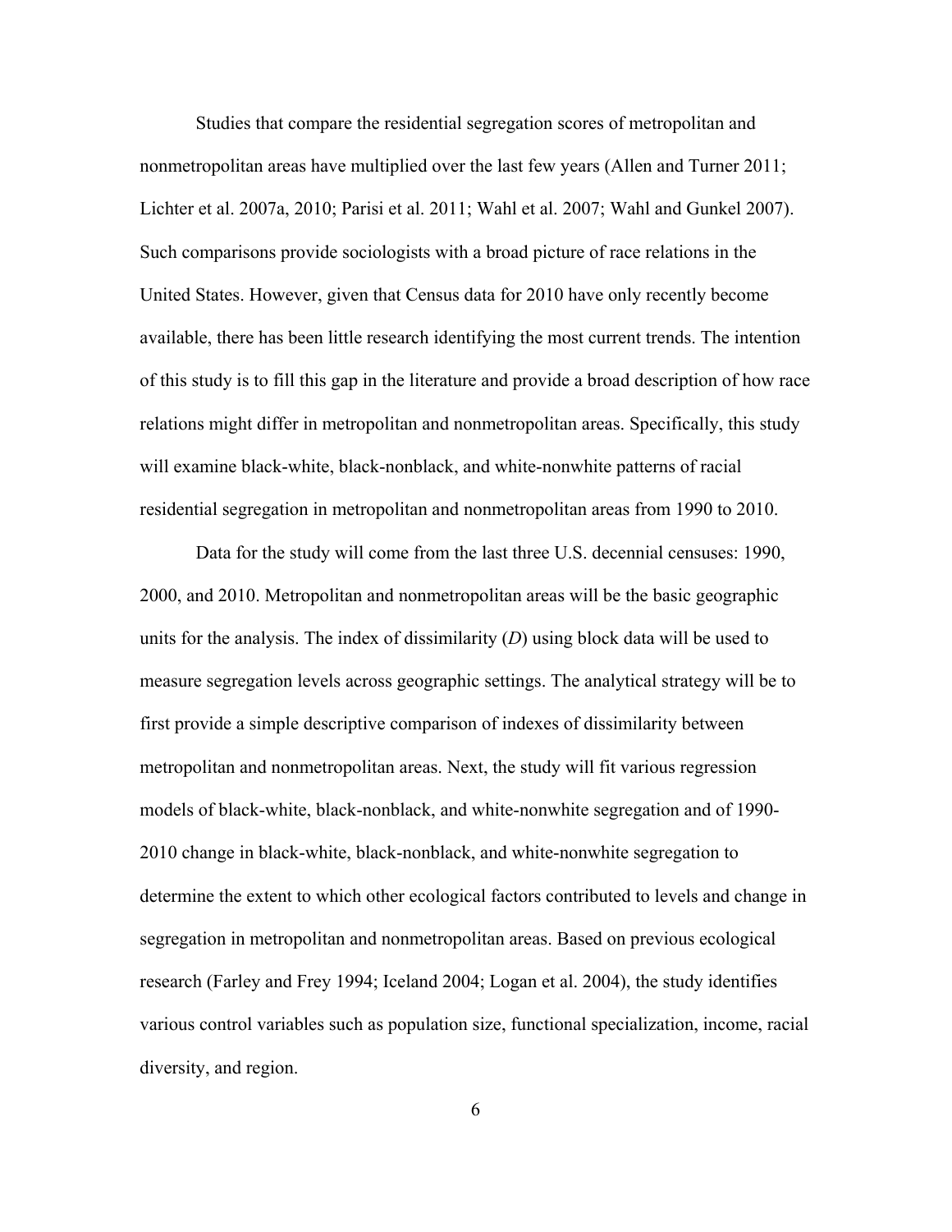Studies that compare the residential segregation scores of metropolitan and nonmetropolitan areas have multiplied over the last few years (Allen and Turner 2011; Lichter et al. 2007a, 2010; Parisi et al. 2011; Wahl et al. 2007; Wahl and Gunkel 2007). Such comparisons provide sociologists with a broad picture of race relations in the United States. However, given that Census data for 2010 have only recently become available, there has been little research identifying the most current trends. The intention of this study is to fill this gap in the literature and provide a broad description of how race relations might differ in metropolitan and nonmetropolitan areas. Specifically, this study will examine black-white, black-nonblack, and white-nonwhite patterns of racial residential segregation in metropolitan and nonmetropolitan areas from 1990 to 2010.

Data for the study will come from the last three U.S. decennial censuses: 1990, 2000, and 2010. Metropolitan and nonmetropolitan areas will be the basic geographic units for the analysis. The index of dissimilarity (*D*) using block data will be used to measure segregation levels across geographic settings. The analytical strategy will be to first provide a simple descriptive comparison of indexes of dissimilarity between metropolitan and nonmetropolitan areas. Next, the study will fit various regression models of black-white, black-nonblack, and white-nonwhite segregation and of 1990-2010 change in black-white, black-nonblack, and white-nonwhite segregation to determine the extent to which other ecological factors contributed to levels and change in segregation in metropolitan and nonmetropolitan areas. Based on previous ecological research (Farley and Frey 1994; Iceland 2004; Logan et al. 2004), the study identifies various control variables such as population size, functional specialization, income, racial diversity, and region.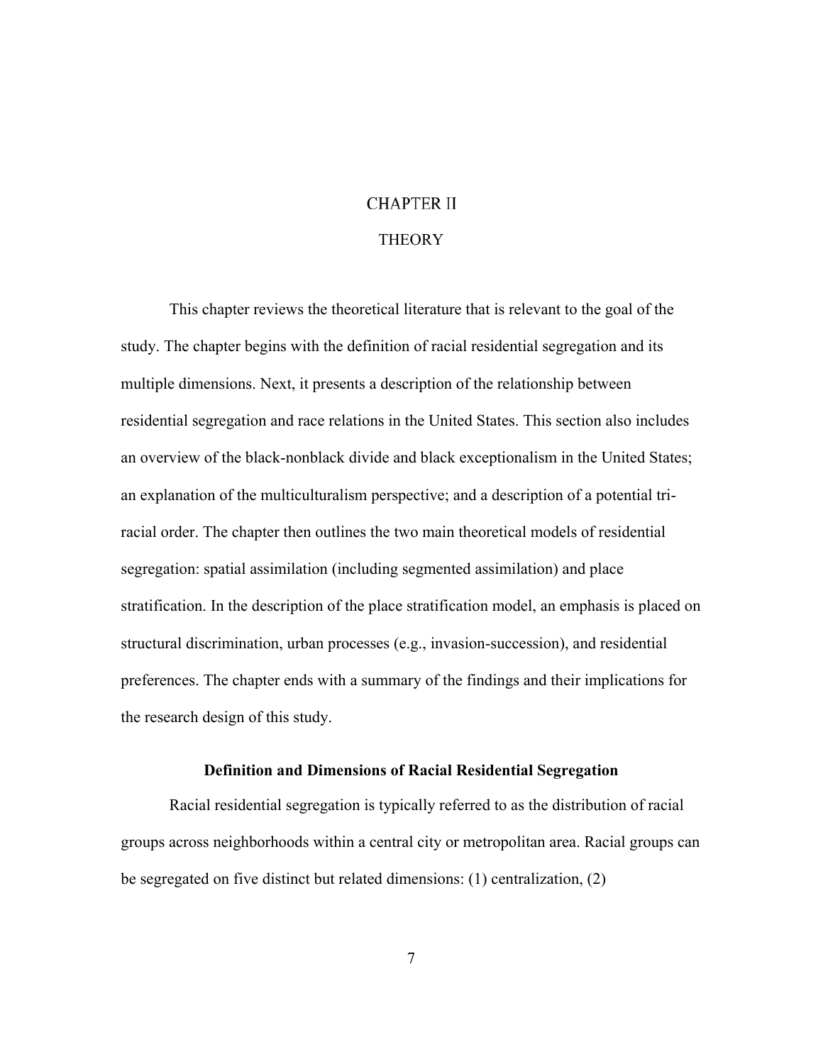# CHAPTER II

# THEORY

This chapter reviews the theoretical literature that is relevant to the goal of the study. The chapter begins with the definition of racial residential segregation and its multiple dimensions. Next, it presents a description of the relationship between residential segregation and race relations in the United States. This section also includes an overview of the black-nonblack divide and black exceptionalism in the United States; an explanation of the multiculturalism perspective; and a description of a potential tri-racial order. The chapter then outlines the two main theoretical models of residential segregation: spatial assimilation (including segmented assimilation) and place stratification. In the description of the place stratification model, an emphasis is placed on structural discrimination, urban processes (e.g., invasion-succession), and residential preferences. The chapter ends with a summary of the findings and their implications for the research design of this study.

## Definition and Dimensions of Racial Residential Segregation

Racial residential segregation is typically referred to as the distribution of racial groups across neighborhoods within a central city or metropolitan area. Racial groups can be segregated on five distinct but related dimensions: (1) centralization, (2)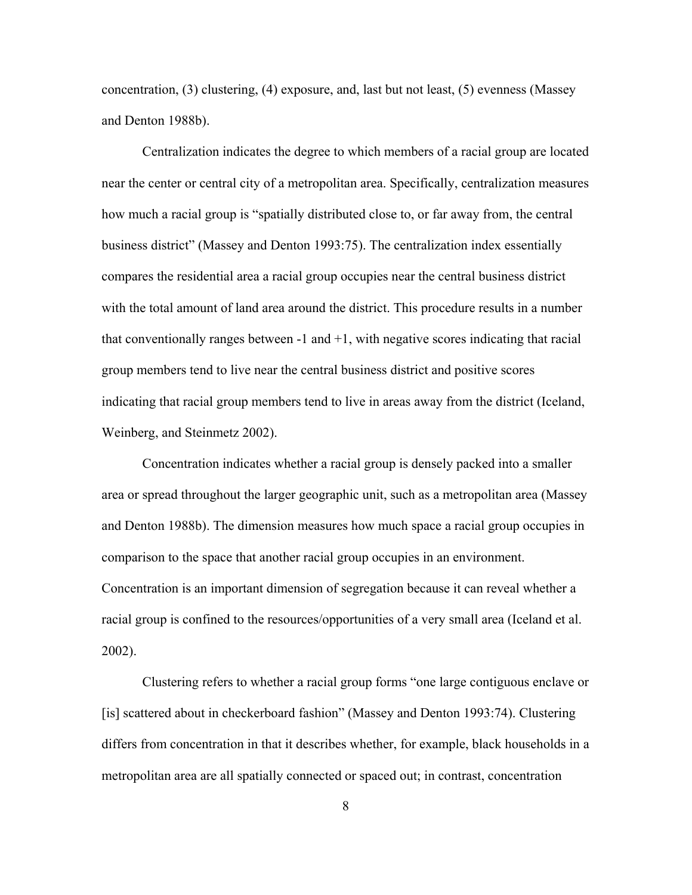concentration, (3) clustering, (4) exposure, and, last but not least, (5) evenness (Massey and Denton 1988b).

Centralization indicates the degree to which members of a racial group are located near the center or central city of a metropolitan area. Specifically, centralization measures how much a racial group is "spatially distributed close to, or far away from, the central business district" (Massey and Denton 1993:75). The centralization index essentially compares the residential area a racial group occupies near the central business district with the total amount of land area around the district. This procedure results in a number that conventionally ranges between -1 and +1, with negative scores indicating that racial group members tend to live near the central business district and positive scores indicating that racial group members tend to live in areas away from the district (Iceland, Weinberg, and Steinmetz 2002).

Concentration indicates whether a racial group is densely packed into a smaller area or spread throughout the larger geographic unit, such as a metropolitan area (Massey and Denton 1988b). The dimension measures how much space a racial group occupies in comparison to the space that another racial group occupies in an environment. Concentration is an important dimension of segregation because it can reveal whether a racial group is confined to the resources/opportunities of a very small area (Iceland et al. 2002).

Clustering refers to whether a racial group forms "one large contiguous enclave or [is] scattered about in checkerboard fashion" (Massey and Denton 1993:74). Clustering differs from concentration in that it describes whether, for example, black households in a metropolitan area are all spatially connected or spaced out; in contrast, concentration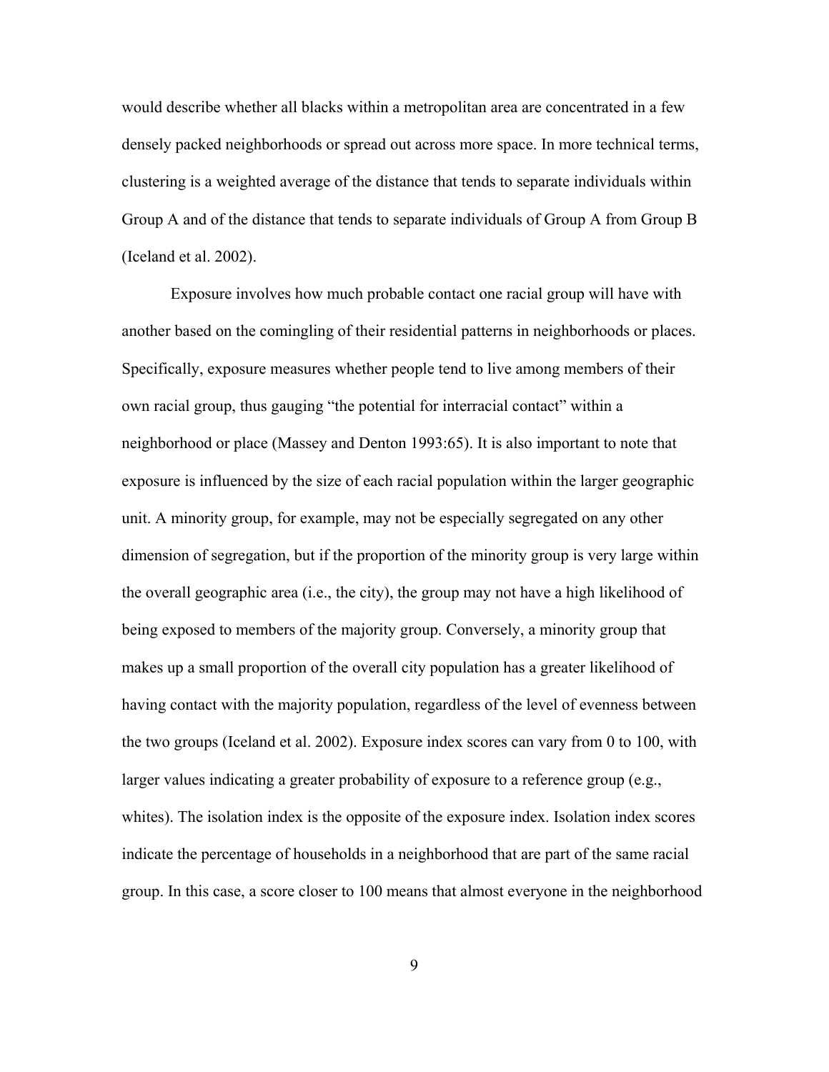would describe whether all blacks within a metropolitan area are concentrated in a few densely packed neighborhoods or spread out across more space. In more technical terms, clustering is a weighted average of the distance that tends to separate individuals within Group A and of the distance that tends to separate individuals of Group A from Group B (Iceland et al. 2002).

Exposure involves how much probable contact one racial group will have with another based on the comingling of their residential patterns in neighborhoods or places. Specifically, exposure measures whether people tend to live among members of their own racial group, thus gauging "the potential for interracial contact" within a neighborhood or place (Massey and Denton 1993:65). It is also important to note that exposure is influenced by the size of each racial population within the larger geographic unit. A minority group, for example, may not be especially segregated on any other dimension of segregation, but if the proportion of the minority group is very large within the overall geographic area (i.e., the city), the group may not have a high likelihood of being exposed to members of the majority group. Conversely, a minority group that makes up a small proportion of the overall city population has a greater likelihood of having contact with the majority population, regardless of the level of evenness between the two groups (Iceland et al. 2002). Exposure index scores can vary from 0 to 100, with larger values indicating a greater probability of exposure to a reference group (e.g., whites). The isolation index is the opposite of the exposure index. Isolation index scores indicate the percentage of households in a neighborhood that are part of the same racial group. In this case, a score closer to 100 means that almost everyone in the neighborhood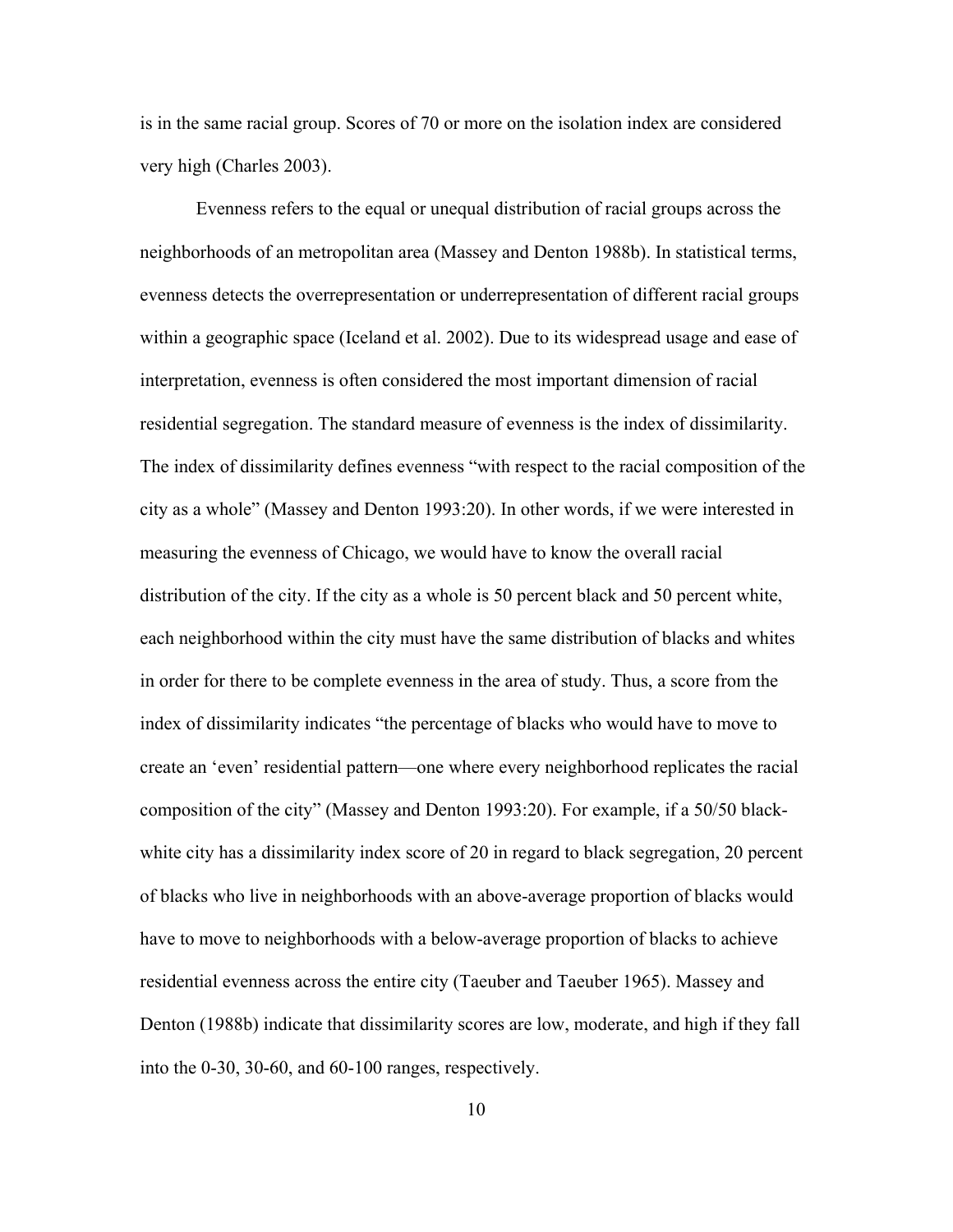is in the same racial group. Scores of 70 or more on the isolation index are considered very high (Charles 2003).

Evenness refers to the equal or unequal distribution of racial groups across the neighborhoods of an metropolitan area (Massey and Denton 1988b). In statistical terms, evenness detects the overrepresentation or underrepresentation of different racial groups within a geographic space (Iceland et al. 2002). Due to its widespread usage and ease of interpretation, evenness is often considered the most important dimension of racial residential segregation. The standard measure of evenness is the index of dissimilarity. The index of dissimilarity defines evenness "with respect to the racial composition of the city as a whole" (Massey and Denton 1993:20). In other words, if we were interested in measuring the evenness of Chicago, we would have to know the overall racial distribution of the city. If the city as a whole is 50 percent black and 50 percent white, each neighborhood within the city must have the same distribution of blacks and whites in order for there to be complete evenness in the area of study. Thus, a score from the index of dissimilarity indicates "the percentage of blacks who would have to move to create an 'even' residential pattern—one where every neighborhood replicates the racial composition of the city" (Massey and Denton 1993:20). For example, if a 50/50 black-white city has a dissimilarity index score of 20 in regard to black segregation, 20 percent of blacks who live in neighborhoods with an above-average proportion of blacks would have to move to neighborhoods with a below-average proportion of blacks to achieve residential evenness across the entire city (Taeuber and Taeuber 1965). Massey and Denton (1988b) indicate that dissimilarity scores are low, moderate, and high if they fall into the 0-30, 30-60, and 60-100 ranges, respectively.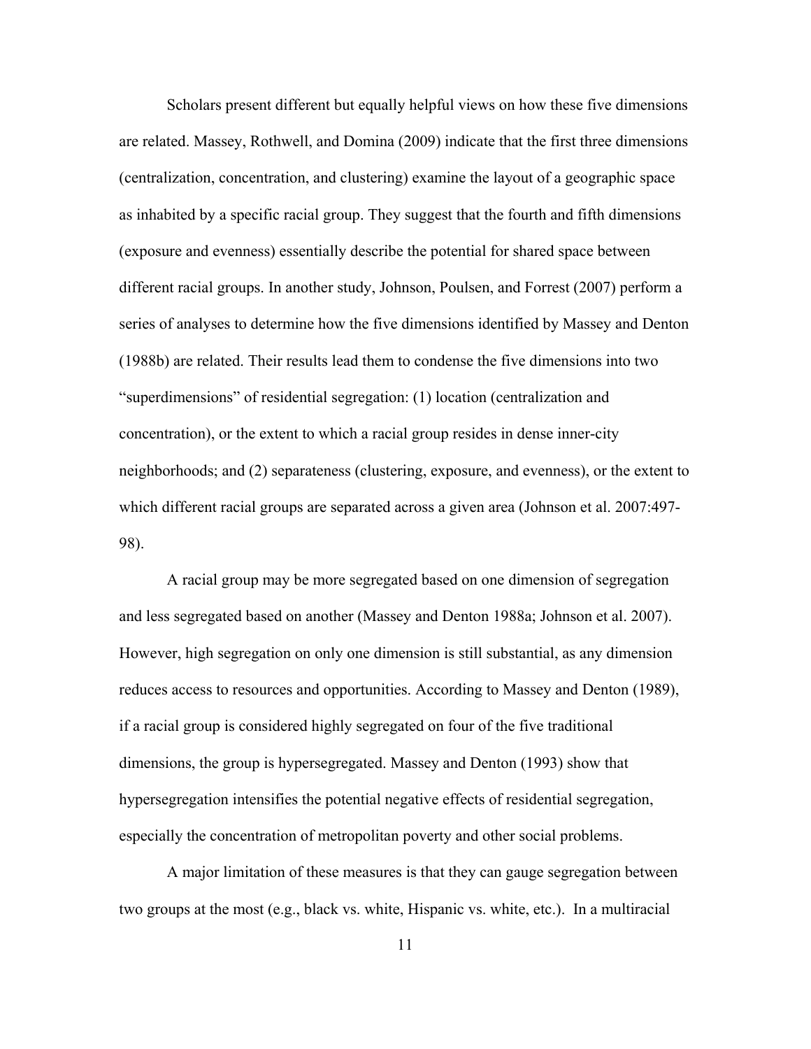Scholars present different but equally helpful views on how these five dimensions are related. Massey, Rothwell, and Domina (2009) indicate that the first three dimensions (centralization, concentration, and clustering) examine the layout of a geographic space as inhabited by a specific racial group. They suggest that the fourth and fifth dimensions (exposure and evenness) essentially describe the potential for shared space between different racial groups. In another study, Johnson, Poulsen, and Forrest (2007) perform a series of analyses to determine how the five dimensions identified by Massey and Denton (1988b) are related. Their results lead them to condense the five dimensions into two "superdimensions" of residential segregation: (1) location (centralization and concentration), or the extent to which a racial group resides in dense inner-city neighborhoods; and (2) separateness (clustering, exposure, and evenness), or the extent to which different racial groups are separated across a given area (Johnson et al. 2007:497-98).

A racial group may be more segregated based on one dimension of segregation and less segregated based on another (Massey and Denton 1988a; Johnson et al. 2007). However, high segregation on only one dimension is still substantial, as any dimension reduces access to resources and opportunities. According to Massey and Denton (1989), if a racial group is considered highly segregated on four of the five traditional dimensions, the group is hypersegregated. Massey and Denton (1993) show that hypersegregation intensifies the potential negative effects of residential segregation, especially the concentration of metropolitan poverty and other social problems.

A major limitation of these measures is that they can gauge segregation between two groups at the most (e.g., black vs. white, Hispanic vs. white, etc.). In a multiracial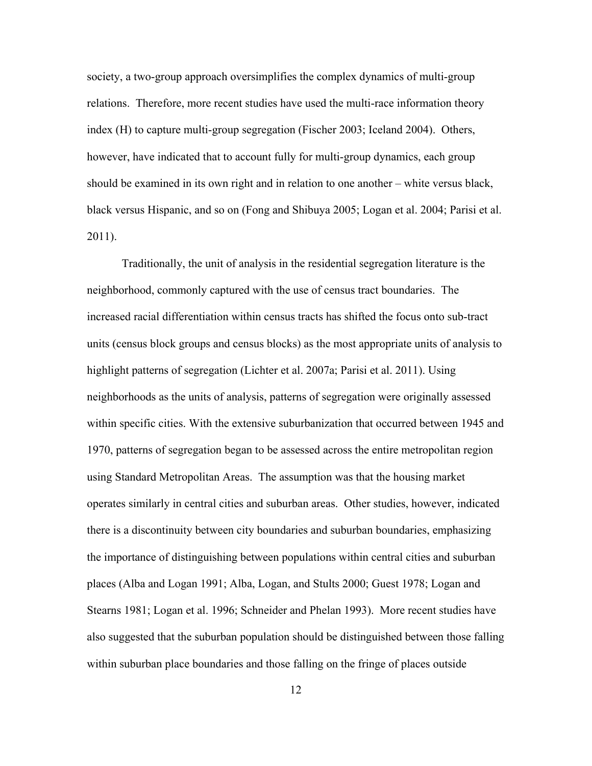society, a two-group approach oversimplifies the complex dynamics of multi-group relations. Therefore, more recent studies have used the multi-race information theory index (H) to capture multi-group segregation (Fischer 2003; Iceland 2004). Others, however, have indicated that to account fully for multi-group dynamics, each group should be examined in its own right and in relation to one another – white versus black, black versus Hispanic, and so on (Fong and Shibuya 2005; Logan et al. 2004; Parisi et al. 2011).

Traditionally, the unit of analysis in the residential segregation literature is the neighborhood, commonly captured with the use of census tract boundaries. The increased racial differentiation within census tracts has shifted the focus onto sub-tract units (census block groups and census blocks) as the most appropriate units of analysis to highlight patterns of segregation (Lichter et al. 2007a; Parisi et al. 2011). Using neighborhoods as the units of analysis, patterns of segregation were originally assessed within specific cities. With the extensive suburbanization that occurred between 1945 and 1970, patterns of segregation began to be assessed across the entire metropolitan region using Standard Metropolitan Areas. The assumption was that the housing market operates similarly in central cities and suburban areas. Other studies, however, indicated there is a discontinuity between city boundaries and suburban boundaries, emphasizing the importance of distinguishing between populations within central cities and suburban places (Alba and Logan 1991; Alba, Logan, and Stults 2000; Guest 1978; Logan and Stearns 1981; Logan et al. 1996; Schneider and Phelan 1993). More recent studies have also suggested that the suburban population should be distinguished between those falling within suburban place boundaries and those falling on the fringe of places outside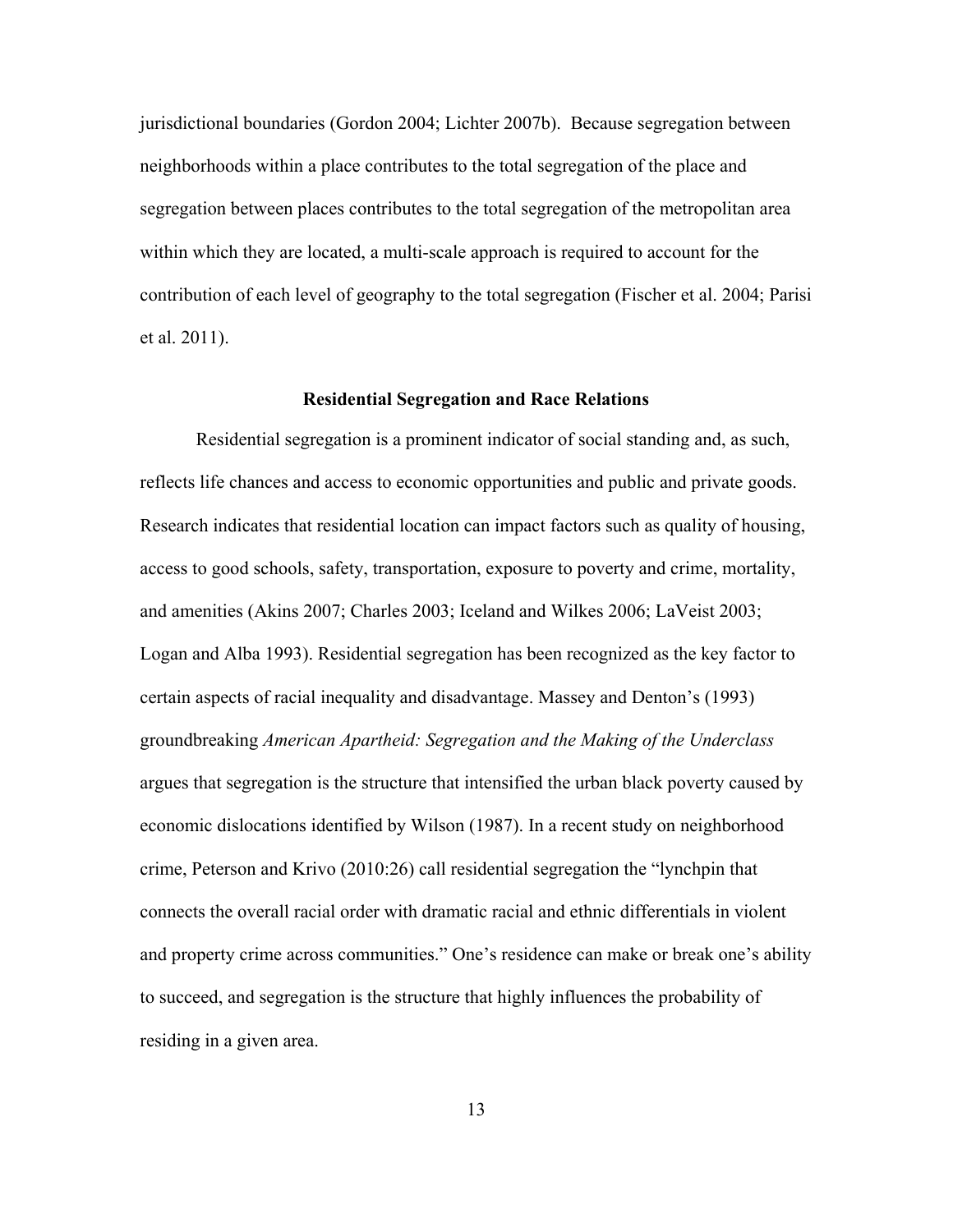jurisdictional boundaries (Gordon 2004; Lichter 2007b). Because segregation between neighborhoods within a place contributes to the total segregation of the place and segregation between places contributes to the total segregation of the metropolitan area within which they are located, a multi-scale approach is required to account for the contribution of each level of geography to the total segregation (Fischer et al. 2004; Parisi et al. 2011).

## Residential Segregation and Race Relations

Residential segregation is a prominent indicator of social standing and, as such, reflects life chances and access to economic opportunities and public and private goods. Research indicates that residential location can impact factors such as quality of housing, access to good schools, safety, transportation, exposure to poverty and crime, mortality, and amenities (Akins 2007; Charles 2003; Iceland and Wilkes 2006; LaVeist 2003; Logan and Alba 1993). Residential segregation has been recognized as the key factor to certain aspects of racial inequality and disadvantage. Massey and Denton's (1993) groundbreaking *American Apartheid: Segregation and the Making of the Underclass* argues that segregation is the structure that intensified the urban black poverty caused by economic dislocations identified by Wilson (1987). In a recent study on neighborhood crime, Peterson and Krivo (2010:26) call residential segregation the "lynchpin that connects the overall racial order with dramatic racial and ethnic differentials in violent and property crime across communities." One's residence can make or break one's ability to succeed, and segregation is the structure that highly influences the probability of residing in a given area.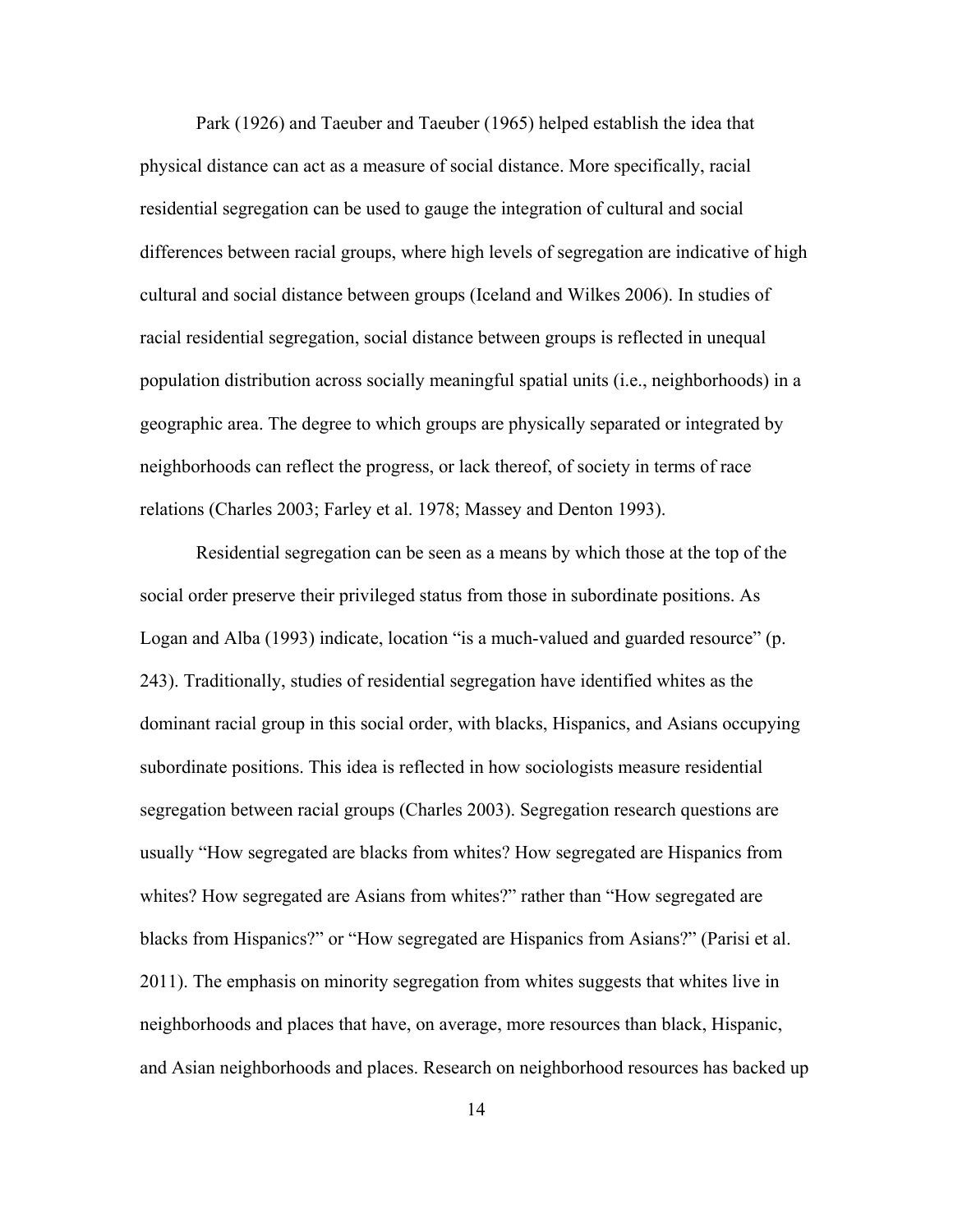Park (1926) and Taeuber and Taeuber (1965) helped establish the idea that physical distance can act as a measure of social distance. More specifically, racial residential segregation can be used to gauge the integration of cultural and social differences between racial groups, where high levels of segregation are indicative of high cultural and social distance between groups (Iceland and Wilkes 2006). In studies of racial residential segregation, social distance between groups is reflected in unequal population distribution across socially meaningful spatial units (i.e., neighborhoods) in a geographic area. The degree to which groups are physically separated or integrated by neighborhoods can reflect the progress, or lack thereof, of society in terms of race relations (Charles 2003; Farley et al. 1978; Massey and Denton 1993).

Residential segregation can be seen as a means by which those at the top of the social order preserve their privileged status from those in subordinate positions. As Logan and Alba (1993) indicate, location "is a much-valued and guarded resource" (p. 243). Traditionally, studies of residential segregation have identified whites as the dominant racial group in this social order, with blacks, Hispanics, and Asians occupying subordinate positions. This idea is reflected in how sociologists measure residential segregation between racial groups (Charles 2003). Segregation research questions are usually "How segregated are blacks from whites? How segregated are Hispanics from whites? How segregated are Asians from whites?" rather than "How segregated are blacks from Hispanics?" or "How segregated are Hispanics from Asians?" (Parisi et al. 2011). The emphasis on minority segregation from whites suggests that whites live in neighborhoods and places that have, on average, more resources than black, Hispanic, and Asian neighborhoods and places. Research on neighborhood resources has backed up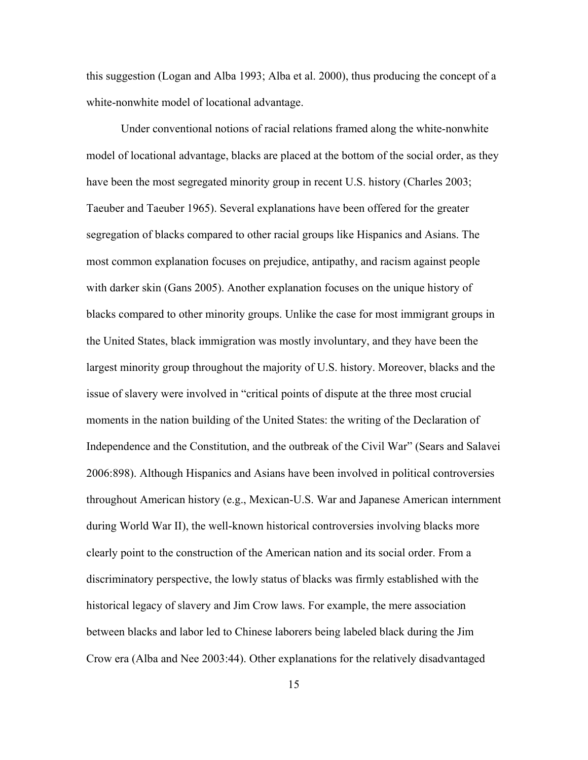this suggestion (Logan and Alba 1993; Alba et al. 2000), thus producing the concept of a white-nonwhite model of locational advantage.

Under conventional notions of racial relations framed along the white-nonwhite model of locational advantage, blacks are placed at the bottom of the social order, as they have been the most segregated minority group in recent U.S. history (Charles 2003; Taeuber and Taeuber 1965). Several explanations have been offered for the greater segregation of blacks compared to other racial groups like Hispanics and Asians. The most common explanation focuses on prejudice, antipathy, and racism against people with darker skin (Gans 2005). Another explanation focuses on the unique history of blacks compared to other minority groups. Unlike the case for most immigrant groups in the United States, black immigration was mostly involuntary, and they have been the largest minority group throughout the majority of U.S. history. Moreover, blacks and the issue of slavery were involved in "critical points of dispute at the three most crucial moments in the nation building of the United States: the writing of the Declaration of Independence and the Constitution, and the outbreak of the Civil War" (Sears and Salavei 2006:898). Although Hispanics and Asians have been involved in political controversies throughout American history (e.g., Mexican-U.S. War and Japanese American internment during World War II), the well-known historical controversies involving blacks more clearly point to the construction of the American nation and its social order. From a discriminatory perspective, the lowly status of blacks was firmly established with the historical legacy of slavery and Jim Crow laws. For example, the mere association between blacks and labor led to Chinese laborers being labeled black during the Jim Crow era (Alba and Nee 2003:44). Other explanations for the relatively disadvantaged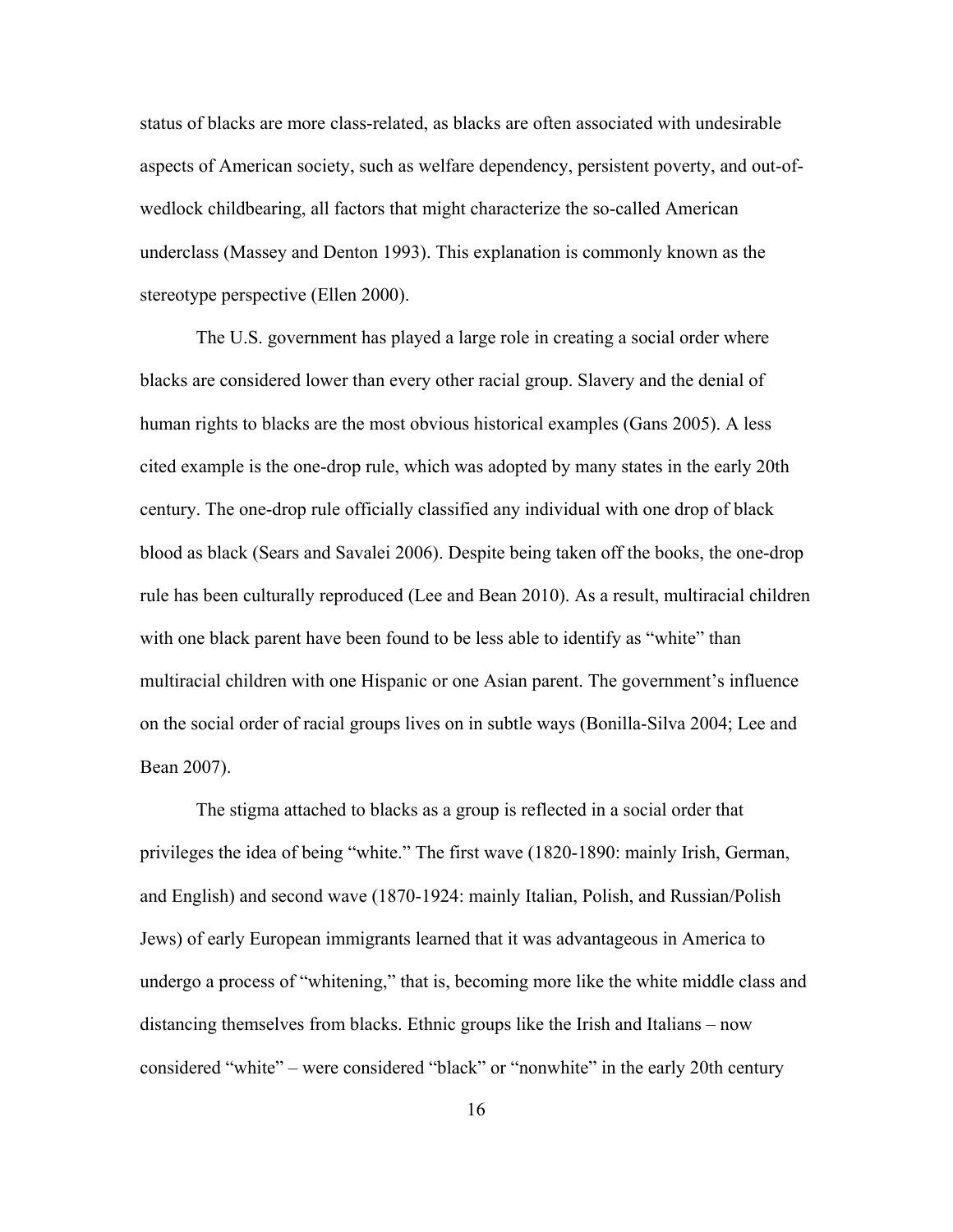status of blacks are more class-related, as blacks are often associated with undesirable aspects of American society, such as welfare dependency, persistent poverty, and out-of-wedlock childbearing, all factors that might characterize the so-called American underclass (Massey and Denton 1993). This explanation is commonly known as the stereotype perspective (Ellen 2000).

The U.S. government has played a large role in creating a social order where blacks are considered lower than every other racial group. Slavery and the denial of human rights to blacks are the most obvious historical examples (Gans 2005). A less cited example is the one-drop rule, which was adopted by many states in the early 20th century. The one-drop rule officially classified any individual with one drop of black blood as black (Sears and Savalei 2006). Despite being taken off the books, the one-drop rule has been culturally reproduced (Lee and Bean 2010). As a result, multiracial children with one black parent have been found to be less able to identify as "white" than multiracial children with one Hispanic or one Asian parent. The government's influence on the social order of racial groups lives on in subtle ways (Bonilla-Silva 2004; Lee and Bean 2007).

The stigma attached to blacks as a group is reflected in a social order that privileges the idea of being "white." The first wave (1820-1890: mainly Irish, German, and English) and second wave (1870-1924: mainly Italian, Polish, and Russian/Polish Jews) of early European immigrants learned that it was advantageous in America to undergo a process of "whitening," that is, becoming more like the white middle class and distancing themselves from blacks. Ethnic groups like the Irish and Italians – now considered "white" – were considered "black" or "nonwhite" in the early 20th century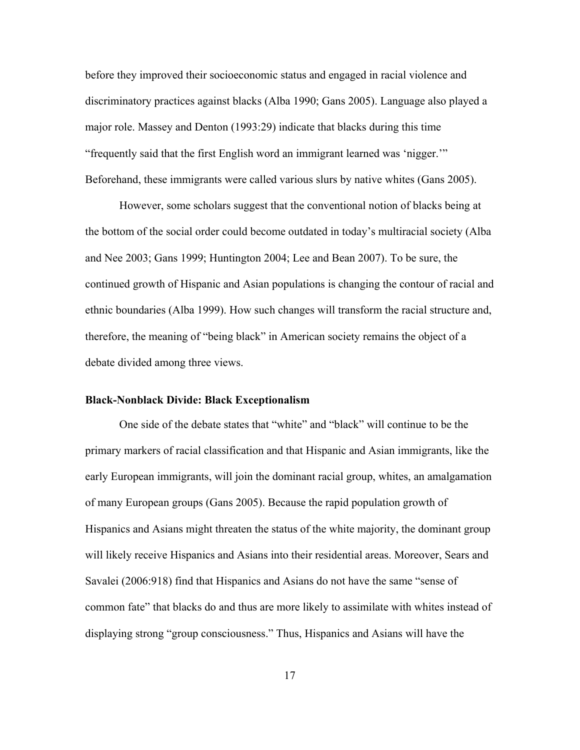before they improved their socioeconomic status and engaged in racial violence and discriminatory practices against blacks (Alba 1990; Gans 2005). Language also played a major role. Massey and Denton (1993:29) indicate that blacks during this time "frequently said that the first English word an immigrant learned was 'nigger.'" Beforehand, these immigrants were called various slurs by native whites (Gans 2005).

However, some scholars suggest that the conventional notion of blacks being at the bottom of the social order could become outdated in today's multiracial society (Alba and Nee 2003; Gans 1999; Huntington 2004; Lee and Bean 2007). To be sure, the continued growth of Hispanic and Asian populations is changing the contour of racial and ethnic boundaries (Alba 1999). How such changes will transform the racial structure and, therefore, the meaning of "being black" in American society remains the object of a debate divided among three views.

**Black-Nonblack Divide: Black Exceptionalism**

One side of the debate states that "white" and "black" will continue to be the primary markers of racial classification and that Hispanic and Asian immigrants, like the early European immigrants, will join the dominant racial group, whites, an amalgamation of many European groups (Gans 2005). Because the rapid population growth of Hispanics and Asians might threaten the status of the white majority, the dominant group will likely receive Hispanics and Asians into their residential areas. Moreover, Sears and Savalei (2006:918) find that Hispanics and Asians do not have the same "sense of common fate" that blacks do and thus are more likely to assimilate with whites instead of displaying strong "group consciousness." Thus, Hispanics and Asians will have the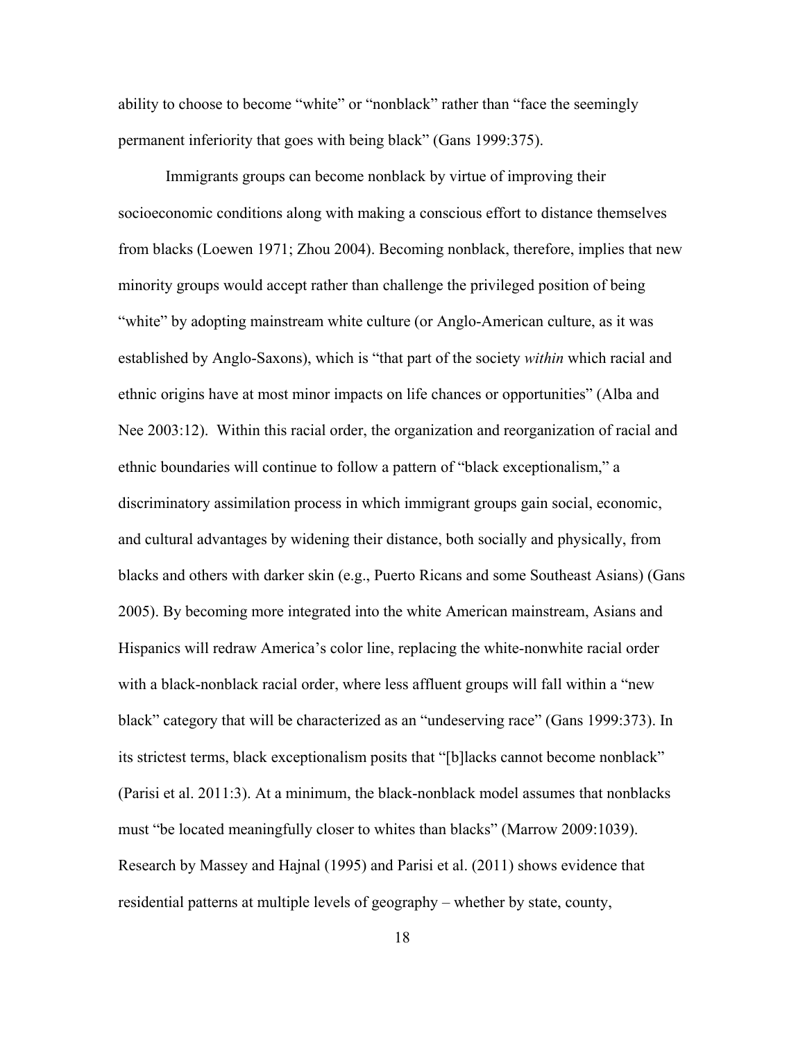ability to choose to become "white" or "nonblack" rather than "face the seemingly permanent inferiority that goes with being black" (Gans 1999:375).

Immigrants groups can become nonblack by virtue of improving their socioeconomic conditions along with making a conscious effort to distance themselves from blacks (Loewen 1971; Zhou 2004). Becoming nonblack, therefore, implies that new minority groups would accept rather than challenge the privileged position of being "white" by adopting mainstream white culture (or Anglo-American culture, as it was established by Anglo-Saxons), which is "that part of the society *within* which racial and ethnic origins have at most minor impacts on life chances or opportunities" (Alba and Nee 2003:12). Within this racial order, the organization and reorganization of racial and ethnic boundaries will continue to follow a pattern of "black exceptionalism," a discriminatory assimilation process in which immigrant groups gain social, economic, and cultural advantages by widening their distance, both socially and physically, from blacks and others with darker skin (e.g., Puerto Ricans and some Southeast Asians) (Gans 2005). By becoming more integrated into the white American mainstream, Asians and Hispanics will redraw America's color line, replacing the white-nonwhite racial order with a black-nonblack racial order, where less affluent groups will fall within a "new black" category that will be characterized as an "undeserving race" (Gans 1999:373). In its strictest terms, black exceptionalism posits that "[b]lacks cannot become nonblack" (Parisi et al. 2011:3). At a minimum, the black-nonblack model assumes that nonblacks must "be located meaningfully closer to whites than blacks" (Marrow 2009:1039). Research by Massey and Hajnal (1995) and Parisi et al. (2011) shows evidence that residential patterns at multiple levels of geography – whether by state, county,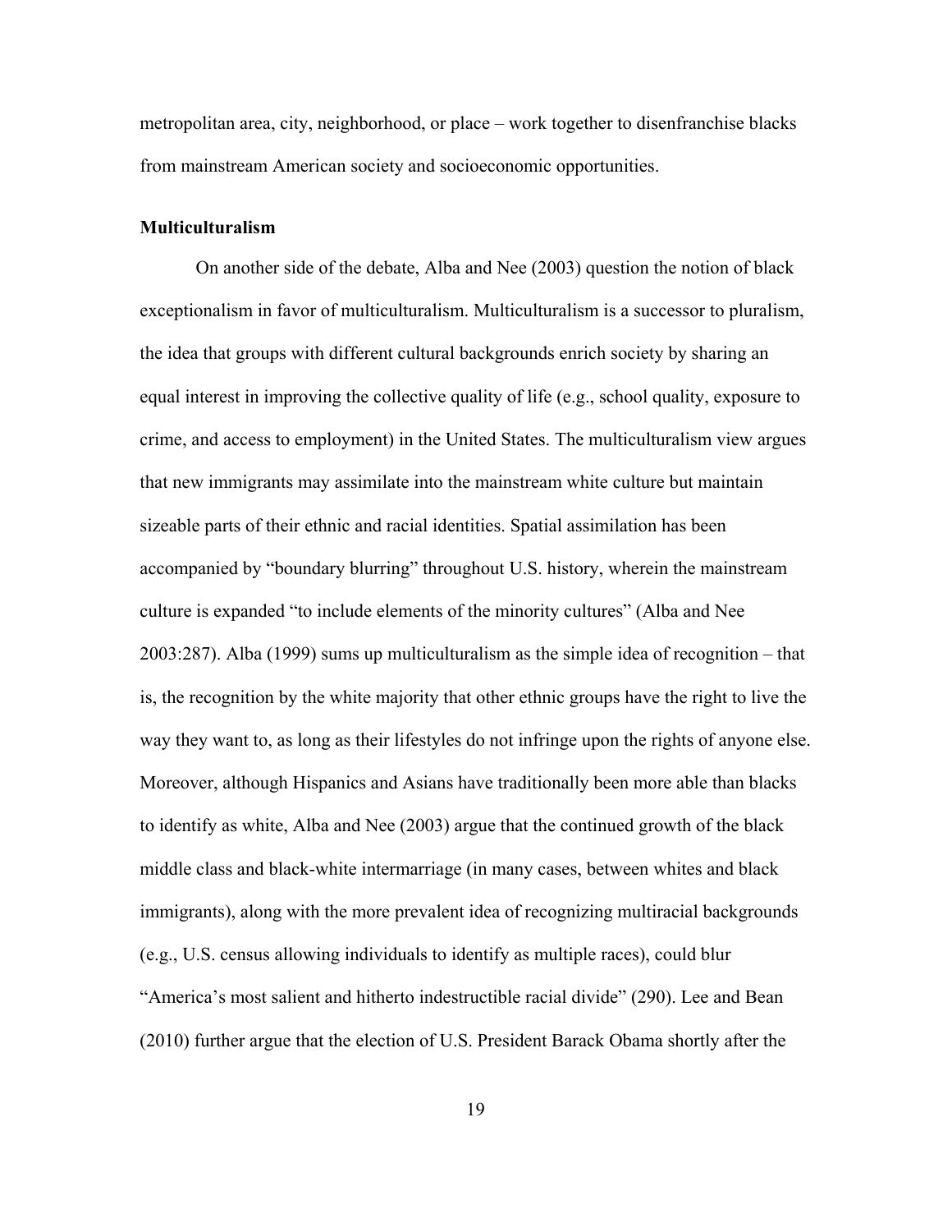metropolitan area, city, neighborhood, or place – work together to disenfranchise blacks from mainstream American society and socioeconomic opportunities.

**Multiculturalism**

On another side of the debate, Alba and Nee (2003) question the notion of black exceptionalism in favor of multiculturalism. Multiculturalism is a successor to pluralism, the idea that groups with different cultural backgrounds enrich society by sharing an equal interest in improving the collective quality of life (e.g., school quality, exposure to crime, and access to employment) in the United States. The multiculturalism view argues that new immigrants may assimilate into the mainstream white culture but maintain sizeable parts of their ethnic and racial identities. Spatial assimilation has been accompanied by "boundary blurring" throughout U.S. history, wherein the mainstream culture is expanded "to include elements of the minority cultures" (Alba and Nee 2003:287). Alba (1999) sums up multiculturalism as the simple idea of recognition – that is, the recognition by the white majority that other ethnic groups have the right to live the way they want to, as long as their lifestyles do not infringe upon the rights of anyone else. Moreover, although Hispanics and Asians have traditionally been more able than blacks to identify as white, Alba and Nee (2003) argue that the continued growth of the black middle class and black-white intermarriage (in many cases, between whites and black immigrants), along with the more prevalent idea of recognizing multiracial backgrounds (e.g., U.S. census allowing individuals to identify as multiple races), could blur "America's most salient and hitherto indestructible racial divide" (290). Lee and Bean (2010) further argue that the election of U.S. President Barack Obama shortly after the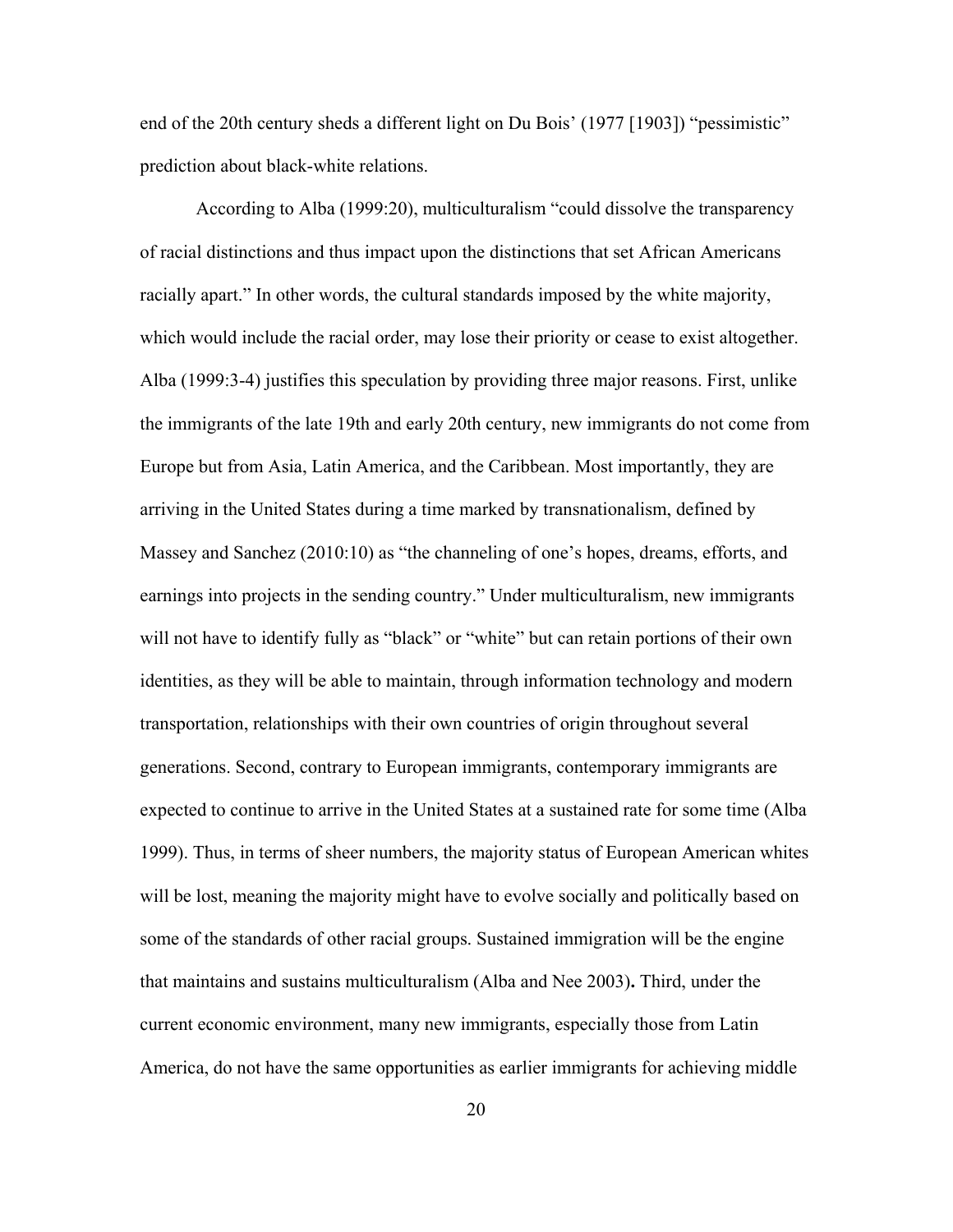end of the 20th century sheds a different light on Du Bois' (1977 [1903]) "pessimistic" prediction about black-white relations.

According to Alba (1999:20), multiculturalism "could dissolve the transparency of racial distinctions and thus impact upon the distinctions that set African Americans racially apart." In other words, the cultural standards imposed by the white majority, which would include the racial order, may lose their priority or cease to exist altogether. Alba (1999:3-4) justifies this speculation by providing three major reasons. First, unlike the immigrants of the late 19th and early 20th century, new immigrants do not come from Europe but from Asia, Latin America, and the Caribbean. Most importantly, they are arriving in the United States during a time marked by transnationalism, defined by Massey and Sanchez (2010:10) as "the channeling of one's hopes, dreams, efforts, and earnings into projects in the sending country." Under multiculturalism, new immigrants will not have to identify fully as "black" or "white" but can retain portions of their own identities, as they will be able to maintain, through information technology and modern transportation, relationships with their own countries of origin throughout several generations. Second, contrary to European immigrants, contemporary immigrants are expected to continue to arrive in the United States at a sustained rate for some time (Alba 1999). Thus, in terms of sheer numbers, the majority status of European American whites will be lost, meaning the majority might have to evolve socially and politically based on some of the standards of other racial groups. Sustained immigration will be the engine that maintains and sustains multiculturalism (Alba and Nee 2003)**.** Third, under the current economic environment, many new immigrants, especially those from Latin America, do not have the same opportunities as earlier immigrants for achieving middle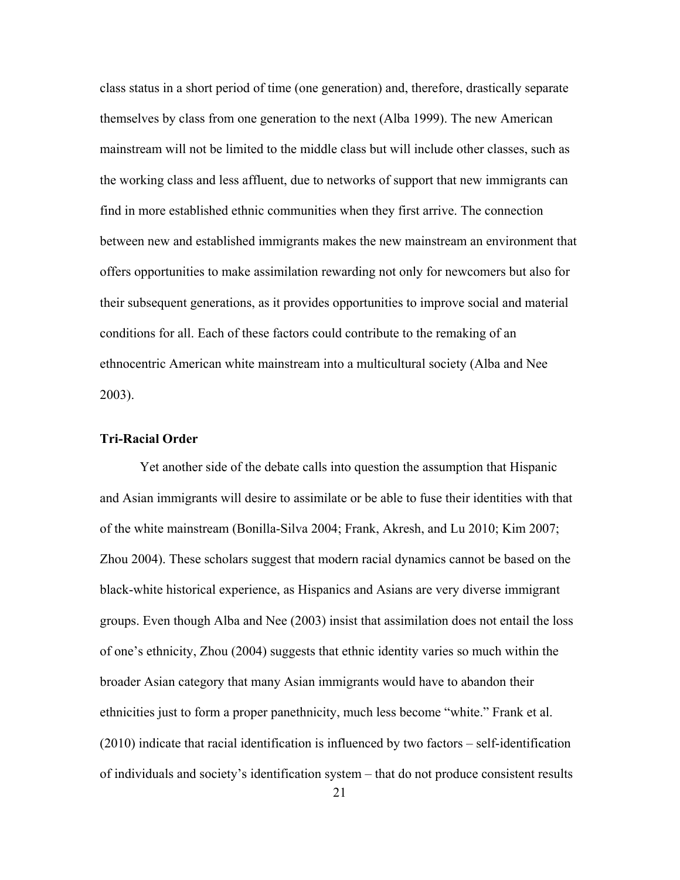class status in a short period of time (one generation) and, therefore, drastically separate themselves by class from one generation to the next (Alba 1999). The new American mainstream will not be limited to the middle class but will include other classes, such as the working class and less affluent, due to networks of support that new immigrants can find in more established ethnic communities when they first arrive. The connection between new and established immigrants makes the new mainstream an environment that offers opportunities to make assimilation rewarding not only for newcomers but also for their subsequent generations, as it provides opportunities to improve social and material conditions for all. Each of these factors could contribute to the remaking of an ethnocentric American white mainstream into a multicultural society (Alba and Nee 2003).

### Tri-Racial Order

Yet another side of the debate calls into question the assumption that Hispanic and Asian immigrants will desire to assimilate or be able to fuse their identities with that of the white mainstream (Bonilla-Silva 2004; Frank, Akresh, and Lu 2010; Kim 2007; Zhou 2004). These scholars suggest that modern racial dynamics cannot be based on the black-white historical experience, as Hispanics and Asians are very diverse immigrant groups. Even though Alba and Nee (2003) insist that assimilation does not entail the loss of one's ethnicity, Zhou (2004) suggests that ethnic identity varies so much within the broader Asian category that many Asian immigrants would have to abandon their ethnicities just to form a proper panethnicity, much less become "white." Frank et al. (2010) indicate that racial identification is influenced by two factors – self-identification of individuals and society's identification system – that do not produce consistent results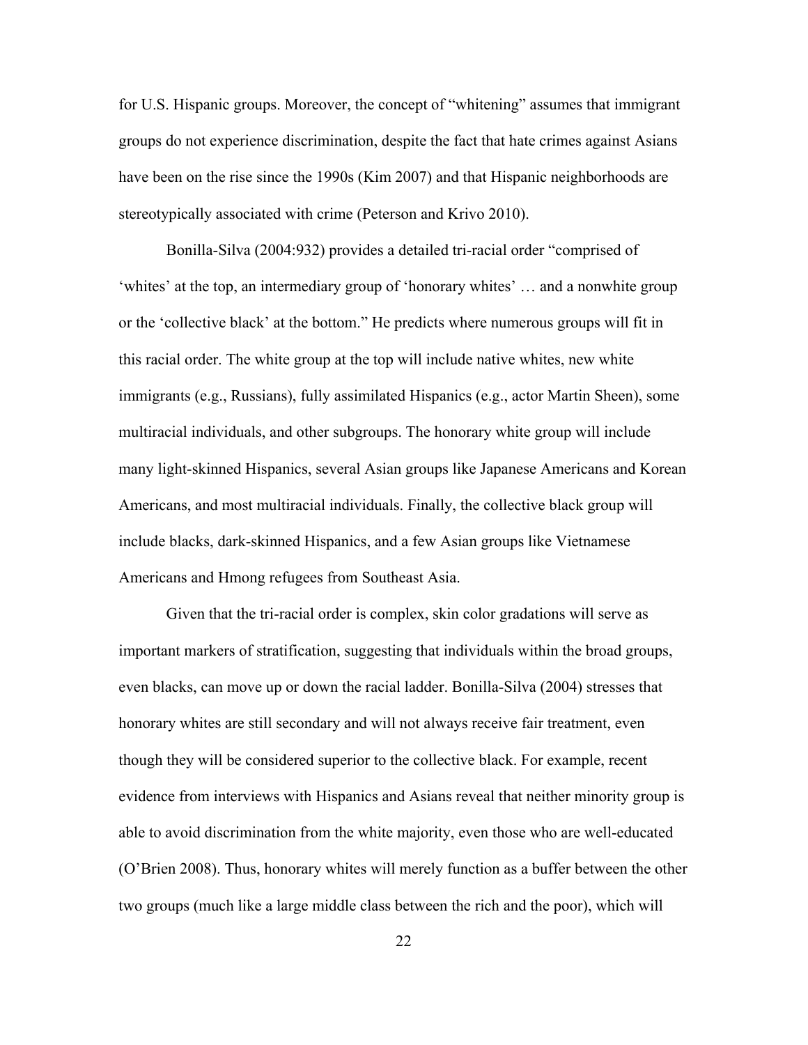for U.S. Hispanic groups. Moreover, the concept of "whitening" assumes that immigrant groups do not experience discrimination, despite the fact that hate crimes against Asians have been on the rise since the 1990s (Kim 2007) and that Hispanic neighborhoods are stereotypically associated with crime (Peterson and Krivo 2010).

Bonilla-Silva (2004:932) provides a detailed tri-racial order "comprised of 'whites' at the top, an intermediary group of 'honorary whites' … and a nonwhite group or the 'collective black' at the bottom." He predicts where numerous groups will fit in this racial order. The white group at the top will include native whites, new white immigrants (e.g., Russians), fully assimilated Hispanics (e.g., actor Martin Sheen), some multiracial individuals, and other subgroups. The honorary white group will include many light-skinned Hispanics, several Asian groups like Japanese Americans and Korean Americans, and most multiracial individuals. Finally, the collective black group will include blacks, dark-skinned Hispanics, and a few Asian groups like Vietnamese Americans and Hmong refugees from Southeast Asia.

Given that the tri-racial order is complex, skin color gradations will serve as important markers of stratification, suggesting that individuals within the broad groups, even blacks, can move up or down the racial ladder. Bonilla-Silva (2004) stresses that honorary whites are still secondary and will not always receive fair treatment, even though they will be considered superior to the collective black. For example, recent evidence from interviews with Hispanics and Asians reveal that neither minority group is able to avoid discrimination from the white majority, even those who are well-educated (O'Brien 2008). Thus, honorary whites will merely function as a buffer between the other two groups (much like a large middle class between the rich and the poor), which will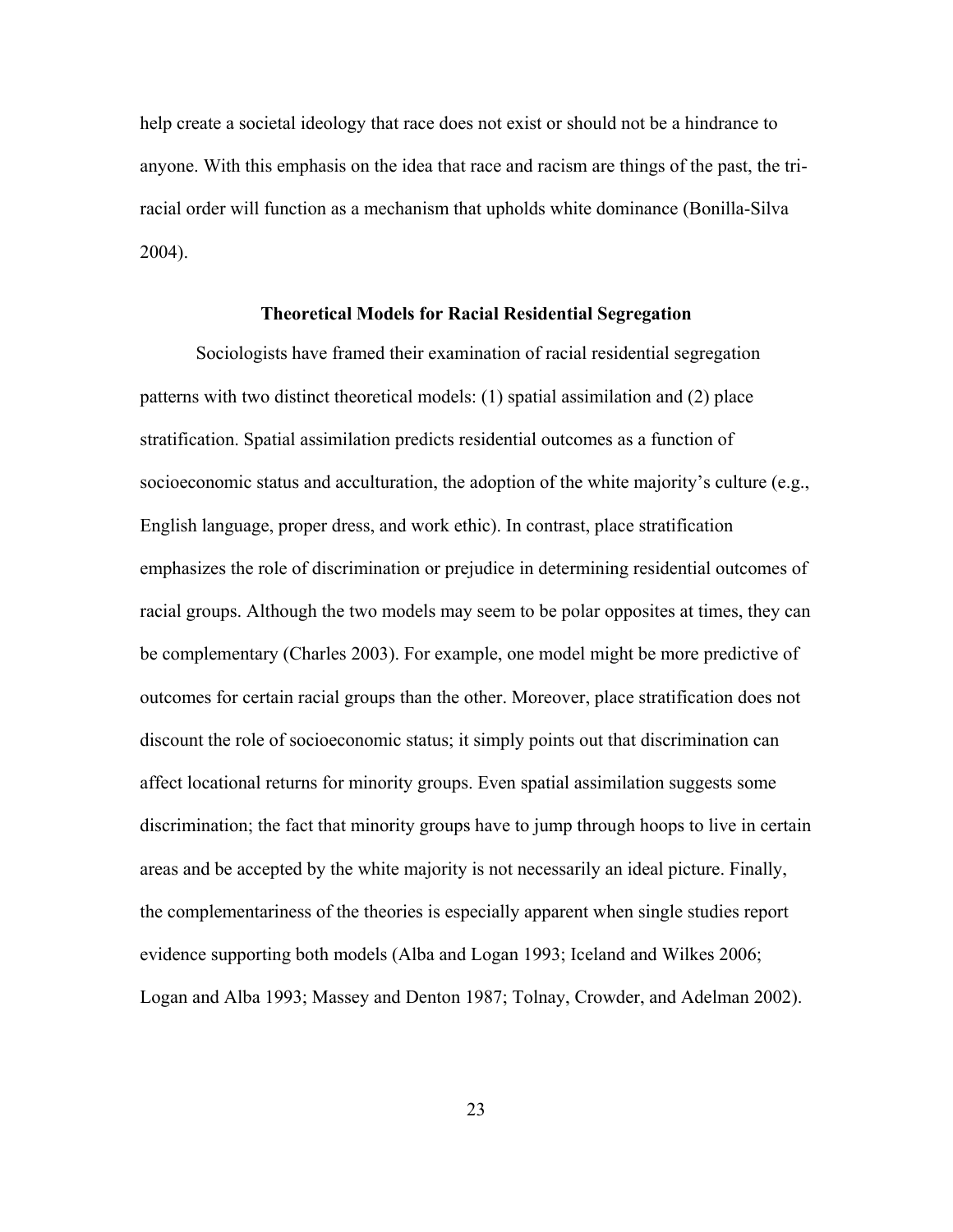help create a societal ideology that race does not exist or should not be a hindrance to anyone. With this emphasis on the idea that race and racism are things of the past, the tri-racial order will function as a mechanism that upholds white dominance (Bonilla-Silva 2004).

## Theoretical Models for Racial Residential Segregation

Sociologists have framed their examination of racial residential segregation patterns with two distinct theoretical models: (1) spatial assimilation and (2) place stratification. Spatial assimilation predicts residential outcomes as a function of socioeconomic status and acculturation, the adoption of the white majority's culture (e.g., English language, proper dress, and work ethic). In contrast, place stratification emphasizes the role of discrimination or prejudice in determining residential outcomes of racial groups. Although the two models may seem to be polar opposites at times, they can be complementary (Charles 2003). For example, one model might be more predictive of outcomes for certain racial groups than the other. Moreover, place stratification does not discount the role of socioeconomic status; it simply points out that discrimination can affect locational returns for minority groups. Even spatial assimilation suggests some discrimination; the fact that minority groups have to jump through hoops to live in certain areas and be accepted by the white majority is not necessarily an ideal picture. Finally, the complementariness of the theories is especially apparent when single studies report evidence supporting both models (Alba and Logan 1993; Iceland and Wilkes 2006; Logan and Alba 1993; Massey and Denton 1987; Tolnay, Crowder, and Adelman 2002).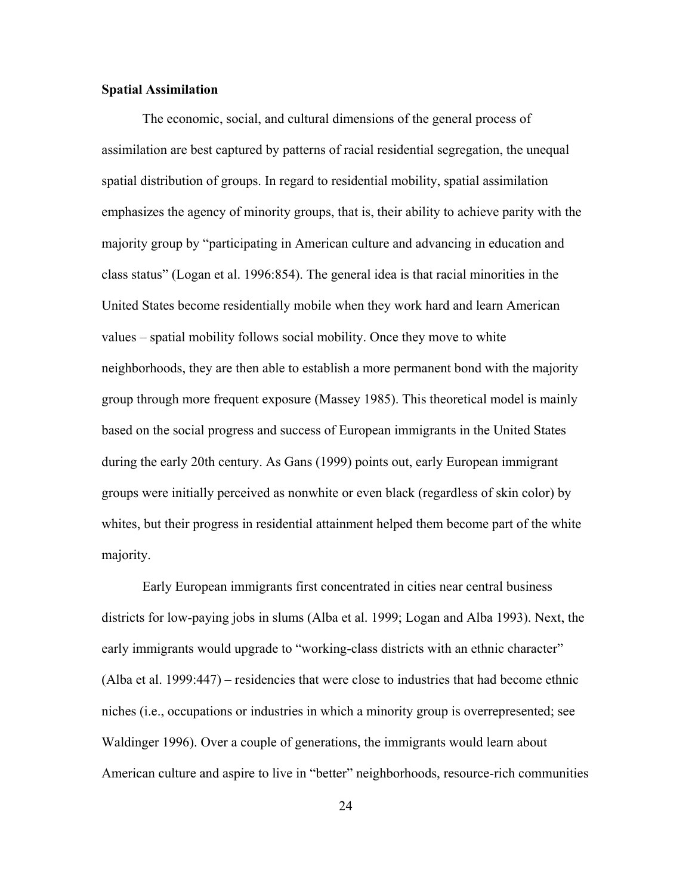**Spatial Assimilation**

The economic, social, and cultural dimensions of the general process of assimilation are best captured by patterns of racial residential segregation, the unequal spatial distribution of groups. In regard to residential mobility, spatial assimilation emphasizes the agency of minority groups, that is, their ability to achieve parity with the majority group by "participating in American culture and advancing in education and class status" (Logan et al. 1996:854). The general idea is that racial minorities in the United States become residentially mobile when they work hard and learn American values – spatial mobility follows social mobility. Once they move to white neighborhoods, they are then able to establish a more permanent bond with the majority group through more frequent exposure (Massey 1985). This theoretical model is mainly based on the social progress and success of European immigrants in the United States during the early 20th century. As Gans (1999) points out, early European immigrant groups were initially perceived as nonwhite or even black (regardless of skin color) by whites, but their progress in residential attainment helped them become part of the white majority.

Early European immigrants first concentrated in cities near central business districts for low-paying jobs in slums (Alba et al. 1999; Logan and Alba 1993). Next, the early immigrants would upgrade to "working-class districts with an ethnic character" (Alba et al. 1999:447) – residencies that were close to industries that had become ethnic niches (i.e., occupations or industries in which a minority group is overrepresented; see Waldinger 1996). Over a couple of generations, the immigrants would learn about American culture and aspire to live in "better" neighborhoods, resource-rich communities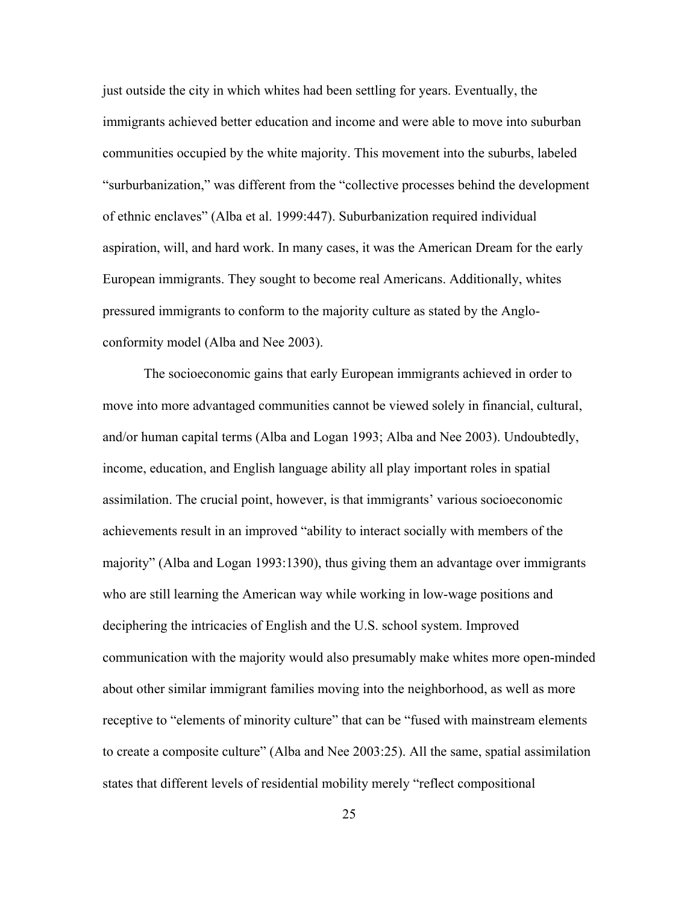just outside the city in which whites had been settling for years. Eventually, the immigrants achieved better education and income and were able to move into suburban communities occupied by the white majority. This movement into the suburbs, labeled "surburbanization," was different from the "collective processes behind the development of ethnic enclaves" (Alba et al. 1999:447). Suburbanization required individual aspiration, will, and hard work. In many cases, it was the American Dream for the early European immigrants. They sought to become real Americans. Additionally, whites pressured immigrants to conform to the majority culture as stated by the Anglo-conformity model (Alba and Nee 2003).

The socioeconomic gains that early European immigrants achieved in order to move into more advantaged communities cannot be viewed solely in financial, cultural, and/or human capital terms (Alba and Logan 1993; Alba and Nee 2003). Undoubtedly, income, education, and English language ability all play important roles in spatial assimilation. The crucial point, however, is that immigrants' various socioeconomic achievements result in an improved "ability to interact socially with members of the majority" (Alba and Logan 1993:1390), thus giving them an advantage over immigrants who are still learning the American way while working in low-wage positions and deciphering the intricacies of English and the U.S. school system. Improved communication with the majority would also presumably make whites more open-minded about other similar immigrant families moving into the neighborhood, as well as more receptive to "elements of minority culture" that can be "fused with mainstream elements to create a composite culture" (Alba and Nee 2003:25). All the same, spatial assimilation states that different levels of residential mobility merely "reflect compositional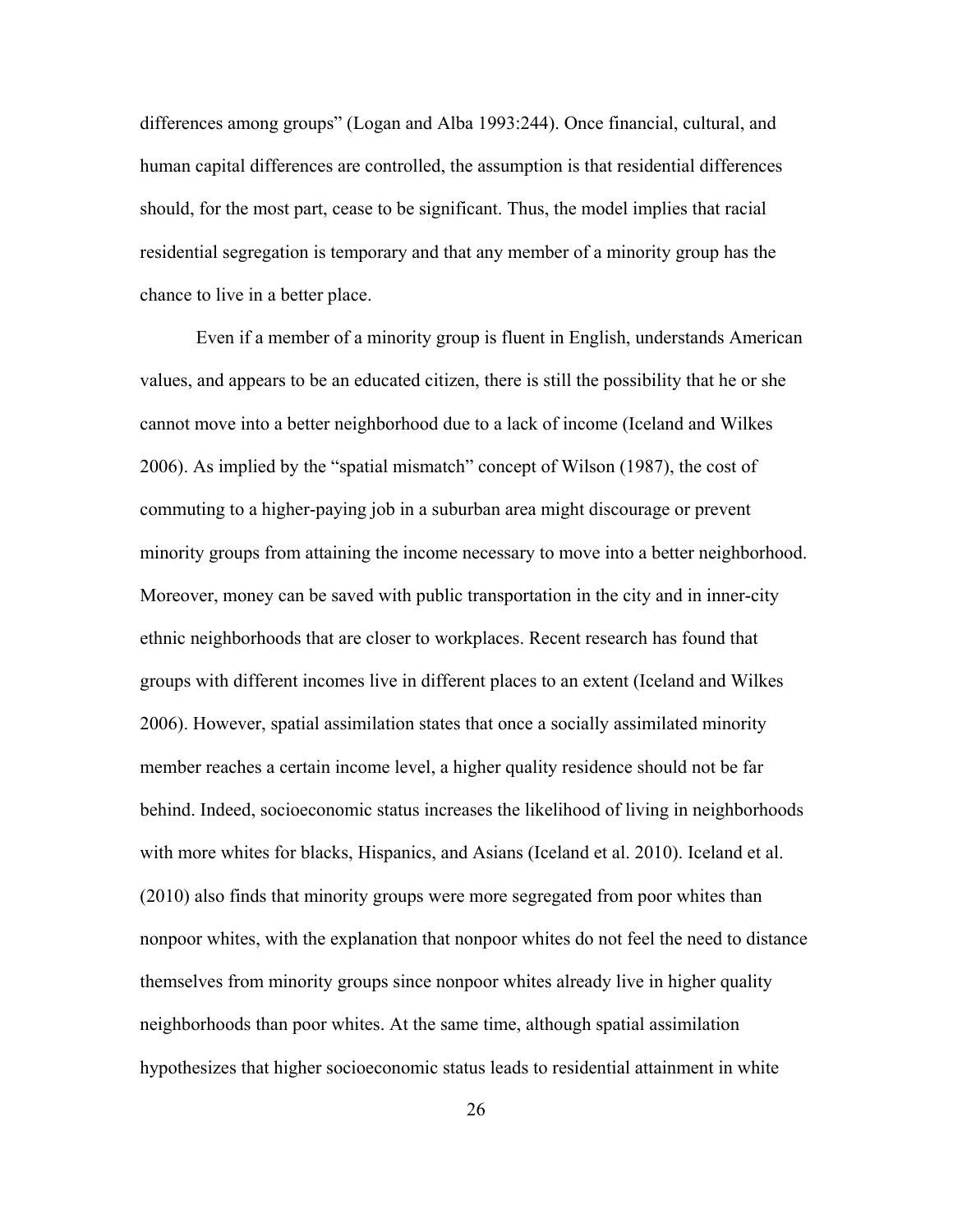differences among groups" (Logan and Alba 1993:244). Once financial, cultural, and human capital differences are controlled, the assumption is that residential differences should, for the most part, cease to be significant. Thus, the model implies that racial residential segregation is temporary and that any member of a minority group has the chance to live in a better place.

Even if a member of a minority group is fluent in English, understands American values, and appears to be an educated citizen, there is still the possibility that he or she cannot move into a better neighborhood due to a lack of income (Iceland and Wilkes 2006). As implied by the "spatial mismatch" concept of Wilson (1987), the cost of commuting to a higher-paying job in a suburban area might discourage or prevent minority groups from attaining the income necessary to move into a better neighborhood. Moreover, money can be saved with public transportation in the city and in inner-city ethnic neighborhoods that are closer to workplaces. Recent research has found that groups with different incomes live in different places to an extent (Iceland and Wilkes 2006). However, spatial assimilation states that once a socially assimilated minority member reaches a certain income level, a higher quality residence should not be far behind. Indeed, socioeconomic status increases the likelihood of living in neighborhoods with more whites for blacks, Hispanics, and Asians (Iceland et al. 2010). Iceland et al. (2010) also finds that minority groups were more segregated from poor whites than nonpoor whites, with the explanation that nonpoor whites do not feel the need to distance themselves from minority groups since nonpoor whites already live in higher quality neighborhoods than poor whites. At the same time, although spatial assimilation hypothesizes that higher socioeconomic status leads to residential attainment in white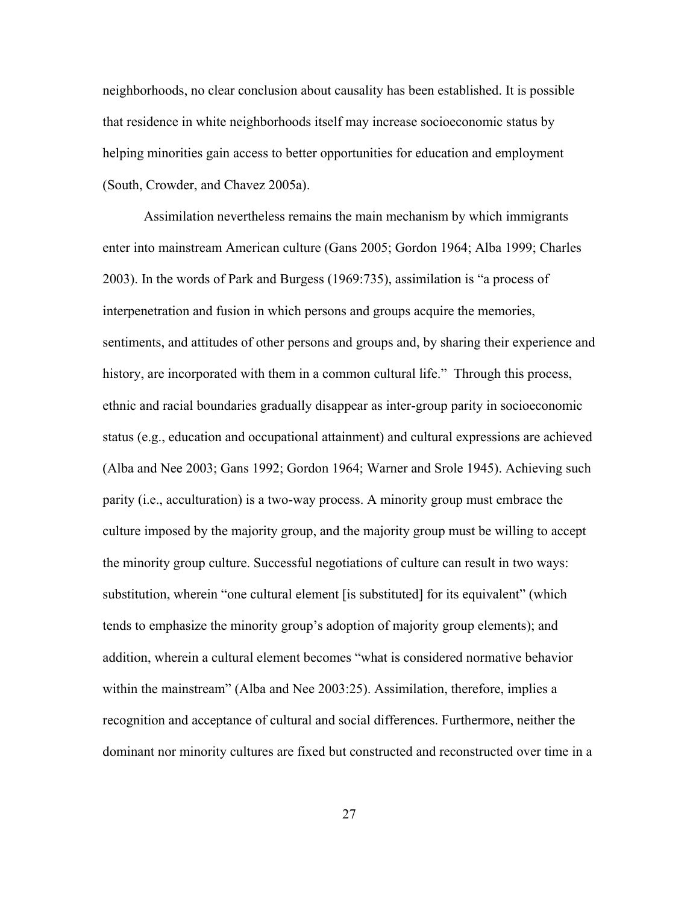neighborhoods, no clear conclusion about causality has been established. It is possible that residence in white neighborhoods itself may increase socioeconomic status by helping minorities gain access to better opportunities for education and employment (South, Crowder, and Chavez 2005a).

Assimilation nevertheless remains the main mechanism by which immigrants enter into mainstream American culture (Gans 2005; Gordon 1964; Alba 1999; Charles 2003). In the words of Park and Burgess (1969:735), assimilation is "a process of interpenetration and fusion in which persons and groups acquire the memories, sentiments, and attitudes of other persons and groups and, by sharing their experience and history, are incorporated with them in a common cultural life." Through this process, ethnic and racial boundaries gradually disappear as inter-group parity in socioeconomic status (e.g., education and occupational attainment) and cultural expressions are achieved (Alba and Nee 2003; Gans 1992; Gordon 1964; Warner and Srole 1945). Achieving such parity (i.e., acculturation) is a two-way process. A minority group must embrace the culture imposed by the majority group, and the majority group must be willing to accept the minority group culture. Successful negotiations of culture can result in two ways: substitution, wherein "one cultural element [is substituted] for its equivalent" (which tends to emphasize the minority group's adoption of majority group elements); and addition, wherein a cultural element becomes "what is considered normative behavior within the mainstream" (Alba and Nee 2003:25). Assimilation, therefore, implies a recognition and acceptance of cultural and social differences. Furthermore, neither the dominant nor minority cultures are fixed but constructed and reconstructed over time in a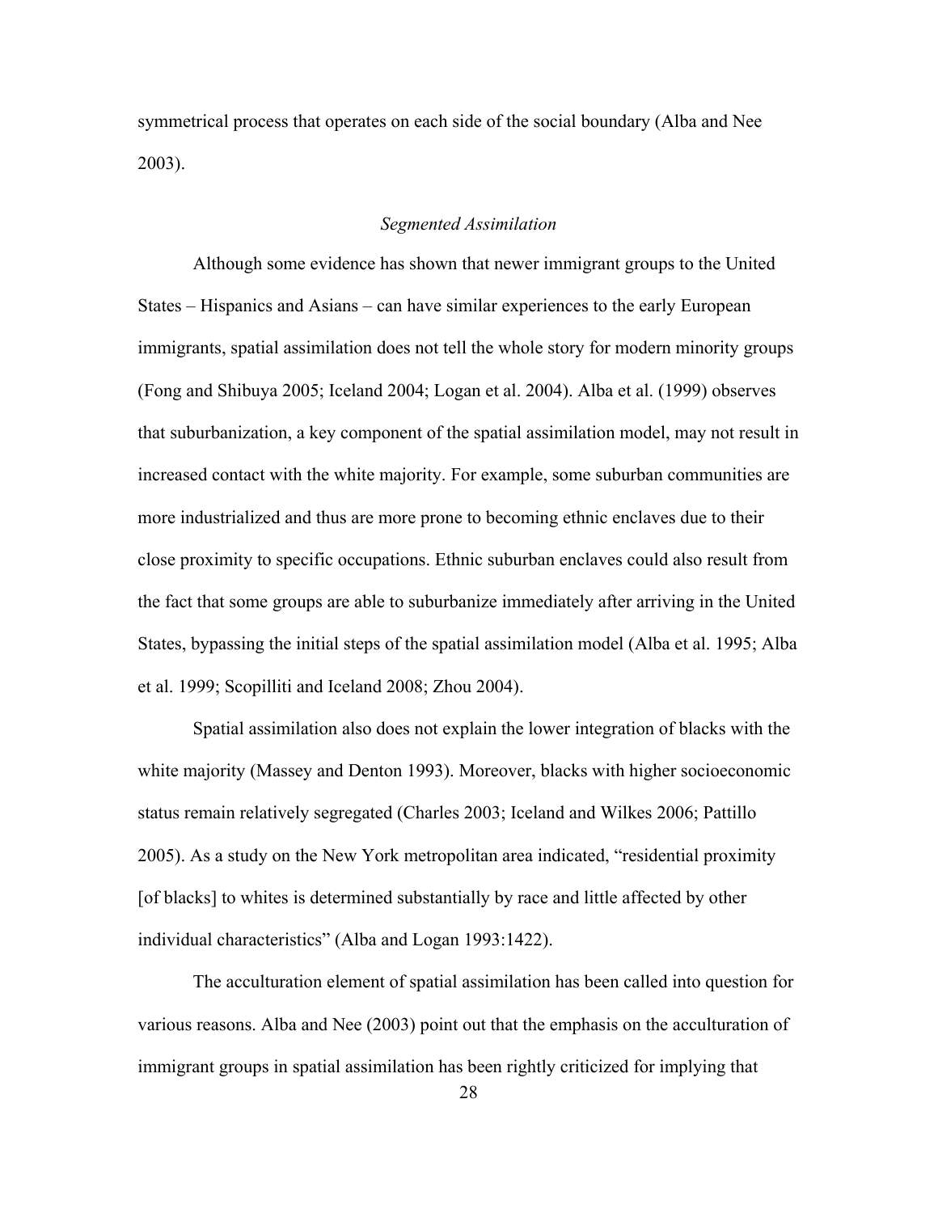symmetrical process that operates on each side of the social boundary (Alba and Nee 2003).

### *Segmented Assimilation*

Although some evidence has shown that newer immigrant groups to the United States – Hispanics and Asians – can have similar experiences to the early European immigrants, spatial assimilation does not tell the whole story for modern minority groups (Fong and Shibuya 2005; Iceland 2004; Logan et al. 2004). Alba et al. (1999) observes that suburbanization, a key component of the spatial assimilation model, may not result in increased contact with the white majority. For example, some suburban communities are more industrialized and thus are more prone to becoming ethnic enclaves due to their close proximity to specific occupations. Ethnic suburban enclaves could also result from the fact that some groups are able to suburbanize immediately after arriving in the United States, bypassing the initial steps of the spatial assimilation model (Alba et al. 1995; Alba et al. 1999; Scopilliti and Iceland 2008; Zhou 2004).

Spatial assimilation also does not explain the lower integration of blacks with the white majority (Massey and Denton 1993). Moreover, blacks with higher socioeconomic status remain relatively segregated (Charles 2003; Iceland and Wilkes 2006; Pattillo 2005). As a study on the New York metropolitan area indicated, "residential proximity [of blacks] to whites is determined substantially by race and little affected by other individual characteristics" (Alba and Logan 1993:1422).

The acculturation element of spatial assimilation has been called into question for various reasons. Alba and Nee (2003) point out that the emphasis on the acculturation of immigrant groups in spatial assimilation has been rightly criticized for implying that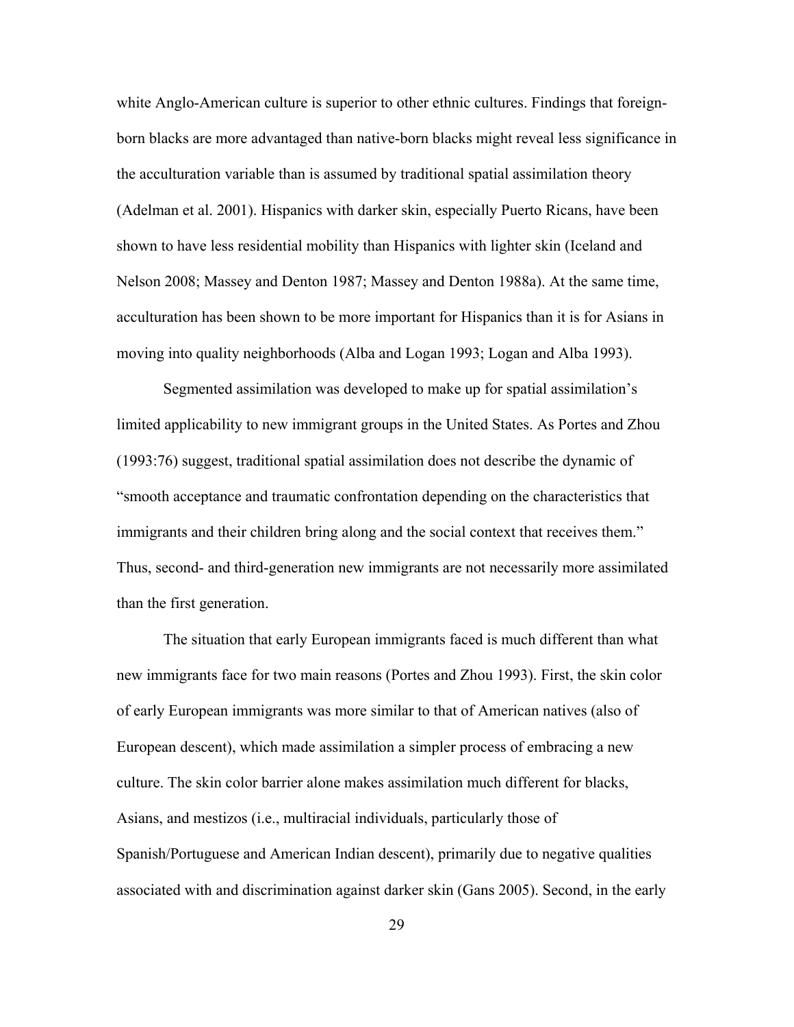white Anglo-American culture is superior to other ethnic cultures. Findings that foreign-born blacks are more advantaged than native-born blacks might reveal less significance in the acculturation variable than is assumed by traditional spatial assimilation theory (Adelman et al. 2001). Hispanics with darker skin, especially Puerto Ricans, have been shown to have less residential mobility than Hispanics with lighter skin (Iceland and Nelson 2008; Massey and Denton 1987; Massey and Denton 1988a). At the same time, acculturation has been shown to be more important for Hispanics than it is for Asians in moving into quality neighborhoods (Alba and Logan 1993; Logan and Alba 1993).

Segmented assimilation was developed to make up for spatial assimilation's limited applicability to new immigrant groups in the United States. As Portes and Zhou (1993:76) suggest, traditional spatial assimilation does not describe the dynamic of "smooth acceptance and traumatic confrontation depending on the characteristics that immigrants and their children bring along and the social context that receives them." Thus, second- and third-generation new immigrants are not necessarily more assimilated than the first generation.

The situation that early European immigrants faced is much different than what new immigrants face for two main reasons (Portes and Zhou 1993). First, the skin color of early European immigrants was more similar to that of American natives (also of European descent), which made assimilation a simpler process of embracing a new culture. The skin color barrier alone makes assimilation much different for blacks, Asians, and mestizos (i.e., multiracial individuals, particularly those of Spanish/Portuguese and American Indian descent), primarily due to negative qualities associated with and discrimination against darker skin (Gans 2005). Second, in the early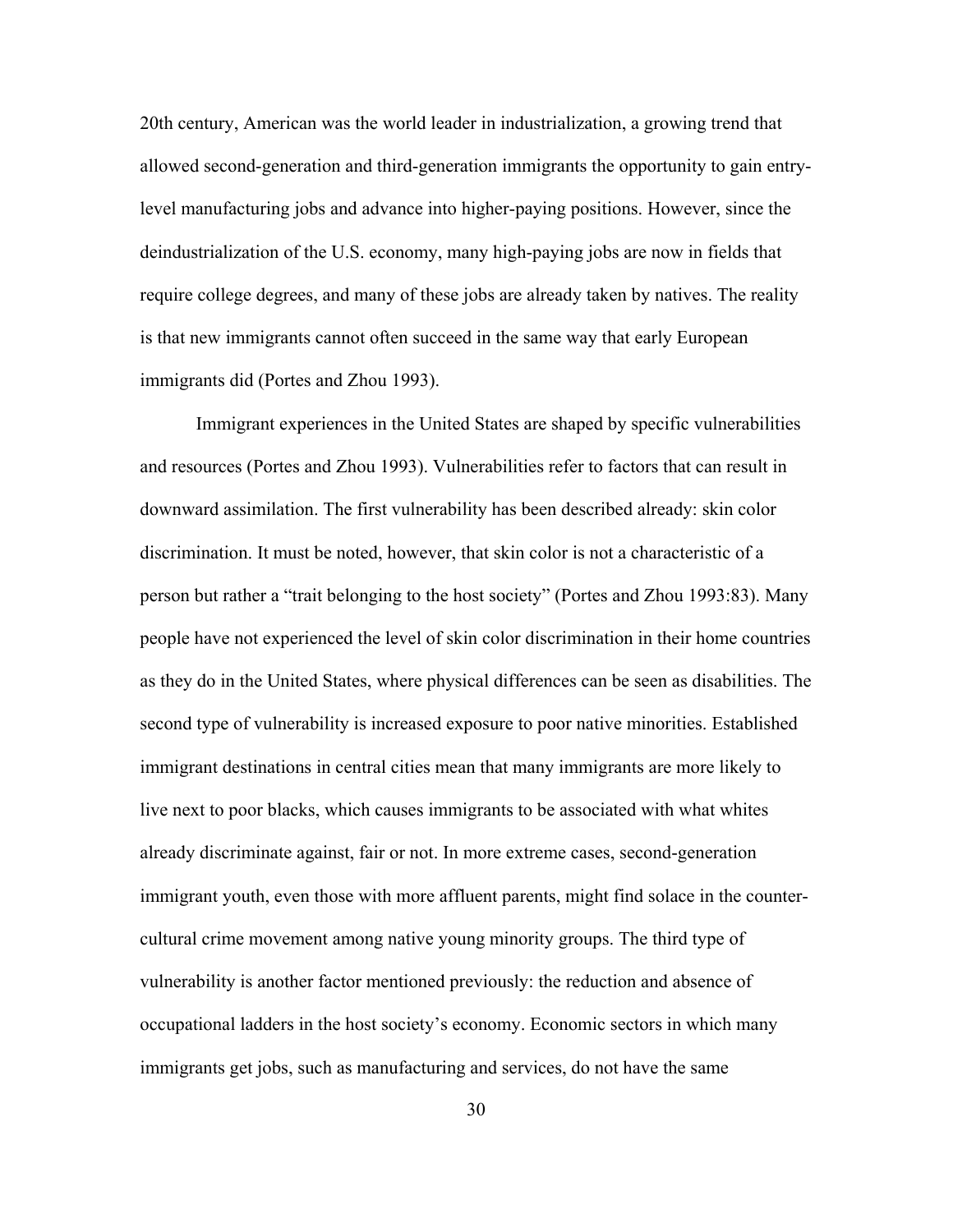20th century, American was the world leader in industrialization, a growing trend that allowed second-generation and third-generation immigrants the opportunity to gain entry-level manufacturing jobs and advance into higher-paying positions. However, since the deindustrialization of the U.S. economy, many high-paying jobs are now in fields that require college degrees, and many of these jobs are already taken by natives. The reality is that new immigrants cannot often succeed in the same way that early European immigrants did (Portes and Zhou 1993).

Immigrant experiences in the United States are shaped by specific vulnerabilities and resources (Portes and Zhou 1993). Vulnerabilities refer to factors that can result in downward assimilation. The first vulnerability has been described already: skin color discrimination. It must be noted, however, that skin color is not a characteristic of a person but rather a "trait belonging to the host society" (Portes and Zhou 1993:83). Many people have not experienced the level of skin color discrimination in their home countries as they do in the United States, where physical differences can be seen as disabilities. The second type of vulnerability is increased exposure to poor native minorities. Established immigrant destinations in central cities mean that many immigrants are more likely to live next to poor blacks, which causes immigrants to be associated with what whites already discriminate against, fair or not. In more extreme cases, second-generation immigrant youth, even those with more affluent parents, might find solace in the counter-cultural crime movement among native young minority groups. The third type of vulnerability is another factor mentioned previously: the reduction and absence of occupational ladders in the host society's economy. Economic sectors in which many immigrants get jobs, such as manufacturing and services, do not have the same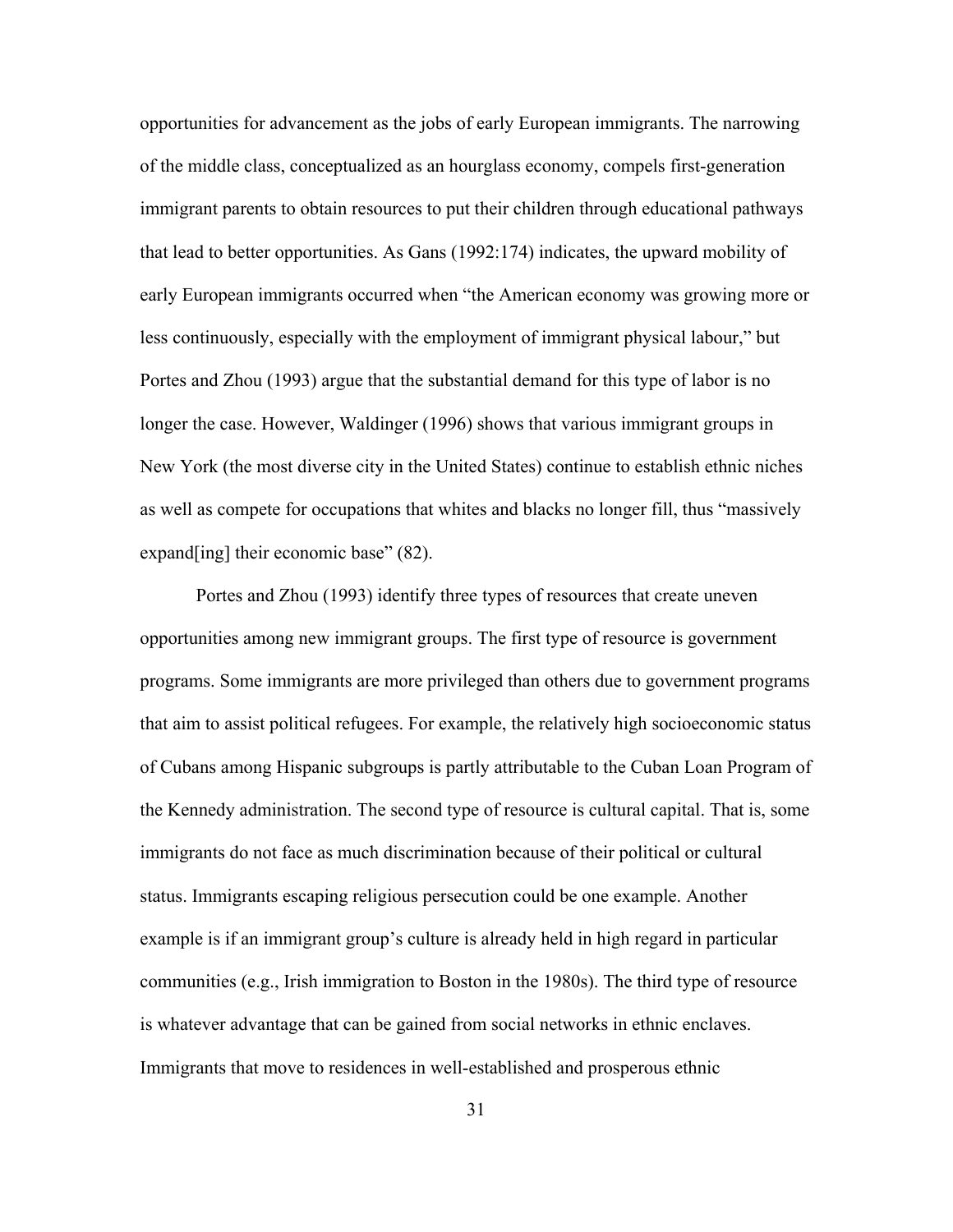opportunities for advancement as the jobs of early European immigrants. The narrowing of the middle class, conceptualized as an hourglass economy, compels first-generation immigrant parents to obtain resources to put their children through educational pathways that lead to better opportunities. As Gans (1992:174) indicates, the upward mobility of early European immigrants occurred when "the American economy was growing more or less continuously, especially with the employment of immigrant physical labour," but Portes and Zhou (1993) argue that the substantial demand for this type of labor is no longer the case. However, Waldinger (1996) shows that various immigrant groups in New York (the most diverse city in the United States) continue to establish ethnic niches as well as compete for occupations that whites and blacks no longer fill, thus "massively expand[ing] their economic base" (82).

Portes and Zhou (1993) identify three types of resources that create uneven opportunities among new immigrant groups. The first type of resource is government programs. Some immigrants are more privileged than others due to government programs that aim to assist political refugees. For example, the relatively high socioeconomic status of Cubans among Hispanic subgroups is partly attributable to the Cuban Loan Program of the Kennedy administration. The second type of resource is cultural capital. That is, some immigrants do not face as much discrimination because of their political or cultural status. Immigrants escaping religious persecution could be one example. Another example is if an immigrant group's culture is already held in high regard in particular communities (e.g., Irish immigration to Boston in the 1980s). The third type of resource is whatever advantage that can be gained from social networks in ethnic enclaves. Immigrants that move to residences in well-established and prosperous ethnic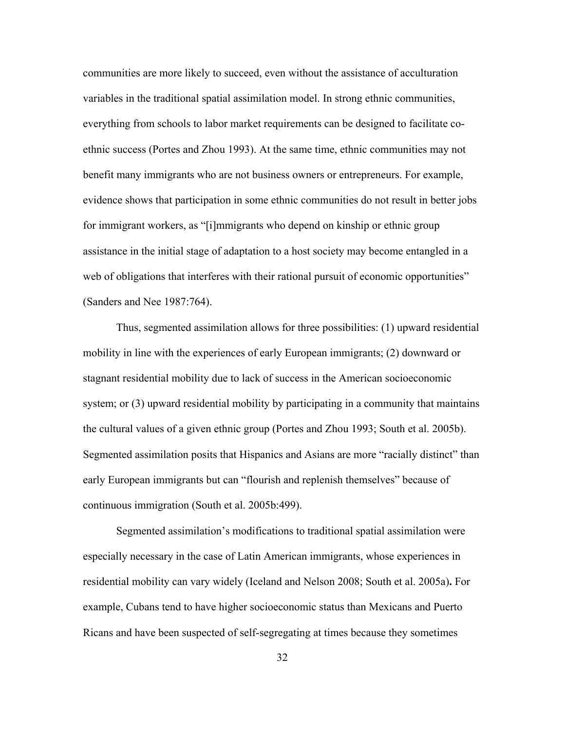communities are more likely to succeed, even without the assistance of acculturation variables in the traditional spatial assimilation model. In strong ethnic communities, everything from schools to labor market requirements can be designed to facilitate co-ethnic success (Portes and Zhou 1993). At the same time, ethnic communities may not benefit many immigrants who are not business owners or entrepreneurs. For example, evidence shows that participation in some ethnic communities do not result in better jobs for immigrant workers, as "[i]mmigrants who depend on kinship or ethnic group assistance in the initial stage of adaptation to a host society may become entangled in a web of obligations that interferes with their rational pursuit of economic opportunities" (Sanders and Nee 1987:764).

Thus, segmented assimilation allows for three possibilities: (1) upward residential mobility in line with the experiences of early European immigrants; (2) downward or stagnant residential mobility due to lack of success in the American socioeconomic system; or (3) upward residential mobility by participating in a community that maintains the cultural values of a given ethnic group (Portes and Zhou 1993; South et al. 2005b). Segmented assimilation posits that Hispanics and Asians are more "racially distinct" than early European immigrants but can "flourish and replenish themselves" because of continuous immigration (South et al. 2005b:499).

Segmented assimilation's modifications to traditional spatial assimilation were especially necessary in the case of Latin American immigrants, whose experiences in residential mobility can vary widely (Iceland and Nelson 2008; South et al. 2005a)**.** For example, Cubans tend to have higher socioeconomic status than Mexicans and Puerto Ricans and have been suspected of self-segregating at times because they sometimes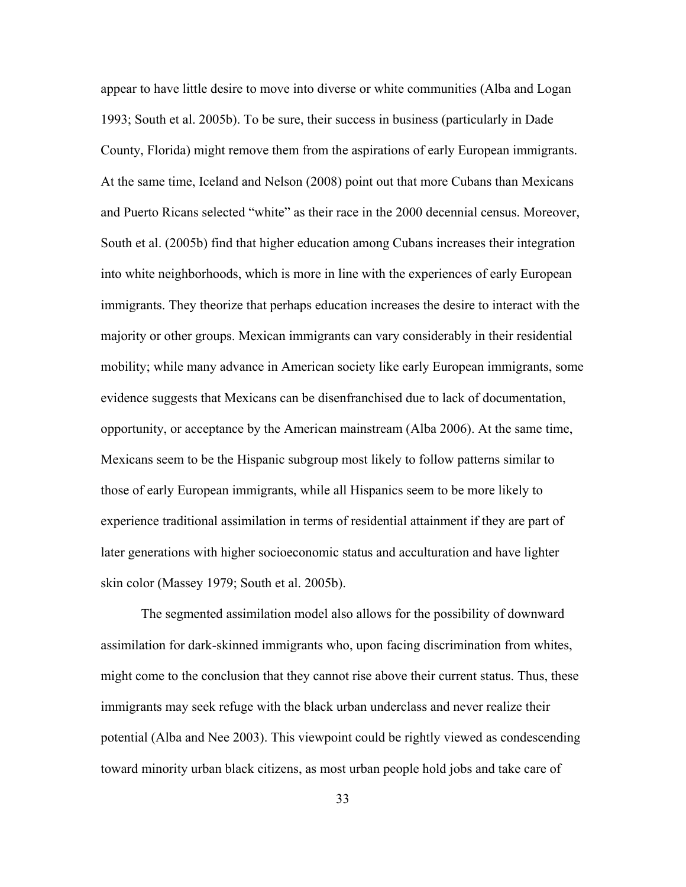appear to have little desire to move into diverse or white communities (Alba and Logan 1993; South et al. 2005b). To be sure, their success in business (particularly in Dade County, Florida) might remove them from the aspirations of early European immigrants. At the same time, Iceland and Nelson (2008) point out that more Cubans than Mexicans and Puerto Ricans selected "white" as their race in the 2000 decennial census. Moreover, South et al. (2005b) find that higher education among Cubans increases their integration into white neighborhoods, which is more in line with the experiences of early European immigrants. They theorize that perhaps education increases the desire to interact with the majority or other groups. Mexican immigrants can vary considerably in their residential mobility; while many advance in American society like early European immigrants, some evidence suggests that Mexicans can be disenfranchised due to lack of documentation, opportunity, or acceptance by the American mainstream (Alba 2006). At the same time, Mexicans seem to be the Hispanic subgroup most likely to follow patterns similar to those of early European immigrants, while all Hispanics seem to be more likely to experience traditional assimilation in terms of residential attainment if they are part of later generations with higher socioeconomic status and acculturation and have lighter skin color (Massey 1979; South et al. 2005b).

The segmented assimilation model also allows for the possibility of downward assimilation for dark-skinned immigrants who, upon facing discrimination from whites, might come to the conclusion that they cannot rise above their current status. Thus, these immigrants may seek refuge with the black urban underclass and never realize their potential (Alba and Nee 2003). This viewpoint could be rightly viewed as condescending toward minority urban black citizens, as most urban people hold jobs and take care of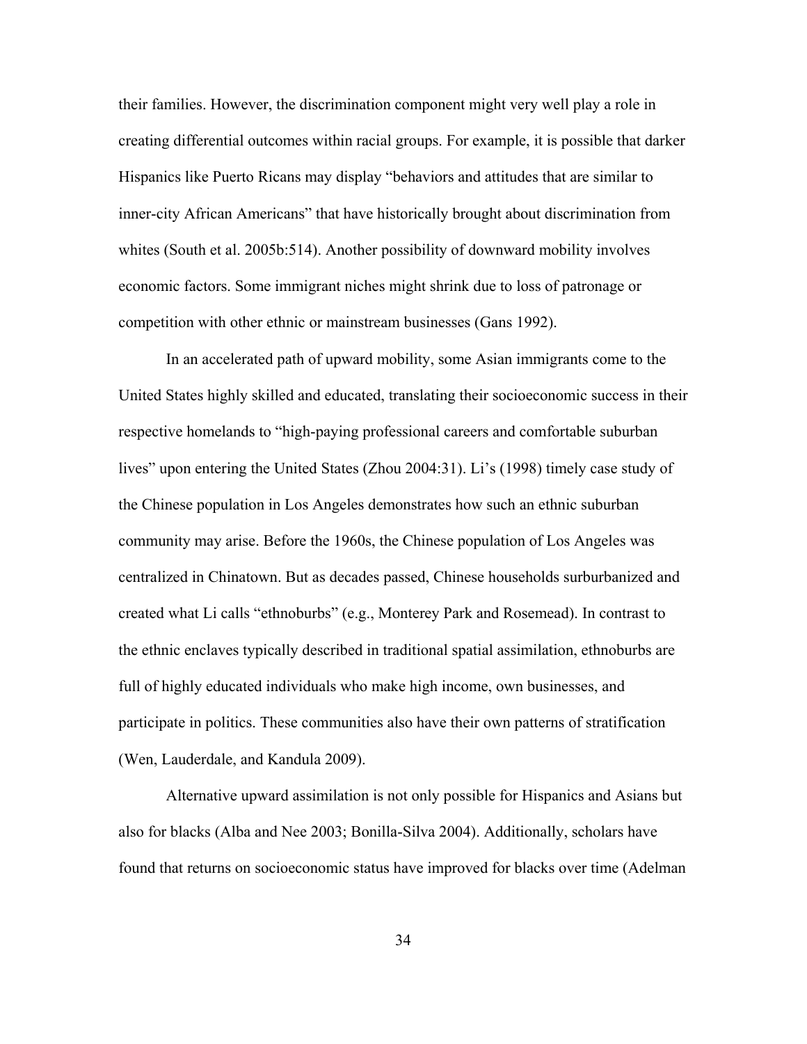their families. However, the discrimination component might very well play a role in creating differential outcomes within racial groups. For example, it is possible that darker Hispanics like Puerto Ricans may display "behaviors and attitudes that are similar to inner-city African Americans" that have historically brought about discrimination from whites (South et al. 2005b:514). Another possibility of downward mobility involves economic factors. Some immigrant niches might shrink due to loss of patronage or competition with other ethnic or mainstream businesses (Gans 1992).

In an accelerated path of upward mobility, some Asian immigrants come to the United States highly skilled and educated, translating their socioeconomic success in their respective homelands to "high-paying professional careers and comfortable suburban lives" upon entering the United States (Zhou 2004:31). Li's (1998) timely case study of the Chinese population in Los Angeles demonstrates how such an ethnic suburban community may arise. Before the 1960s, the Chinese population of Los Angeles was centralized in Chinatown. But as decades passed, Chinese households surburbanized and created what Li calls "ethnoburbs" (e.g., Monterey Park and Rosemead). In contrast to the ethnic enclaves typically described in traditional spatial assimilation, ethnoburbs are full of highly educated individuals who make high income, own businesses, and participate in politics. These communities also have their own patterns of stratification (Wen, Lauderdale, and Kandula 2009).

Alternative upward assimilation is not only possible for Hispanics and Asians but also for blacks (Alba and Nee 2003; Bonilla-Silva 2004). Additionally, scholars have found that returns on socioeconomic status have improved for blacks over time (Adelman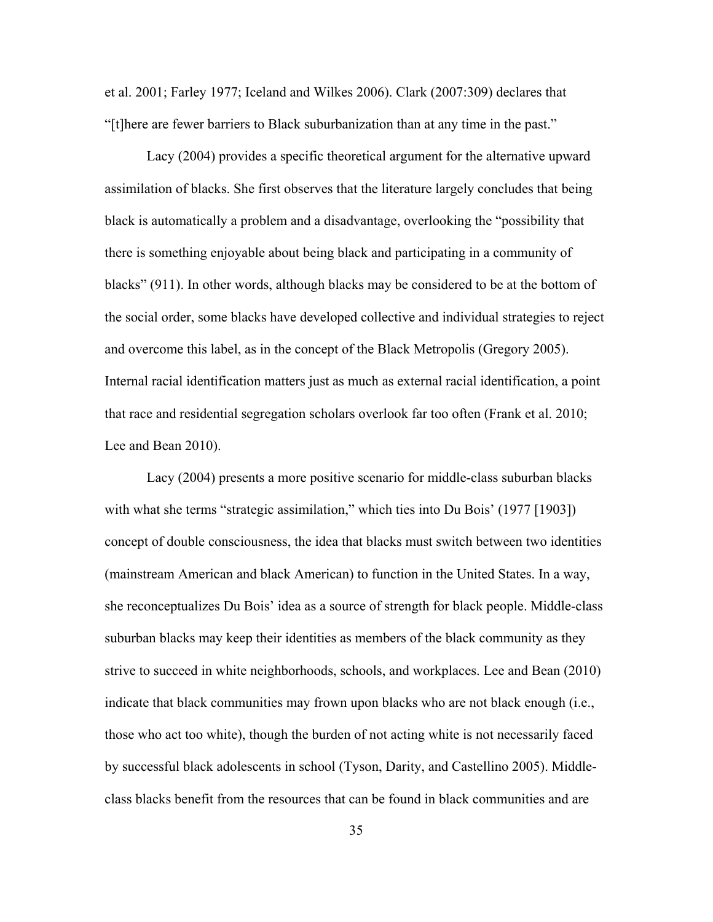et al. 2001; Farley 1977; Iceland and Wilkes 2006). Clark (2007:309) declares that "[t]here are fewer barriers to Black suburbanization than at any time in the past."

Lacy (2004) provides a specific theoretical argument for the alternative upward assimilation of blacks. She first observes that the literature largely concludes that being black is automatically a problem and a disadvantage, overlooking the "possibility that there is something enjoyable about being black and participating in a community of blacks" (911). In other words, although blacks may be considered to be at the bottom of the social order, some blacks have developed collective and individual strategies to reject and overcome this label, as in the concept of the Black Metropolis (Gregory 2005). Internal racial identification matters just as much as external racial identification, a point that race and residential segregation scholars overlook far too often (Frank et al. 2010; Lee and Bean 2010).

Lacy (2004) presents a more positive scenario for middle-class suburban blacks with what she terms "strategic assimilation," which ties into Du Bois' (1977 [1903]) concept of double consciousness, the idea that blacks must switch between two identities (mainstream American and black American) to function in the United States. In a way, she reconceptualizes Du Bois' idea as a source of strength for black people. Middle-class suburban blacks may keep their identities as members of the black community as they strive to succeed in white neighborhoods, schools, and workplaces. Lee and Bean (2010) indicate that black communities may frown upon blacks who are not black enough (i.e., those who act too white), though the burden of not acting white is not necessarily faced by successful black adolescents in school (Tyson, Darity, and Castellino 2005). Middle-class blacks benefit from the resources that can be found in black communities and are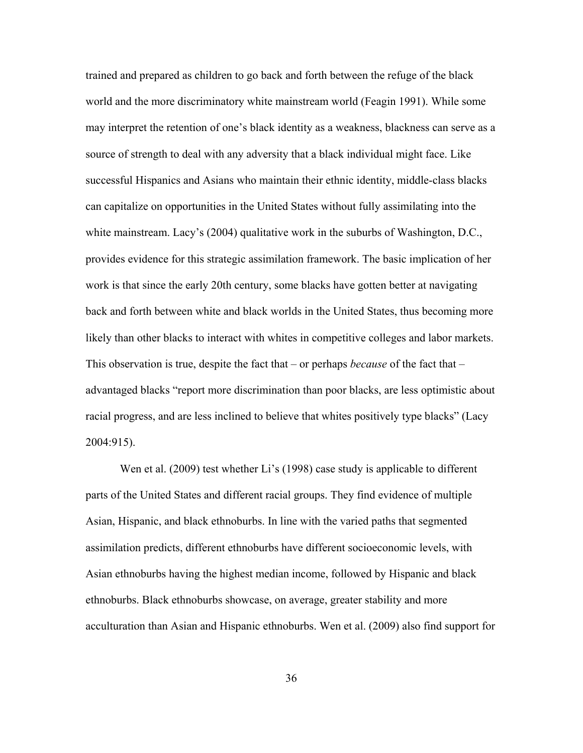trained and prepared as children to go back and forth between the refuge of the black world and the more discriminatory white mainstream world (Feagin 1991). While some may interpret the retention of one's black identity as a weakness, blackness can serve as a source of strength to deal with any adversity that a black individual might face. Like successful Hispanics and Asians who maintain their ethnic identity, middle-class blacks can capitalize on opportunities in the United States without fully assimilating into the white mainstream. Lacy's (2004) qualitative work in the suburbs of Washington, D.C., provides evidence for this strategic assimilation framework. The basic implication of her work is that since the early 20th century, some blacks have gotten better at navigating back and forth between white and black worlds in the United States, thus becoming more likely than other blacks to interact with whites in competitive colleges and labor markets. This observation is true, despite the fact that – or perhaps *because* of the fact that – advantaged blacks "report more discrimination than poor blacks, are less optimistic about racial progress, and are less inclined to believe that whites positively type blacks" (Lacy 2004:915).

Wen et al. (2009) test whether Li's (1998) case study is applicable to different parts of the United States and different racial groups. They find evidence of multiple Asian, Hispanic, and black ethnoburbs. In line with the varied paths that segmented assimilation predicts, different ethnoburbs have different socioeconomic levels, with Asian ethnoburbs having the highest median income, followed by Hispanic and black ethnoburbs. Black ethnoburbs showcase, on average, greater stability and more acculturation than Asian and Hispanic ethnoburbs. Wen et al. (2009) also find support for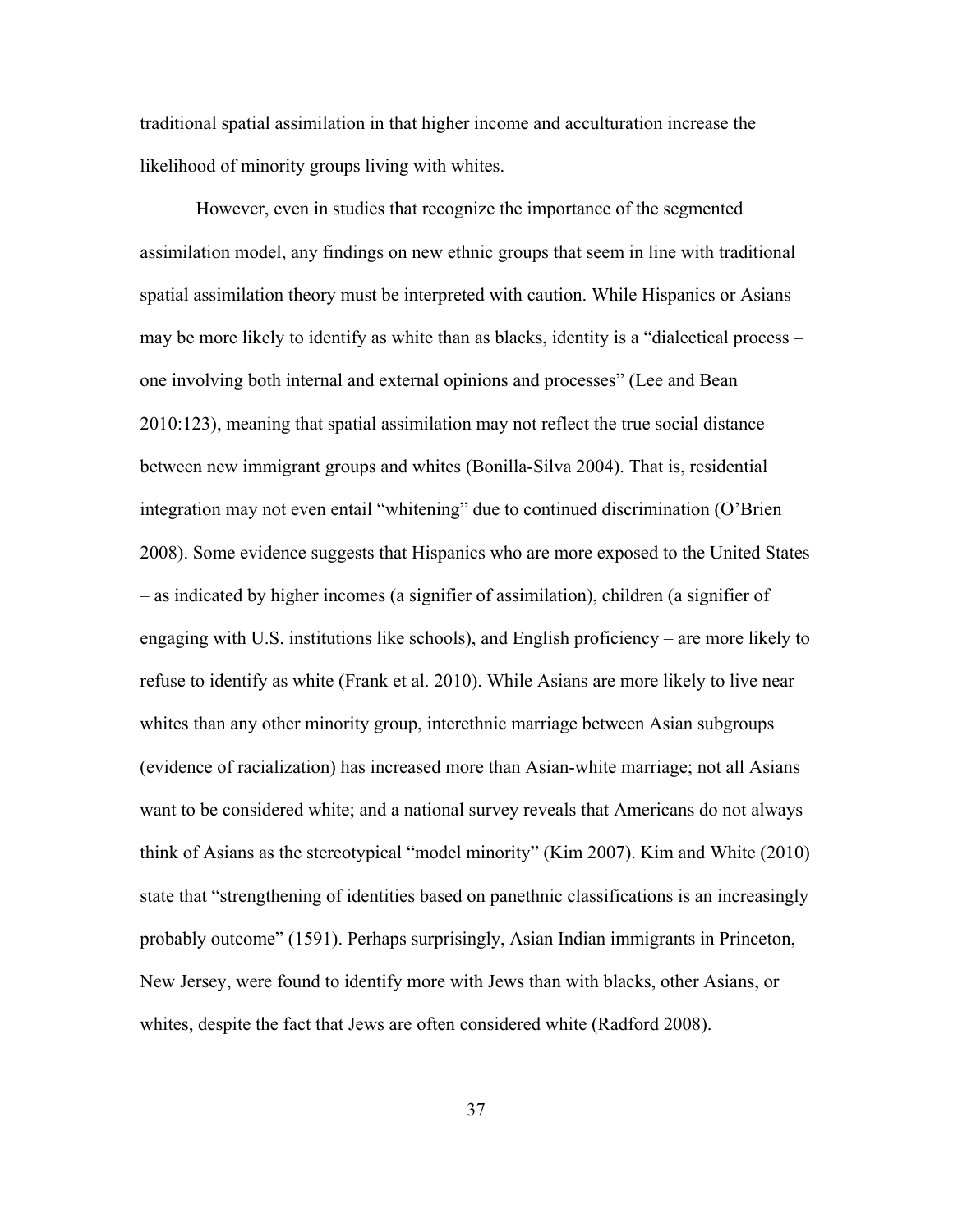traditional spatial assimilation in that higher income and acculturation increase the likelihood of minority groups living with whites.

However, even in studies that recognize the importance of the segmented assimilation model, any findings on new ethnic groups that seem in line with traditional spatial assimilation theory must be interpreted with caution. While Hispanics or Asians may be more likely to identify as white than as blacks, identity is a "dialectical process – one involving both internal and external opinions and processes" (Lee and Bean 2010:123), meaning that spatial assimilation may not reflect the true social distance between new immigrant groups and whites (Bonilla-Silva 2004). That is, residential integration may not even entail "whitening" due to continued discrimination (O'Brien 2008). Some evidence suggests that Hispanics who are more exposed to the United States – as indicated by higher incomes (a signifier of assimilation), children (a signifier of engaging with U.S. institutions like schools), and English proficiency – are more likely to refuse to identify as white (Frank et al. 2010). While Asians are more likely to live near whites than any other minority group, interethnic marriage between Asian subgroups (evidence of racialization) has increased more than Asian-white marriage; not all Asians want to be considered white; and a national survey reveals that Americans do not always think of Asians as the stereotypical "model minority" (Kim 2007). Kim and White (2010) state that "strengthening of identities based on panethnic classifications is an increasingly probably outcome" (1591). Perhaps surprisingly, Asian Indian immigrants in Princeton, New Jersey, were found to identify more with Jews than with blacks, other Asians, or whites, despite the fact that Jews are often considered white (Radford 2008).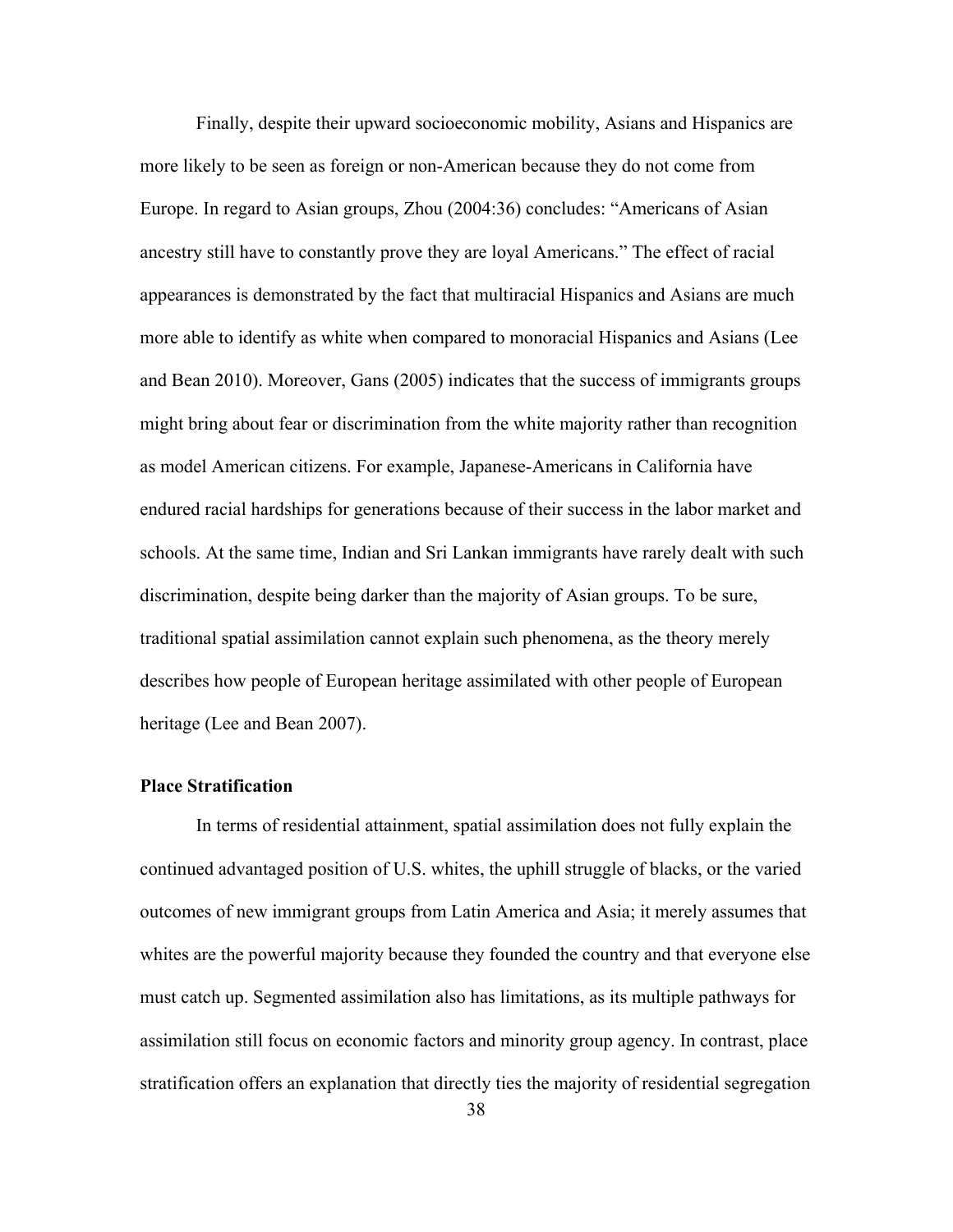Finally, despite their upward socioeconomic mobility, Asians and Hispanics are more likely to be seen as foreign or non-American because they do not come from Europe. In regard to Asian groups, Zhou (2004:36) concludes: "Americans of Asian ancestry still have to constantly prove they are loyal Americans." The effect of racial appearances is demonstrated by the fact that multiracial Hispanics and Asians are much more able to identify as white when compared to monoracial Hispanics and Asians (Lee and Bean 2010). Moreover, Gans (2005) indicates that the success of immigrants groups might bring about fear or discrimination from the white majority rather than recognition as model American citizens. For example, Japanese-Americans in California have endured racial hardships for generations because of their success in the labor market and schools. At the same time, Indian and Sri Lankan immigrants have rarely dealt with such discrimination, despite being darker than the majority of Asian groups. To be sure, traditional spatial assimilation cannot explain such phenomena, as the theory merely describes how people of European heritage assimilated with other people of European heritage (Lee and Bean 2007).

**Place Stratification**

In terms of residential attainment, spatial assimilation does not fully explain the continued advantaged position of U.S. whites, the uphill struggle of blacks, or the varied outcomes of new immigrant groups from Latin America and Asia; it merely assumes that whites are the powerful majority because they founded the country and that everyone else must catch up. Segmented assimilation also has limitations, as its multiple pathways for assimilation still focus on economic factors and minority group agency. In contrast, place stratification offers an explanation that directly ties the majority of residential segregation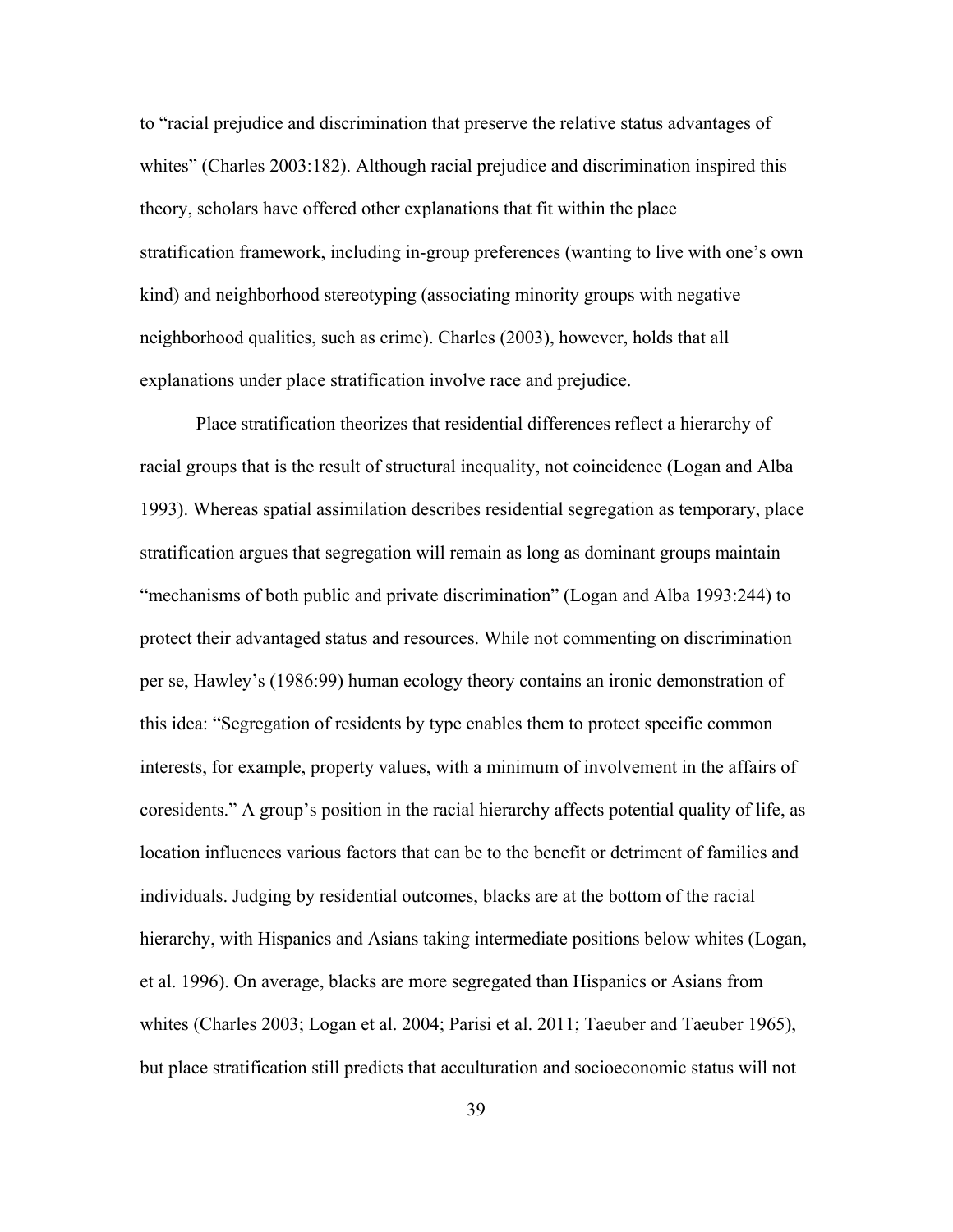to "racial prejudice and discrimination that preserve the relative status advantages of whites" (Charles 2003:182). Although racial prejudice and discrimination inspired this theory, scholars have offered other explanations that fit within the place stratification framework, including in-group preferences (wanting to live with one's own kind) and neighborhood stereotyping (associating minority groups with negative neighborhood qualities, such as crime). Charles (2003), however, holds that all explanations under place stratification involve race and prejudice.

Place stratification theorizes that residential differences reflect a hierarchy of racial groups that is the result of structural inequality, not coincidence (Logan and Alba 1993). Whereas spatial assimilation describes residential segregation as temporary, place stratification argues that segregation will remain as long as dominant groups maintain "mechanisms of both public and private discrimination" (Logan and Alba 1993:244) to protect their advantaged status and resources. While not commenting on discrimination per se, Hawley's (1986:99) human ecology theory contains an ironic demonstration of this idea: "Segregation of residents by type enables them to protect specific common interests, for example, property values, with a minimum of involvement in the affairs of coresidents." A group's position in the racial hierarchy affects potential quality of life, as location influences various factors that can be to the benefit or detriment of families and individuals. Judging by residential outcomes, blacks are at the bottom of the racial hierarchy, with Hispanics and Asians taking intermediate positions below whites (Logan, et al. 1996). On average, blacks are more segregated than Hispanics or Asians from whites (Charles 2003; Logan et al. 2004; Parisi et al. 2011; Taeuber and Taeuber 1965), but place stratification still predicts that acculturation and socioeconomic status will not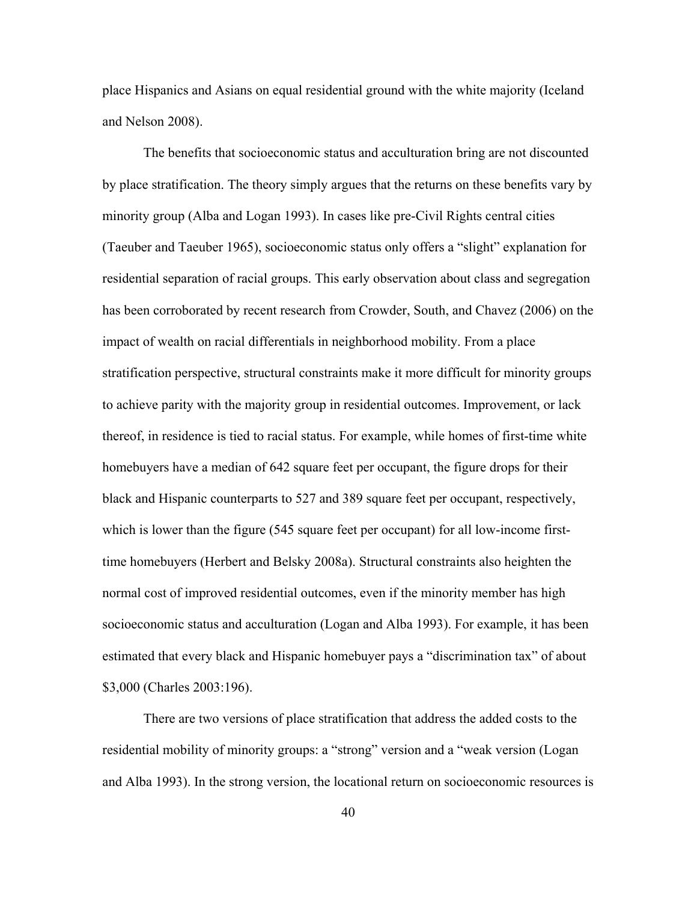place Hispanics and Asians on equal residential ground with the white majority (Iceland and Nelson 2008).

The benefits that socioeconomic status and acculturation bring are not discounted by place stratification. The theory simply argues that the returns on these benefits vary by minority group (Alba and Logan 1993). In cases like pre-Civil Rights central cities (Taeuber and Taeuber 1965), socioeconomic status only offers a "slight" explanation for residential separation of racial groups. This early observation about class and segregation has been corroborated by recent research from Crowder, South, and Chavez (2006) on the impact of wealth on racial differentials in neighborhood mobility. From a place stratification perspective, structural constraints make it more difficult for minority groups to achieve parity with the majority group in residential outcomes. Improvement, or lack thereof, in residence is tied to racial status. For example, while homes of first-time white homebuyers have a median of 642 square feet per occupant, the figure drops for their black and Hispanic counterparts to 527 and 389 square feet per occupant, respectively, which is lower than the figure (545 square feet per occupant) for all low-income first-time homebuyers (Herbert and Belsky 2008a). Structural constraints also heighten the normal cost of improved residential outcomes, even if the minority member has high socioeconomic status and acculturation (Logan and Alba 1993). For example, it has been estimated that every black and Hispanic homebuyer pays a "discrimination tax" of about $3,000 (Charles 2003:196).

There are two versions of place stratification that address the added costs to the residential mobility of minority groups: a "strong" version and a "weak version (Logan and Alba 1993). In the strong version, the locational return on socioeconomic resources is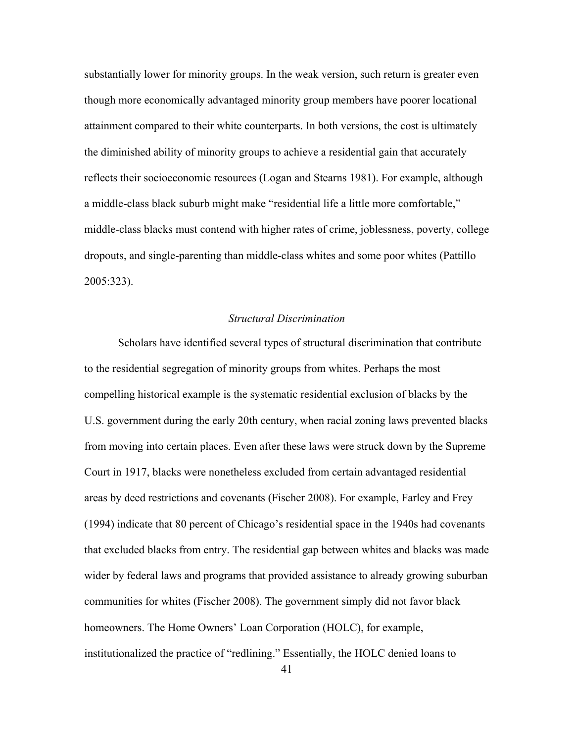substantially lower for minority groups. In the weak version, such return is greater even though more economically advantaged minority group members have poorer locational attainment compared to their white counterparts. In both versions, the cost is ultimately the diminished ability of minority groups to achieve a residential gain that accurately reflects their socioeconomic resources (Logan and Stearns 1981). For example, although a middle-class black suburb might make "residential life a little more comfortable," middle-class blacks must contend with higher rates of crime, joblessness, poverty, college dropouts, and single-parenting than middle-class whites and some poor whites (Pattillo 2005:323).

### *Structural Discrimination*

Scholars have identified several types of structural discrimination that contribute to the residential segregation of minority groups from whites. Perhaps the most compelling historical example is the systematic residential exclusion of blacks by the U.S. government during the early 20th century, when racial zoning laws prevented blacks from moving into certain places. Even after these laws were struck down by the Supreme Court in 1917, blacks were nonetheless excluded from certain advantaged residential areas by deed restrictions and covenants (Fischer 2008). For example, Farley and Frey (1994) indicate that 80 percent of Chicago's residential space in the 1940s had covenants that excluded blacks from entry. The residential gap between whites and blacks was made wider by federal laws and programs that provided assistance to already growing suburban communities for whites (Fischer 2008). The government simply did not favor black homeowners. The Home Owners' Loan Corporation (HOLC), for example, institutionalized the practice of "redlining." Essentially, the HOLC denied loans to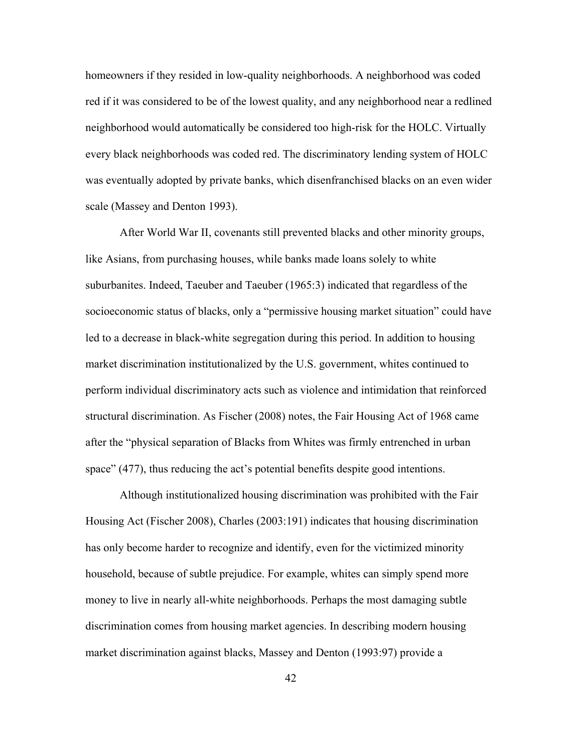homeowners if they resided in low-quality neighborhoods. A neighborhood was coded red if it was considered to be of the lowest quality, and any neighborhood near a redlined neighborhood would automatically be considered too high-risk for the HOLC. Virtually every black neighborhoods was coded red. The discriminatory lending system of HOLC was eventually adopted by private banks, which disenfranchised blacks on an even wider scale (Massey and Denton 1993).

After World War II, covenants still prevented blacks and other minority groups, like Asians, from purchasing houses, while banks made loans solely to white suburbanites. Indeed, Taeuber and Taeuber (1965:3) indicated that regardless of the socioeconomic status of blacks, only a "permissive housing market situation" could have led to a decrease in black-white segregation during this period. In addition to housing market discrimination institutionalized by the U.S. government, whites continued to perform individual discriminatory acts such as violence and intimidation that reinforced structural discrimination. As Fischer (2008) notes, the Fair Housing Act of 1968 came after the "physical separation of Blacks from Whites was firmly entrenched in urban space" (477), thus reducing the act's potential benefits despite good intentions.

Although institutionalized housing discrimination was prohibited with the Fair Housing Act (Fischer 2008), Charles (2003:191) indicates that housing discrimination has only become harder to recognize and identify, even for the victimized minority household, because of subtle prejudice. For example, whites can simply spend more money to live in nearly all-white neighborhoods. Perhaps the most damaging subtle discrimination comes from housing market agencies. In describing modern housing market discrimination against blacks, Massey and Denton (1993:97) provide a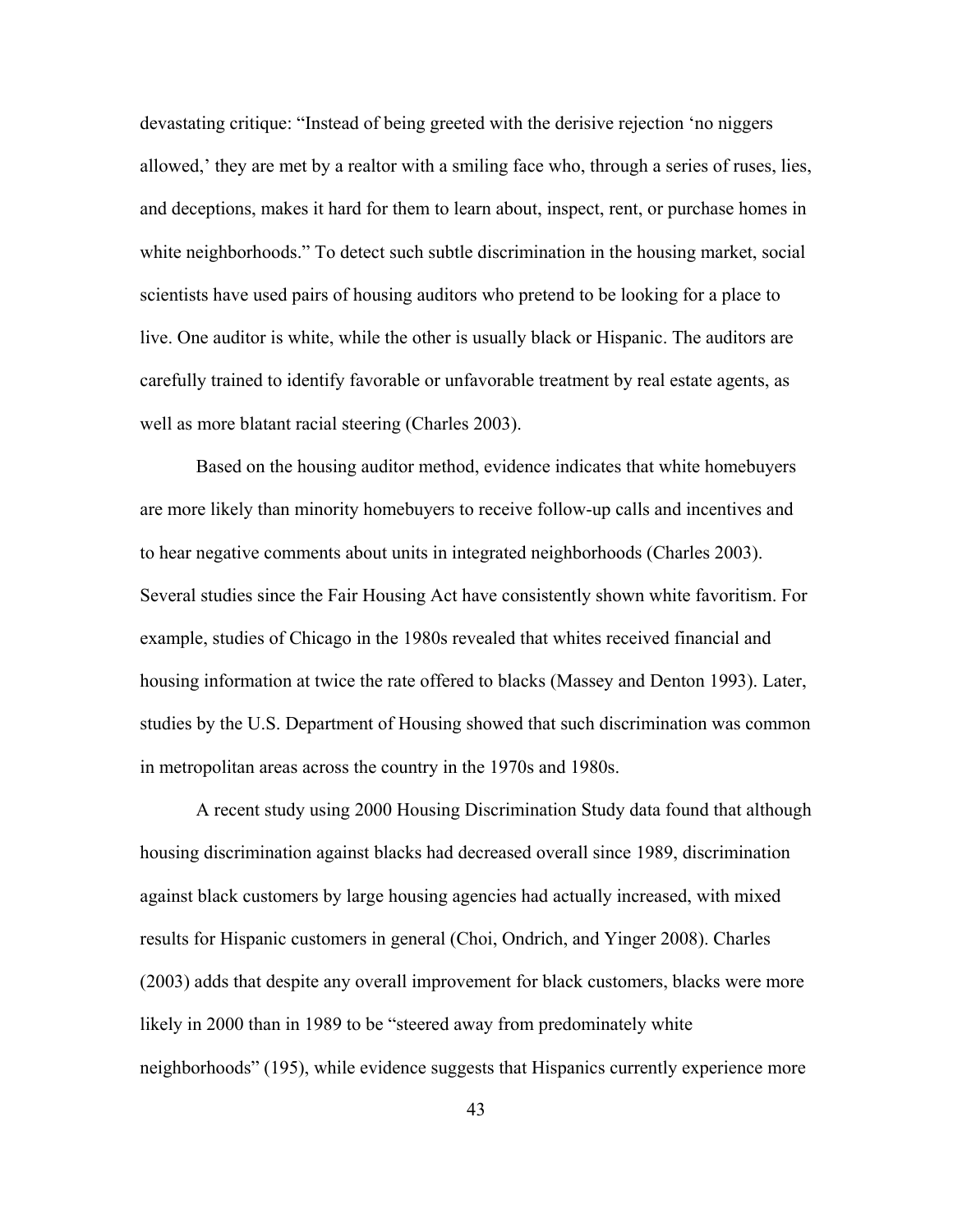devastating critique: "Instead of being greeted with the derisive rejection 'no niggers allowed,' they are met by a realtor with a smiling face who, through a series of ruses, lies, and deceptions, makes it hard for them to learn about, inspect, rent, or purchase homes in white neighborhoods." To detect such subtle discrimination in the housing market, social scientists have used pairs of housing auditors who pretend to be looking for a place to live. One auditor is white, while the other is usually black or Hispanic. The auditors are carefully trained to identify favorable or unfavorable treatment by real estate agents, as well as more blatant racial steering (Charles 2003).

Based on the housing auditor method, evidence indicates that white homebuyers are more likely than minority homebuyers to receive follow-up calls and incentives and to hear negative comments about units in integrated neighborhoods (Charles 2003). Several studies since the Fair Housing Act have consistently shown white favoritism. For example, studies of Chicago in the 1980s revealed that whites received financial and housing information at twice the rate offered to blacks (Massey and Denton 1993). Later, studies by the U.S. Department of Housing showed that such discrimination was common in metropolitan areas across the country in the 1970s and 1980s.

A recent study using 2000 Housing Discrimination Study data found that although housing discrimination against blacks had decreased overall since 1989, discrimination against black customers by large housing agencies had actually increased, with mixed results for Hispanic customers in general (Choi, Ondrich, and Yinger 2008). Charles (2003) adds that despite any overall improvement for black customers, blacks were more likely in 2000 than in 1989 to be "steered away from predominately white neighborhoods" (195), while evidence suggests that Hispanics currently experience more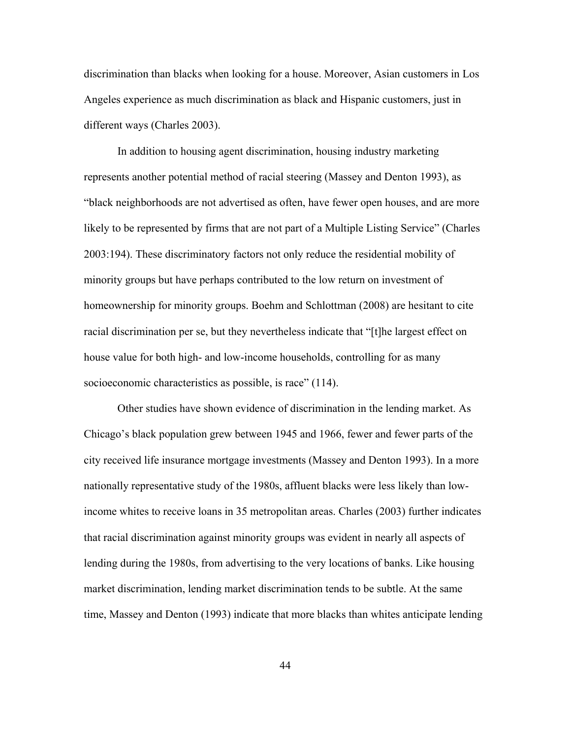discrimination than blacks when looking for a house. Moreover, Asian customers in Los Angeles experience as much discrimination as black and Hispanic customers, just in different ways (Charles 2003).

In addition to housing agent discrimination, housing industry marketing represents another potential method of racial steering (Massey and Denton 1993), as "black neighborhoods are not advertised as often, have fewer open houses, and are more likely to be represented by firms that are not part of a Multiple Listing Service" (Charles 2003:194). These discriminatory factors not only reduce the residential mobility of minority groups but have perhaps contributed to the low return on investment of homeownership for minority groups. Boehm and Schlottman (2008) are hesitant to cite racial discrimination per se, but they nevertheless indicate that "[t]he largest effect on house value for both high- and low-income households, controlling for as many socioeconomic characteristics as possible, is race" (114).

Other studies have shown evidence of discrimination in the lending market. As Chicago's black population grew between 1945 and 1966, fewer and fewer parts of the city received life insurance mortgage investments (Massey and Denton 1993). In a more nationally representative study of the 1980s, affluent blacks were less likely than low-income whites to receive loans in 35 metropolitan areas. Charles (2003) further indicates that racial discrimination against minority groups was evident in nearly all aspects of lending during the 1980s, from advertising to the very locations of banks. Like housing market discrimination, lending market discrimination tends to be subtle. At the same time, Massey and Denton (1993) indicate that more blacks than whites anticipate lending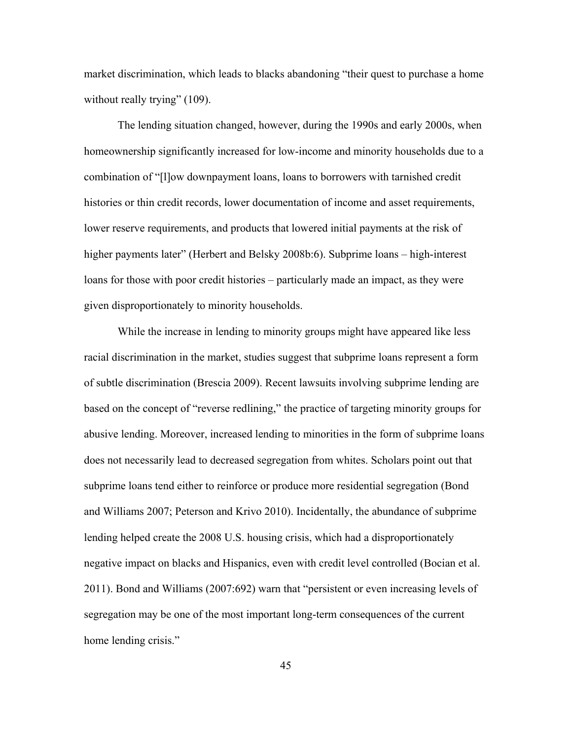market discrimination, which leads to blacks abandoning "their quest to purchase a home without really trying" (109).

The lending situation changed, however, during the 1990s and early 2000s, when homeownership significantly increased for low-income and minority households due to a combination of "[l]ow downpayment loans, loans to borrowers with tarnished credit histories or thin credit records, lower documentation of income and asset requirements, lower reserve requirements, and products that lowered initial payments at the risk of higher payments later" (Herbert and Belsky 2008b:6). Subprime loans – high-interest loans for those with poor credit histories – particularly made an impact, as they were given disproportionately to minority households.

While the increase in lending to minority groups might have appeared like less racial discrimination in the market, studies suggest that subprime loans represent a form of subtle discrimination (Brescia 2009). Recent lawsuits involving subprime lending are based on the concept of "reverse redlining," the practice of targeting minority groups for abusive lending. Moreover, increased lending to minorities in the form of subprime loans does not necessarily lead to decreased segregation from whites. Scholars point out that subprime loans tend either to reinforce or produce more residential segregation (Bond and Williams 2007; Peterson and Krivo 2010). Incidentally, the abundance of subprime lending helped create the 2008 U.S. housing crisis, which had a disproportionately negative impact on blacks and Hispanics, even with credit level controlled (Bocian et al. 2011). Bond and Williams (2007:692) warn that "persistent or even increasing levels of segregation may be one of the most important long-term consequences of the current home lending crisis."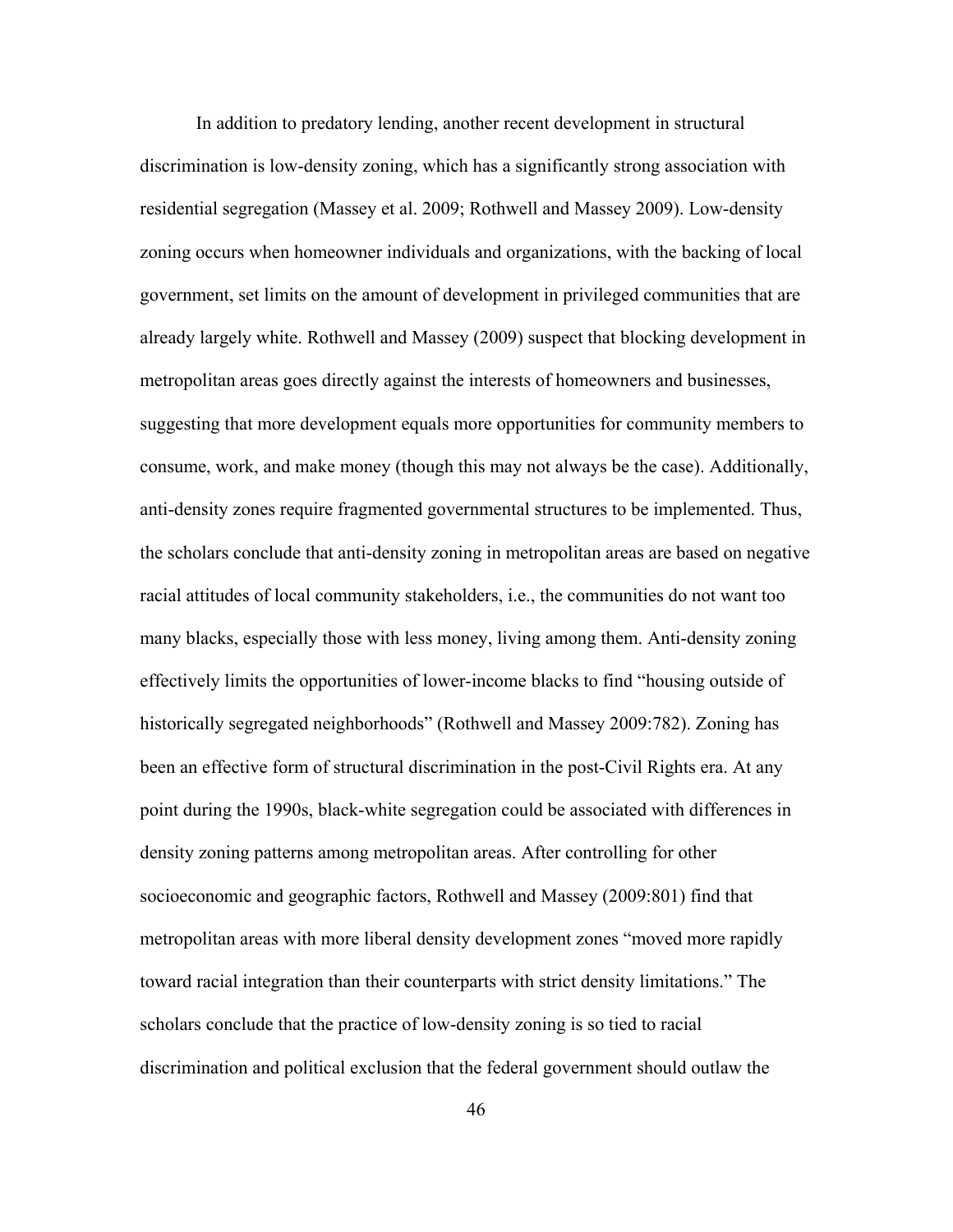In addition to predatory lending, another recent development in structural discrimination is low-density zoning, which has a significantly strong association with residential segregation (Massey et al. 2009; Rothwell and Massey 2009). Low-density zoning occurs when homeowner individuals and organizations, with the backing of local government, set limits on the amount of development in privileged communities that are already largely white. Rothwell and Massey (2009) suspect that blocking development in metropolitan areas goes directly against the interests of homeowners and businesses, suggesting that more development equals more opportunities for community members to consume, work, and make money (though this may not always be the case). Additionally, anti-density zones require fragmented governmental structures to be implemented. Thus, the scholars conclude that anti-density zoning in metropolitan areas are based on negative racial attitudes of local community stakeholders, i.e., the communities do not want too many blacks, especially those with less money, living among them. Anti-density zoning effectively limits the opportunities of lower-income blacks to find "housing outside of historically segregated neighborhoods" (Rothwell and Massey 2009:782). Zoning has been an effective form of structural discrimination in the post-Civil Rights era. At any point during the 1990s, black-white segregation could be associated with differences in density zoning patterns among metropolitan areas. After controlling for other socioeconomic and geographic factors, Rothwell and Massey (2009:801) find that metropolitan areas with more liberal density development zones "moved more rapidly toward racial integration than their counterparts with strict density limitations." The scholars conclude that the practice of low-density zoning is so tied to racial discrimination and political exclusion that the federal government should outlaw the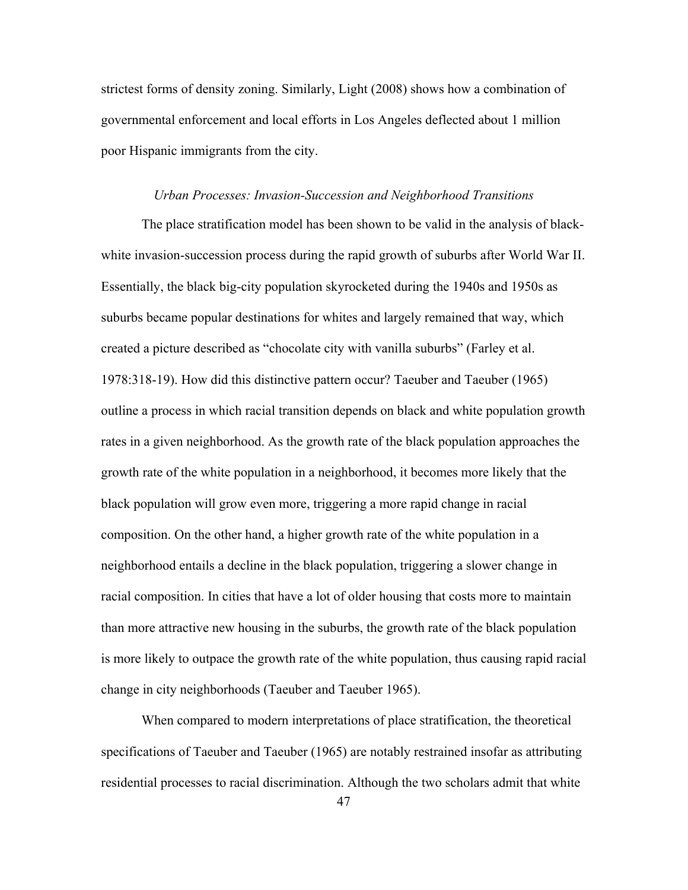strictest forms of density zoning. Similarly, Light (2008) shows how a combination of governmental enforcement and local efforts in Los Angeles deflected about 1 million poor Hispanic immigrants from the city.

### *Urban Processes: Invasion-Succession and Neighborhood Transitions*

The place stratification model has been shown to be valid in the analysis of black-white invasion-succession process during the rapid growth of suburbs after World War II. Essentially, the black big-city population skyrocketed during the 1940s and 1950s as suburbs became popular destinations for whites and largely remained that way, which created a picture described as "chocolate city with vanilla suburbs" (Farley et al. 1978:318-19). How did this distinctive pattern occur? Taeuber and Taeuber (1965) outline a process in which racial transition depends on black and white population growth rates in a given neighborhood. As the growth rate of the black population approaches the growth rate of the white population in a neighborhood, it becomes more likely that the black population will grow even more, triggering a more rapid change in racial composition. On the other hand, a higher growth rate of the white population in a neighborhood entails a decline in the black population, triggering a slower change in racial composition. In cities that have a lot of older housing that costs more to maintain than more attractive new housing in the suburbs, the growth rate of the black population is more likely to outpace the growth rate of the white population, thus causing rapid racial change in city neighborhoods (Taeuber and Taeuber 1965).

When compared to modern interpretations of place stratification, the theoretical specifications of Taeuber and Taeuber (1965) are notably restrained insofar as attributing residential processes to racial discrimination. Although the two scholars admit that white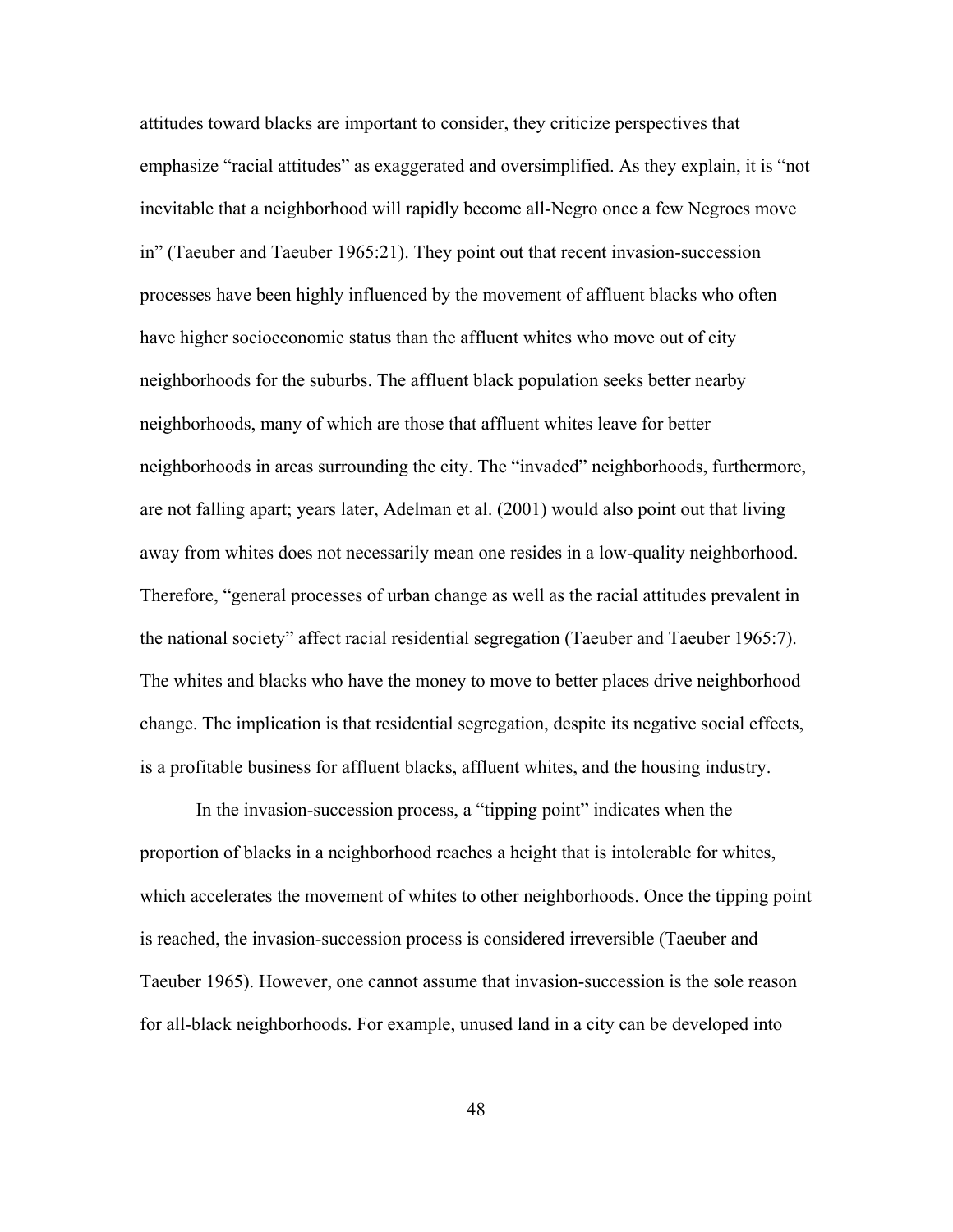attitudes toward blacks are important to consider, they criticize perspectives that emphasize "racial attitudes" as exaggerated and oversimplified. As they explain, it is "not inevitable that a neighborhood will rapidly become all-Negro once a few Negroes move in" (Taeuber and Taeuber 1965:21). They point out that recent invasion-succession processes have been highly influenced by the movement of affluent blacks who often have higher socioeconomic status than the affluent whites who move out of city neighborhoods for the suburbs. The affluent black population seeks better nearby neighborhoods, many of which are those that affluent whites leave for better neighborhoods in areas surrounding the city. The "invaded" neighborhoods, furthermore, are not falling apart; years later, Adelman et al. (2001) would also point out that living away from whites does not necessarily mean one resides in a low-quality neighborhood. Therefore, "general processes of urban change as well as the racial attitudes prevalent in the national society" affect racial residential segregation (Taeuber and Taeuber 1965:7). The whites and blacks who have the money to move to better places drive neighborhood change. The implication is that residential segregation, despite its negative social effects, is a profitable business for affluent blacks, affluent whites, and the housing industry.

In the invasion-succession process, a "tipping point" indicates when the proportion of blacks in a neighborhood reaches a height that is intolerable for whites, which accelerates the movement of whites to other neighborhoods. Once the tipping point is reached, the invasion-succession process is considered irreversible (Taeuber and Taeuber 1965). However, one cannot assume that invasion-succession is the sole reason for all-black neighborhoods. For example, unused land in a city can be developed into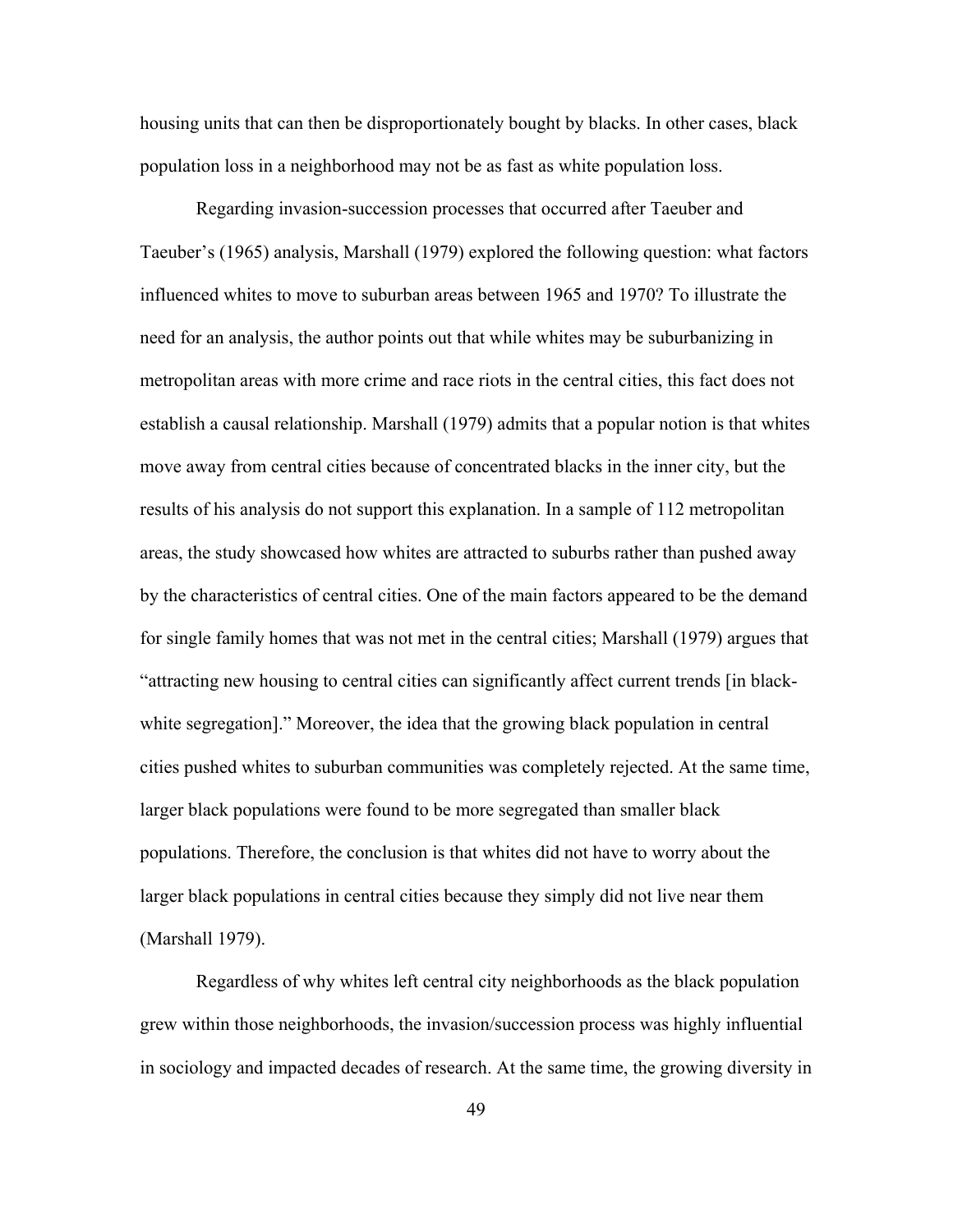housing units that can then be disproportionately bought by blacks. In other cases, black population loss in a neighborhood may not be as fast as white population loss.

Regarding invasion-succession processes that occurred after Taeuber and Taeuber's (1965) analysis, Marshall (1979) explored the following question: what factors influenced whites to move to suburban areas between 1965 and 1970? To illustrate the need for an analysis, the author points out that while whites may be suburbanizing in metropolitan areas with more crime and race riots in the central cities, this fact does not establish a causal relationship. Marshall (1979) admits that a popular notion is that whites move away from central cities because of concentrated blacks in the inner city, but the results of his analysis do not support this explanation. In a sample of 112 metropolitan areas, the study showcased how whites are attracted to suburbs rather than pushed away by the characteristics of central cities. One of the main factors appeared to be the demand for single family homes that was not met in the central cities; Marshall (1979) argues that "attracting new housing to central cities can significantly affect current trends [in black-white segregation]." Moreover, the idea that the growing black population in central cities pushed whites to suburban communities was completely rejected. At the same time, larger black populations were found to be more segregated than smaller black populations. Therefore, the conclusion is that whites did not have to worry about the larger black populations in central cities because they simply did not live near them (Marshall 1979).

Regardless of why whites left central city neighborhoods as the black population grew within those neighborhoods, the invasion/succession process was highly influential in sociology and impacted decades of research. At the same time, the growing diversity in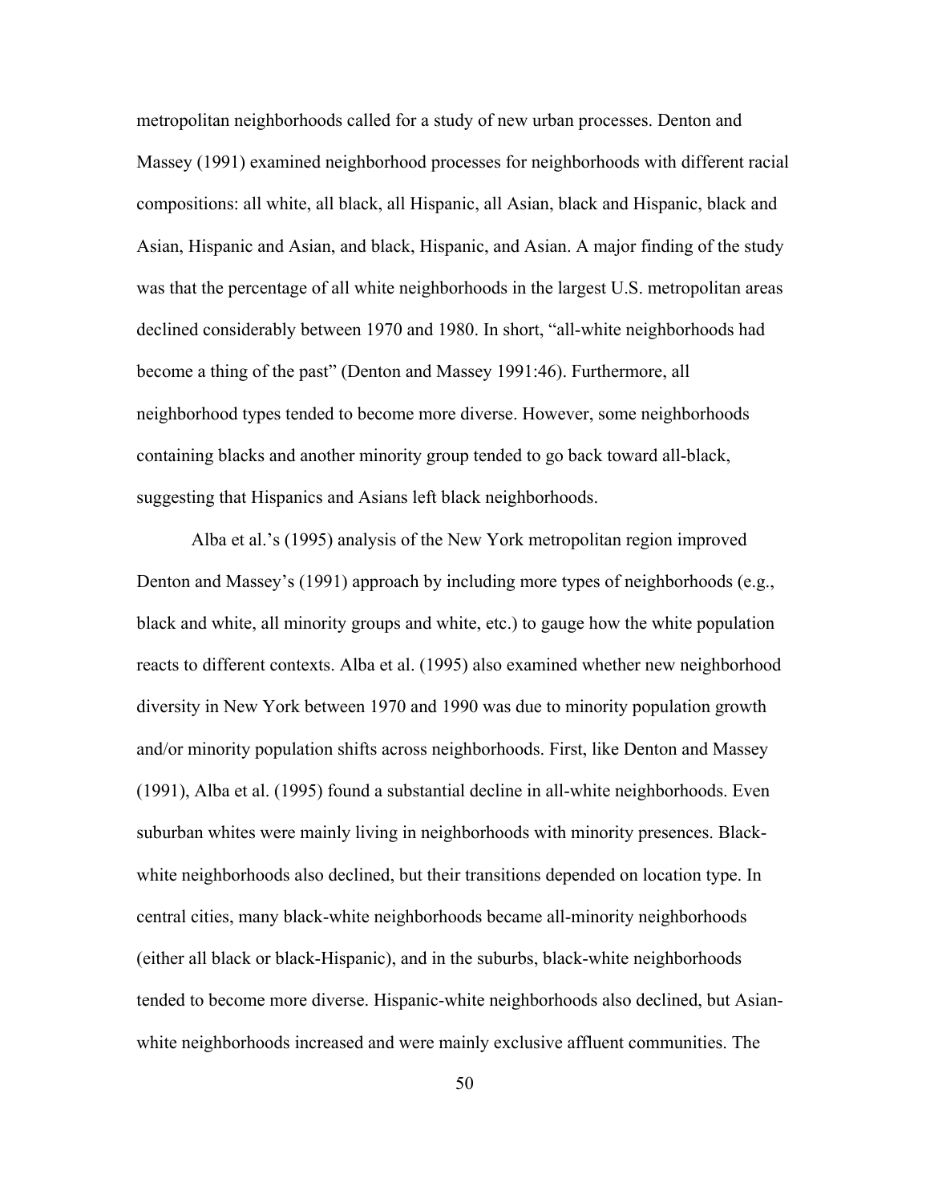metropolitan neighborhoods called for a study of new urban processes. Denton and Massey (1991) examined neighborhood processes for neighborhoods with different racial compositions: all white, all black, all Hispanic, all Asian, black and Hispanic, black and Asian, Hispanic and Asian, and black, Hispanic, and Asian. A major finding of the study was that the percentage of all white neighborhoods in the largest U.S. metropolitan areas declined considerably between 1970 and 1980. In short, "all-white neighborhoods had become a thing of the past" (Denton and Massey 1991:46). Furthermore, all neighborhood types tended to become more diverse. However, some neighborhoods containing blacks and another minority group tended to go back toward all-black, suggesting that Hispanics and Asians left black neighborhoods.

Alba et al.'s (1995) analysis of the New York metropolitan region improved Denton and Massey's (1991) approach by including more types of neighborhoods (e.g., black and white, all minority groups and white, etc.) to gauge how the white population reacts to different contexts. Alba et al. (1995) also examined whether new neighborhood diversity in New York between 1970 and 1990 was due to minority population growth and/or minority population shifts across neighborhoods. First, like Denton and Massey (1991), Alba et al. (1995) found a substantial decline in all-white neighborhoods. Even suburban whites were mainly living in neighborhoods with minority presences. Black-white neighborhoods also declined, but their transitions depended on location type. In central cities, many black-white neighborhoods became all-minority neighborhoods (either all black or black-Hispanic), and in the suburbs, black-white neighborhoods tended to become more diverse. Hispanic-white neighborhoods also declined, but Asian-white neighborhoods increased and were mainly exclusive affluent communities. The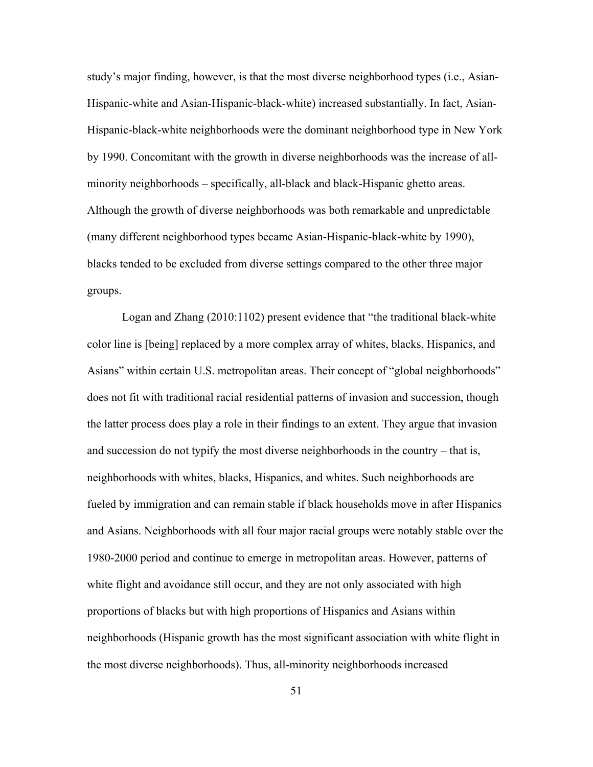study's major finding, however, is that the most diverse neighborhood types (i.e., Asian-Hispanic-white and Asian-Hispanic-black-white) increased substantially. In fact, Asian-Hispanic-black-white neighborhoods were the dominant neighborhood type in New York by 1990. Concomitant with the growth in diverse neighborhoods was the increase of all-minority neighborhoods – specifically, all-black and black-Hispanic ghetto areas. Although the growth of diverse neighborhoods was both remarkable and unpredictable (many different neighborhood types became Asian-Hispanic-black-white by 1990), blacks tended to be excluded from diverse settings compared to the other three major groups.

Logan and Zhang (2010:1102) present evidence that "the traditional black-white color line is [being] replaced by a more complex array of whites, blacks, Hispanics, and Asians" within certain U.S. metropolitan areas. Their concept of "global neighborhoods" does not fit with traditional racial residential patterns of invasion and succession, though the latter process does play a role in their findings to an extent. They argue that invasion and succession do not typify the most diverse neighborhoods in the country – that is, neighborhoods with whites, blacks, Hispanics, and whites. Such neighborhoods are fueled by immigration and can remain stable if black households move in after Hispanics and Asians. Neighborhoods with all four major racial groups were notably stable over the 1980-2000 period and continue to emerge in metropolitan areas. However, patterns of white flight and avoidance still occur, and they are not only associated with high proportions of blacks but with high proportions of Hispanics and Asians within neighborhoods (Hispanic growth has the most significant association with white flight in the most diverse neighborhoods). Thus, all-minority neighborhoods increased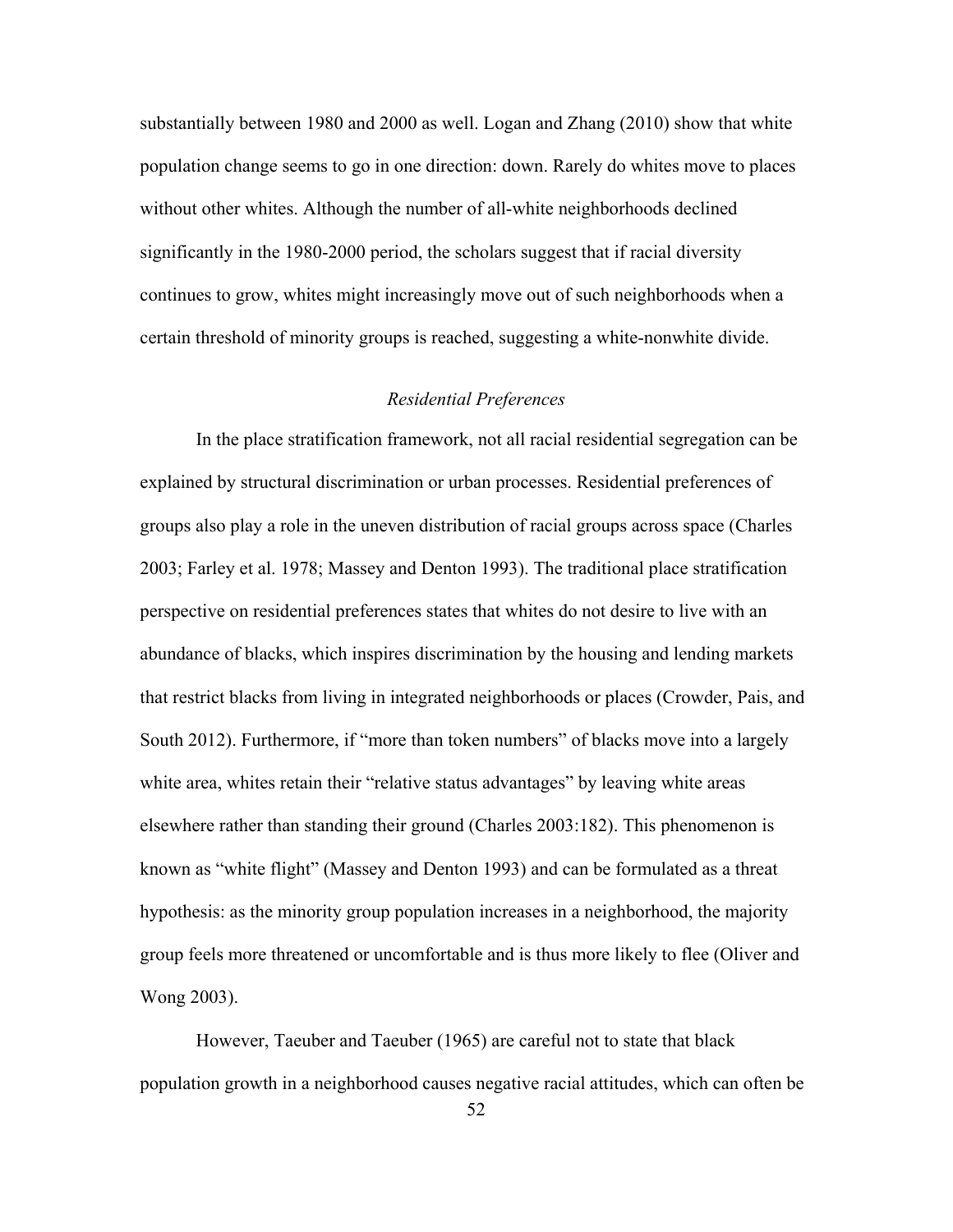substantially between 1980 and 2000 as well. Logan and Zhang (2010) show that white population change seems to go in one direction: down. Rarely do whites move to places without other whites. Although the number of all-white neighborhoods declined significantly in the 1980-2000 period, the scholars suggest that if racial diversity continues to grow, whites might increasingly move out of such neighborhoods when a certain threshold of minority groups is reached, suggesting a white-nonwhite divide.

### *Residential Preferences*

In the place stratification framework, not all racial residential segregation can be explained by structural discrimination or urban processes. Residential preferences of groups also play a role in the uneven distribution of racial groups across space (Charles 2003; Farley et al. 1978; Massey and Denton 1993). The traditional place stratification perspective on residential preferences states that whites do not desire to live with an abundance of blacks, which inspires discrimination by the housing and lending markets that restrict blacks from living in integrated neighborhoods or places (Crowder, Pais, and South 2012). Furthermore, if "more than token numbers" of blacks move into a largely white area, whites retain their "relative status advantages" by leaving white areas elsewhere rather than standing their ground (Charles 2003:182). This phenomenon is known as "white flight" (Massey and Denton 1993) and can be formulated as a threat hypothesis: as the minority group population increases in a neighborhood, the majority group feels more threatened or uncomfortable and is thus more likely to flee (Oliver and Wong 2003).

However, Taeuber and Taeuber (1965) are careful not to state that black population growth in a neighborhood causes negative racial attitudes, which can often be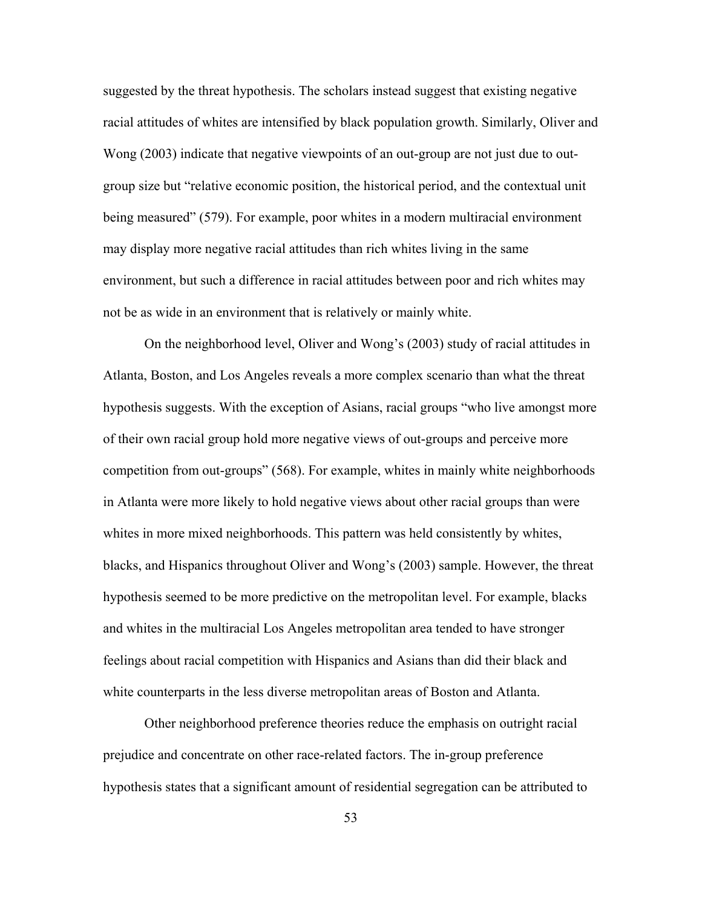suggested by the threat hypothesis. The scholars instead suggest that existing negative racial attitudes of whites are intensified by black population growth. Similarly, Oliver and Wong (2003) indicate that negative viewpoints of an out-group are not just due to out-group size but "relative economic position, the historical period, and the contextual unit being measured" (579). For example, poor whites in a modern multiracial environment may display more negative racial attitudes than rich whites living in the same environment, but such a difference in racial attitudes between poor and rich whites may not be as wide in an environment that is relatively or mainly white.

On the neighborhood level, Oliver and Wong's (2003) study of racial attitudes in Atlanta, Boston, and Los Angeles reveals a more complex scenario than what the threat hypothesis suggests. With the exception of Asians, racial groups "who live amongst more of their own racial group hold more negative views of out-groups and perceive more competition from out-groups" (568). For example, whites in mainly white neighborhoods in Atlanta were more likely to hold negative views about other racial groups than were whites in more mixed neighborhoods. This pattern was held consistently by whites, blacks, and Hispanics throughout Oliver and Wong's (2003) sample. However, the threat hypothesis seemed to be more predictive on the metropolitan level. For example, blacks and whites in the multiracial Los Angeles metropolitan area tended to have stronger feelings about racial competition with Hispanics and Asians than did their black and white counterparts in the less diverse metropolitan areas of Boston and Atlanta.

Other neighborhood preference theories reduce the emphasis on outright racial prejudice and concentrate on other race-related factors. The in-group preference hypothesis states that a significant amount of residential segregation can be attributed to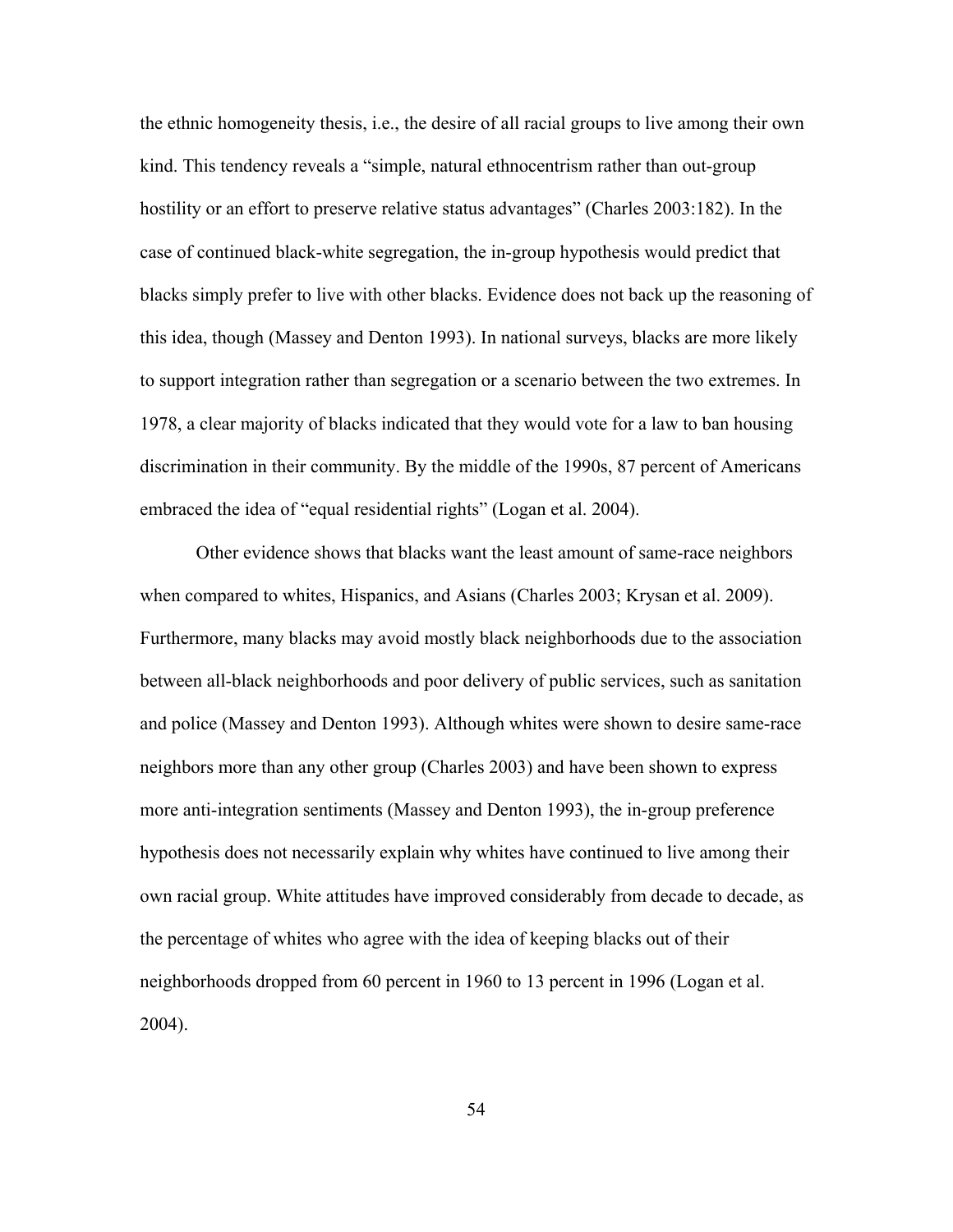the ethnic homogeneity thesis, i.e., the desire of all racial groups to live among their own kind. This tendency reveals a "simple, natural ethnocentrism rather than out-group hostility or an effort to preserve relative status advantages" (Charles 2003:182). In the case of continued black-white segregation, the in-group hypothesis would predict that blacks simply prefer to live with other blacks. Evidence does not back up the reasoning of this idea, though (Massey and Denton 1993). In national surveys, blacks are more likely to support integration rather than segregation or a scenario between the two extremes. In 1978, a clear majority of blacks indicated that they would vote for a law to ban housing discrimination in their community. By the middle of the 1990s, 87 percent of Americans embraced the idea of "equal residential rights" (Logan et al. 2004).

Other evidence shows that blacks want the least amount of same-race neighbors when compared to whites, Hispanics, and Asians (Charles 2003; Krysan et al. 2009). Furthermore, many blacks may avoid mostly black neighborhoods due to the association between all-black neighborhoods and poor delivery of public services, such as sanitation and police (Massey and Denton 1993). Although whites were shown to desire same-race neighbors more than any other group (Charles 2003) and have been shown to express more anti-integration sentiments (Massey and Denton 1993), the in-group preference hypothesis does not necessarily explain why whites have continued to live among their own racial group. White attitudes have improved considerably from decade to decade, as the percentage of whites who agree with the idea of keeping blacks out of their neighborhoods dropped from 60 percent in 1960 to 13 percent in 1996 (Logan et al. 2004).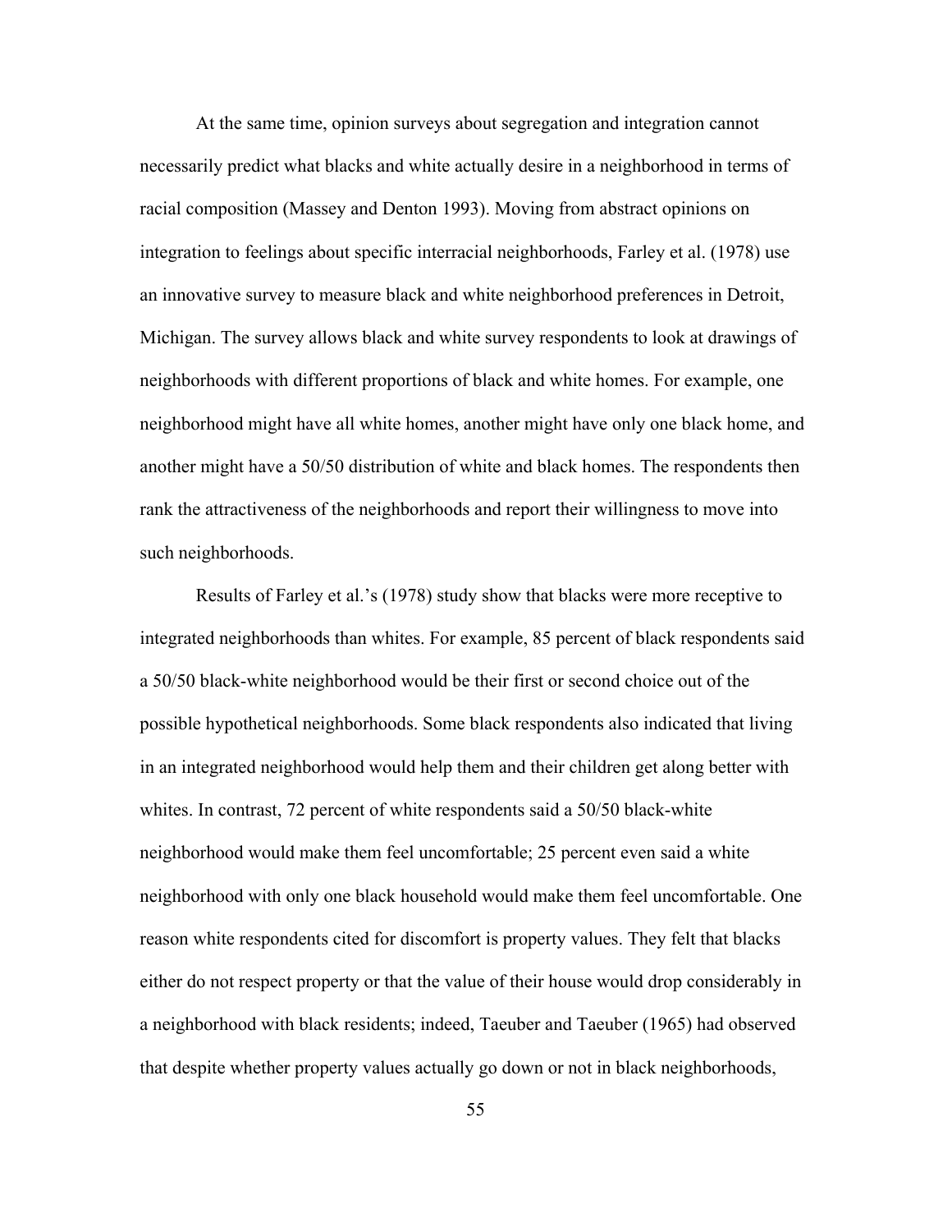At the same time, opinion surveys about segregation and integration cannot necessarily predict what blacks and white actually desire in a neighborhood in terms of racial composition (Massey and Denton 1993). Moving from abstract opinions on integration to feelings about specific interracial neighborhoods, Farley et al. (1978) use an innovative survey to measure black and white neighborhood preferences in Detroit, Michigan. The survey allows black and white survey respondents to look at drawings of neighborhoods with different proportions of black and white homes. For example, one neighborhood might have all white homes, another might have only one black home, and another might have a 50/50 distribution of white and black homes. The respondents then rank the attractiveness of the neighborhoods and report their willingness to move into such neighborhoods.

Results of Farley et al.'s (1978) study show that blacks were more receptive to integrated neighborhoods than whites. For example, 85 percent of black respondents said a 50/50 black-white neighborhood would be their first or second choice out of the possible hypothetical neighborhoods. Some black respondents also indicated that living in an integrated neighborhood would help them and their children get along better with whites. In contrast, 72 percent of white respondents said a 50/50 black-white neighborhood would make them feel uncomfortable; 25 percent even said a white neighborhood with only one black household would make them feel uncomfortable. One reason white respondents cited for discomfort is property values. They felt that blacks either do not respect property or that the value of their house would drop considerably in a neighborhood with black residents; indeed, Taeuber and Taeuber (1965) had observed that despite whether property values actually go down or not in black neighborhoods,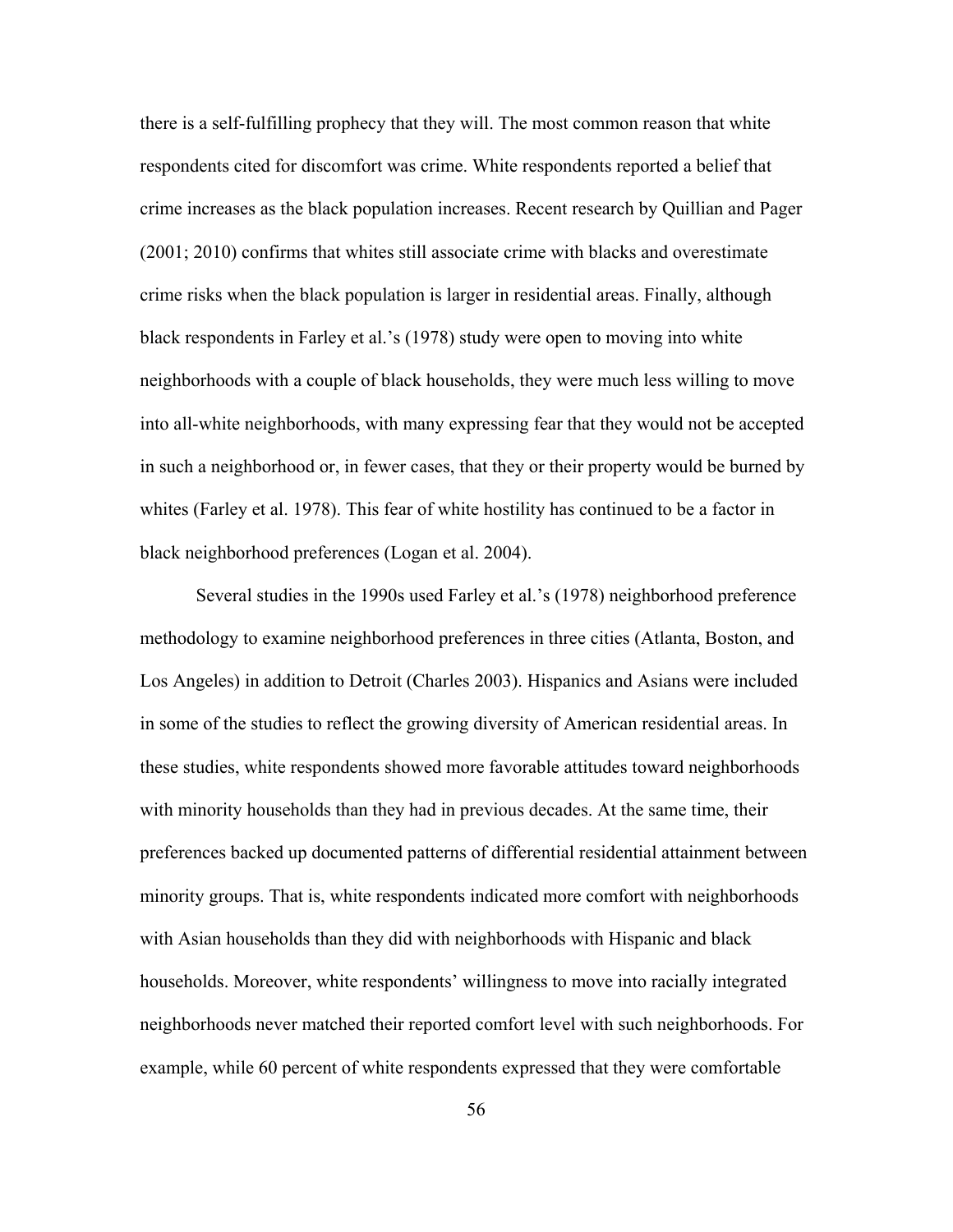there is a self-fulfilling prophecy that they will. The most common reason that white respondents cited for discomfort was crime. White respondents reported a belief that crime increases as the black population increases. Recent research by Quillian and Pager (2001; 2010) confirms that whites still associate crime with blacks and overestimate crime risks when the black population is larger in residential areas. Finally, although black respondents in Farley et al.'s (1978) study were open to moving into white neighborhoods with a couple of black households, they were much less willing to move into all-white neighborhoods, with many expressing fear that they would not be accepted in such a neighborhood or, in fewer cases, that they or their property would be burned by whites (Farley et al. 1978). This fear of white hostility has continued to be a factor in black neighborhood preferences (Logan et al. 2004).

Several studies in the 1990s used Farley et al.'s (1978) neighborhood preference methodology to examine neighborhood preferences in three cities (Atlanta, Boston, and Los Angeles) in addition to Detroit (Charles 2003). Hispanics and Asians were included in some of the studies to reflect the growing diversity of American residential areas. In these studies, white respondents showed more favorable attitudes toward neighborhoods with minority households than they had in previous decades. At the same time, their preferences backed up documented patterns of differential residential attainment between minority groups. That is, white respondents indicated more comfort with neighborhoods with Asian households than they did with neighborhoods with Hispanic and black households. Moreover, white respondents' willingness to move into racially integrated neighborhoods never matched their reported comfort level with such neighborhoods. For example, while 60 percent of white respondents expressed that they were comfortable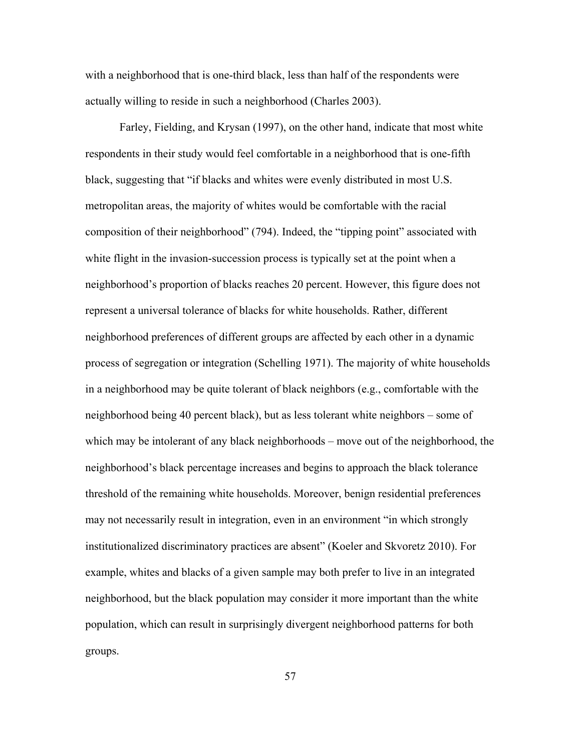with a neighborhood that is one-third black, less than half of the respondents were actually willing to reside in such a neighborhood (Charles 2003).

Farley, Fielding, and Krysan (1997), on the other hand, indicate that most white respondents in their study would feel comfortable in a neighborhood that is one-fifth black, suggesting that "if blacks and whites were evenly distributed in most U.S. metropolitan areas, the majority of whites would be comfortable with the racial composition of their neighborhood" (794). Indeed, the "tipping point" associated with white flight in the invasion-succession process is typically set at the point when a neighborhood's proportion of blacks reaches 20 percent. However, this figure does not represent a universal tolerance of blacks for white households. Rather, different neighborhood preferences of different groups are affected by each other in a dynamic process of segregation or integration (Schelling 1971). The majority of white households in a neighborhood may be quite tolerant of black neighbors (e.g., comfortable with the neighborhood being 40 percent black), but as less tolerant white neighbors – some of which may be intolerant of any black neighborhoods – move out of the neighborhood, the neighborhood's black percentage increases and begins to approach the black tolerance threshold of the remaining white households. Moreover, benign residential preferences may not necessarily result in integration, even in an environment "in which strongly institutionalized discriminatory practices are absent" (Koeler and Skvoretz 2010). For example, whites and blacks of a given sample may both prefer to live in an integrated neighborhood, but the black population may consider it more important than the white population, which can result in surprisingly divergent neighborhood patterns for both groups.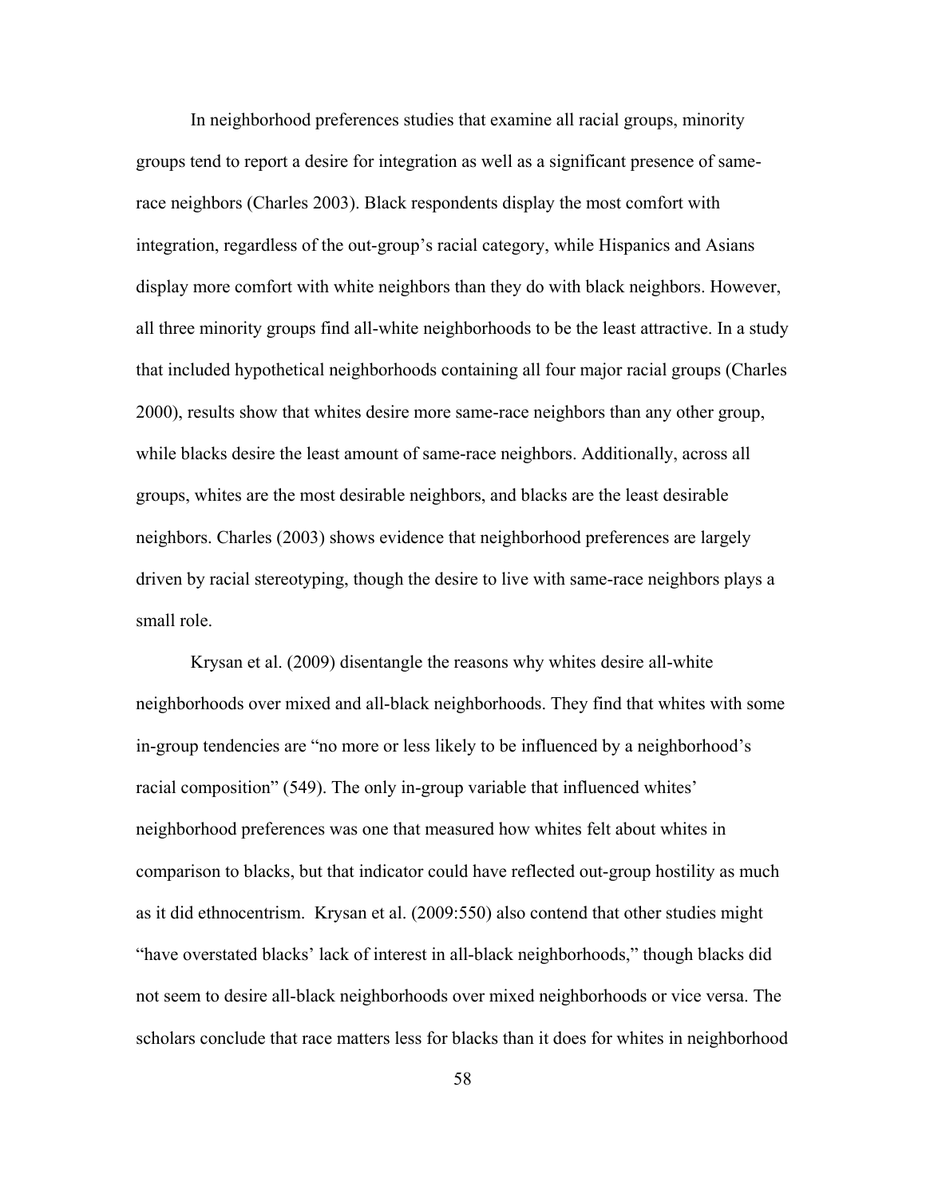In neighborhood preferences studies that examine all racial groups, minority groups tend to report a desire for integration as well as a significant presence of same-race neighbors (Charles 2003). Black respondents display the most comfort with integration, regardless of the out-group's racial category, while Hispanics and Asians display more comfort with white neighbors than they do with black neighbors. However, all three minority groups find all-white neighborhoods to be the least attractive. In a study that included hypothetical neighborhoods containing all four major racial groups (Charles 2000), results show that whites desire more same-race neighbors than any other group, while blacks desire the least amount of same-race neighbors. Additionally, across all groups, whites are the most desirable neighbors, and blacks are the least desirable neighbors. Charles (2003) shows evidence that neighborhood preferences are largely driven by racial stereotyping, though the desire to live with same-race neighbors plays a small role.

Krysan et al. (2009) disentangle the reasons why whites desire all-white neighborhoods over mixed and all-black neighborhoods. They find that whites with some in-group tendencies are "no more or less likely to be influenced by a neighborhood's racial composition" (549). The only in-group variable that influenced whites' neighborhood preferences was one that measured how whites felt about whites in comparison to blacks, but that indicator could have reflected out-group hostility as much as it did ethnocentrism. Krysan et al. (2009:550) also contend that other studies might "have overstated blacks' lack of interest in all-black neighborhoods," though blacks did not seem to desire all-black neighborhoods over mixed neighborhoods or vice versa. The scholars conclude that race matters less for blacks than it does for whites in neighborhood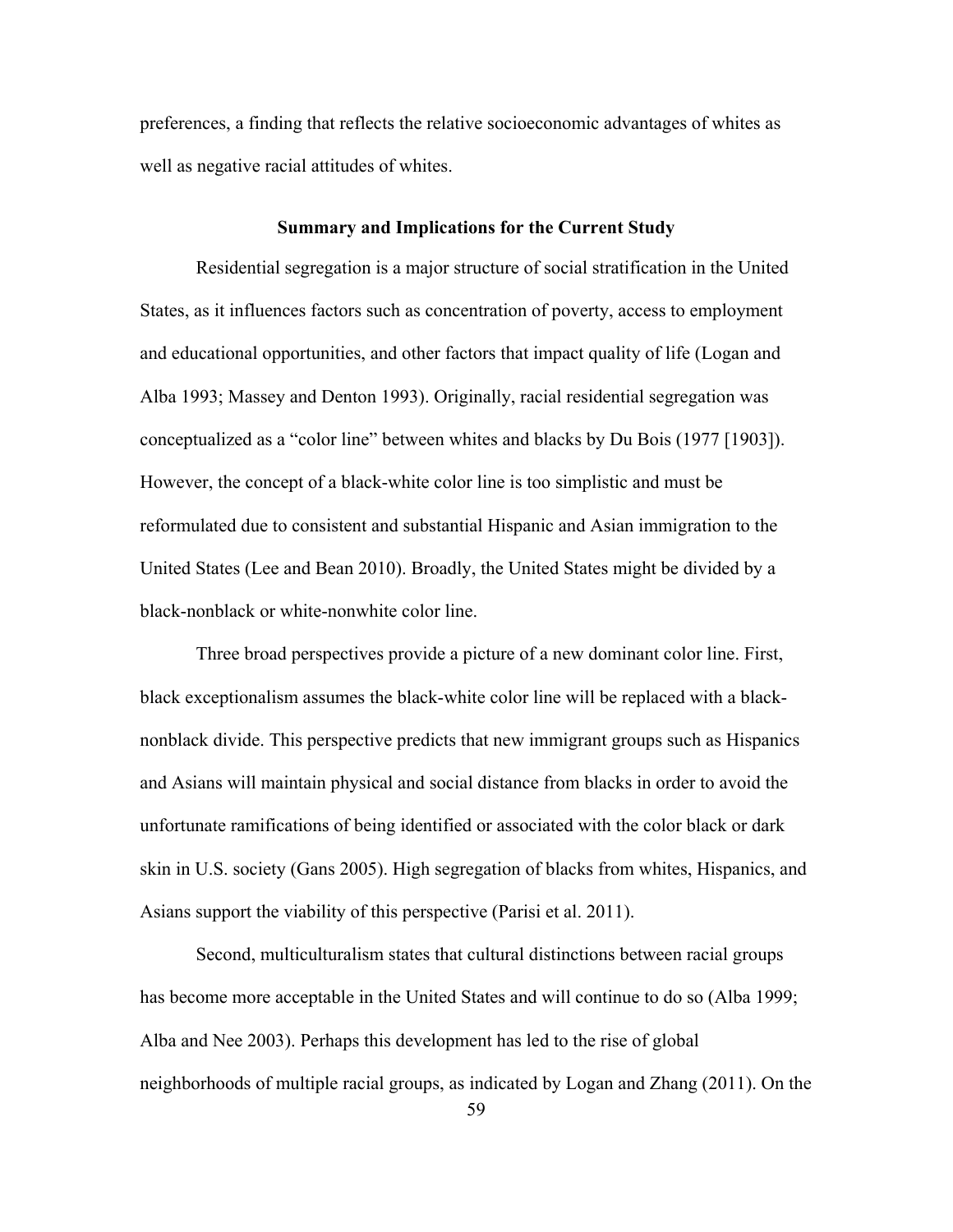preferences, a finding that reflects the relative socioeconomic advantages of whites as well as negative racial attitudes of whites.

## Summary and Implications for the Current Study

Residential segregation is a major structure of social stratification in the United States, as it influences factors such as concentration of poverty, access to employment and educational opportunities, and other factors that impact quality of life (Logan and Alba 1993; Massey and Denton 1993). Originally, racial residential segregation was conceptualized as a "color line" between whites and blacks by Du Bois (1977 [1903]). However, the concept of a black-white color line is too simplistic and must be reformulated due to consistent and substantial Hispanic and Asian immigration to the United States (Lee and Bean 2010). Broadly, the United States might be divided by a black-nonblack or white-nonwhite color line.

Three broad perspectives provide a picture of a new dominant color line. First, black exceptionalism assumes the black-white color line will be replaced with a black-nonblack divide. This perspective predicts that new immigrant groups such as Hispanics and Asians will maintain physical and social distance from blacks in order to avoid the unfortunate ramifications of being identified or associated with the color black or dark skin in U.S. society (Gans 2005). High segregation of blacks from whites, Hispanics, and Asians support the viability of this perspective (Parisi et al. 2011).

Second, multiculturalism states that cultural distinctions between racial groups has become more acceptable in the United States and will continue to do so (Alba 1999; Alba and Nee 2003). Perhaps this development has led to the rise of global neighborhoods of multiple racial groups, as indicated by Logan and Zhang (2011). On the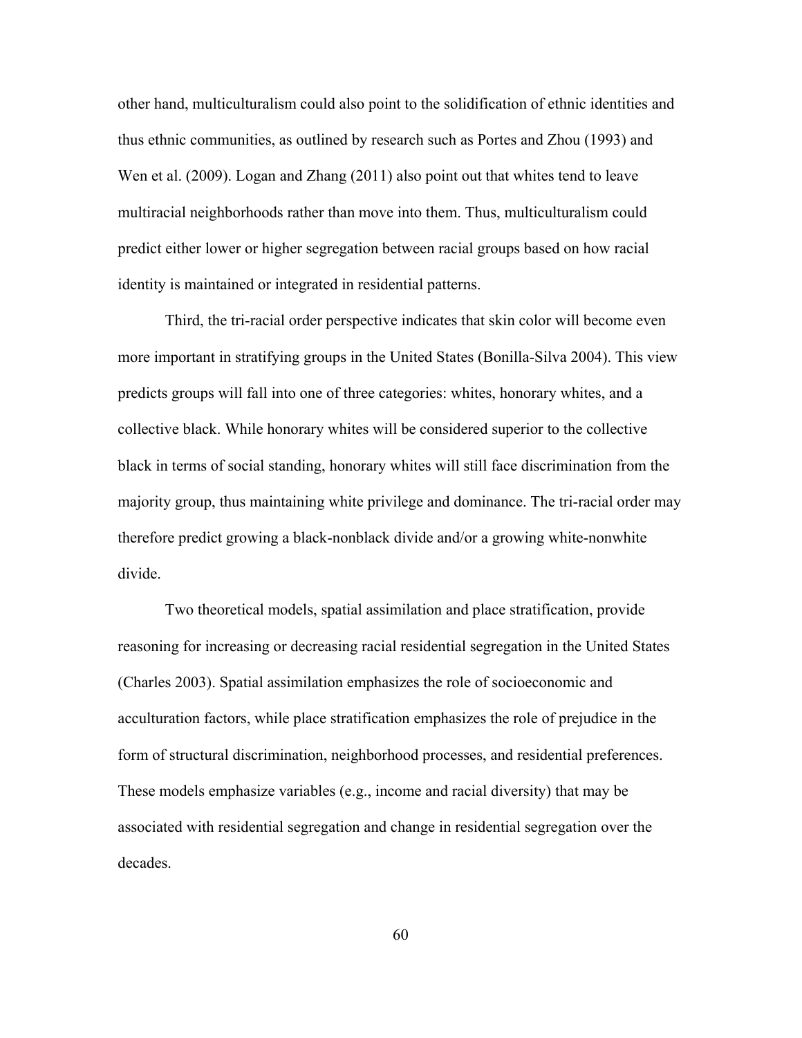other hand, multiculturalism could also point to the solidification of ethnic identities and thus ethnic communities, as outlined by research such as Portes and Zhou (1993) and Wen et al. (2009). Logan and Zhang (2011) also point out that whites tend to leave multiracial neighborhoods rather than move into them. Thus, multiculturalism could predict either lower or higher segregation between racial groups based on how racial identity is maintained or integrated in residential patterns.

Third, the tri-racial order perspective indicates that skin color will become even more important in stratifying groups in the United States (Bonilla-Silva 2004). This view predicts groups will fall into one of three categories: whites, honorary whites, and a collective black. While honorary whites will be considered superior to the collective black in terms of social standing, honorary whites will still face discrimination from the majority group, thus maintaining white privilege and dominance. The tri-racial order may therefore predict growing a black-nonblack divide and/or a growing white-nonwhite divide.

Two theoretical models, spatial assimilation and place stratification, provide reasoning for increasing or decreasing racial residential segregation in the United States (Charles 2003). Spatial assimilation emphasizes the role of socioeconomic and acculturation factors, while place stratification emphasizes the role of prejudice in the form of structural discrimination, neighborhood processes, and residential preferences. These models emphasize variables (e.g., income and racial diversity) that may be associated with residential segregation and change in residential segregation over the decades.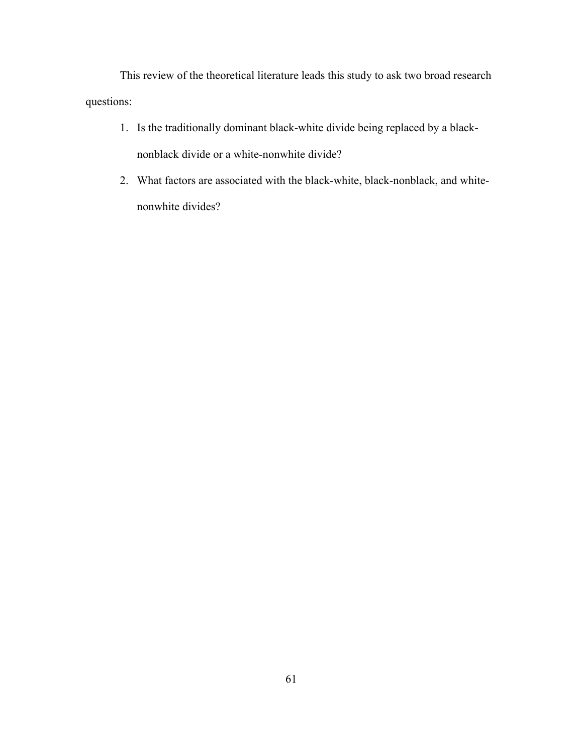This review of the theoretical literature leads this study to ask two broad research questions:

1. Is the traditionally dominant black-white divide being replaced by a black-nonblack divide or a white-nonwhite divide?
2. What factors are associated with the black-white, black-nonblack, and white-nonwhite divides?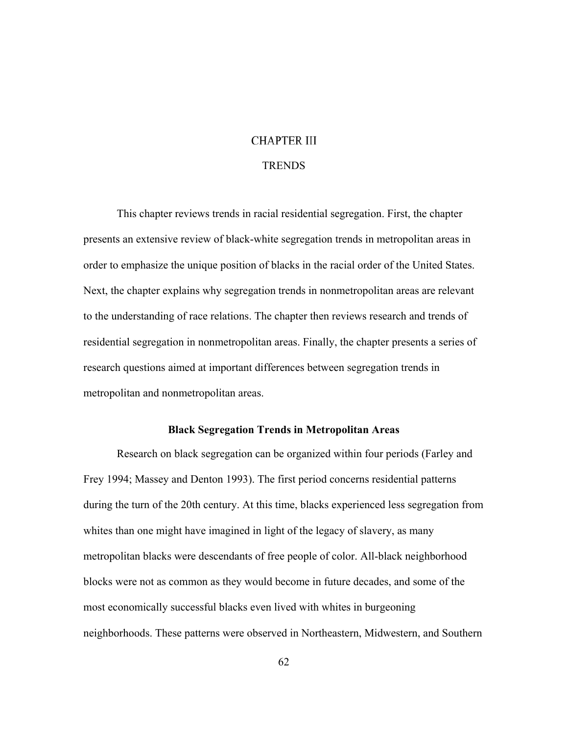# CHAPTER III

# TRENDS

This chapter reviews trends in racial residential segregation. First, the chapter presents an extensive review of black-white segregation trends in metropolitan areas in order to emphasize the unique position of blacks in the racial order of the United States. Next, the chapter explains why segregation trends in nonmetropolitan areas are relevant to the understanding of race relations. The chapter then reviews research and trends of residential segregation in nonmetropolitan areas. Finally, the chapter presents a series of research questions aimed at important differences between segregation trends in metropolitan and nonmetropolitan areas.

## Black Segregation Trends in Metropolitan Areas

Research on black segregation can be organized within four periods (Farley and Frey 1994; Massey and Denton 1993). The first period concerns residential patterns during the turn of the 20th century. At this time, blacks experienced less segregation from whites than one might have imagined in light of the legacy of slavery, as many metropolitan blacks were descendants of free people of color. All-black neighborhood blocks were not as common as they would become in future decades, and some of the most economically successful blacks even lived with whites in burgeoning neighborhoods. These patterns were observed in Northeastern, Midwestern, and Southern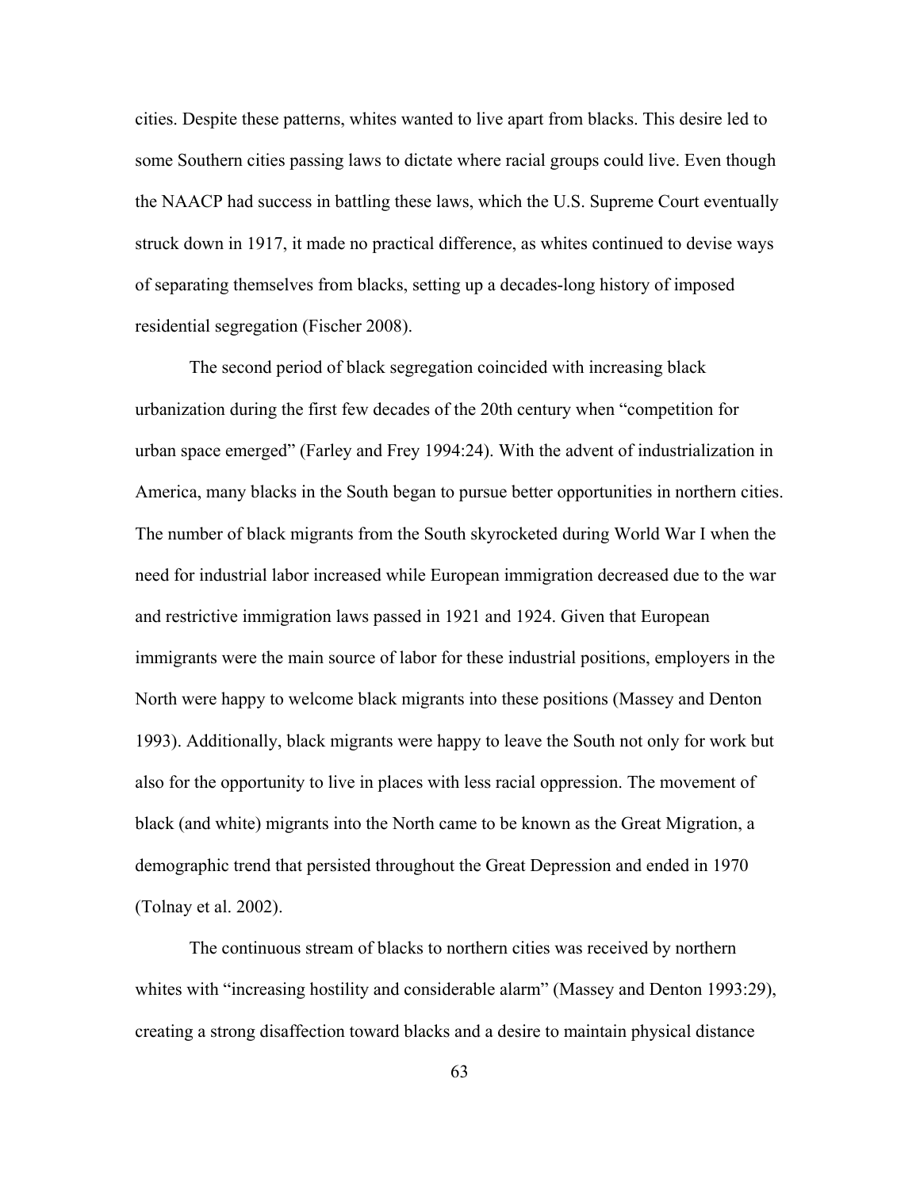cities. Despite these patterns, whites wanted to live apart from blacks. This desire led to some Southern cities passing laws to dictate where racial groups could live. Even though the NAACP had success in battling these laws, which the U.S. Supreme Court eventually struck down in 1917, it made no practical difference, as whites continued to devise ways of separating themselves from blacks, setting up a decades-long history of imposed residential segregation (Fischer 2008).

The second period of black segregation coincided with increasing black urbanization during the first few decades of the 20th century when "competition for urban space emerged" (Farley and Frey 1994:24). With the advent of industrialization in America, many blacks in the South began to pursue better opportunities in northern cities. The number of black migrants from the South skyrocketed during World War I when the need for industrial labor increased while European immigration decreased due to the war and restrictive immigration laws passed in 1921 and 1924. Given that European immigrants were the main source of labor for these industrial positions, employers in the North were happy to welcome black migrants into these positions (Massey and Denton 1993). Additionally, black migrants were happy to leave the South not only for work but also for the opportunity to live in places with less racial oppression. The movement of black (and white) migrants into the North came to be known as the Great Migration, a demographic trend that persisted throughout the Great Depression and ended in 1970 (Tolnay et al. 2002).

The continuous stream of blacks to northern cities was received by northern whites with "increasing hostility and considerable alarm" (Massey and Denton 1993:29), creating a strong disaffection toward blacks and a desire to maintain physical distance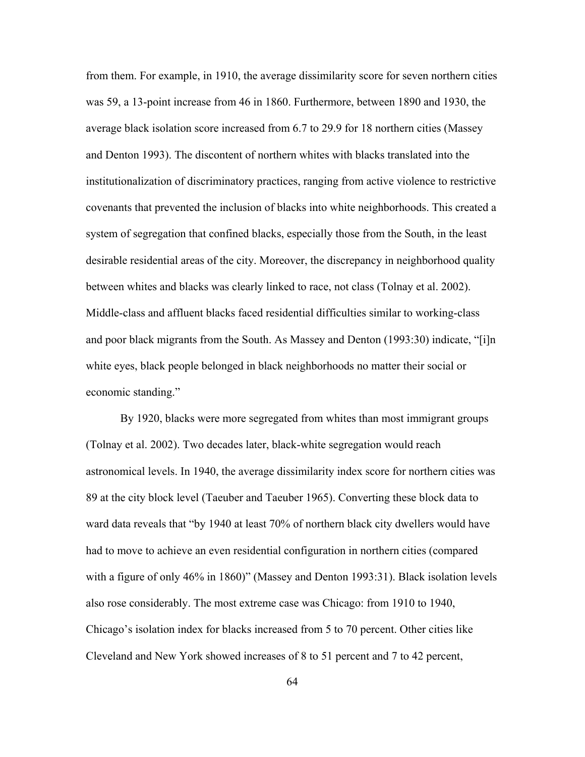from them. For example, in 1910, the average dissimilarity score for seven northern cities was 59, a 13-point increase from 46 in 1860. Furthermore, between 1890 and 1930, the average black isolation score increased from 6.7 to 29.9 for 18 northern cities (Massey and Denton 1993). The discontent of northern whites with blacks translated into the institutionalization of discriminatory practices, ranging from active violence to restrictive covenants that prevented the inclusion of blacks into white neighborhoods. This created a system of segregation that confined blacks, especially those from the South, in the least desirable residential areas of the city. Moreover, the discrepancy in neighborhood quality between whites and blacks was clearly linked to race, not class (Tolnay et al. 2002). Middle-class and affluent blacks faced residential difficulties similar to working-class and poor black migrants from the South. As Massey and Denton (1993:30) indicate, "[i]n white eyes, black people belonged in black neighborhoods no matter their social or economic standing."

By 1920, blacks were more segregated from whites than most immigrant groups (Tolnay et al. 2002). Two decades later, black-white segregation would reach astronomical levels. In 1940, the average dissimilarity index score for northern cities was 89 at the city block level (Taeuber and Taeuber 1965). Converting these block data to ward data reveals that "by 1940 at least 70% of northern black city dwellers would have had to move to achieve an even residential configuration in northern cities (compared with a figure of only 46% in 1860)" (Massey and Denton 1993:31). Black isolation levels also rose considerably. The most extreme case was Chicago: from 1910 to 1940, Chicago's isolation index for blacks increased from 5 to 70 percent. Other cities like Cleveland and New York showed increases of 8 to 51 percent and 7 to 42 percent,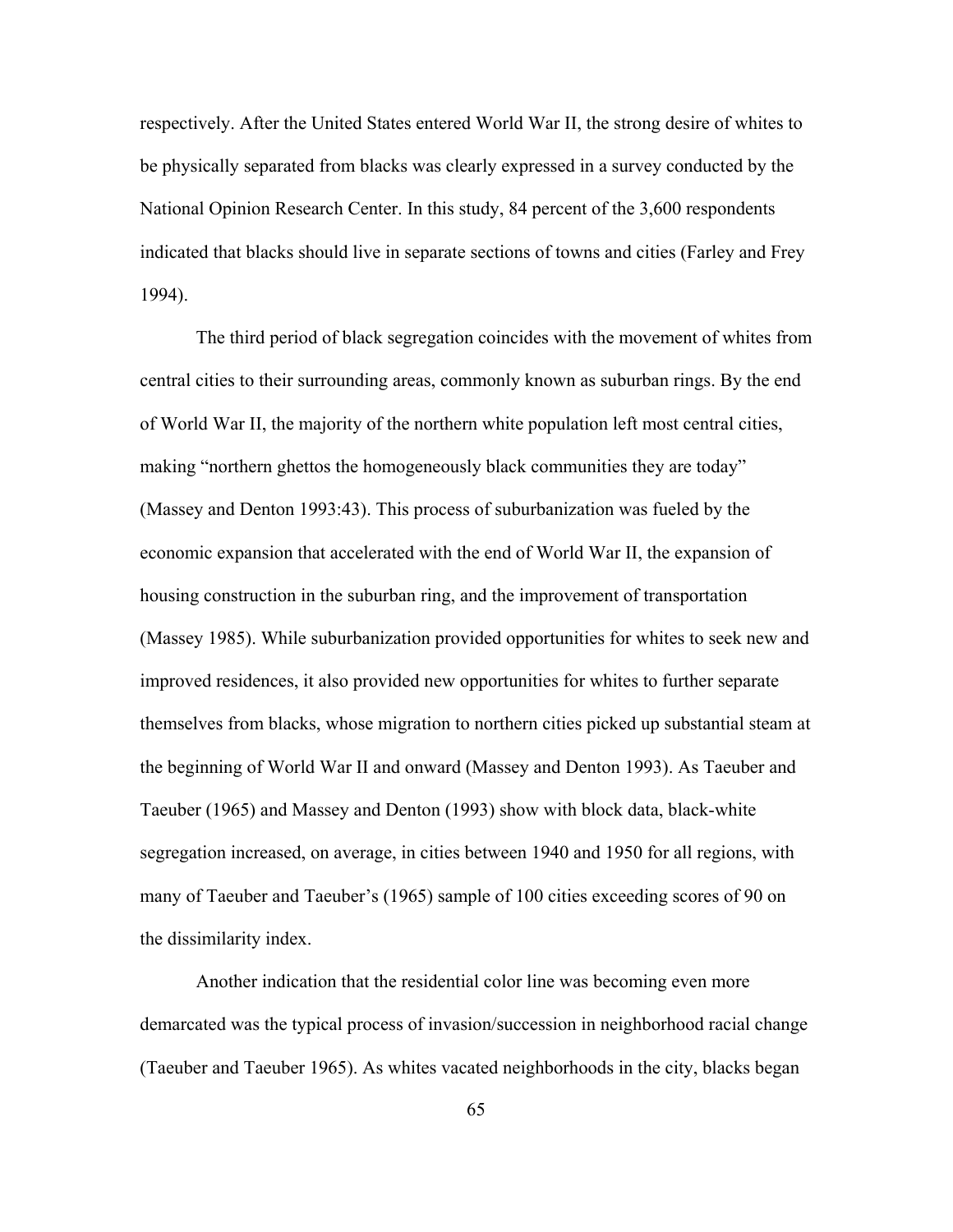respectively. After the United States entered World War II, the strong desire of whites to be physically separated from blacks was clearly expressed in a survey conducted by the National Opinion Research Center. In this study, 84 percent of the 3,600 respondents indicated that blacks should live in separate sections of towns and cities (Farley and Frey 1994).

The third period of black segregation coincides with the movement of whites from central cities to their surrounding areas, commonly known as suburban rings. By the end of World War II, the majority of the northern white population left most central cities, making "northern ghettos the homogeneously black communities they are today" (Massey and Denton 1993:43). This process of suburbanization was fueled by the economic expansion that accelerated with the end of World War II, the expansion of housing construction in the suburban ring, and the improvement of transportation (Massey 1985). While suburbanization provided opportunities for whites to seek new and improved residences, it also provided new opportunities for whites to further separate themselves from blacks, whose migration to northern cities picked up substantial steam at the beginning of World War II and onward (Massey and Denton 1993). As Taeuber and Taeuber (1965) and Massey and Denton (1993) show with block data, black-white segregation increased, on average, in cities between 1940 and 1950 for all regions, with many of Taeuber and Taeuber's (1965) sample of 100 cities exceeding scores of 90 on the dissimilarity index.

Another indication that the residential color line was becoming even more demarcated was the typical process of invasion/succession in neighborhood racial change (Taeuber and Taeuber 1965). As whites vacated neighborhoods in the city, blacks began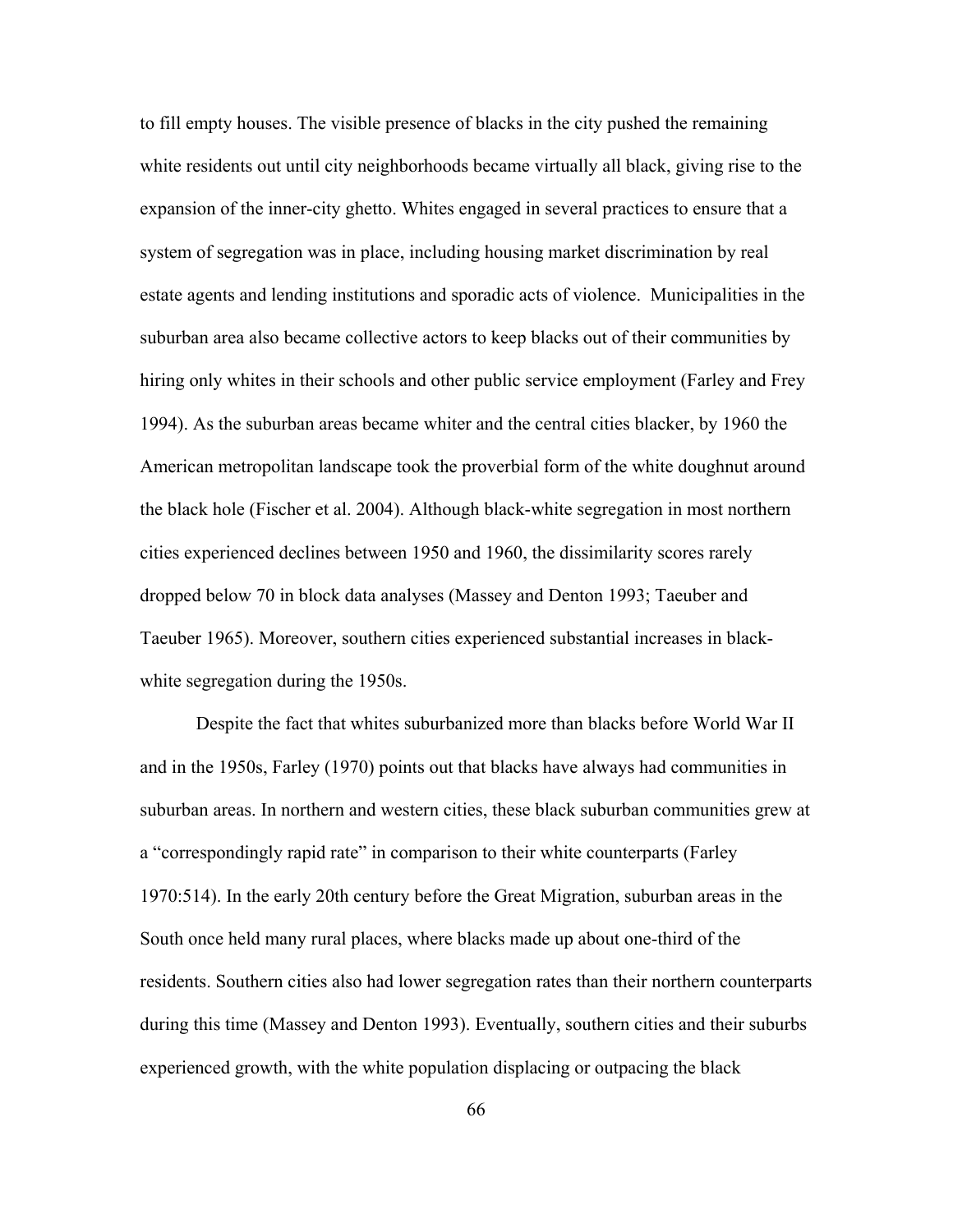to fill empty houses. The visible presence of blacks in the city pushed the remaining white residents out until city neighborhoods became virtually all black, giving rise to the expansion of the inner-city ghetto. Whites engaged in several practices to ensure that a system of segregation was in place, including housing market discrimination by real estate agents and lending institutions and sporadic acts of violence. Municipalities in the suburban area also became collective actors to keep blacks out of their communities by hiring only whites in their schools and other public service employment (Farley and Frey 1994). As the suburban areas became whiter and the central cities blacker, by 1960 the American metropolitan landscape took the proverbial form of the white doughnut around the black hole (Fischer et al. 2004). Although black-white segregation in most northern cities experienced declines between 1950 and 1960, the dissimilarity scores rarely dropped below 70 in block data analyses (Massey and Denton 1993; Taeuber and Taeuber 1965). Moreover, southern cities experienced substantial increases in black-white segregation during the 1950s.

Despite the fact that whites suburbanized more than blacks before World War II and in the 1950s, Farley (1970) points out that blacks have always had communities in suburban areas. In northern and western cities, these black suburban communities grew at a "correspondingly rapid rate" in comparison to their white counterparts (Farley 1970:514). In the early 20th century before the Great Migration, suburban areas in the South once held many rural places, where blacks made up about one-third of the residents. Southern cities also had lower segregation rates than their northern counterparts during this time (Massey and Denton 1993). Eventually, southern cities and their suburbs experienced growth, with the white population displacing or outpacing the black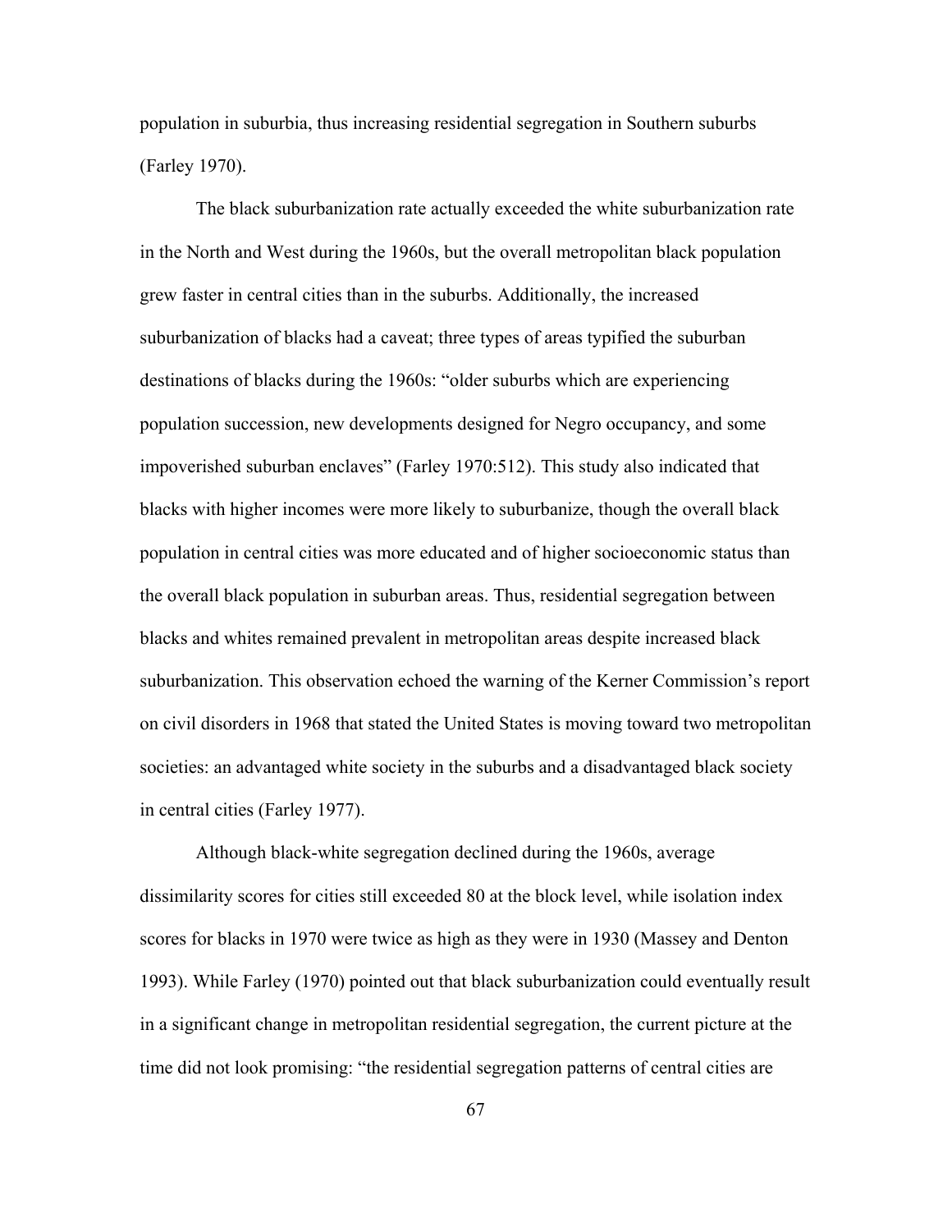population in suburbia, thus increasing residential segregation in Southern suburbs (Farley 1970).

The black suburbanization rate actually exceeded the white suburbanization rate in the North and West during the 1960s, but the overall metropolitan black population grew faster in central cities than in the suburbs. Additionally, the increased suburbanization of blacks had a caveat; three types of areas typified the suburban destinations of blacks during the 1960s: "older suburbs which are experiencing population succession, new developments designed for Negro occupancy, and some impoverished suburban enclaves" (Farley 1970:512). This study also indicated that blacks with higher incomes were more likely to suburbanize, though the overall black population in central cities was more educated and of higher socioeconomic status than the overall black population in suburban areas. Thus, residential segregation between blacks and whites remained prevalent in metropolitan areas despite increased black suburbanization. This observation echoed the warning of the Kerner Commission's report on civil disorders in 1968 that stated the United States is moving toward two metropolitan societies: an advantaged white society in the suburbs and a disadvantaged black society in central cities (Farley 1977).

Although black-white segregation declined during the 1960s, average dissimilarity scores for cities still exceeded 80 at the block level, while isolation index scores for blacks in 1970 were twice as high as they were in 1930 (Massey and Denton 1993). While Farley (1970) pointed out that black suburbanization could eventually result in a significant change in metropolitan residential segregation, the current picture at the time did not look promising: "the residential segregation patterns of central cities are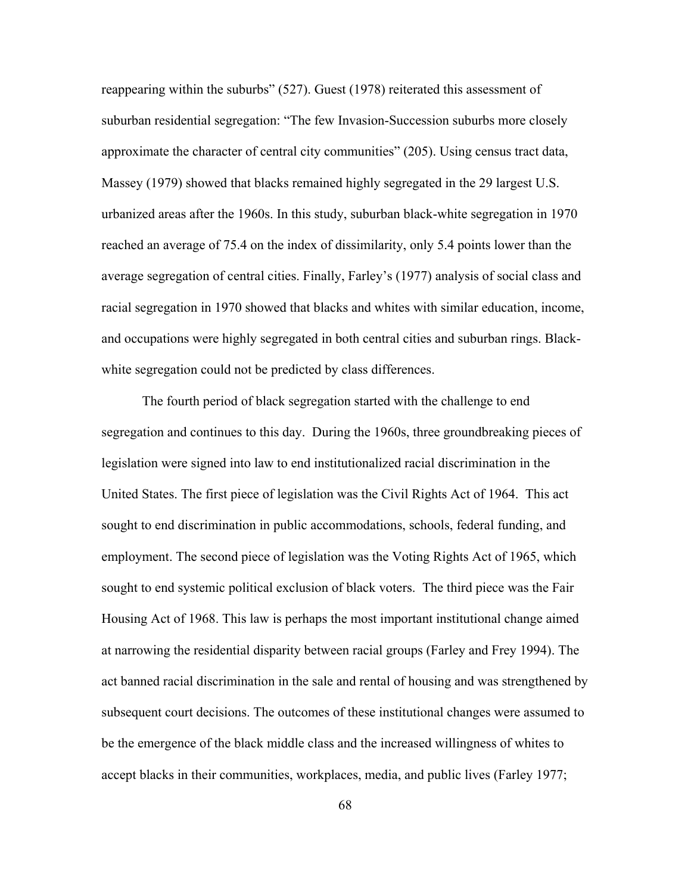reappearing within the suburbs" (527). Guest (1978) reiterated this assessment of suburban residential segregation: "The few Invasion-Succession suburbs more closely approximate the character of central city communities" (205). Using census tract data, Massey (1979) showed that blacks remained highly segregated in the 29 largest U.S. urbanized areas after the 1960s. In this study, suburban black-white segregation in 1970 reached an average of 75.4 on the index of dissimilarity, only 5.4 points lower than the average segregation of central cities. Finally, Farley's (1977) analysis of social class and racial segregation in 1970 showed that blacks and whites with similar education, income, and occupations were highly segregated in both central cities and suburban rings. Black-white segregation could not be predicted by class differences.

The fourth period of black segregation started with the challenge to end segregation and continues to this day. During the 1960s, three groundbreaking pieces of legislation were signed into law to end institutionalized racial discrimination in the United States. The first piece of legislation was the Civil Rights Act of 1964. This act sought to end discrimination in public accommodations, schools, federal funding, and employment. The second piece of legislation was the Voting Rights Act of 1965, which sought to end systemic political exclusion of black voters. The third piece was the Fair Housing Act of 1968. This law is perhaps the most important institutional change aimed at narrowing the residential disparity between racial groups (Farley and Frey 1994). The act banned racial discrimination in the sale and rental of housing and was strengthened by subsequent court decisions. The outcomes of these institutional changes were assumed to be the emergence of the black middle class and the increased willingness of whites to accept blacks in their communities, workplaces, media, and public lives (Farley 1977;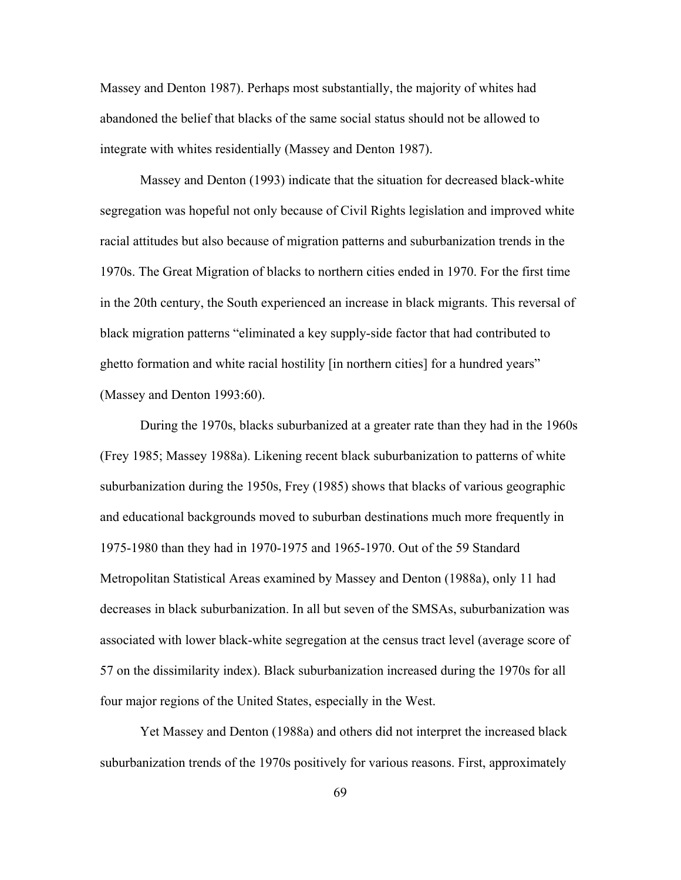Massey and Denton 1987). Perhaps most substantially, the majority of whites had abandoned the belief that blacks of the same social status should not be allowed to integrate with whites residentially (Massey and Denton 1987).

Massey and Denton (1993) indicate that the situation for decreased black-white segregation was hopeful not only because of Civil Rights legislation and improved white racial attitudes but also because of migration patterns and suburbanization trends in the 1970s. The Great Migration of blacks to northern cities ended in 1970. For the first time in the 20th century, the South experienced an increase in black migrants. This reversal of black migration patterns "eliminated a key supply-side factor that had contributed to ghetto formation and white racial hostility [in northern cities] for a hundred years" (Massey and Denton 1993:60).

During the 1970s, blacks suburbanized at a greater rate than they had in the 1960s (Frey 1985; Massey 1988a). Likening recent black suburbanization to patterns of white suburbanization during the 1950s, Frey (1985) shows that blacks of various geographic and educational backgrounds moved to suburban destinations much more frequently in 1975-1980 than they had in 1970-1975 and 1965-1970. Out of the 59 Standard Metropolitan Statistical Areas examined by Massey and Denton (1988a), only 11 had decreases in black suburbanization. In all but seven of the SMSAs, suburbanization was associated with lower black-white segregation at the census tract level (average score of 57 on the dissimilarity index). Black suburbanization increased during the 1970s for all four major regions of the United States, especially in the West.

Yet Massey and Denton (1988a) and others did not interpret the increased black suburbanization trends of the 1970s positively for various reasons. First, approximately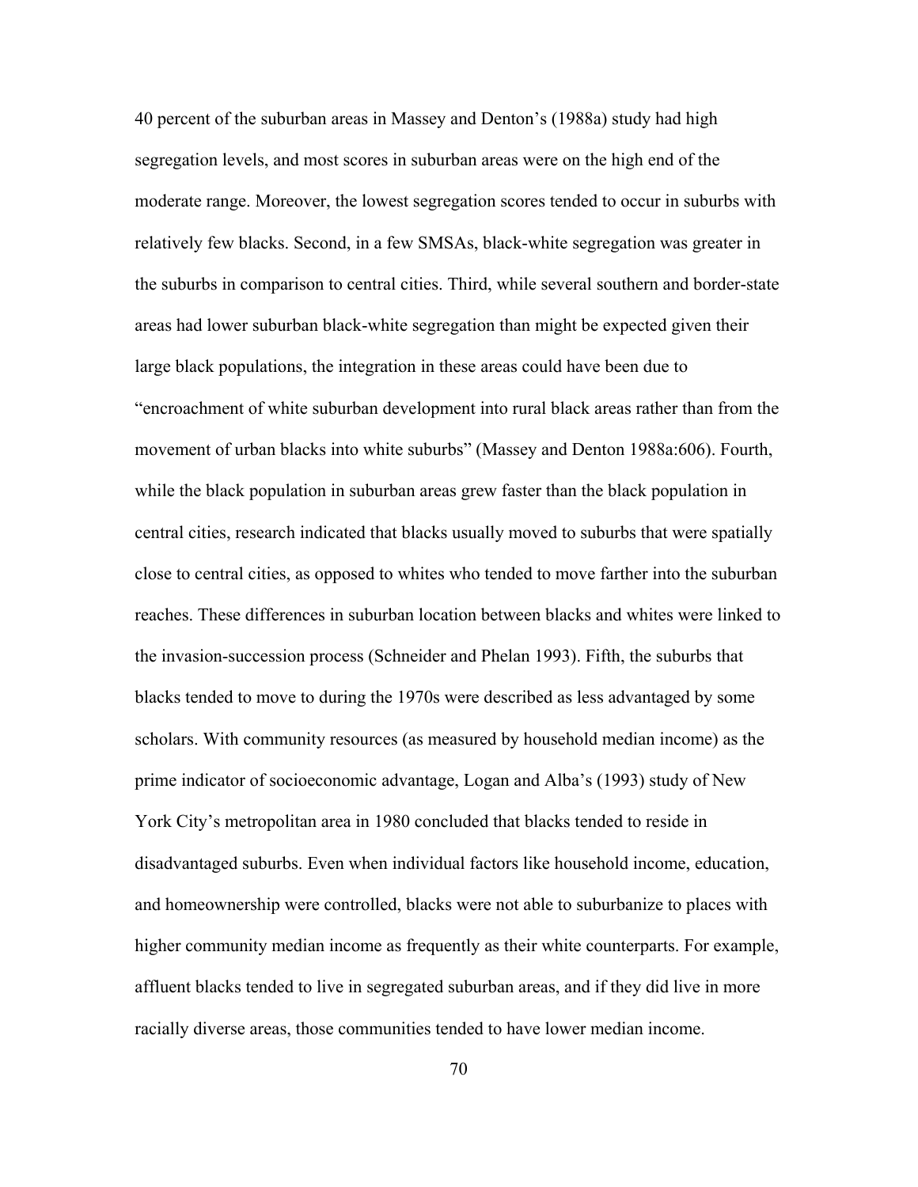40 percent of the suburban areas in Massey and Denton's (1988a) study had high segregation levels, and most scores in suburban areas were on the high end of the moderate range. Moreover, the lowest segregation scores tended to occur in suburbs with relatively few blacks. Second, in a few SMSAs, black-white segregation was greater in the suburbs in comparison to central cities. Third, while several southern and border-state areas had lower suburban black-white segregation than might be expected given their large black populations, the integration in these areas could have been due to "encroachment of white suburban development into rural black areas rather than from the movement of urban blacks into white suburbs" (Massey and Denton 1988a:606). Fourth, while the black population in suburban areas grew faster than the black population in central cities, research indicated that blacks usually moved to suburbs that were spatially close to central cities, as opposed to whites who tended to move farther into the suburban reaches. These differences in suburban location between blacks and whites were linked to the invasion-succession process (Schneider and Phelan 1993). Fifth, the suburbs that blacks tended to move to during the 1970s were described as less advantaged by some scholars. With community resources (as measured by household median income) as the prime indicator of socioeconomic advantage, Logan and Alba's (1993) study of New York City's metropolitan area in 1980 concluded that blacks tended to reside in disadvantaged suburbs. Even when individual factors like household income, education, and homeownership were controlled, blacks were not able to suburbanize to places with higher community median income as frequently as their white counterparts. For example, affluent blacks tended to live in segregated suburban areas, and if they did live in more racially diverse areas, those communities tended to have lower median income.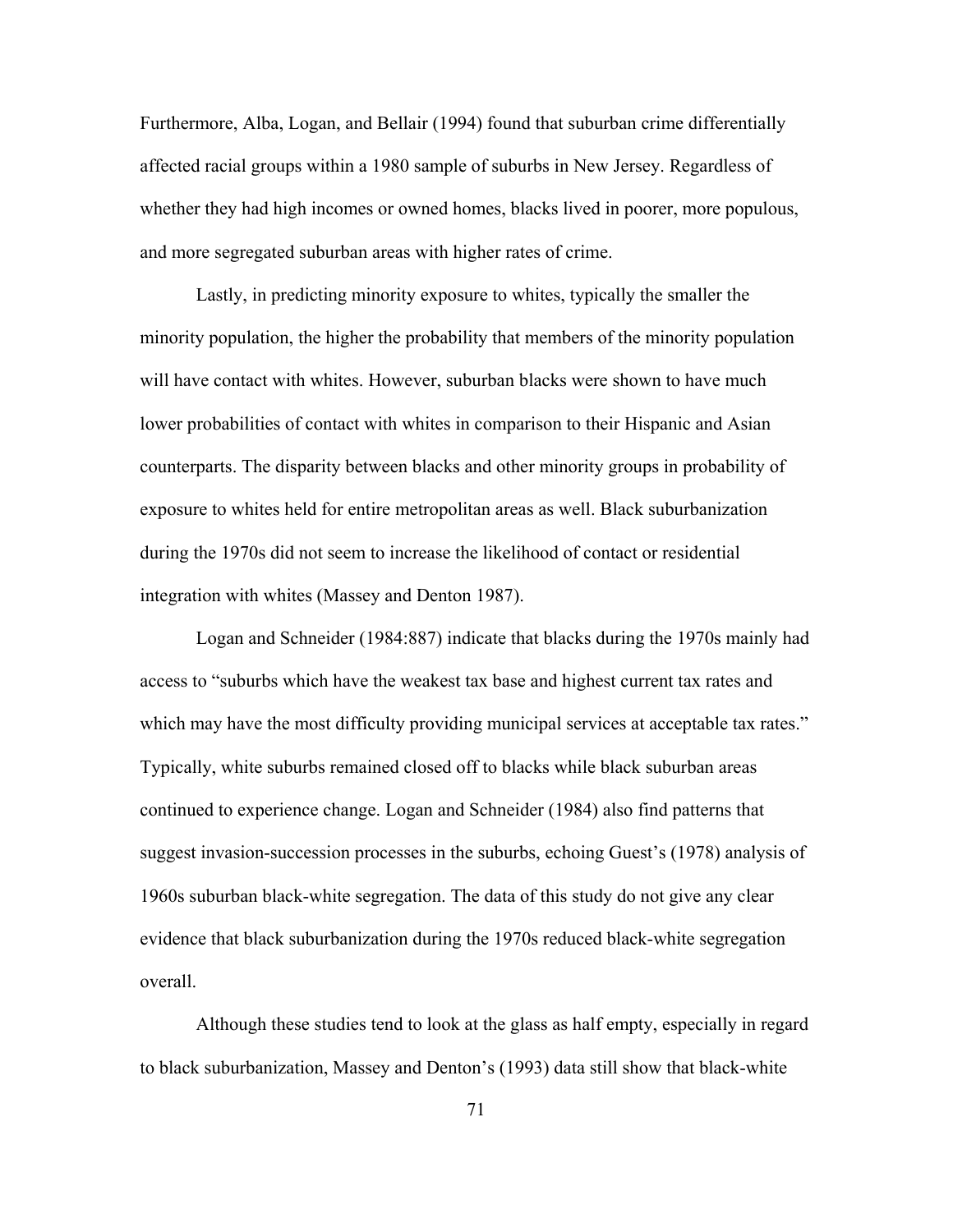Furthermore, Alba, Logan, and Bellair (1994) found that suburban crime differentially affected racial groups within a 1980 sample of suburbs in New Jersey. Regardless of whether they had high incomes or owned homes, blacks lived in poorer, more populous, and more segregated suburban areas with higher rates of crime.

Lastly, in predicting minority exposure to whites, typically the smaller the minority population, the higher the probability that members of the minority population will have contact with whites. However, suburban blacks were shown to have much lower probabilities of contact with whites in comparison to their Hispanic and Asian counterparts. The disparity between blacks and other minority groups in probability of exposure to whites held for entire metropolitan areas as well. Black suburbanization during the 1970s did not seem to increase the likelihood of contact or residential integration with whites (Massey and Denton 1987).

Logan and Schneider (1984:887) indicate that blacks during the 1970s mainly had access to "suburbs which have the weakest tax base and highest current tax rates and which may have the most difficulty providing municipal services at acceptable tax rates." Typically, white suburbs remained closed off to blacks while black suburban areas continued to experience change. Logan and Schneider (1984) also find patterns that suggest invasion-succession processes in the suburbs, echoing Guest's (1978) analysis of 1960s suburban black-white segregation. The data of this study do not give any clear evidence that black suburbanization during the 1970s reduced black-white segregation overall.

Although these studies tend to look at the glass as half empty, especially in regard to black suburbanization, Massey and Denton's (1993) data still show that black-white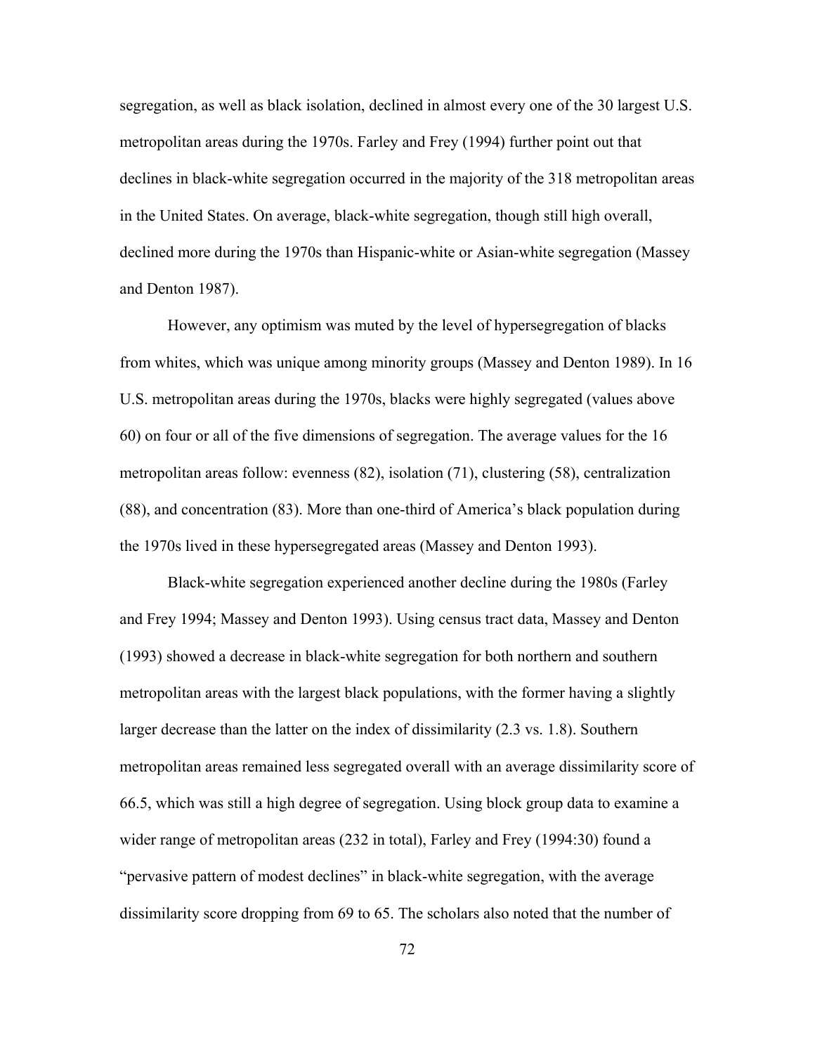segregation, as well as black isolation, declined in almost every one of the 30 largest U.S. metropolitan areas during the 1970s. Farley and Frey (1994) further point out that declines in black-white segregation occurred in the majority of the 318 metropolitan areas in the United States. On average, black-white segregation, though still high overall, declined more during the 1970s than Hispanic-white or Asian-white segregation (Massey and Denton 1987).

However, any optimism was muted by the level of hypersegregation of blacks from whites, which was unique among minority groups (Massey and Denton 1989). In 16 U.S. metropolitan areas during the 1970s, blacks were highly segregated (values above 60) on four or all of the five dimensions of segregation. The average values for the 16 metropolitan areas follow: evenness (82), isolation (71), clustering (58), centralization (88), and concentration (83). More than one-third of America's black population during the 1970s lived in these hypersegregated areas (Massey and Denton 1993).

Black-white segregation experienced another decline during the 1980s (Farley and Frey 1994; Massey and Denton 1993). Using census tract data, Massey and Denton (1993) showed a decrease in black-white segregation for both northern and southern metropolitan areas with the largest black populations, with the former having a slightly larger decrease than the latter on the index of dissimilarity (2.3 vs. 1.8). Southern metropolitan areas remained less segregated overall with an average dissimilarity score of 66.5, which was still a high degree of segregation. Using block group data to examine a wider range of metropolitan areas (232 in total), Farley and Frey (1994:30) found a "pervasive pattern of modest declines" in black-white segregation, with the average dissimilarity score dropping from 69 to 65. The scholars also noted that the number of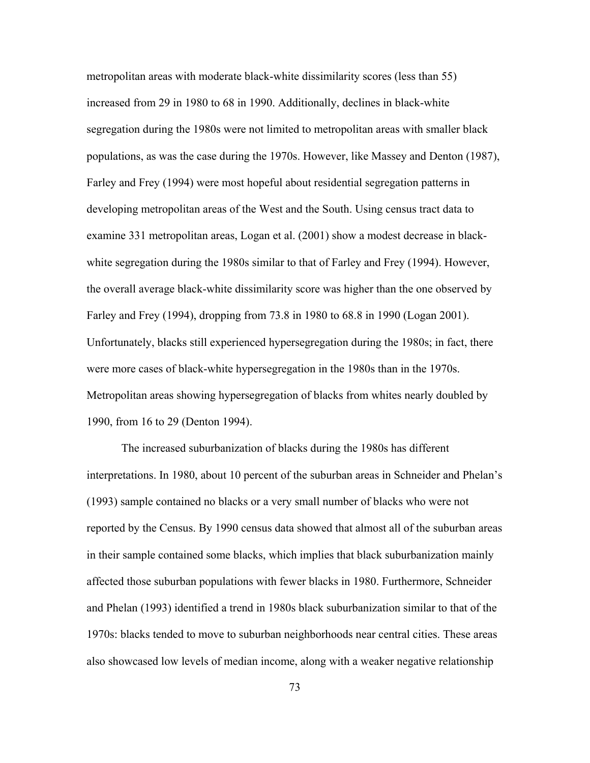metropolitan areas with moderate black-white dissimilarity scores (less than 55) increased from 29 in 1980 to 68 in 1990. Additionally, declines in black-white segregation during the 1980s were not limited to metropolitan areas with smaller black populations, as was the case during the 1970s. However, like Massey and Denton (1987), Farley and Frey (1994) were most hopeful about residential segregation patterns in developing metropolitan areas of the West and the South. Using census tract data to examine 331 metropolitan areas, Logan et al. (2001) show a modest decrease in black-white segregation during the 1980s similar to that of Farley and Frey (1994). However, the overall average black-white dissimilarity score was higher than the one observed by Farley and Frey (1994), dropping from 73.8 in 1980 to 68.8 in 1990 (Logan 2001). Unfortunately, blacks still experienced hypersegregation during the 1980s; in fact, there were more cases of black-white hypersegregation in the 1980s than in the 1970s. Metropolitan areas showing hypersegregation of blacks from whites nearly doubled by 1990, from 16 to 29 (Denton 1994).

The increased suburbanization of blacks during the 1980s has different interpretations. In 1980, about 10 percent of the suburban areas in Schneider and Phelan's (1993) sample contained no blacks or a very small number of blacks who were not reported by the Census. By 1990 census data showed that almost all of the suburban areas in their sample contained some blacks, which implies that black suburbanization mainly affected those suburban populations with fewer blacks in 1980. Furthermore, Schneider and Phelan (1993) identified a trend in 1980s black suburbanization similar to that of the 1970s: blacks tended to move to suburban neighborhoods near central cities. These areas also showcased low levels of median income, along with a weaker negative relationship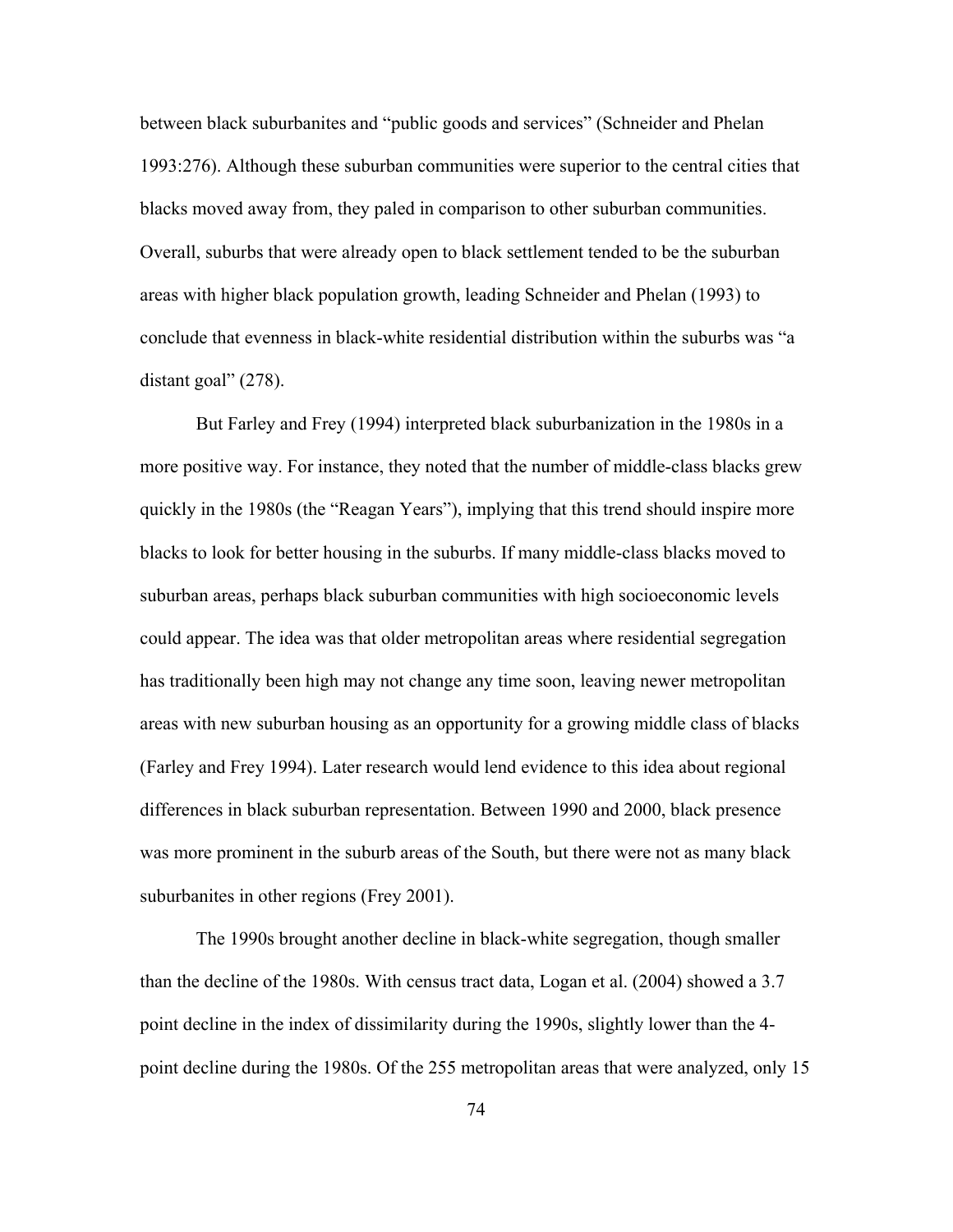between black suburbanites and "public goods and services" (Schneider and Phelan 1993:276). Although these suburban communities were superior to the central cities that blacks moved away from, they paled in comparison to other suburban communities. Overall, suburbs that were already open to black settlement tended to be the suburban areas with higher black population growth, leading Schneider and Phelan (1993) to conclude that evenness in black-white residential distribution within the suburbs was "a distant goal" (278).

But Farley and Frey (1994) interpreted black suburbanization in the 1980s in a more positive way. For instance, they noted that the number of middle-class blacks grew quickly in the 1980s (the "Reagan Years"), implying that this trend should inspire more blacks to look for better housing in the suburbs. If many middle-class blacks moved to suburban areas, perhaps black suburban communities with high socioeconomic levels could appear. The idea was that older metropolitan areas where residential segregation has traditionally been high may not change any time soon, leaving newer metropolitan areas with new suburban housing as an opportunity for a growing middle class of blacks (Farley and Frey 1994). Later research would lend evidence to this idea about regional differences in black suburban representation. Between 1990 and 2000, black presence was more prominent in the suburb areas of the South, but there were not as many black suburbanites in other regions (Frey 2001).

The 1990s brought another decline in black-white segregation, though smaller than the decline of the 1980s. With census tract data, Logan et al. (2004) showed a 3.7 point decline in the index of dissimilarity during the 1990s, slightly lower than the 4-point decline during the 1980s. Of the 255 metropolitan areas that were analyzed, only 15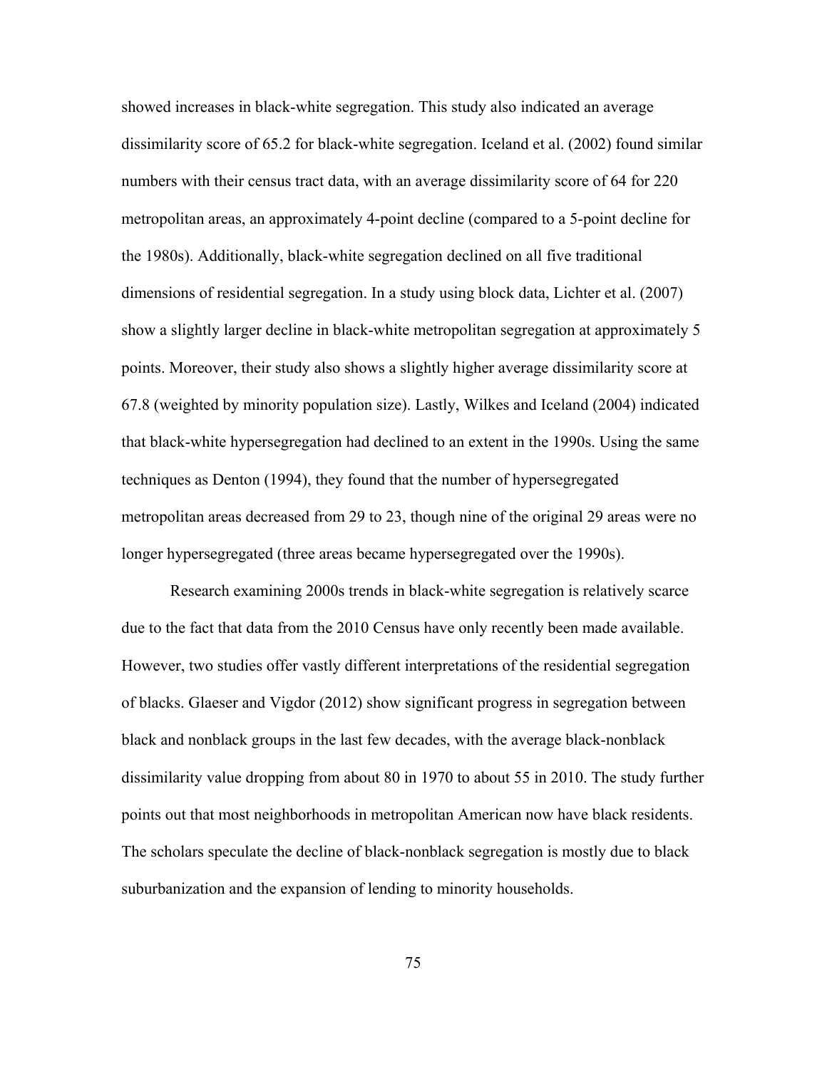showed increases in black-white segregation. This study also indicated an average dissimilarity score of 65.2 for black-white segregation. Iceland et al. (2002) found similar numbers with their census tract data, with an average dissimilarity score of 64 for 220 metropolitan areas, an approximately 4-point decline (compared to a 5-point decline for the 1980s). Additionally, black-white segregation declined on all five traditional dimensions of residential segregation. In a study using block data, Lichter et al. (2007) show a slightly larger decline in black-white metropolitan segregation at approximately 5 points. Moreover, their study also shows a slightly higher average dissimilarity score at 67.8 (weighted by minority population size). Lastly, Wilkes and Iceland (2004) indicated that black-white hypersegregation had declined to an extent in the 1990s. Using the same techniques as Denton (1994), they found that the number of hypersegregated metropolitan areas decreased from 29 to 23, though nine of the original 29 areas were no longer hypersegregated (three areas became hypersegregated over the 1990s).

Research examining 2000s trends in black-white segregation is relatively scarce due to the fact that data from the 2010 Census have only recently been made available. However, two studies offer vastly different interpretations of the residential segregation of blacks. Glaeser and Vigdor (2012) show significant progress in segregation between black and nonblack groups in the last few decades, with the average black-nonblack dissimilarity value dropping from about 80 in 1970 to about 55 in 2010. The study further points out that most neighborhoods in metropolitan American now have black residents. The scholars speculate the decline of black-nonblack segregation is mostly due to black suburbanization and the expansion of lending to minority households.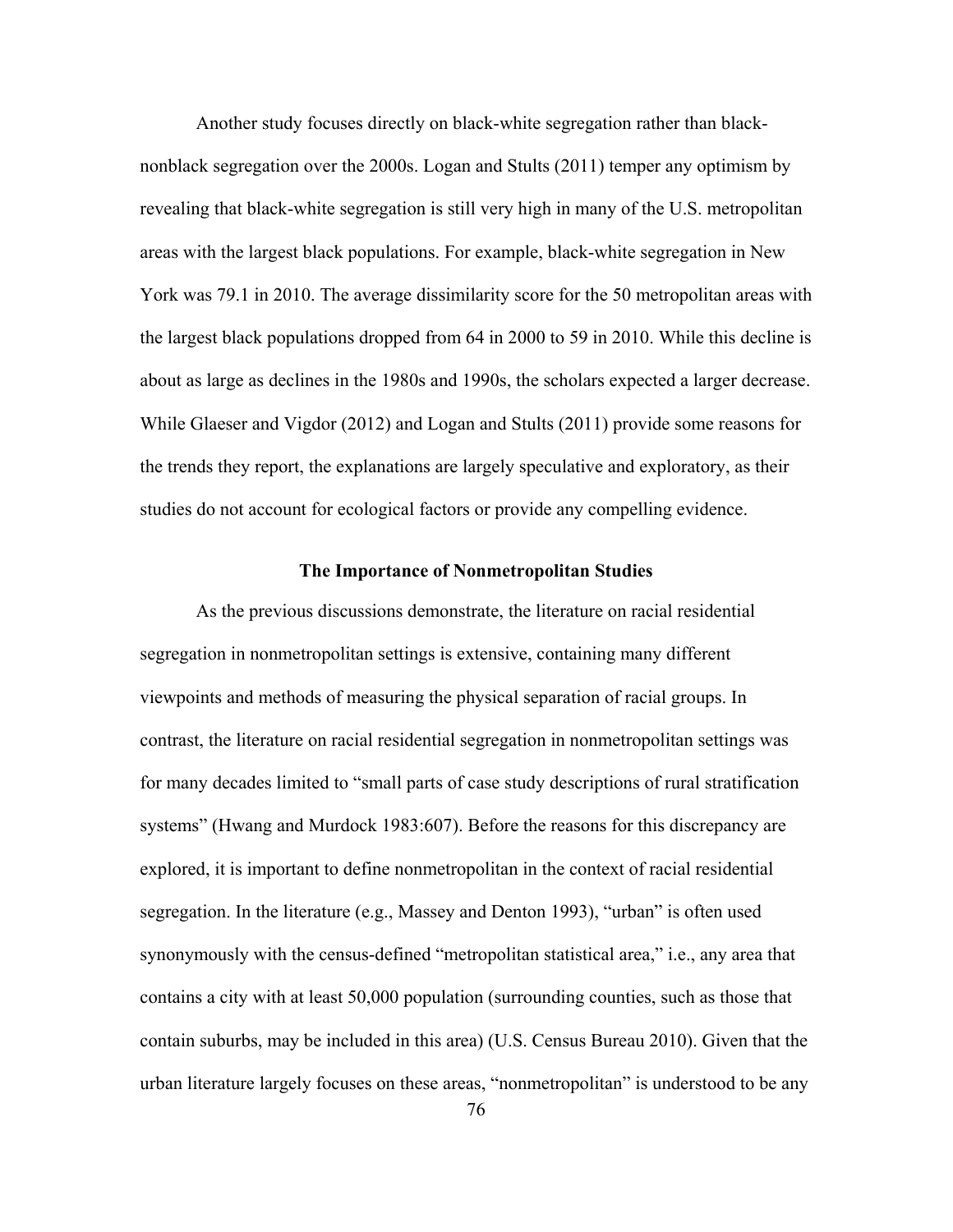Another study focuses directly on black-white segregation rather than black-nonblack segregation over the 2000s. Logan and Stults (2011) temper any optimism by revealing that black-white segregation is still very high in many of the U.S. metropolitan areas with the largest black populations. For example, black-white segregation in New York was 79.1 in 2010. The average dissimilarity score for the 50 metropolitan areas with the largest black populations dropped from 64 in 2000 to 59 in 2010. While this decline is about as large as declines in the 1980s and 1990s, the scholars expected a larger decrease. While Glaeser and Vigdor (2012) and Logan and Stults (2011) provide some reasons for the trends they report, the explanations are largely speculative and exploratory, as their studies do not account for ecological factors or provide any compelling evidence.

## The Importance of Nonmetropolitan Studies

As the previous discussions demonstrate, the literature on racial residential segregation in nonmetropolitan settings is extensive, containing many different viewpoints and methods of measuring the physical separation of racial groups. In contrast, the literature on racial residential segregation in nonmetropolitan settings was for many decades limited to "small parts of case study descriptions of rural stratification systems" (Hwang and Murdock 1983:607). Before the reasons for this discrepancy are explored, it is important to define nonmetropolitan in the context of racial residential segregation. In the literature (e.g., Massey and Denton 1993), "urban" is often used synonymously with the census-defined "metropolitan statistical area," i.e., any area that contains a city with at least 50,000 population (surrounding counties, such as those that contain suburbs, may be included in this area) (U.S. Census Bureau 2010). Given that the urban literature largely focuses on these areas, "nonmetropolitan" is understood to be any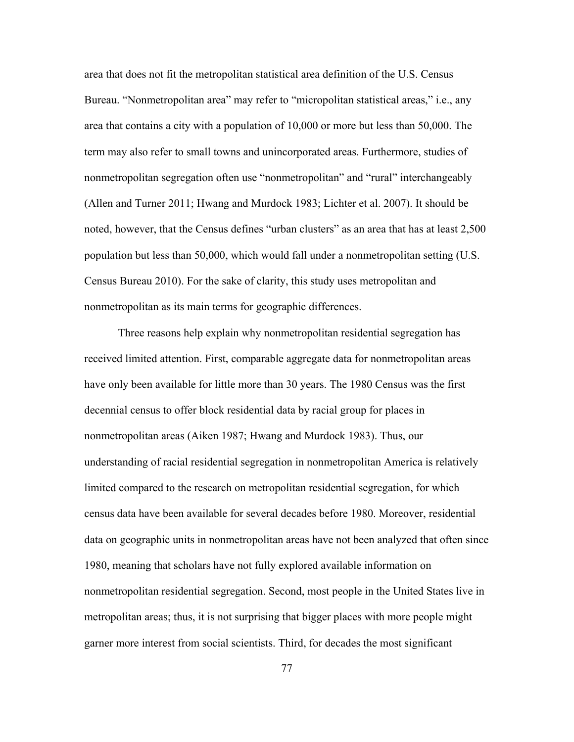area that does not fit the metropolitan statistical area definition of the U.S. Census Bureau. "Nonmetropolitan area" may refer to "micropolitan statistical areas," i.e., any area that contains a city with a population of 10,000 or more but less than 50,000. The term may also refer to small towns and unincorporated areas. Furthermore, studies of nonmetropolitan segregation often use "nonmetropolitan" and "rural" interchangeably (Allen and Turner 2011; Hwang and Murdock 1983; Lichter et al. 2007). It should be noted, however, that the Census defines "urban clusters" as an area that has at least 2,500 population but less than 50,000, which would fall under a nonmetropolitan setting (U.S. Census Bureau 2010). For the sake of clarity, this study uses metropolitan and nonmetropolitan as its main terms for geographic differences.

Three reasons help explain why nonmetropolitan residential segregation has received limited attention. First, comparable aggregate data for nonmetropolitan areas have only been available for little more than 30 years. The 1980 Census was the first decennial census to offer block residential data by racial group for places in nonmetropolitan areas (Aiken 1987; Hwang and Murdock 1983). Thus, our understanding of racial residential segregation in nonmetropolitan America is relatively limited compared to the research on metropolitan residential segregation, for which census data have been available for several decades before 1980. Moreover, residential data on geographic units in nonmetropolitan areas have not been analyzed that often since 1980, meaning that scholars have not fully explored available information on nonmetropolitan residential segregation. Second, most people in the United States live in metropolitan areas; thus, it is not surprising that bigger places with more people might garner more interest from social scientists. Third, for decades the most significant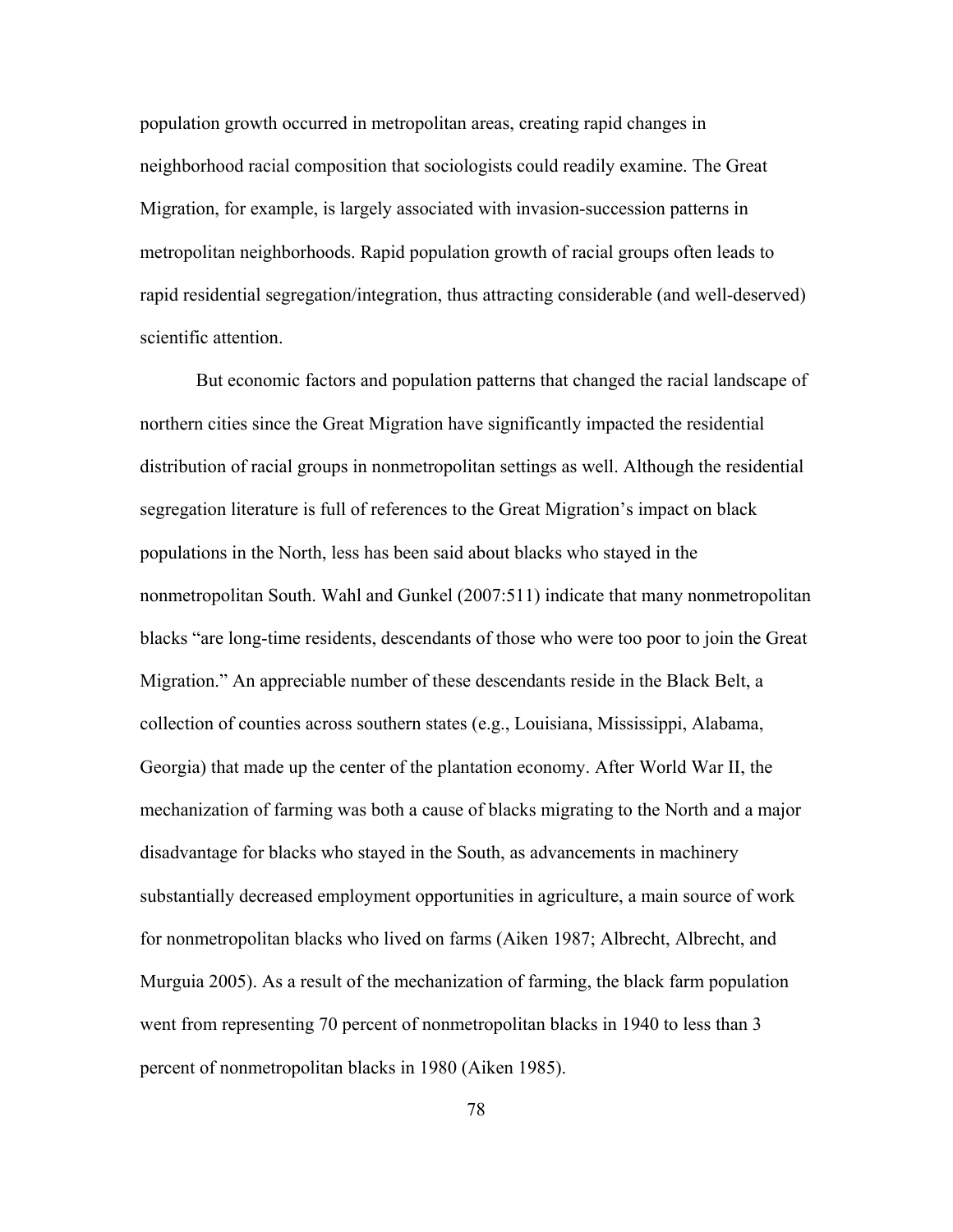population growth occurred in metropolitan areas, creating rapid changes in neighborhood racial composition that sociologists could readily examine. The Great Migration, for example, is largely associated with invasion-succession patterns in metropolitan neighborhoods. Rapid population growth of racial groups often leads to rapid residential segregation/integration, thus attracting considerable (and well-deserved) scientific attention.

But economic factors and population patterns that changed the racial landscape of northern cities since the Great Migration have significantly impacted the residential distribution of racial groups in nonmetropolitan settings as well. Although the residential segregation literature is full of references to the Great Migration's impact on black populations in the North, less has been said about blacks who stayed in the nonmetropolitan South. Wahl and Gunkel (2007:511) indicate that many nonmetropolitan blacks "are long-time residents, descendants of those who were too poor to join the Great Migration." An appreciable number of these descendants reside in the Black Belt, a collection of counties across southern states (e.g., Louisiana, Mississippi, Alabama, Georgia) that made up the center of the plantation economy. After World War II, the mechanization of farming was both a cause of blacks migrating to the North and a major disadvantage for blacks who stayed in the South, as advancements in machinery substantially decreased employment opportunities in agriculture, a main source of work for nonmetropolitan blacks who lived on farms (Aiken 1987; Albrecht, Albrecht, and Murguia 2005). As a result of the mechanization of farming, the black farm population went from representing 70 percent of nonmetropolitan blacks in 1940 to less than 3 percent of nonmetropolitan blacks in 1980 (Aiken 1985).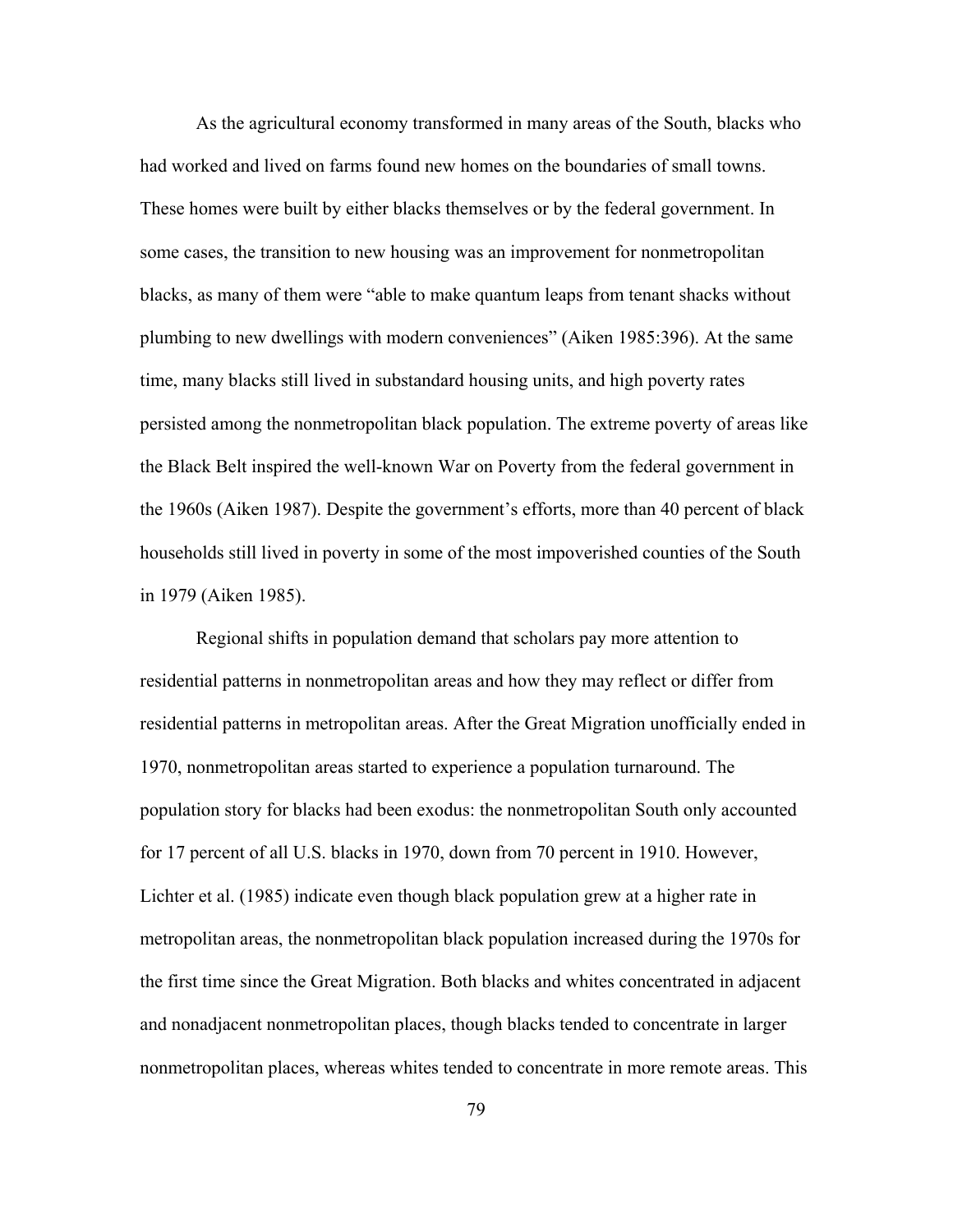As the agricultural economy transformed in many areas of the South, blacks who had worked and lived on farms found new homes on the boundaries of small towns. These homes were built by either blacks themselves or by the federal government. In some cases, the transition to new housing was an improvement for nonmetropolitan blacks, as many of them were "able to make quantum leaps from tenant shacks without plumbing to new dwellings with modern conveniences" (Aiken 1985:396). At the same time, many blacks still lived in substandard housing units, and high poverty rates persisted among the nonmetropolitan black population. The extreme poverty of areas like the Black Belt inspired the well-known War on Poverty from the federal government in the 1960s (Aiken 1987). Despite the government's efforts, more than 40 percent of black households still lived in poverty in some of the most impoverished counties of the South in 1979 (Aiken 1985).

Regional shifts in population demand that scholars pay more attention to residential patterns in nonmetropolitan areas and how they may reflect or differ from residential patterns in metropolitan areas. After the Great Migration unofficially ended in 1970, nonmetropolitan areas started to experience a population turnaround. The population story for blacks had been exodus: the nonmetropolitan South only accounted for 17 percent of all U.S. blacks in 1970, down from 70 percent in 1910. However, Lichter et al. (1985) indicate even though black population grew at a higher rate in metropolitan areas, the nonmetropolitan black population increased during the 1970s for the first time since the Great Migration. Both blacks and whites concentrated in adjacent and nonadjacent nonmetropolitan places, though blacks tended to concentrate in larger nonmetropolitan places, whereas whites tended to concentrate in more remote areas. This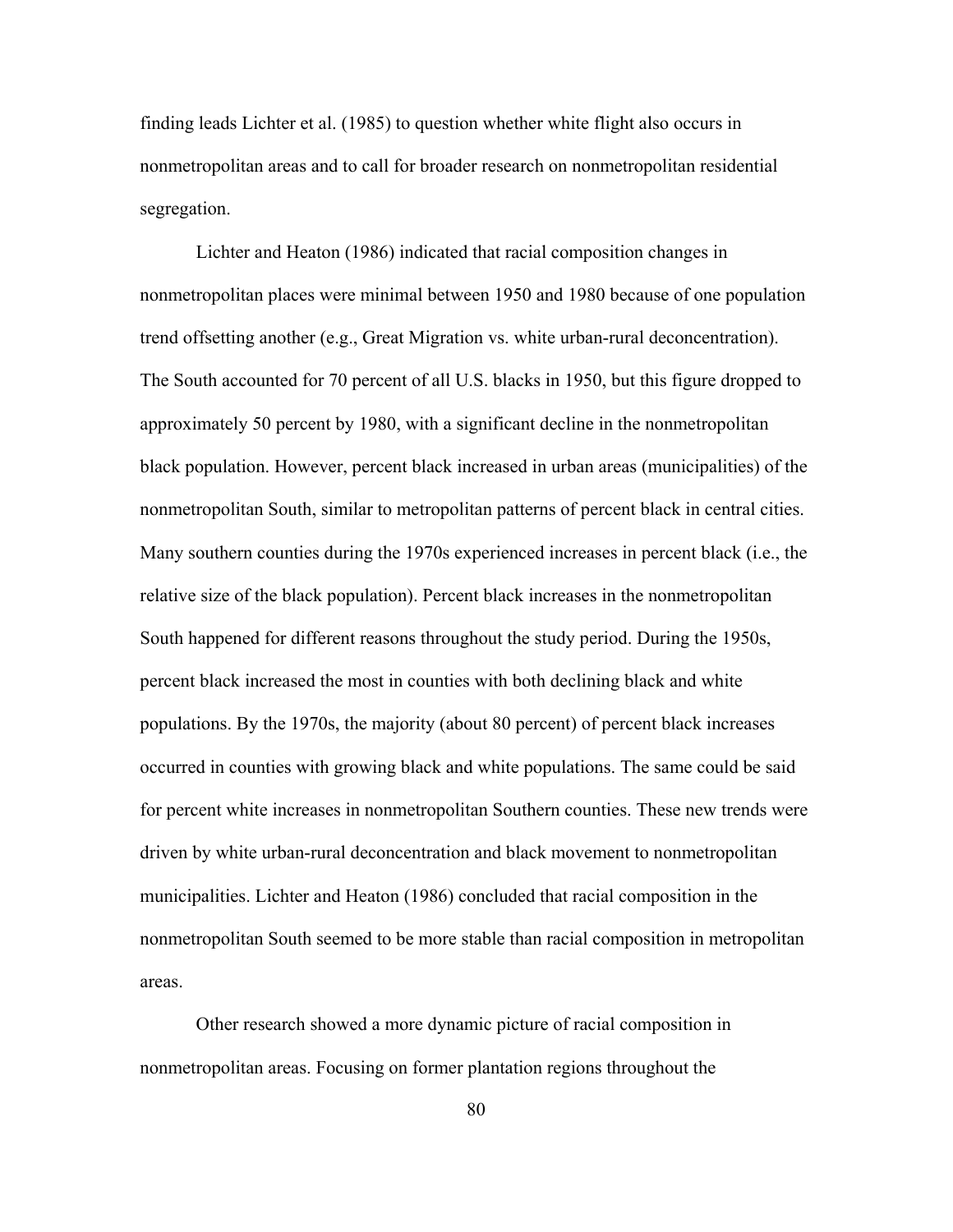finding leads Lichter et al. (1985) to question whether white flight also occurs in nonmetropolitan areas and to call for broader research on nonmetropolitan residential segregation.

Lichter and Heaton (1986) indicated that racial composition changes in nonmetropolitan places were minimal between 1950 and 1980 because of one population trend offsetting another (e.g., Great Migration vs. white urban-rural deconcentration). The South accounted for 70 percent of all U.S. blacks in 1950, but this figure dropped to approximately 50 percent by 1980, with a significant decline in the nonmetropolitan black population. However, percent black increased in urban areas (municipalities) of the nonmetropolitan South, similar to metropolitan patterns of percent black in central cities. Many southern counties during the 1970s experienced increases in percent black (i.e., the relative size of the black population). Percent black increases in the nonmetropolitan South happened for different reasons throughout the study period. During the 1950s, percent black increased the most in counties with both declining black and white populations. By the 1970s, the majority (about 80 percent) of percent black increases occurred in counties with growing black and white populations. The same could be said for percent white increases in nonmetropolitan Southern counties. These new trends were driven by white urban-rural deconcentration and black movement to nonmetropolitan municipalities. Lichter and Heaton (1986) concluded that racial composition in the nonmetropolitan South seemed to be more stable than racial composition in metropolitan areas.

Other research showed a more dynamic picture of racial composition in nonmetropolitan areas. Focusing on former plantation regions throughout the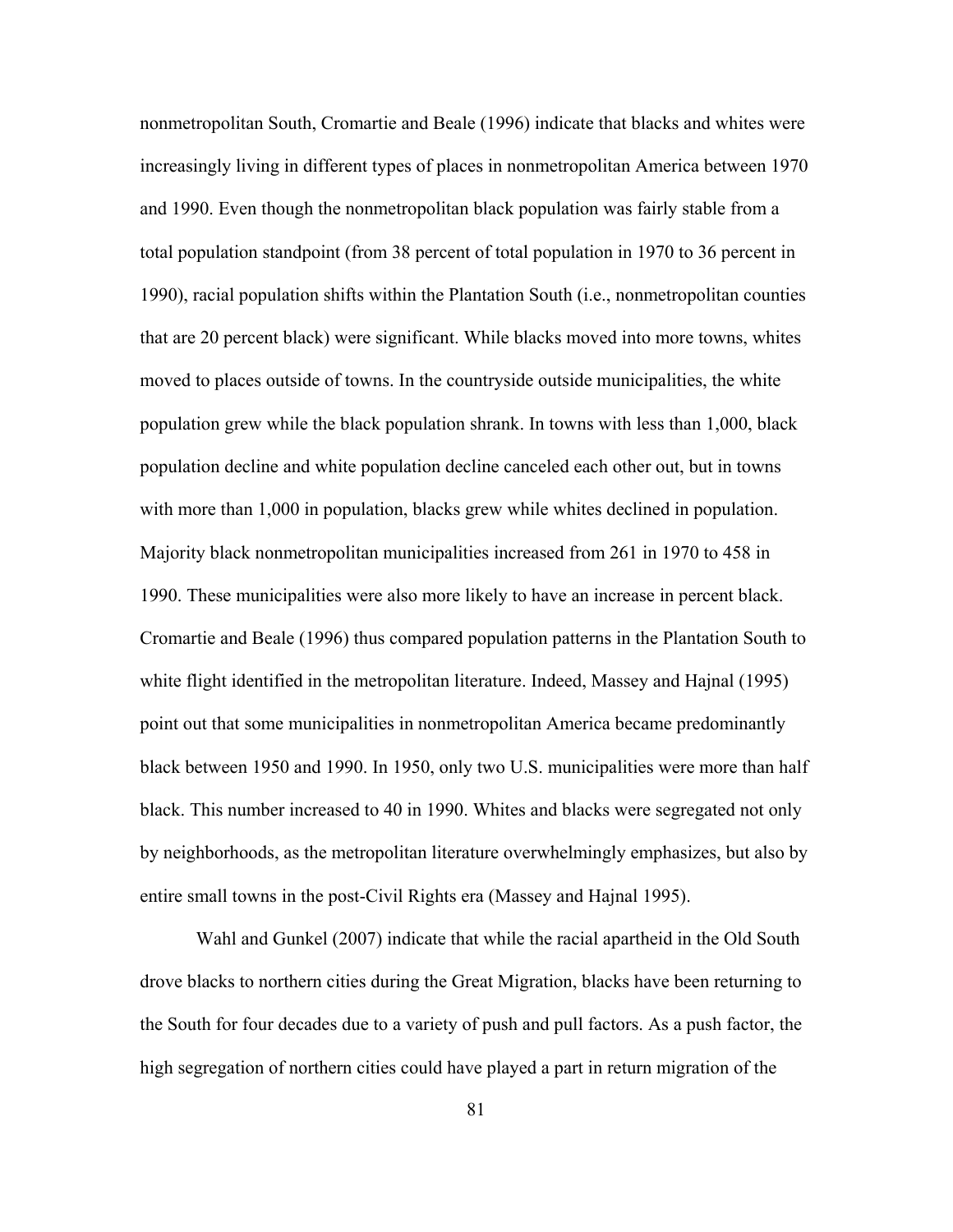nonmetropolitan South, Cromartie and Beale (1996) indicate that blacks and whites were increasingly living in different types of places in nonmetropolitan America between 1970 and 1990. Even though the nonmetropolitan black population was fairly stable from a total population standpoint (from 38 percent of total population in 1970 to 36 percent in 1990), racial population shifts within the Plantation South (i.e., nonmetropolitan counties that are 20 percent black) were significant. While blacks moved into more towns, whites moved to places outside of towns. In the countryside outside municipalities, the white population grew while the black population shrank. In towns with less than 1,000, black population decline and white population decline canceled each other out, but in towns with more than 1,000 in population, blacks grew while whites declined in population. Majority black nonmetropolitan municipalities increased from 261 in 1970 to 458 in 1990. These municipalities were also more likely to have an increase in percent black. Cromartie and Beale (1996) thus compared population patterns in the Plantation South to white flight identified in the metropolitan literature. Indeed, Massey and Hajnal (1995) point out that some municipalities in nonmetropolitan America became predominantly black between 1950 and 1990. In 1950, only two U.S. municipalities were more than half black. This number increased to 40 in 1990. Whites and blacks were segregated not only by neighborhoods, as the metropolitan literature overwhelmingly emphasizes, but also by entire small towns in the post-Civil Rights era (Massey and Hajnal 1995).

Wahl and Gunkel (2007) indicate that while the racial apartheid in the Old South drove blacks to northern cities during the Great Migration, blacks have been returning to the South for four decades due to a variety of push and pull factors. As a push factor, the high segregation of northern cities could have played a part in return migration of the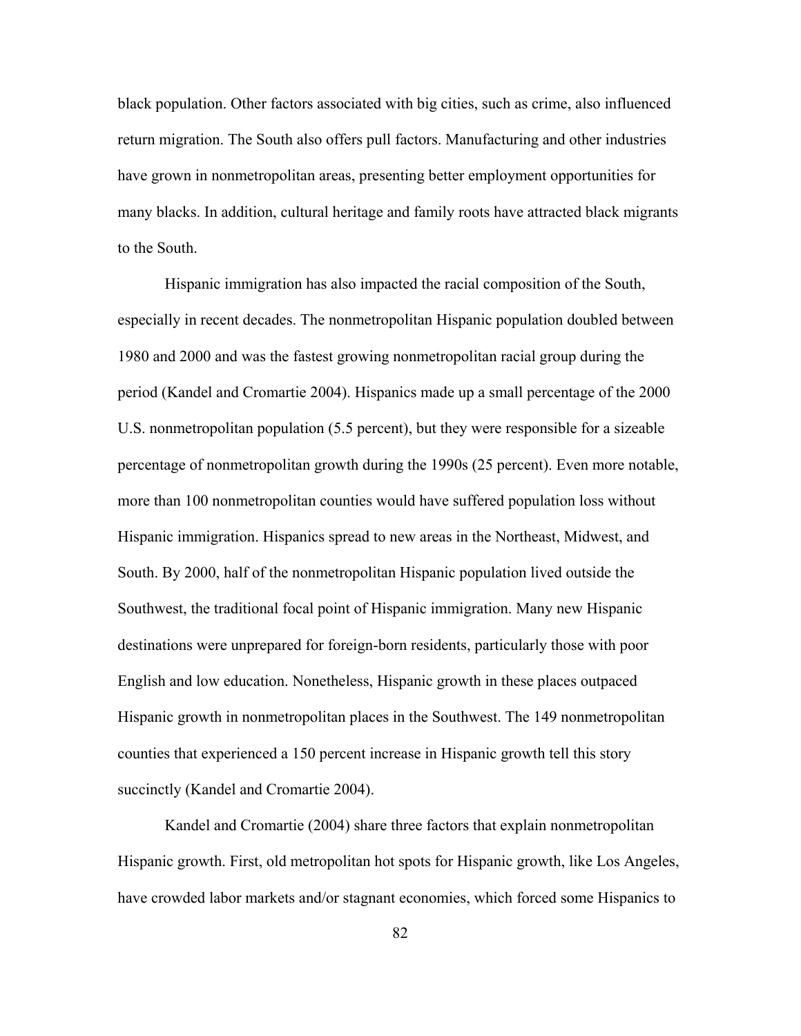black population. Other factors associated with big cities, such as crime, also influenced return migration. The South also offers pull factors. Manufacturing and other industries have grown in nonmetropolitan areas, presenting better employment opportunities for many blacks. In addition, cultural heritage and family roots have attracted black migrants to the South.

Hispanic immigration has also impacted the racial composition of the South, especially in recent decades. The nonmetropolitan Hispanic population doubled between 1980 and 2000 and was the fastest growing nonmetropolitan racial group during the period (Kandel and Cromartie 2004). Hispanics made up a small percentage of the 2000 U.S. nonmetropolitan population (5.5 percent), but they were responsible for a sizeable percentage of nonmetropolitan growth during the 1990s (25 percent). Even more notable, more than 100 nonmetropolitan counties would have suffered population loss without Hispanic immigration. Hispanics spread to new areas in the Northeast, Midwest, and South. By 2000, half of the nonmetropolitan Hispanic population lived outside the Southwest, the traditional focal point of Hispanic immigration. Many new Hispanic destinations were unprepared for foreign-born residents, particularly those with poor English and low education. Nonetheless, Hispanic growth in these places outpaced Hispanic growth in nonmetropolitan places in the Southwest. The 149 nonmetropolitan counties that experienced a 150 percent increase in Hispanic growth tell this story succinctly (Kandel and Cromartie 2004).

Kandel and Cromartie (2004) share three factors that explain nonmetropolitan Hispanic growth. First, old metropolitan hot spots for Hispanic growth, like Los Angeles, have crowded labor markets and/or stagnant economies, which forced some Hispanics to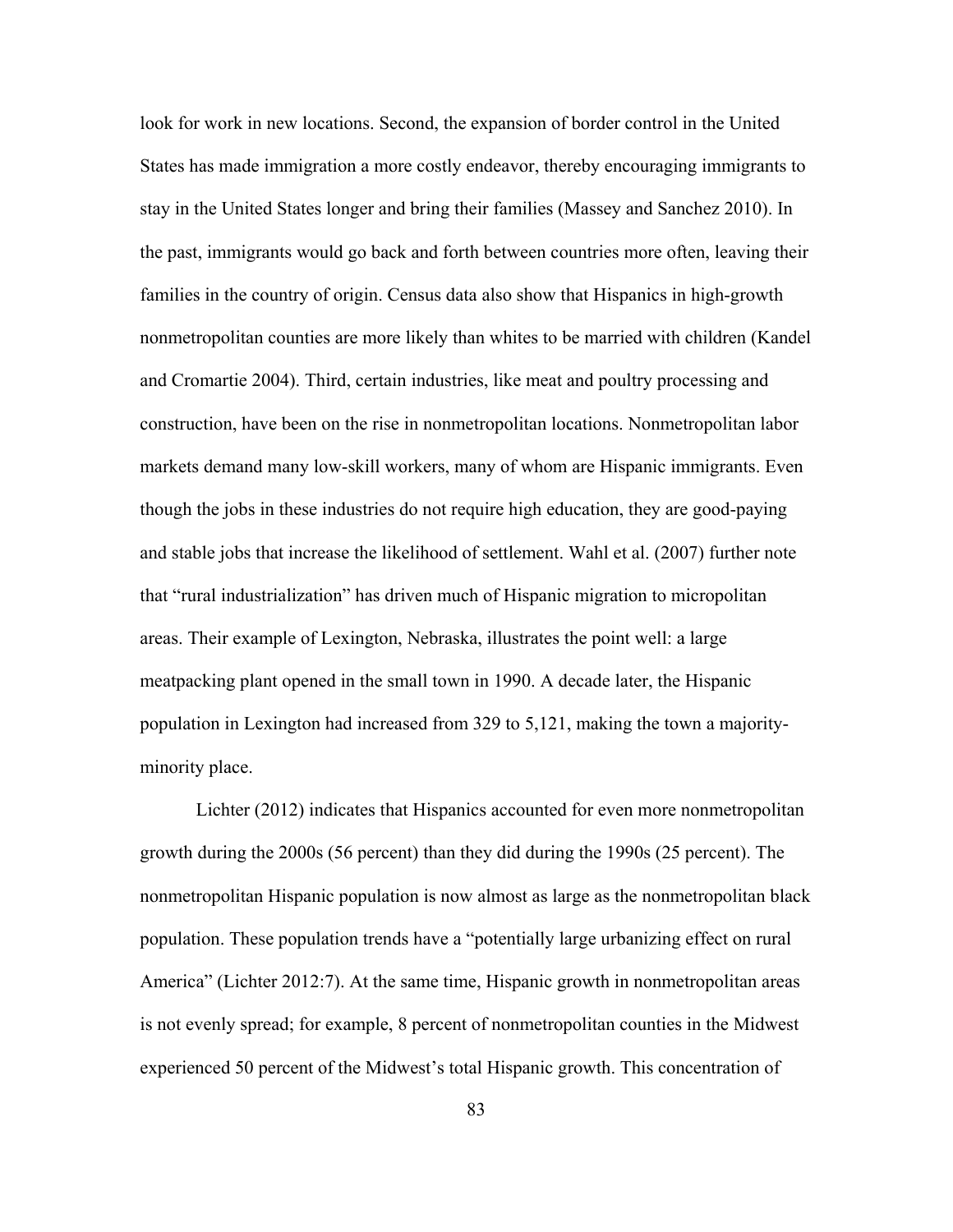look for work in new locations. Second, the expansion of border control in the United States has made immigration a more costly endeavor, thereby encouraging immigrants to stay in the United States longer and bring their families (Massey and Sanchez 2010). In the past, immigrants would go back and forth between countries more often, leaving their families in the country of origin. Census data also show that Hispanics in high-growth nonmetropolitan counties are more likely than whites to be married with children (Kandel and Cromartie 2004). Third, certain industries, like meat and poultry processing and construction, have been on the rise in nonmetropolitan locations. Nonmetropolitan labor markets demand many low-skill workers, many of whom are Hispanic immigrants. Even though the jobs in these industries do not require high education, they are good-paying and stable jobs that increase the likelihood of settlement. Wahl et al. (2007) further note that "rural industrialization" has driven much of Hispanic migration to micropolitan areas. Their example of Lexington, Nebraska, illustrates the point well: a large meatpacking plant opened in the small town in 1990. A decade later, the Hispanic population in Lexington had increased from 329 to 5,121, making the town a majority-minority place.

Lichter (2012) indicates that Hispanics accounted for even more nonmetropolitan growth during the 2000s (56 percent) than they did during the 1990s (25 percent). The nonmetropolitan Hispanic population is now almost as large as the nonmetropolitan black population. These population trends have a "potentially large urbanizing effect on rural America" (Lichter 2012:7). At the same time, Hispanic growth in nonmetropolitan areas is not evenly spread; for example, 8 percent of nonmetropolitan counties in the Midwest experienced 50 percent of the Midwest's total Hispanic growth. This concentration of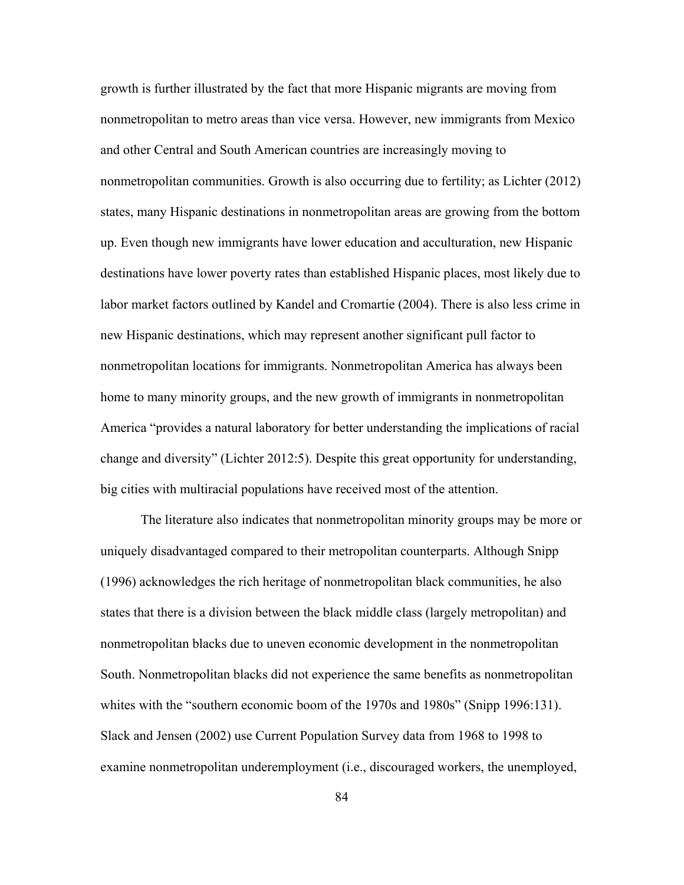growth is further illustrated by the fact that more Hispanic migrants are moving from nonmetropolitan to metro areas than vice versa. However, new immigrants from Mexico and other Central and South American countries are increasingly moving to nonmetropolitan communities. Growth is also occurring due to fertility; as Lichter (2012) states, many Hispanic destinations in nonmetropolitan areas are growing from the bottom up. Even though new immigrants have lower education and acculturation, new Hispanic destinations have lower poverty rates than established Hispanic places, most likely due to labor market factors outlined by Kandel and Cromartie (2004). There is also less crime in new Hispanic destinations, which may represent another significant pull factor to nonmetropolitan locations for immigrants. Nonmetropolitan America has always been home to many minority groups, and the new growth of immigrants in nonmetropolitan America "provides a natural laboratory for better understanding the implications of racial change and diversity" (Lichter 2012:5). Despite this great opportunity for understanding, big cities with multiracial populations have received most of the attention.

The literature also indicates that nonmetropolitan minority groups may be more or uniquely disadvantaged compared to their metropolitan counterparts. Although Snipp (1996) acknowledges the rich heritage of nonmetropolitan black communities, he also states that there is a division between the black middle class (largely metropolitan) and nonmetropolitan blacks due to uneven economic development in the nonmetropolitan South. Nonmetropolitan blacks did not experience the same benefits as nonmetropolitan whites with the "southern economic boom of the 1970s and 1980s" (Snipp 1996:131). Slack and Jensen (2002) use Current Population Survey data from 1968 to 1998 to examine nonmetropolitan underemployment (i.e., discouraged workers, the unemployed,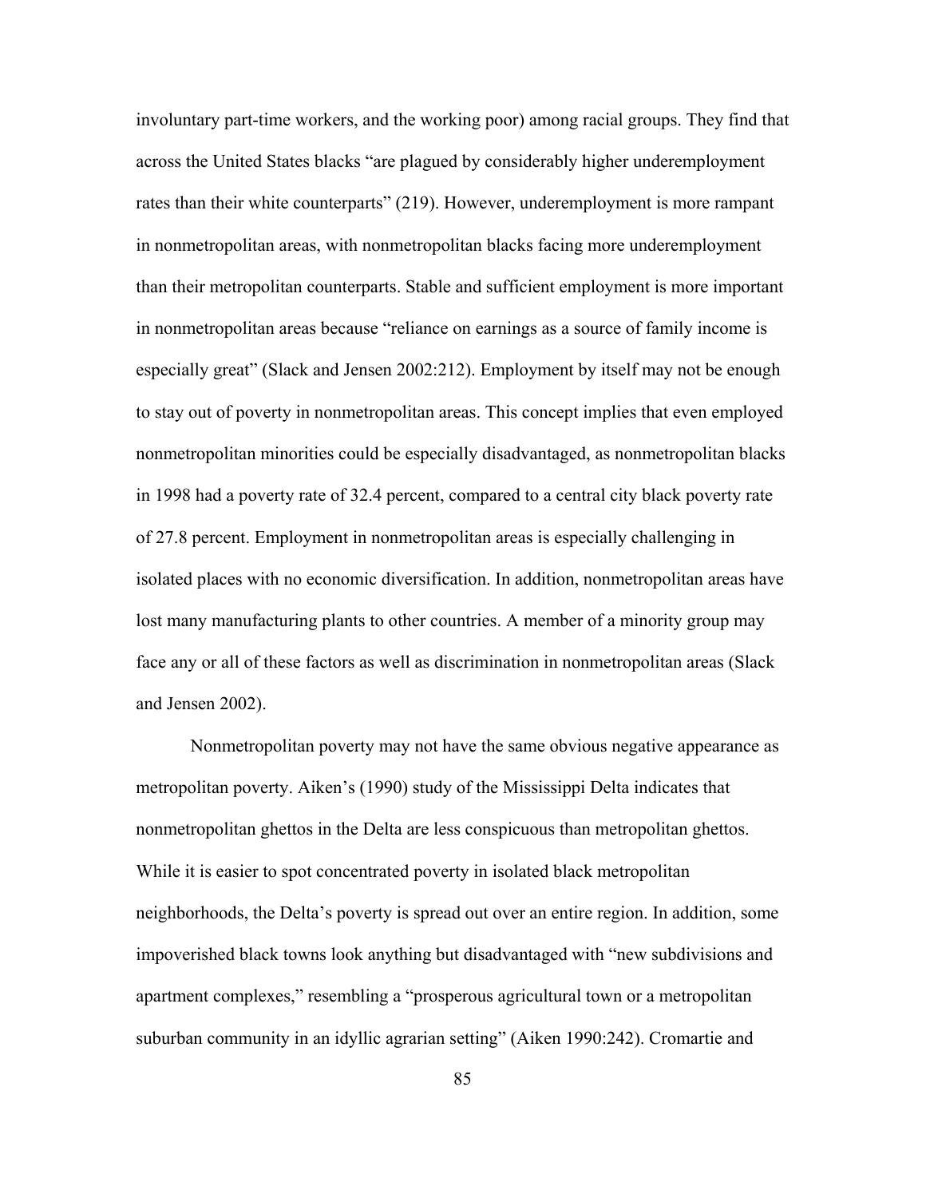involuntary part-time workers, and the working poor) among racial groups. They find that across the United States blacks "are plagued by considerably higher underemployment rates than their white counterparts" (219). However, underemployment is more rampant in nonmetropolitan areas, with nonmetropolitan blacks facing more underemployment than their metropolitan counterparts. Stable and sufficient employment is more important in nonmetropolitan areas because "reliance on earnings as a source of family income is especially great" (Slack and Jensen 2002:212). Employment by itself may not be enough to stay out of poverty in nonmetropolitan areas. This concept implies that even employed nonmetropolitan minorities could be especially disadvantaged, as nonmetropolitan blacks in 1998 had a poverty rate of 32.4 percent, compared to a central city black poverty rate of 27.8 percent. Employment in nonmetropolitan areas is especially challenging in isolated places with no economic diversification. In addition, nonmetropolitan areas have lost many manufacturing plants to other countries. A member of a minority group may face any or all of these factors as well as discrimination in nonmetropolitan areas (Slack and Jensen 2002).

Nonmetropolitan poverty may not have the same obvious negative appearance as metropolitan poverty. Aiken's (1990) study of the Mississippi Delta indicates that nonmetropolitan ghettos in the Delta are less conspicuous than metropolitan ghettos. While it is easier to spot concentrated poverty in isolated black metropolitan neighborhoods, the Delta's poverty is spread out over an entire region. In addition, some impoverished black towns look anything but disadvantaged with "new subdivisions and apartment complexes," resembling a "prosperous agricultural town or a metropolitan suburban community in an idyllic agrarian setting" (Aiken 1990:242). Cromartie and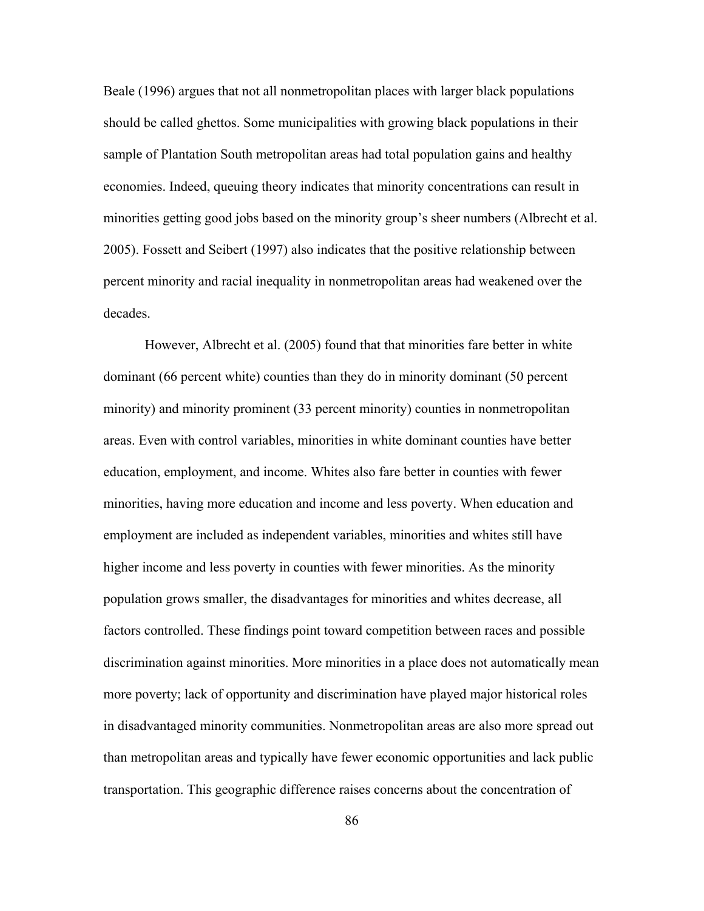Beale (1996) argues that not all nonmetropolitan places with larger black populations should be called ghettos. Some municipalities with growing black populations in their sample of Plantation South metropolitan areas had total population gains and healthy economies. Indeed, queuing theory indicates that minority concentrations can result in minorities getting good jobs based on the minority group's sheer numbers (Albrecht et al. 2005). Fossett and Seibert (1997) also indicates that the positive relationship between percent minority and racial inequality in nonmetropolitan areas had weakened over the decades.

However, Albrecht et al. (2005) found that that minorities fare better in white dominant (66 percent white) counties than they do in minority dominant (50 percent minority) and minority prominent (33 percent minority) counties in nonmetropolitan areas. Even with control variables, minorities in white dominant counties have better education, employment, and income. Whites also fare better in counties with fewer minorities, having more education and income and less poverty. When education and employment are included as independent variables, minorities and whites still have higher income and less poverty in counties with fewer minorities. As the minority population grows smaller, the disadvantages for minorities and whites decrease, all factors controlled. These findings point toward competition between races and possible discrimination against minorities. More minorities in a place does not automatically mean more poverty; lack of opportunity and discrimination have played major historical roles in disadvantaged minority communities. Nonmetropolitan areas are also more spread out than metropolitan areas and typically have fewer economic opportunities and lack public transportation. This geographic difference raises concerns about the concentration of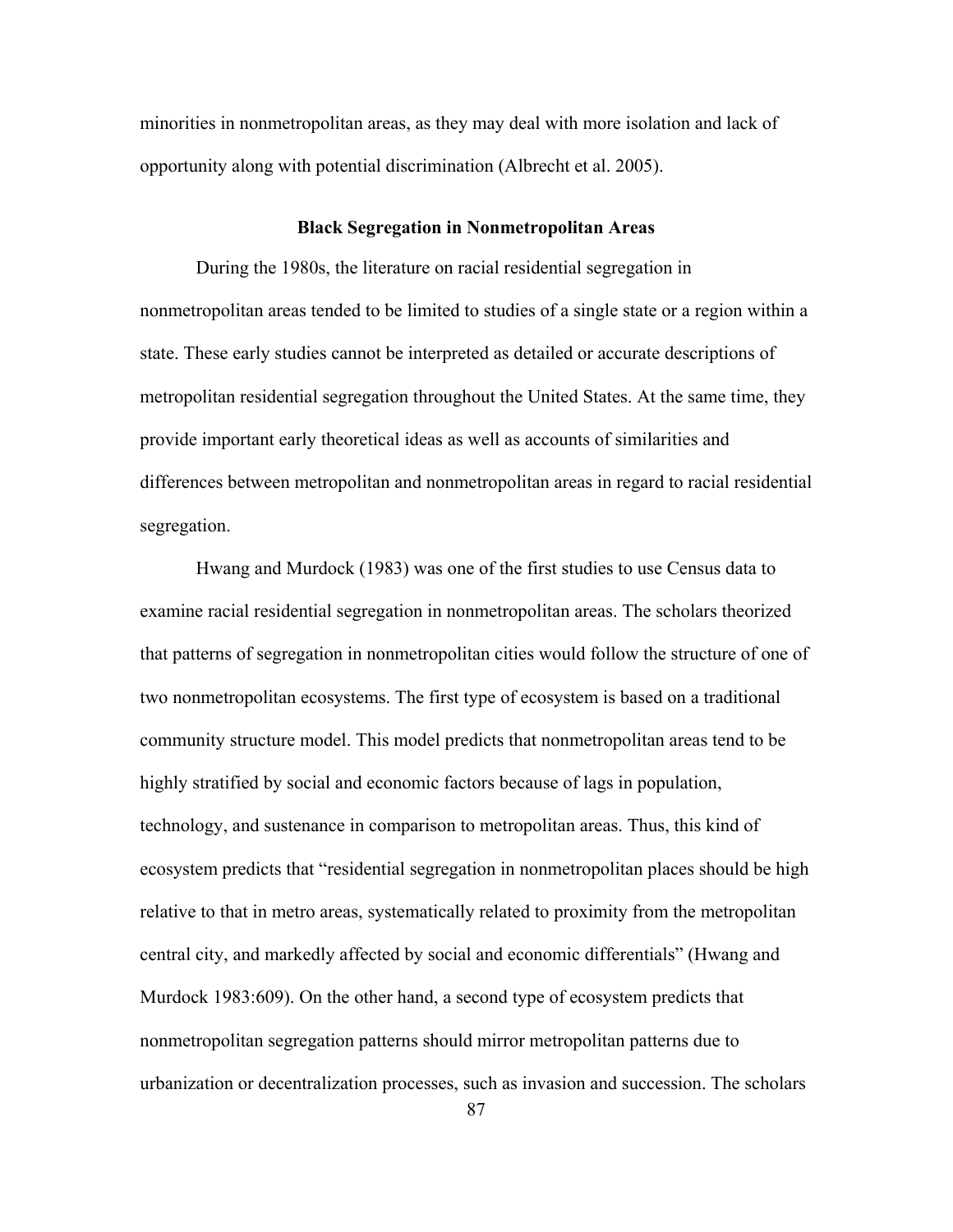minorities in nonmetropolitan areas, as they may deal with more isolation and lack of opportunity along with potential discrimination (Albrecht et al. 2005).

## Black Segregation in Nonmetropolitan Areas

During the 1980s, the literature on racial residential segregation in nonmetropolitan areas tended to be limited to studies of a single state or a region within a state. These early studies cannot be interpreted as detailed or accurate descriptions of metropolitan residential segregation throughout the United States. At the same time, they provide important early theoretical ideas as well as accounts of similarities and differences between metropolitan and nonmetropolitan areas in regard to racial residential segregation.

Hwang and Murdock (1983) was one of the first studies to use Census data to examine racial residential segregation in nonmetropolitan areas. The scholars theorized that patterns of segregation in nonmetropolitan cities would follow the structure of one of two nonmetropolitan ecosystems. The first type of ecosystem is based on a traditional community structure model. This model predicts that nonmetropolitan areas tend to be highly stratified by social and economic factors because of lags in population, technology, and sustenance in comparison to metropolitan areas. Thus, this kind of ecosystem predicts that "residential segregation in nonmetropolitan places should be high relative to that in metro areas, systematically related to proximity from the metropolitan central city, and markedly affected by social and economic differentials" (Hwang and Murdock 1983:609). On the other hand, a second type of ecosystem predicts that nonmetropolitan segregation patterns should mirror metropolitan patterns due to urbanization or decentralization processes, such as invasion and succession. The scholars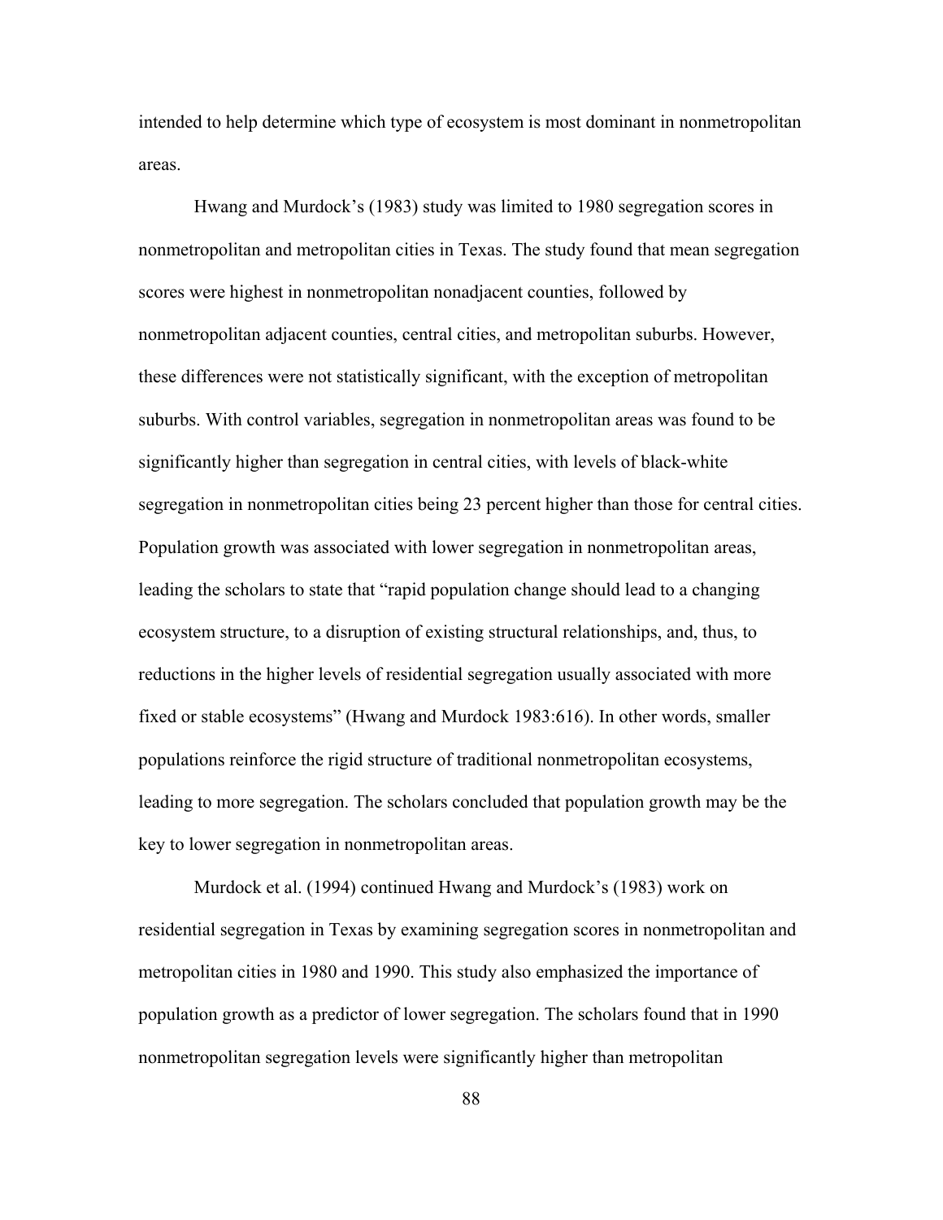intended to help determine which type of ecosystem is most dominant in nonmetropolitan areas.

Hwang and Murdock's (1983) study was limited to 1980 segregation scores in nonmetropolitan and metropolitan cities in Texas. The study found that mean segregation scores were highest in nonmetropolitan nonadjacent counties, followed by nonmetropolitan adjacent counties, central cities, and metropolitan suburbs. However, these differences were not statistically significant, with the exception of metropolitan suburbs. With control variables, segregation in nonmetropolitan areas was found to be significantly higher than segregation in central cities, with levels of black-white segregation in nonmetropolitan cities being 23 percent higher than those for central cities. Population growth was associated with lower segregation in nonmetropolitan areas, leading the scholars to state that "rapid population change should lead to a changing ecosystem structure, to a disruption of existing structural relationships, and, thus, to reductions in the higher levels of residential segregation usually associated with more fixed or stable ecosystems" (Hwang and Murdock 1983:616). In other words, smaller populations reinforce the rigid structure of traditional nonmetropolitan ecosystems, leading to more segregation. The scholars concluded that population growth may be the key to lower segregation in nonmetropolitan areas.

Murdock et al. (1994) continued Hwang and Murdock's (1983) work on residential segregation in Texas by examining segregation scores in nonmetropolitan and metropolitan cities in 1980 and 1990. This study also emphasized the importance of population growth as a predictor of lower segregation. The scholars found that in 1990 nonmetropolitan segregation levels were significantly higher than metropolitan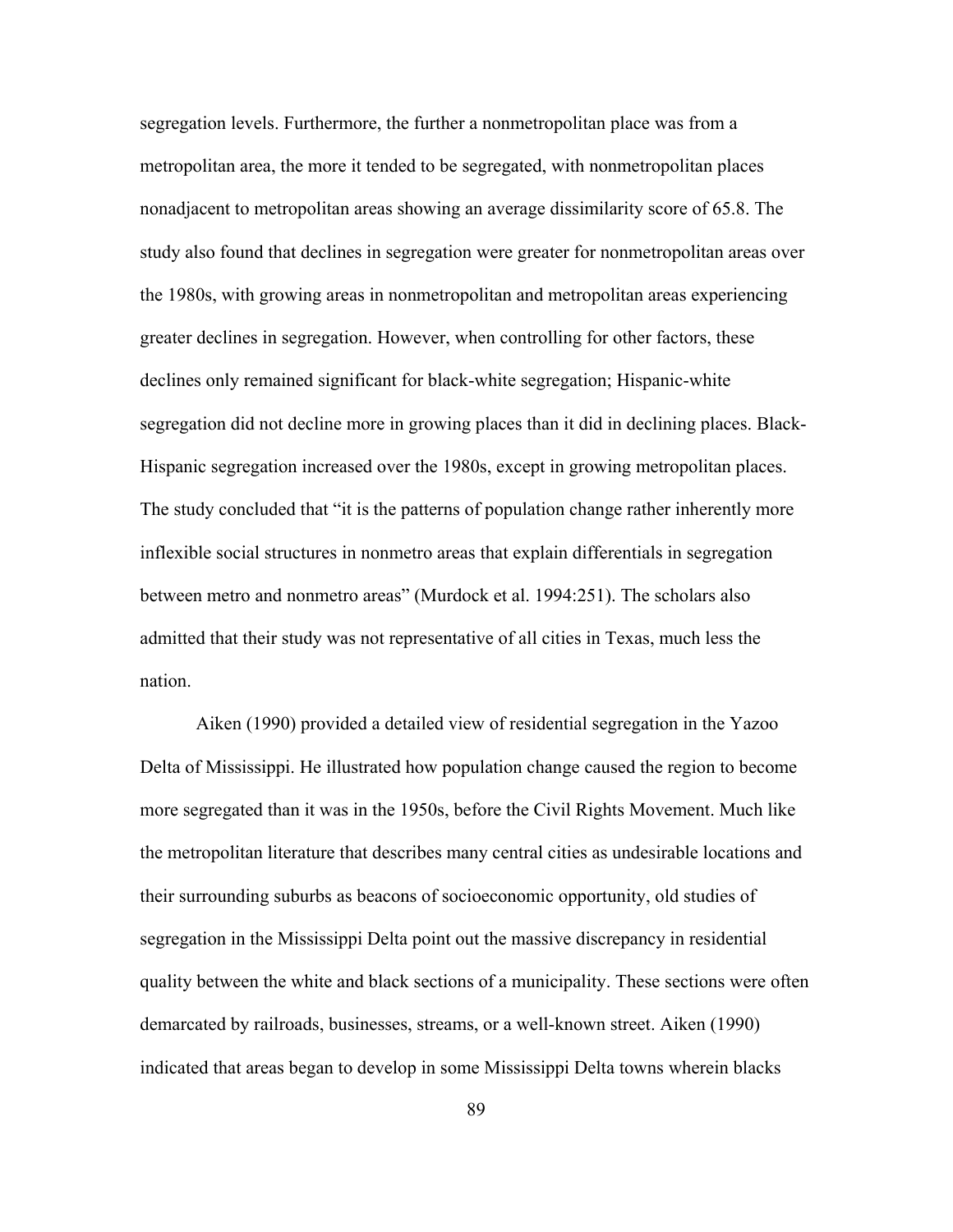segregation levels. Furthermore, the further a nonmetropolitan place was from a metropolitan area, the more it tended to be segregated, with nonmetropolitan places nonadjacent to metropolitan areas showing an average dissimilarity score of 65.8. The study also found that declines in segregation were greater for nonmetropolitan areas over the 1980s, with growing areas in nonmetropolitan and metropolitan areas experiencing greater declines in segregation. However, when controlling for other factors, these declines only remained significant for black-white segregation; Hispanic-white segregation did not decline more in growing places than it did in declining places. Black-Hispanic segregation increased over the 1980s, except in growing metropolitan places. The study concluded that "it is the patterns of population change rather inherently more inflexible social structures in nonmetro areas that explain differentials in segregation between metro and nonmetro areas" (Murdock et al. 1994:251). The scholars also admitted that their study was not representative of all cities in Texas, much less the nation.

Aiken (1990) provided a detailed view of residential segregation in the Yazoo Delta of Mississippi. He illustrated how population change caused the region to become more segregated than it was in the 1950s, before the Civil Rights Movement. Much like the metropolitan literature that describes many central cities as undesirable locations and their surrounding suburbs as beacons of socioeconomic opportunity, old studies of segregation in the Mississippi Delta point out the massive discrepancy in residential quality between the white and black sections of a municipality. These sections were often demarcated by railroads, businesses, streams, or a well-known street. Aiken (1990) indicated that areas began to develop in some Mississippi Delta towns wherein blacks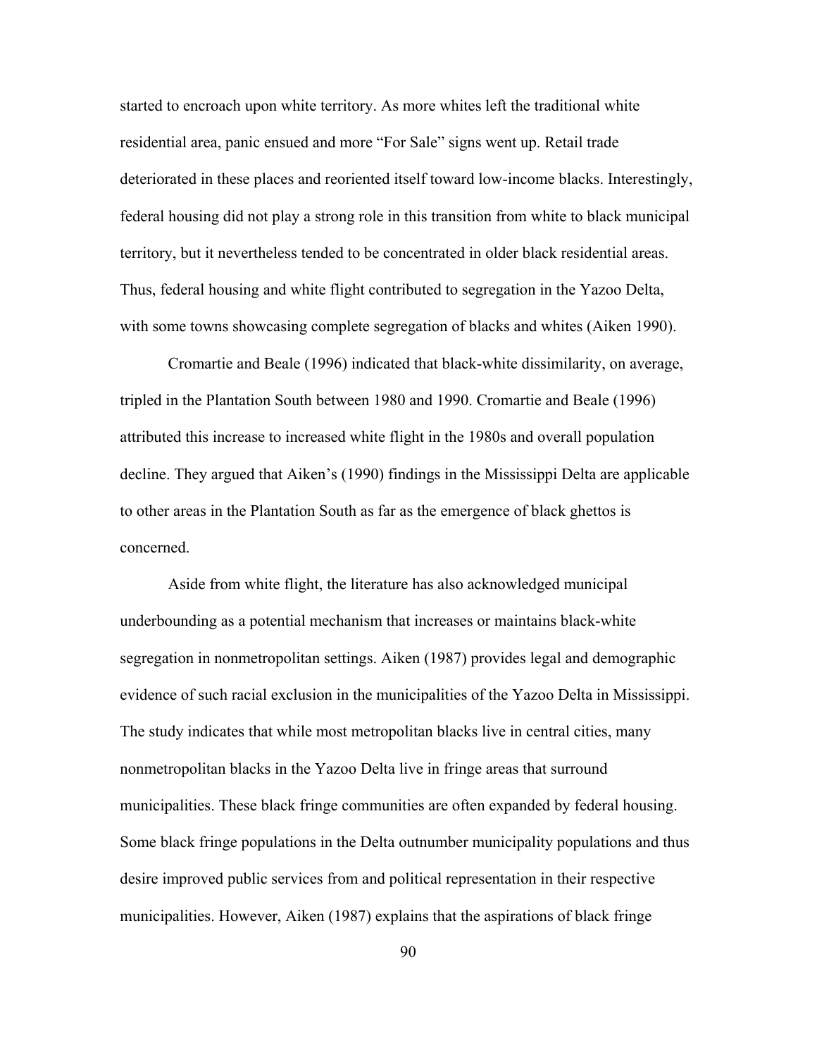started to encroach upon white territory. As more whites left the traditional white residential area, panic ensued and more “For Sale” signs went up. Retail trade deteriorated in these places and reoriented itself toward low-income blacks. Interestingly, federal housing did not play a strong role in this transition from white to black municipal territory, but it nevertheless tended to be concentrated in older black residential areas. Thus, federal housing and white flight contributed to segregation in the Yazoo Delta, with some towns showcasing complete segregation of blacks and whites (Aiken 1990).

Cromartie and Beale (1996) indicated that black-white dissimilarity, on average, tripled in the Plantation South between 1980 and 1990. Cromartie and Beale (1996) attributed this increase to increased white flight in the 1980s and overall population decline. They argued that Aiken’s (1990) findings in the Mississippi Delta are applicable to other areas in the Plantation South as far as the emergence of black ghettos is concerned.

Aside from white flight, the literature has also acknowledged municipal underbounding as a potential mechanism that increases or maintains black-white segregation in nonmetropolitan settings. Aiken (1987) provides legal and demographic evidence of such racial exclusion in the municipalities of the Yazoo Delta in Mississippi. The study indicates that while most metropolitan blacks live in central cities, many nonmetropolitan blacks in the Yazoo Delta live in fringe areas that surround municipalities. These black fringe communities are often expanded by federal housing. Some black fringe populations in the Delta outnumber municipality populations and thus desire improved public services from and political representation in their respective municipalities. However, Aiken (1987) explains that the aspirations of black fringe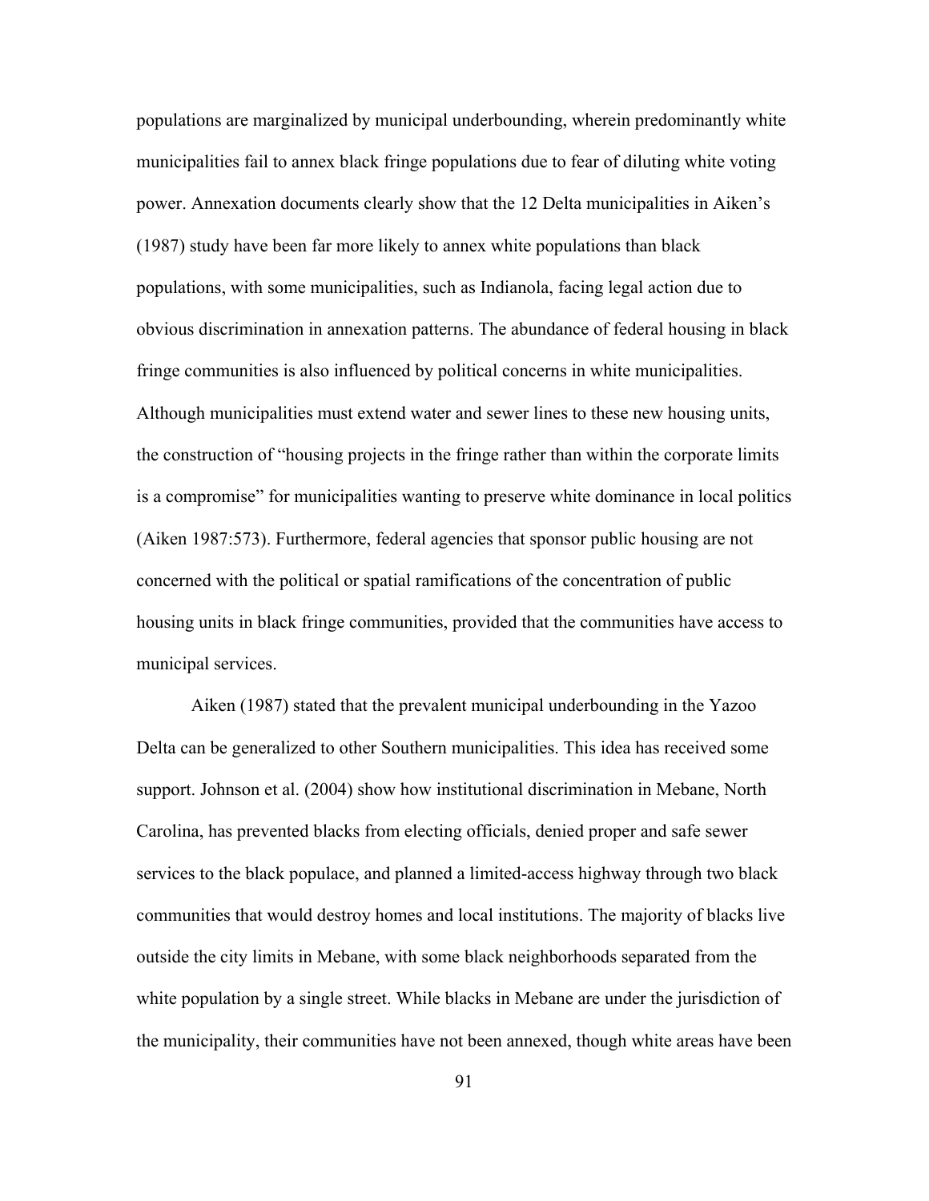populations are marginalized by municipal underbounding, wherein predominantly white municipalities fail to annex black fringe populations due to fear of diluting white voting power. Annexation documents clearly show that the 12 Delta municipalities in Aiken's (1987) study have been far more likely to annex white populations than black populations, with some municipalities, such as Indianola, facing legal action due to obvious discrimination in annexation patterns. The abundance of federal housing in black fringe communities is also influenced by political concerns in white municipalities. Although municipalities must extend water and sewer lines to these new housing units, the construction of "housing projects in the fringe rather than within the corporate limits is a compromise" for municipalities wanting to preserve white dominance in local politics (Aiken 1987:573). Furthermore, federal agencies that sponsor public housing are not concerned with the political or spatial ramifications of the concentration of public housing units in black fringe communities, provided that the communities have access to municipal services.

Aiken (1987) stated that the prevalent municipal underbounding in the Yazoo Delta can be generalized to other Southern municipalities. This idea has received some support. Johnson et al. (2004) show how institutional discrimination in Mebane, North Carolina, has prevented blacks from electing officials, denied proper and safe sewer services to the black populace, and planned a limited-access highway through two black communities that would destroy homes and local institutions. The majority of blacks live outside the city limits in Mebane, with some black neighborhoods separated from the white population by a single street. While blacks in Mebane are under the jurisdiction of the municipality, their communities have not been annexed, though white areas have been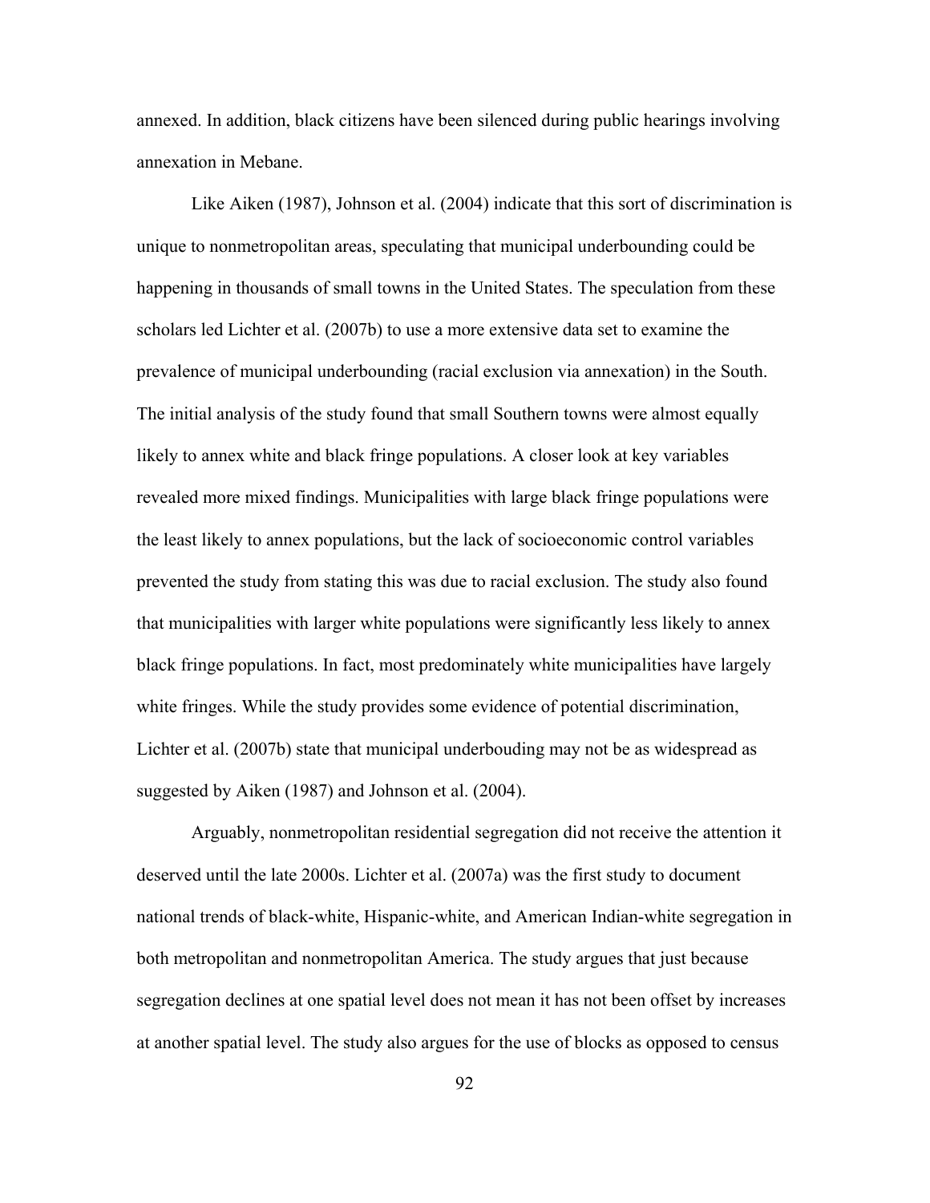annexed. In addition, black citizens have been silenced during public hearings involving annexation in Mebane.

Like Aiken (1987), Johnson et al. (2004) indicate that this sort of discrimination is unique to nonmetropolitan areas, speculating that municipal underbounding could be happening in thousands of small towns in the United States. The speculation from these scholars led Lichter et al. (2007b) to use a more extensive data set to examine the prevalence of municipal underbounding (racial exclusion via annexation) in the South. The initial analysis of the study found that small Southern towns were almost equally likely to annex white and black fringe populations. A closer look at key variables revealed more mixed findings. Municipalities with large black fringe populations were the least likely to annex populations, but the lack of socioeconomic control variables prevented the study from stating this was due to racial exclusion. The study also found that municipalities with larger white populations were significantly less likely to annex black fringe populations. In fact, most predominately white municipalities have largely white fringes. While the study provides some evidence of potential discrimination, Lichter et al. (2007b) state that municipal underbouding may not be as widespread as suggested by Aiken (1987) and Johnson et al. (2004).

Arguably, nonmetropolitan residential segregation did not receive the attention it deserved until the late 2000s. Lichter et al. (2007a) was the first study to document national trends of black-white, Hispanic-white, and American Indian-white segregation in both metropolitan and nonmetropolitan America. The study argues that just because segregation declines at one spatial level does not mean it has not been offset by increases at another spatial level. The study also argues for the use of blocks as opposed to census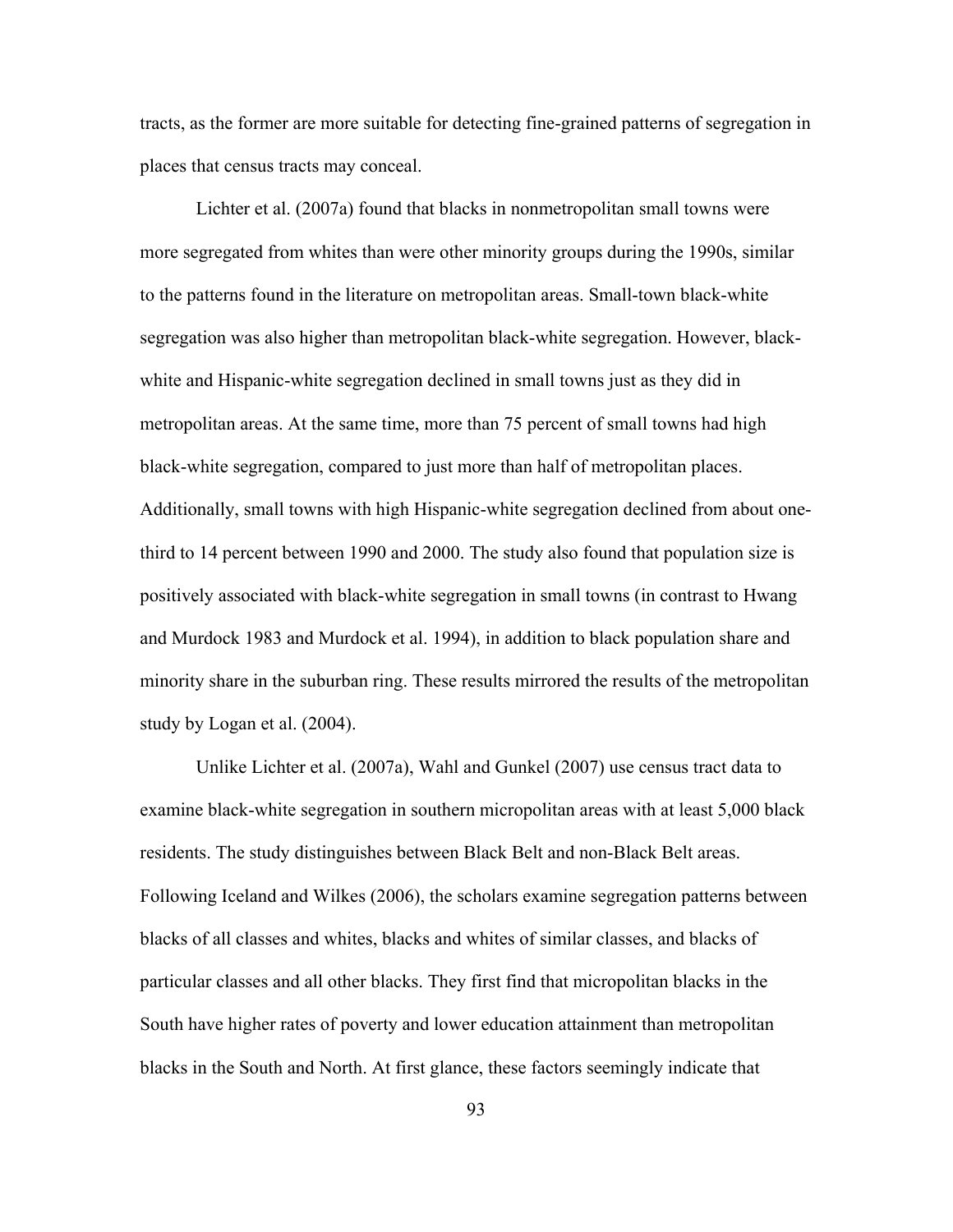tracts, as the former are more suitable for detecting fine-grained patterns of segregation in places that census tracts may conceal.

Lichter et al. (2007a) found that blacks in nonmetropolitan small towns were more segregated from whites than were other minority groups during the 1990s, similar to the patterns found in the literature on metropolitan areas. Small-town black-white segregation was also higher than metropolitan black-white segregation. However, black-white and Hispanic-white segregation declined in small towns just as they did in metropolitan areas. At the same time, more than 75 percent of small towns had high black-white segregation, compared to just more than half of metropolitan places. Additionally, small towns with high Hispanic-white segregation declined from about one-third to 14 percent between 1990 and 2000. The study also found that population size is positively associated with black-white segregation in small towns (in contrast to Hwang and Murdock 1983 and Murdock et al. 1994), in addition to black population share and minority share in the suburban ring. These results mirrored the results of the metropolitan study by Logan et al. (2004).

Unlike Lichter et al. (2007a), Wahl and Gunkel (2007) use census tract data to examine black-white segregation in southern micropolitan areas with at least 5,000 black residents. The study distinguishes between Black Belt and non-Black Belt areas. Following Iceland and Wilkes (2006), the scholars examine segregation patterns between blacks of all classes and whites, blacks and whites of similar classes, and blacks of particular classes and all other blacks. They first find that micropolitan blacks in the South have higher rates of poverty and lower education attainment than metropolitan blacks in the South and North. At first glance, these factors seemingly indicate that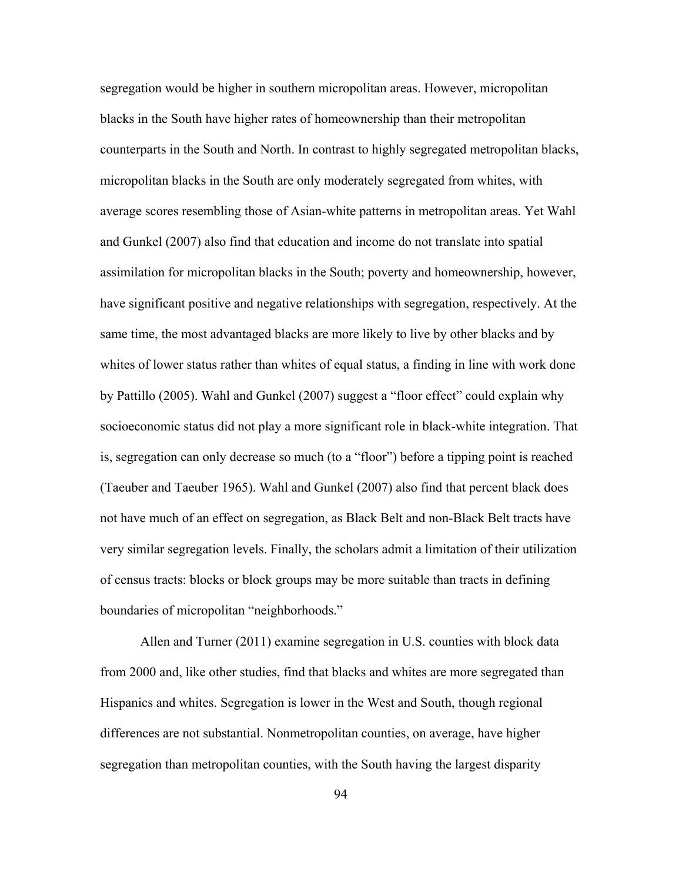segregation would be higher in southern micropolitan areas. However, micropolitan blacks in the South have higher rates of homeownership than their metropolitan counterparts in the South and North. In contrast to highly segregated metropolitan blacks, micropolitan blacks in the South are only moderately segregated from whites, with average scores resembling those of Asian-white patterns in metropolitan areas. Yet Wahl and Gunkel (2007) also find that education and income do not translate into spatial assimilation for micropolitan blacks in the South; poverty and homeownership, however, have significant positive and negative relationships with segregation, respectively. At the same time, the most advantaged blacks are more likely to live by other blacks and by whites of lower status rather than whites of equal status, a finding in line with work done by Pattillo (2005). Wahl and Gunkel (2007) suggest a "floor effect" could explain why socioeconomic status did not play a more significant role in black-white integration. That is, segregation can only decrease so much (to a "floor") before a tipping point is reached (Taeuber and Taeuber 1965). Wahl and Gunkel (2007) also find that percent black does not have much of an effect on segregation, as Black Belt and non-Black Belt tracts have very similar segregation levels. Finally, the scholars admit a limitation of their utilization of census tracts: blocks or block groups may be more suitable than tracts in defining boundaries of micropolitan "neighborhoods."

Allen and Turner (2011) examine segregation in U.S. counties with block data from 2000 and, like other studies, find that blacks and whites are more segregated than Hispanics and whites. Segregation is lower in the West and South, though regional differences are not substantial. Nonmetropolitan counties, on average, have higher segregation than metropolitan counties, with the South having the largest disparity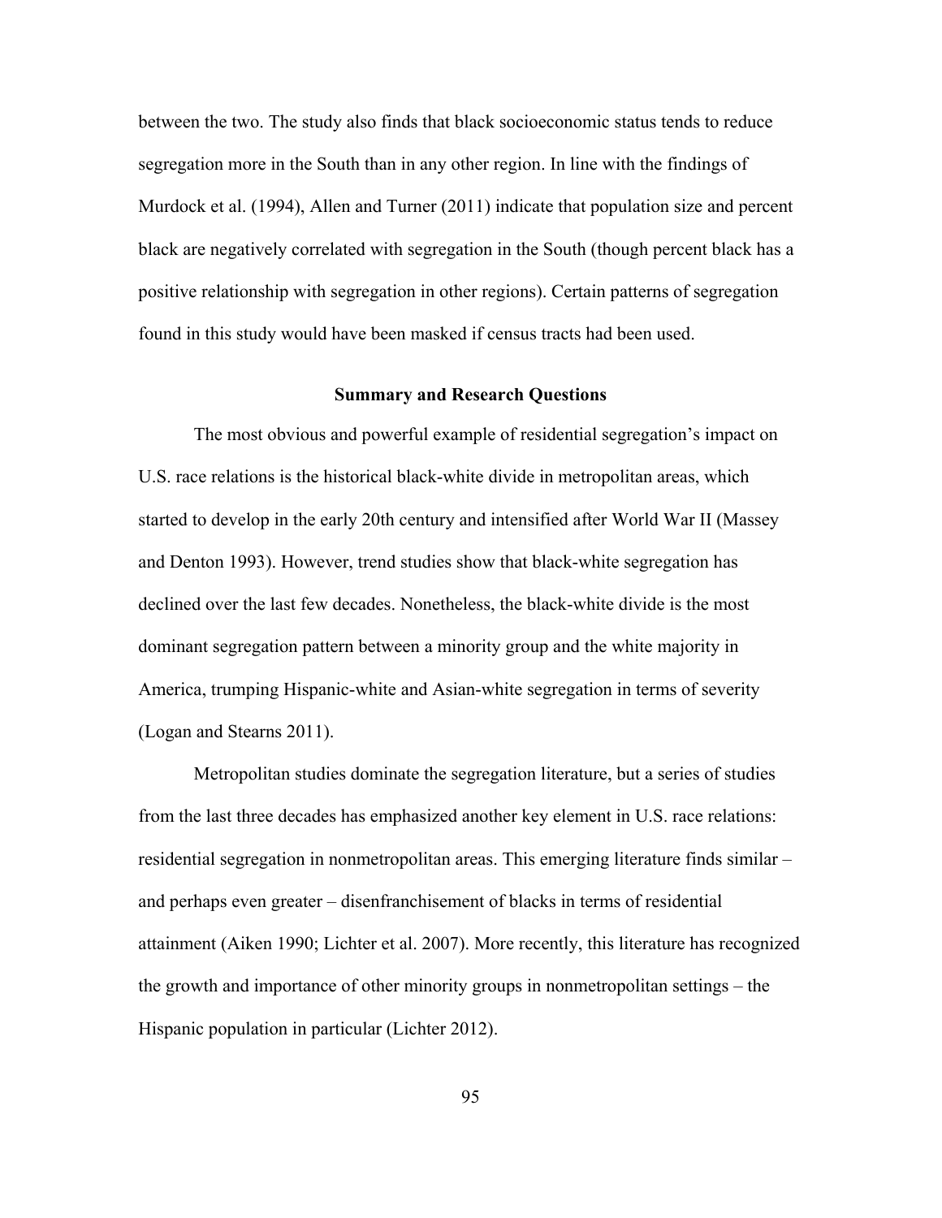between the two. The study also finds that black socioeconomic status tends to reduce segregation more in the South than in any other region. In line with the findings of Murdock et al. (1994), Allen and Turner (2011) indicate that population size and percent black are negatively correlated with segregation in the South (though percent black has a positive relationship with segregation in other regions). Certain patterns of segregation found in this study would have been masked if census tracts had been used.

## Summary and Research Questions

The most obvious and powerful example of residential segregation's impact on U.S. race relations is the historical black-white divide in metropolitan areas, which started to develop in the early 20th century and intensified after World War II (Massey and Denton 1993). However, trend studies show that black-white segregation has declined over the last few decades. Nonetheless, the black-white divide is the most dominant segregation pattern between a minority group and the white majority in America, trumping Hispanic-white and Asian-white segregation in terms of severity (Logan and Stearns 2011).

Metropolitan studies dominate the segregation literature, but a series of studies from the last three decades has emphasized another key element in U.S. race relations: residential segregation in nonmetropolitan areas. This emerging literature finds similar – and perhaps even greater – disenfranchisement of blacks in terms of residential attainment (Aiken 1990; Lichter et al. 2007). More recently, this literature has recognized the growth and importance of other minority groups in nonmetropolitan settings – the Hispanic population in particular (Lichter 2012).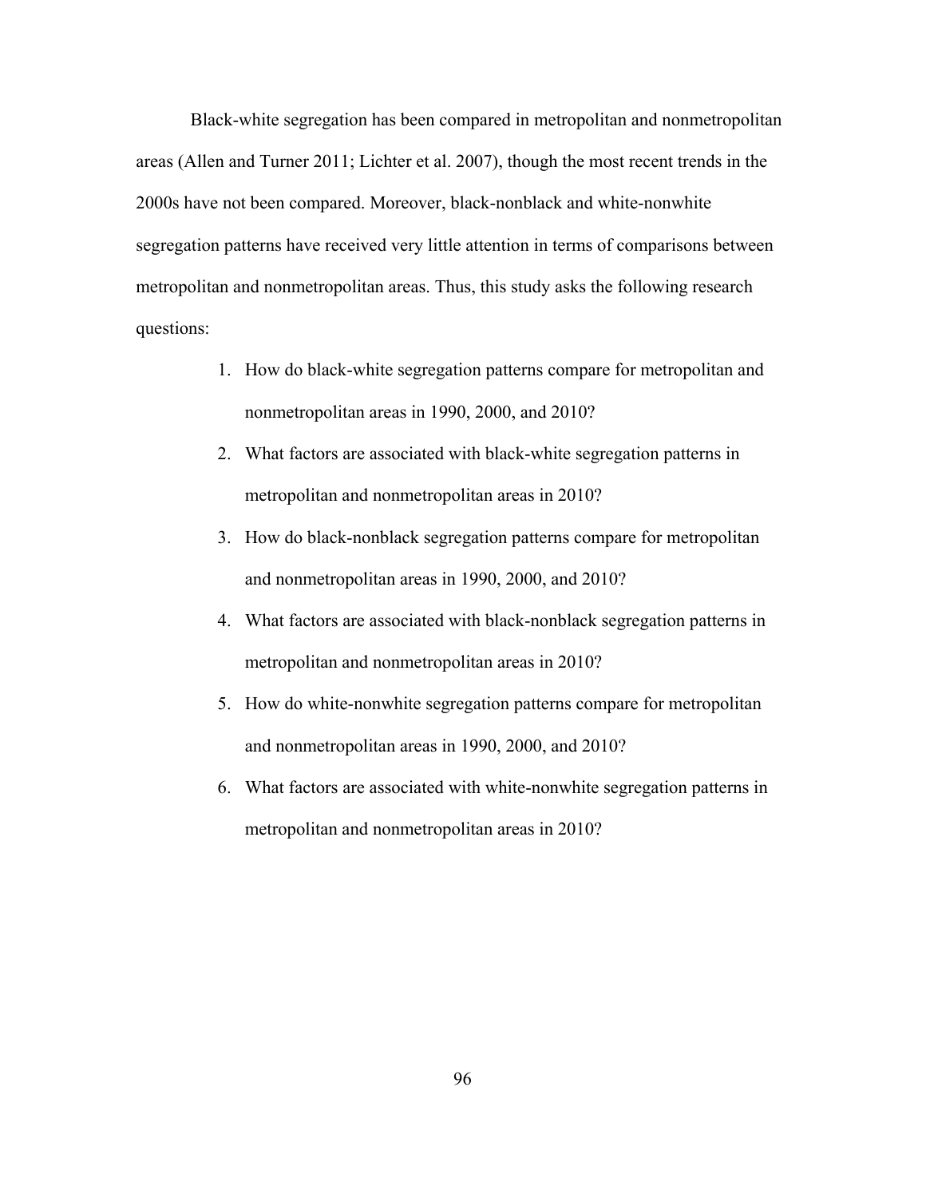Black-white segregation has been compared in metropolitan and nonmetropolitan areas (Allen and Turner 2011; Lichter et al. 2007), though the most recent trends in the 2000s have not been compared. Moreover, black-nonblack and white-nonwhite segregation patterns have received very little attention in terms of comparisons between metropolitan and nonmetropolitan areas. Thus, this study asks the following research questions:

1. How do black-white segregation patterns compare for metropolitan and nonmetropolitan areas in 1990, 2000, and 2010?
2. What factors are associated with black-white segregation patterns in metropolitan and nonmetropolitan areas in 2010?
3. How do black-nonblack segregation patterns compare for metropolitan and nonmetropolitan areas in 1990, 2000, and 2010?
4. What factors are associated with black-nonblack segregation patterns in metropolitan and nonmetropolitan areas in 2010?
5. How do white-nonwhite segregation patterns compare for metropolitan and nonmetropolitan areas in 1990, 2000, and 2010?
6. What factors are associated with white-nonwhite segregation patterns in metropolitan and nonmetropolitan areas in 2010?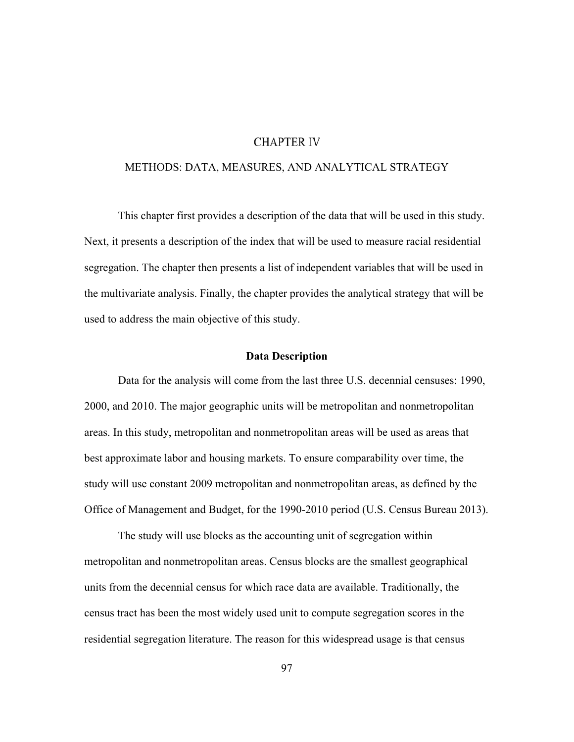# CHAPTER IV

## METHODS: DATA, MEASURES, AND ANALYTICAL STRATEGY

This chapter first provides a description of the data that will be used in this study. Next, it presents a description of the index that will be used to measure racial residential segregation. The chapter then presents a list of independent variables that will be used in the multivariate analysis. Finally, the chapter provides the analytical strategy that will be used to address the main objective of this study.

### Data Description

Data for the analysis will come from the last three U.S. decennial censuses: 1990, 2000, and 2010. The major geographic units will be metropolitan and nonmetropolitan areas. In this study, metropolitan and nonmetropolitan areas will be used as areas that best approximate labor and housing markets. To ensure comparability over time, the study will use constant 2009 metropolitan and nonmetropolitan areas, as defined by the Office of Management and Budget, for the 1990-2010 period (U.S. Census Bureau 2013).

The study will use blocks as the accounting unit of segregation within metropolitan and nonmetropolitan areas. Census blocks are the smallest geographical units from the decennial census for which race data are available. Traditionally, the census tract has been the most widely used unit to compute segregation scores in the residential segregation literature. The reason for this widespread usage is that census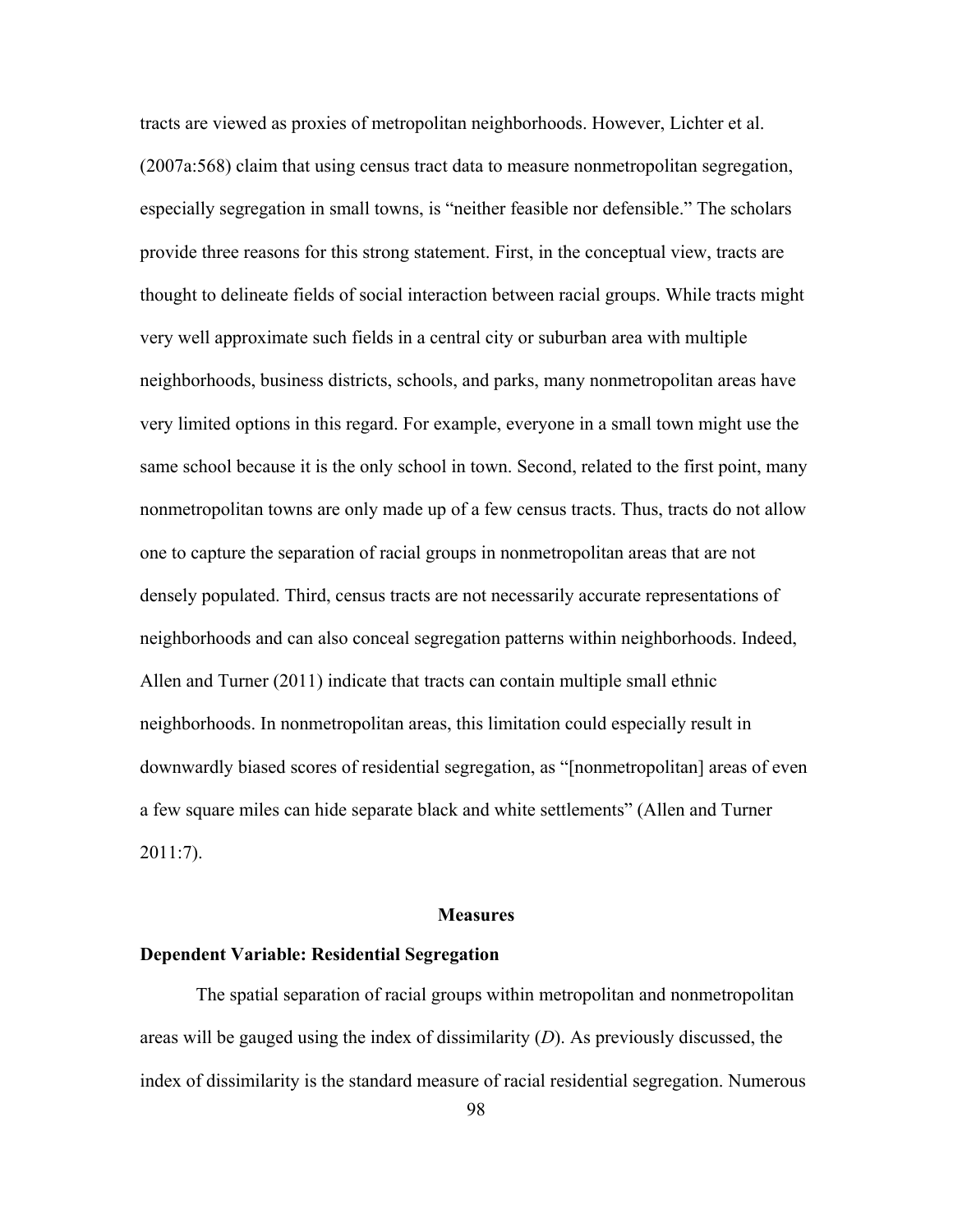tracts are viewed as proxies of metropolitan neighborhoods. However, Lichter et al. (2007a:568) claim that using census tract data to measure nonmetropolitan segregation, especially segregation in small towns, is "neither feasible nor defensible." The scholars provide three reasons for this strong statement. First, in the conceptual view, tracts are thought to delineate fields of social interaction between racial groups. While tracts might very well approximate such fields in a central city or suburban area with multiple neighborhoods, business districts, schools, and parks, many nonmetropolitan areas have very limited options in this regard. For example, everyone in a small town might use the same school because it is the only school in town. Second, related to the first point, many nonmetropolitan towns are only made up of a few census tracts. Thus, tracts do not allow one to capture the separation of racial groups in nonmetropolitan areas that are not densely populated. Third, census tracts are not necessarily accurate representations of neighborhoods and can also conceal segregation patterns within neighborhoods. Indeed, Allen and Turner (2011) indicate that tracts can contain multiple small ethnic neighborhoods. In nonmetropolitan areas, this limitation could especially result in downwardly biased scores of residential segregation, as "[nonmetropolitan] areas of even a few square miles can hide separate black and white settlements" (Allen and Turner 2011:7).

## Measures

### Dependent Variable: Residential Segregation

The spatial separation of racial groups within metropolitan and nonmetropolitan areas will be gauged using the index of dissimilarity (*D*). As previously discussed, the index of dissimilarity is the standard measure of racial residential segregation. Numerous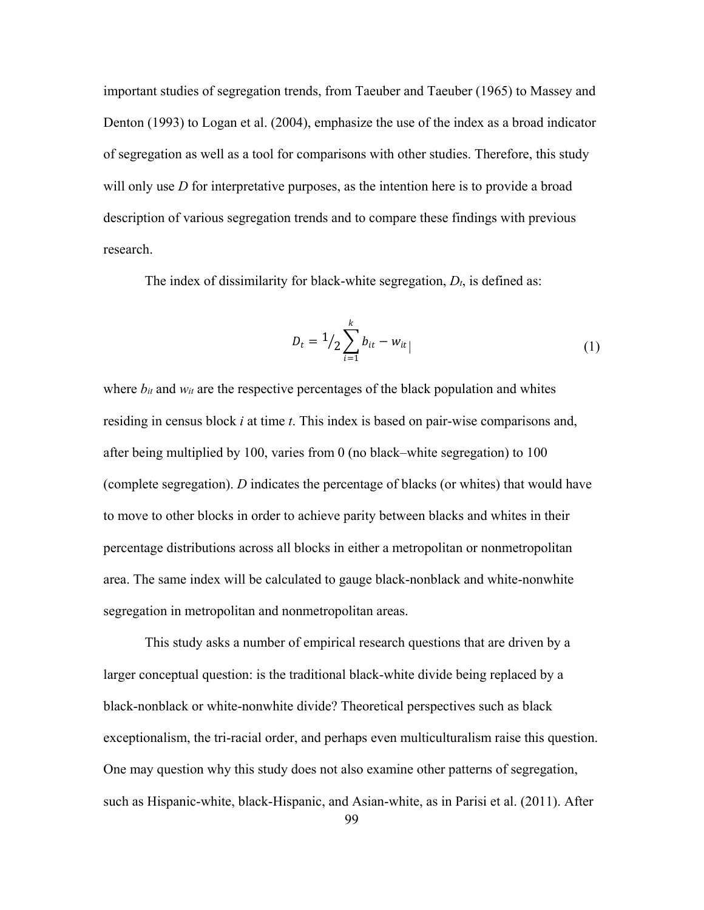important studies of segregation trends, from Taeuber and Taeuber (1965) to Massey and Denton (1993) to Logan et al. (2004), emphasize the use of the index as a broad indicator of segregation as well as a tool for comparisons with other studies. Therefore, this study will only use *D* for interpretative purposes, as the intention here is to provide a broad description of various segregation trends and to compare these findings with previous research.

The index of dissimilarity for black-white segregation, $D_t$, is defined as:

$$D_t = {}^{1}/{}_{2} \sum_{i=1}^{k} b_{it} - w_{it}| \tag{1}$$

where $b_{it}$ and $w_{it}$ are the respective percentages of the black population and whites residing in census block *i* at time *t*. This index is based on pair-wise comparisons and, after being multiplied by 100, varies from 0 (no black–white segregation) to 100 (complete segregation). *D* indicates the percentage of blacks (or whites) that would have to move to other blocks in order to achieve parity between blacks and whites in their percentage distributions across all blocks in either a metropolitan or nonmetropolitan area. The same index will be calculated to gauge black-nonblack and white-nonwhite segregation in metropolitan and nonmetropolitan areas.

This study asks a number of empirical research questions that are driven by a larger conceptual question: is the traditional black-white divide being replaced by a black-nonblack or white-nonwhite divide? Theoretical perspectives such as black exceptionalism, the tri-racial order, and perhaps even multiculturalism raise this question. One may question why this study does not also examine other patterns of segregation, such as Hispanic-white, black-Hispanic, and Asian-white, as in Parisi et al. (2011). After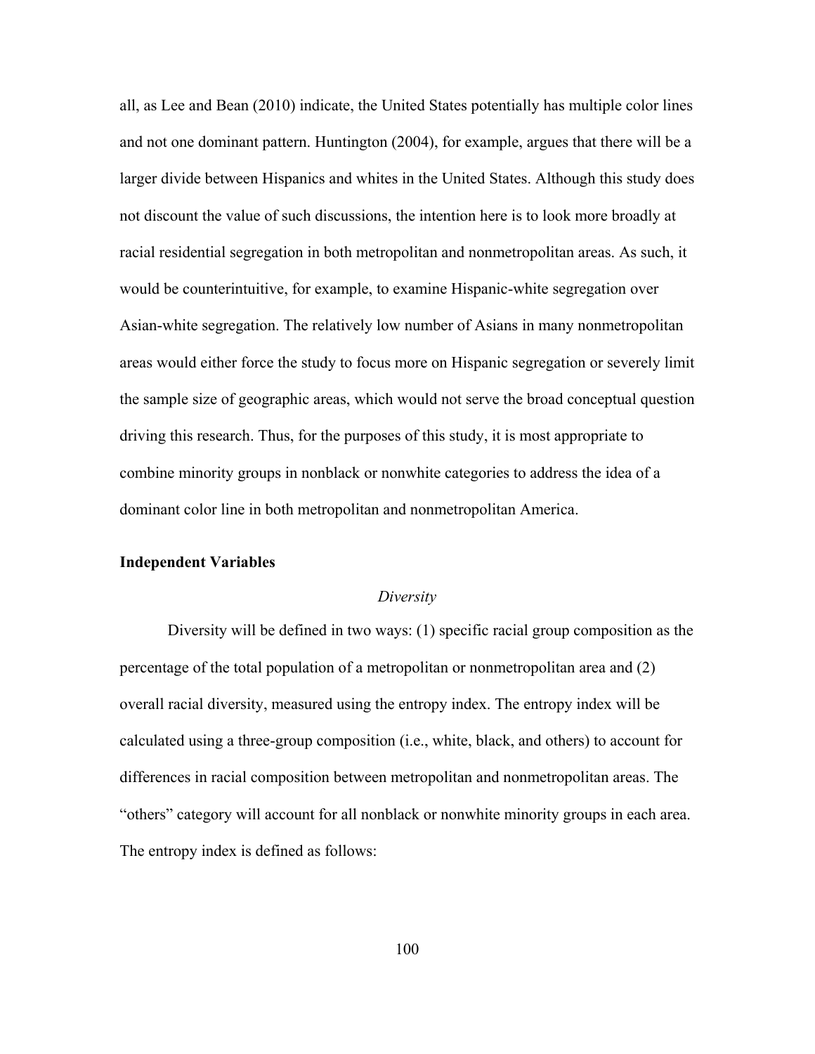all, as Lee and Bean (2010) indicate, the United States potentially has multiple color lines and not one dominant pattern. Huntington (2004), for example, argues that there will be a larger divide between Hispanics and whites in the United States. Although this study does not discount the value of such discussions, the intention here is to look more broadly at racial residential segregation in both metropolitan and nonmetropolitan areas. As such, it would be counterintuitive, for example, to examine Hispanic-white segregation over Asian-white segregation. The relatively low number of Asians in many nonmetropolitan areas would either force the study to focus more on Hispanic segregation or severely limit the sample size of geographic areas, which would not serve the broad conceptual question driving this research. Thus, for the purposes of this study, it is most appropriate to combine minority groups in nonblack or nonwhite categories to address the idea of a dominant color line in both metropolitan and nonmetropolitan America.

### Independent Variables

*Diversity*

Diversity will be defined in two ways: (1) specific racial group composition as the percentage of the total population of a metropolitan or nonmetropolitan area and (2) overall racial diversity, measured using the entropy index. The entropy index will be calculated using a three-group composition (i.e., white, black, and others) to account for differences in racial composition between metropolitan and nonmetropolitan areas. The "others" category will account for all nonblack or nonwhite minority groups in each area. The entropy index is defined as follows: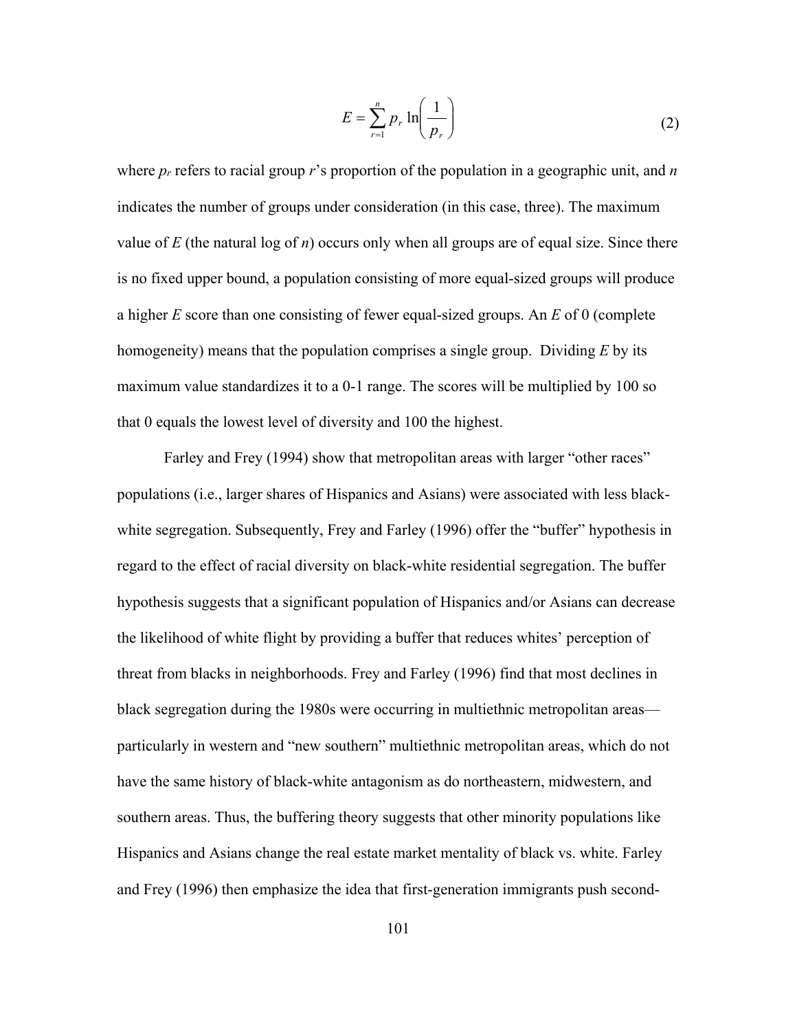$$E = \sum_{r=1}^{n} p_r \ln\left(\frac{1}{p_r}\right) \tag{2}$$

where $p_r$ refers to racial group $r$'s proportion of the population in a geographic unit, and $n$ indicates the number of groups under consideration (in this case, three). The maximum value of $E$ (the natural log of $n$) occurs only when all groups are of equal size. Since there is no fixed upper bound, a population consisting of more equal-sized groups will produce a higher $E$ score than one consisting of fewer equal-sized groups. An $E$ of 0 (complete homogeneity) means that the population comprises a single group. Dividing $E$ by its maximum value standardizes it to a 0-1 range. The scores will be multiplied by 100 so that 0 equals the lowest level of diversity and 100 the highest.

Farley and Frey (1994) show that metropolitan areas with larger "other races" populations (i.e., larger shares of Hispanics and Asians) were associated with less black-white segregation. Subsequently, Frey and Farley (1996) offer the "buffer" hypothesis in regard to the effect of racial diversity on black-white residential segregation. The buffer hypothesis suggests that a significant population of Hispanics and/or Asians can decrease the likelihood of white flight by providing a buffer that reduces whites' perception of threat from blacks in neighborhoods. Frey and Farley (1996) find that most declines in black segregation during the 1980s were occurring in multiethnic metropolitan areas—particularly in western and "new southern" multiethnic metropolitan areas, which do not have the same history of black-white antagonism as do northeastern, midwestern, and southern areas. Thus, the buffering theory suggests that other minority populations like Hispanics and Asians change the real estate market mentality of black vs. white. Farley and Frey (1996) then emphasize the idea that first-generation immigrants push second-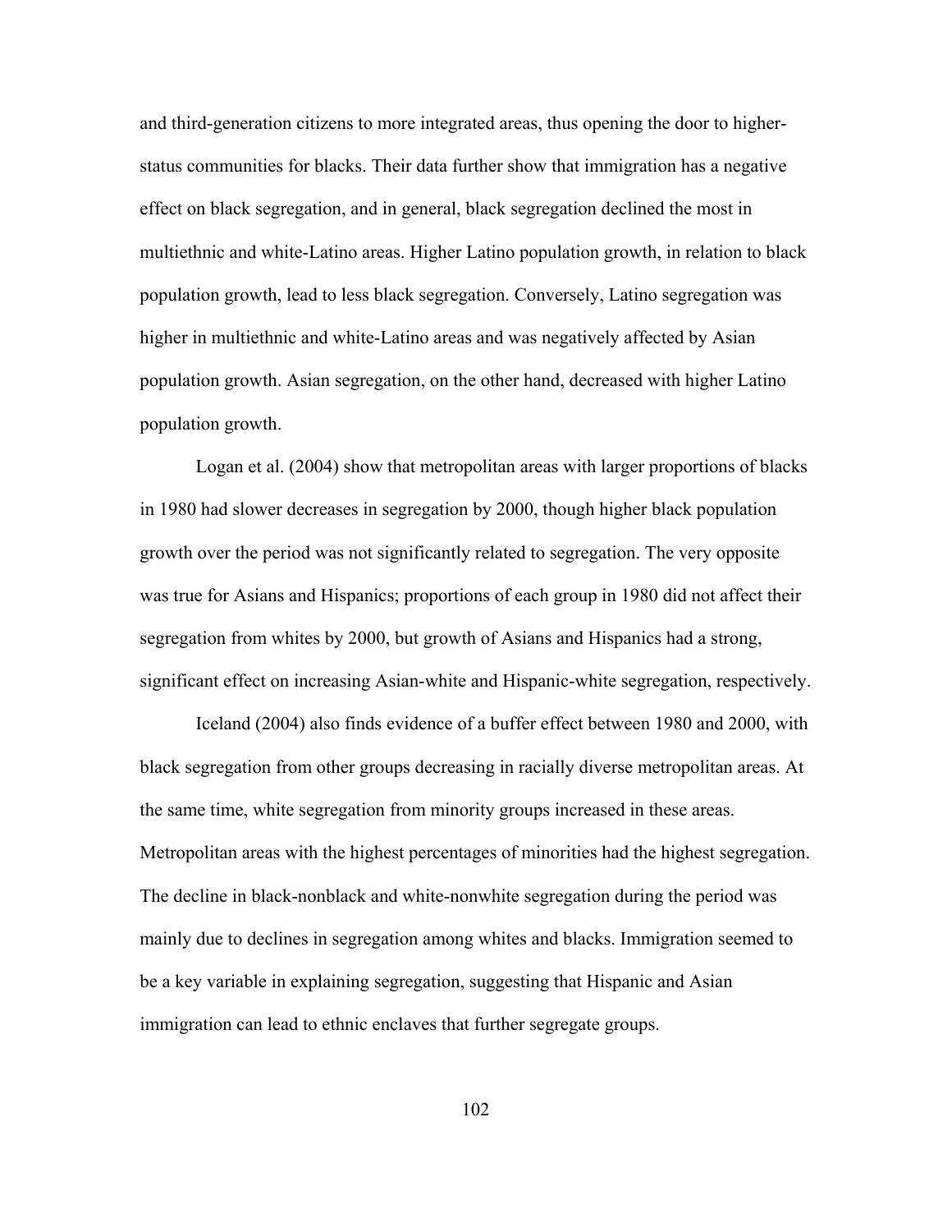and third-generation citizens to more integrated areas, thus opening the door to higher-status communities for blacks. Their data further show that immigration has a negative effect on black segregation, and in general, black segregation declined the most in multiethnic and white-Latino areas. Higher Latino population growth, in relation to black population growth, lead to less black segregation. Conversely, Latino segregation was higher in multiethnic and white-Latino areas and was negatively affected by Asian population growth. Asian segregation, on the other hand, decreased with higher Latino population growth.

Logan et al. (2004) show that metropolitan areas with larger proportions of blacks in 1980 had slower decreases in segregation by 2000, though higher black population growth over the period was not significantly related to segregation. The very opposite was true for Asians and Hispanics; proportions of each group in 1980 did not affect their segregation from whites by 2000, but growth of Asians and Hispanics had a strong, significant effect on increasing Asian-white and Hispanic-white segregation, respectively.

Iceland (2004) also finds evidence of a buffer effect between 1980 and 2000, with black segregation from other groups decreasing in racially diverse metropolitan areas. At the same time, white segregation from minority groups increased in these areas. Metropolitan areas with the highest percentages of minorities had the highest segregation. The decline in black-nonblack and white-nonwhite segregation during the period was mainly due to declines in segregation among whites and blacks. Immigration seemed to be a key variable in explaining segregation, suggesting that Hispanic and Asian immigration can lead to ethnic enclaves that further segregate groups.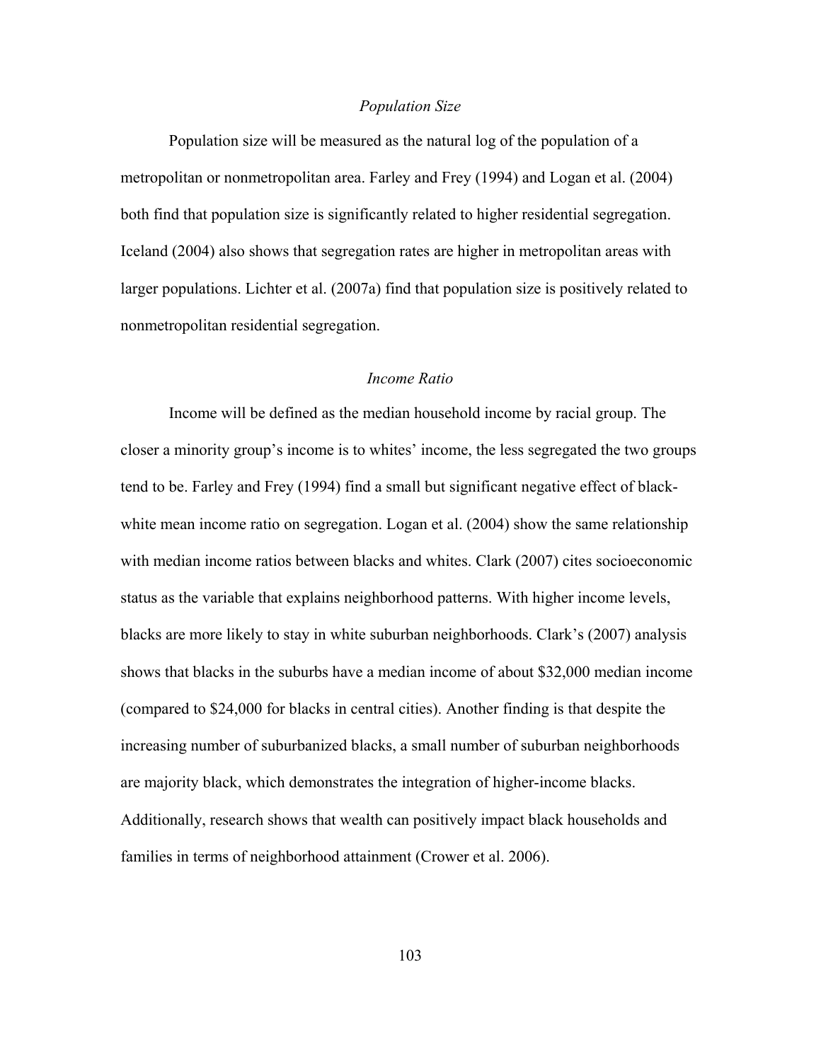### *Population Size*

Population size will be measured as the natural log of the population of a metropolitan or nonmetropolitan area. Farley and Frey (1994) and Logan et al. (2004) both find that population size is significantly related to higher residential segregation. Iceland (2004) also shows that segregation rates are higher in metropolitan areas with larger populations. Lichter et al. (2007a) find that population size is positively related to nonmetropolitan residential segregation.

### *Income Ratio*

Income will be defined as the median household income by racial group. The closer a minority group's income is to whites' income, the less segregated the two groups tend to be. Farley and Frey (1994) find a small but significant negative effect of black-white mean income ratio on segregation. Logan et al. (2004) show the same relationship with median income ratios between blacks and whites. Clark (2007) cites socioeconomic status as the variable that explains neighborhood patterns. With higher income levels, blacks are more likely to stay in white suburban neighborhoods. Clark's (2007) analysis shows that blacks in the suburbs have a median income of about $32,000 median income (compared to $24,000 for blacks in central cities). Another finding is that despite the increasing number of suburbanized blacks, a small number of suburban neighborhoods are majority black, which demonstrates the integration of higher-income blacks. Additionally, research shows that wealth can positively impact black households and families in terms of neighborhood attainment (Crower et al. 2006).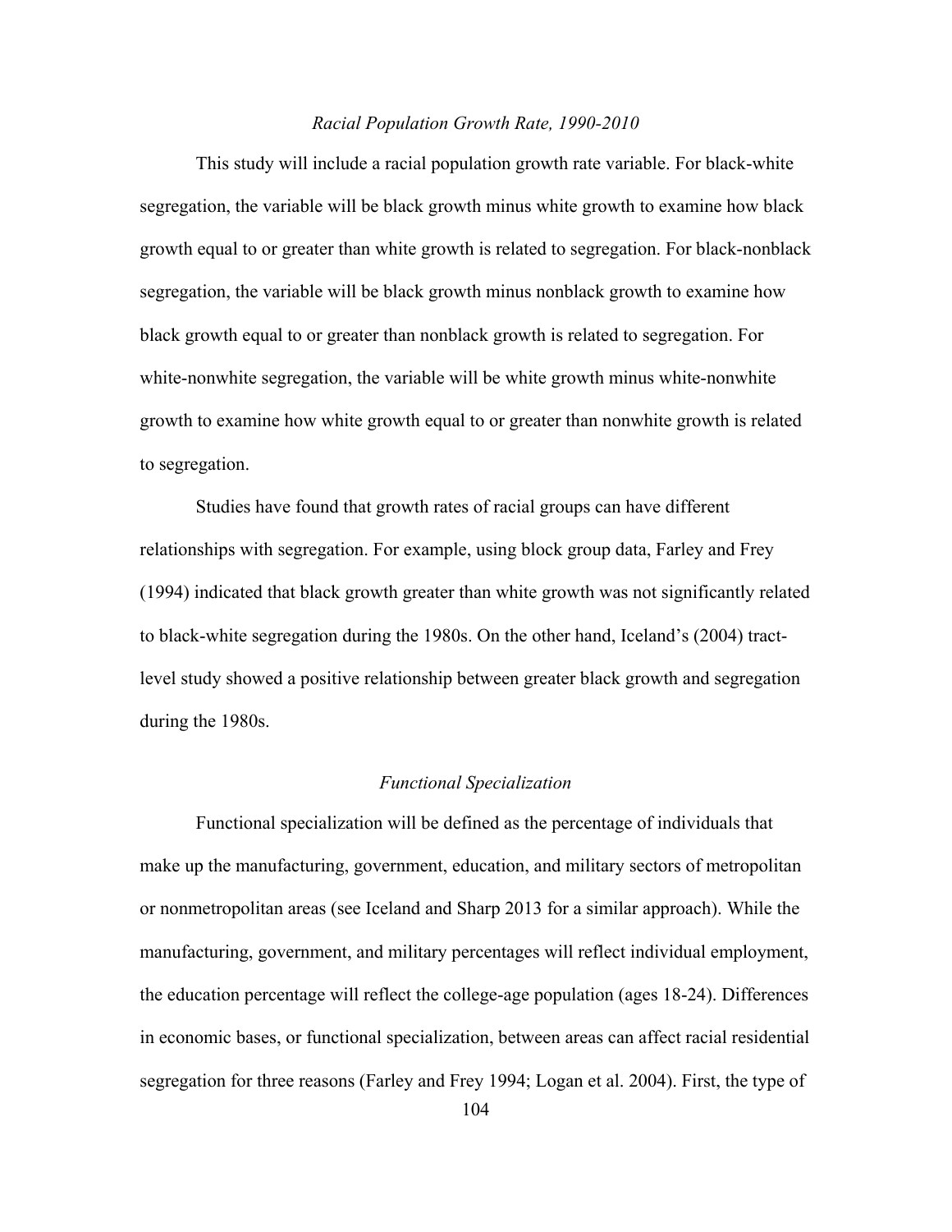### *Racial Population Growth Rate, 1990-2010*

This study will include a racial population growth rate variable. For black-white segregation, the variable will be black growth minus white growth to examine how black growth equal to or greater than white growth is related to segregation. For black-nonblack segregation, the variable will be black growth minus nonblack growth to examine how black growth equal to or greater than nonblack growth is related to segregation. For white-nonwhite segregation, the variable will be white growth minus white-nonwhite growth to examine how white growth equal to or greater than nonwhite growth is related to segregation.

Studies have found that growth rates of racial groups can have different relationships with segregation. For example, using block group data, Farley and Frey (1994) indicated that black growth greater than white growth was not significantly related to black-white segregation during the 1980s. On the other hand, Iceland's (2004) tract-level study showed a positive relationship between greater black growth and segregation during the 1980s.

### *Functional Specialization*

Functional specialization will be defined as the percentage of individuals that make up the manufacturing, government, education, and military sectors of metropolitan or nonmetropolitan areas (see Iceland and Sharp 2013 for a similar approach). While the manufacturing, government, and military percentages will reflect individual employment, the education percentage will reflect the college-age population (ages 18-24). Differences in economic bases, or functional specialization, between areas can affect racial residential segregation for three reasons (Farley and Frey 1994; Logan et al. 2004). First, the type of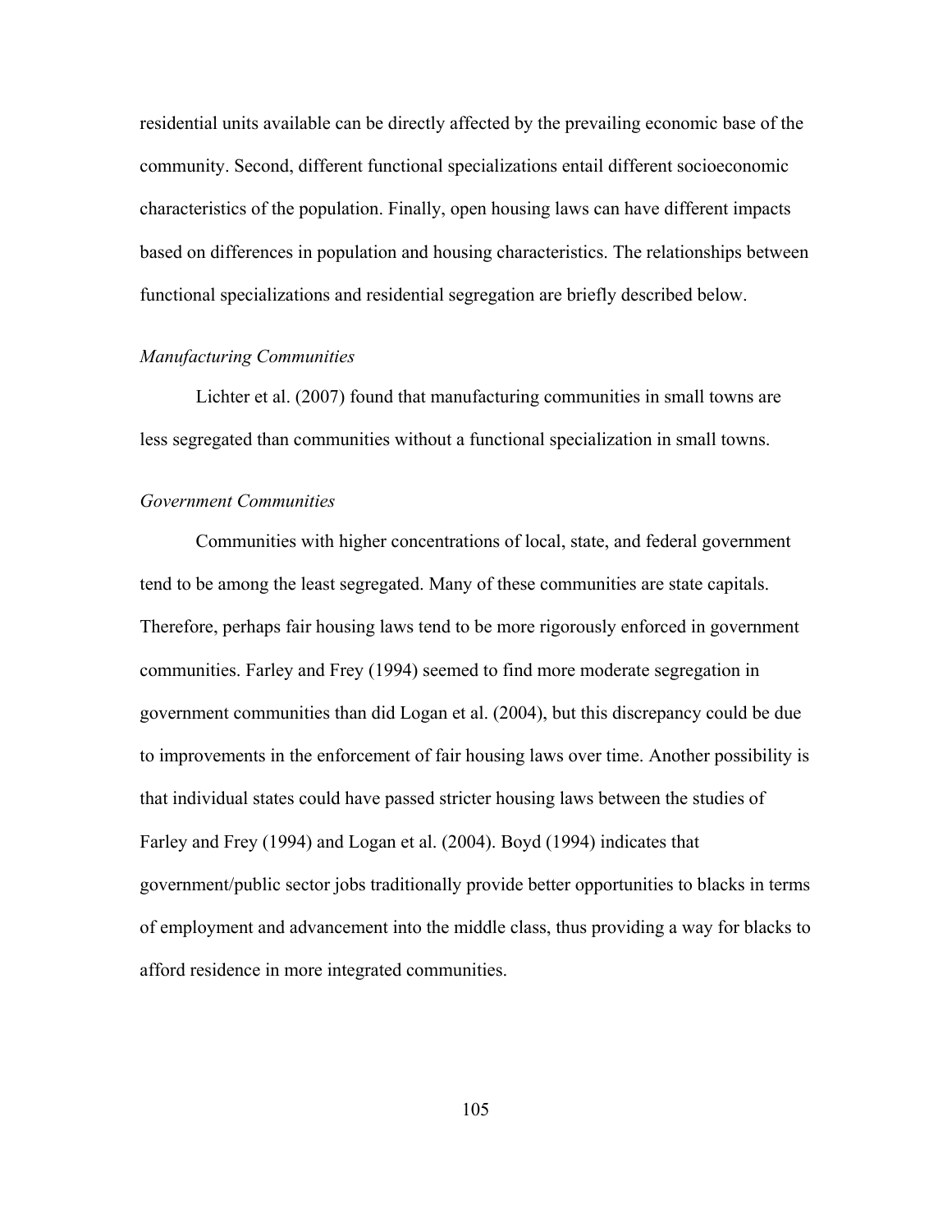residential units available can be directly affected by the prevailing economic base of the community. Second, different functional specializations entail different socioeconomic characteristics of the population. Finally, open housing laws can have different impacts based on differences in population and housing characteristics. The relationships between functional specializations and residential segregation are briefly described below.

### *Manufacturing Communities*

Lichter et al. (2007) found that manufacturing communities in small towns are less segregated than communities without a functional specialization in small towns.

### *Government Communities*

Communities with higher concentrations of local, state, and federal government tend to be among the least segregated. Many of these communities are state capitals. Therefore, perhaps fair housing laws tend to be more rigorously enforced in government communities. Farley and Frey (1994) seemed to find more moderate segregation in government communities than did Logan et al. (2004), but this discrepancy could be due to improvements in the enforcement of fair housing laws over time. Another possibility is that individual states could have passed stricter housing laws between the studies of Farley and Frey (1994) and Logan et al. (2004). Boyd (1994) indicates that government/public sector jobs traditionally provide better opportunities to blacks in terms of employment and advancement into the middle class, thus providing a way for blacks to afford residence in more integrated communities.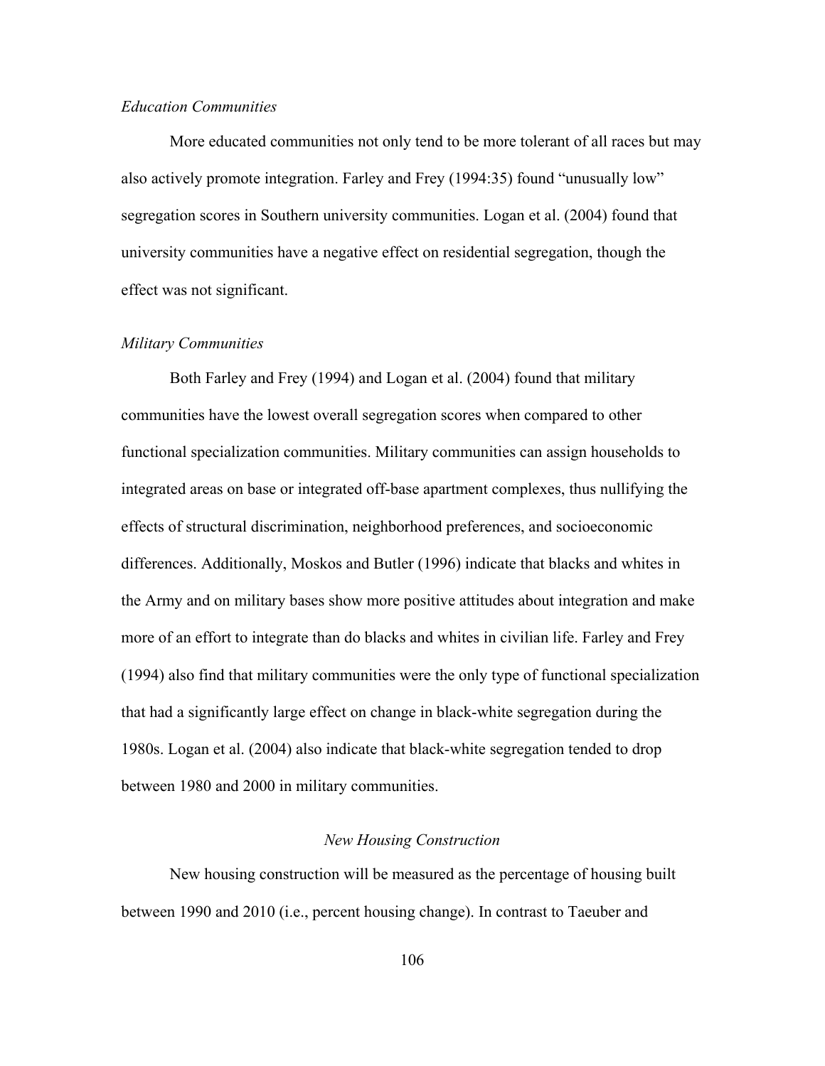#### *Education Communities*

More educated communities not only tend to be more tolerant of all races but may also actively promote integration. Farley and Frey (1994:35) found "unusually low" segregation scores in Southern university communities. Logan et al. (2004) found that university communities have a negative effect on residential segregation, though the effect was not significant.

#### *Military Communities*

Both Farley and Frey (1994) and Logan et al. (2004) found that military communities have the lowest overall segregation scores when compared to other functional specialization communities. Military communities can assign households to integrated areas on base or integrated off-base apartment complexes, thus nullifying the effects of structural discrimination, neighborhood preferences, and socioeconomic differences. Additionally, Moskos and Butler (1996) indicate that blacks and whites in the Army and on military bases show more positive attitudes about integration and make more of an effort to integrate than do blacks and whites in civilian life. Farley and Frey (1994) also find that military communities were the only type of functional specialization that had a significantly large effect on change in black-white segregation during the 1980s. Logan et al. (2004) also indicate that black-white segregation tended to drop between 1980 and 2000 in military communities.

### *New Housing Construction*

New housing construction will be measured as the percentage of housing built between 1990 and 2010 (i.e., percent housing change). In contrast to Taeuber and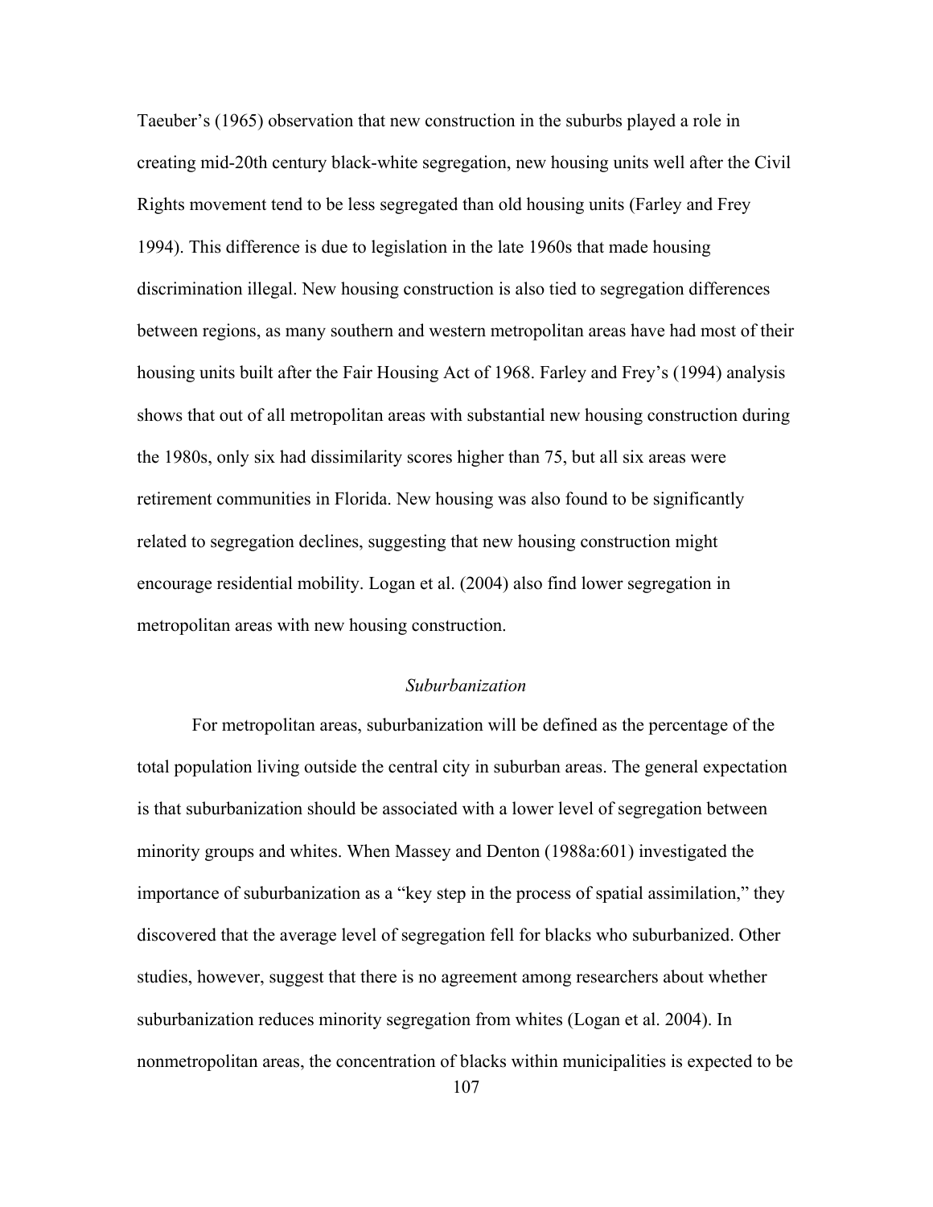Taeuber's (1965) observation that new construction in the suburbs played a role in creating mid-20th century black-white segregation, new housing units well after the Civil Rights movement tend to be less segregated than old housing units (Farley and Frey 1994). This difference is due to legislation in the late 1960s that made housing discrimination illegal. New housing construction is also tied to segregation differences between regions, as many southern and western metropolitan areas have had most of their housing units built after the Fair Housing Act of 1968. Farley and Frey's (1994) analysis shows that out of all metropolitan areas with substantial new housing construction during the 1980s, only six had dissimilarity scores higher than 75, but all six areas were retirement communities in Florida. New housing was also found to be significantly related to segregation declines, suggesting that new housing construction might encourage residential mobility. Logan et al. (2004) also find lower segregation in metropolitan areas with new housing construction.

### *Suburbanization*

For metropolitan areas, suburbanization will be defined as the percentage of the total population living outside the central city in suburban areas. The general expectation is that suburbanization should be associated with a lower level of segregation between minority groups and whites. When Massey and Denton (1988a:601) investigated the importance of suburbanization as a "key step in the process of spatial assimilation," they discovered that the average level of segregation fell for blacks who suburbanized. Other studies, however, suggest that there is no agreement among researchers about whether suburbanization reduces minority segregation from whites (Logan et al. 2004). In nonmetropolitan areas, the concentration of blacks within municipalities is expected to be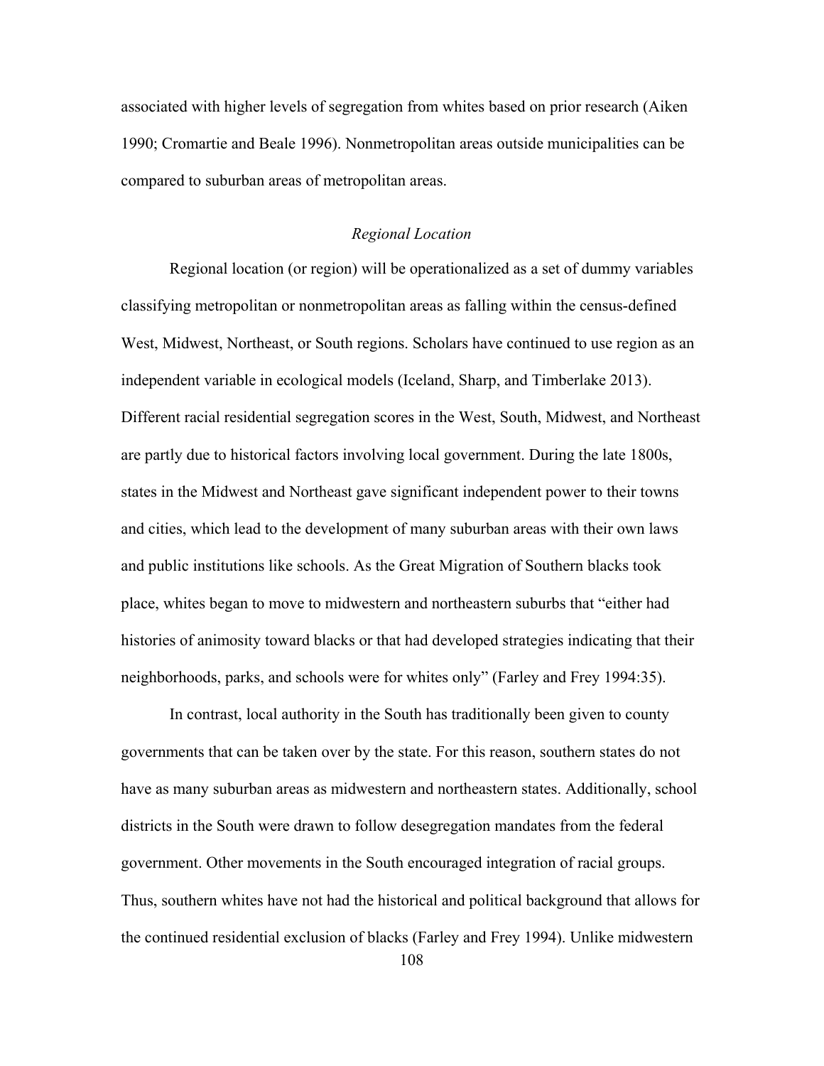associated with higher levels of segregation from whites based on prior research (Aiken 1990; Cromartie and Beale 1996). Nonmetropolitan areas outside municipalities can be compared to suburban areas of metropolitan areas.

### *Regional Location*

Regional location (or region) will be operationalized as a set of dummy variables classifying metropolitan or nonmetropolitan areas as falling within the census-defined West, Midwest, Northeast, or South regions. Scholars have continued to use region as an independent variable in ecological models (Iceland, Sharp, and Timberlake 2013). Different racial residential segregation scores in the West, South, Midwest, and Northeast are partly due to historical factors involving local government. During the late 1800s, states in the Midwest and Northeast gave significant independent power to their towns and cities, which lead to the development of many suburban areas with their own laws and public institutions like schools. As the Great Migration of Southern blacks took place, whites began to move to midwestern and northeastern suburbs that "either had histories of animosity toward blacks or that had developed strategies indicating that their neighborhoods, parks, and schools were for whites only" (Farley and Frey 1994:35).

In contrast, local authority in the South has traditionally been given to county governments that can be taken over by the state. For this reason, southern states do not have as many suburban areas as midwestern and northeastern states. Additionally, school districts in the South were drawn to follow desegregation mandates from the federal government. Other movements in the South encouraged integration of racial groups. Thus, southern whites have not had the historical and political background that allows for the continued residential exclusion of blacks (Farley and Frey 1994). Unlike midwestern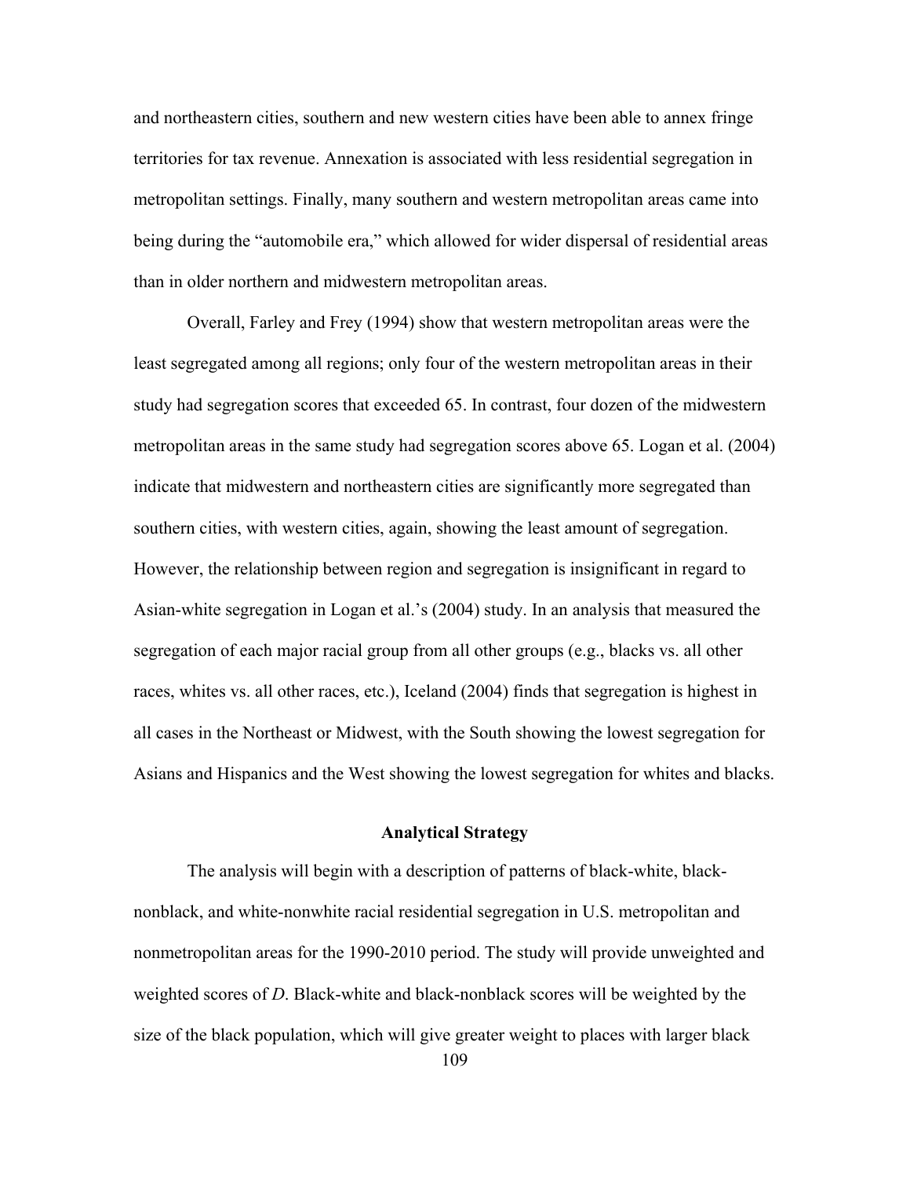and northeastern cities, southern and new western cities have been able to annex fringe territories for tax revenue. Annexation is associated with less residential segregation in metropolitan settings. Finally, many southern and western metropolitan areas came into being during the "automobile era," which allowed for wider dispersal of residential areas than in older northern and midwestern metropolitan areas.

Overall, Farley and Frey (1994) show that western metropolitan areas were the least segregated among all regions; only four of the western metropolitan areas in their study had segregation scores that exceeded 65. In contrast, four dozen of the midwestern metropolitan areas in the same study had segregation scores above 65. Logan et al. (2004) indicate that midwestern and northeastern cities are significantly more segregated than southern cities, with western cities, again, showing the least amount of segregation. However, the relationship between region and segregation is insignificant in regard to Asian-white segregation in Logan et al.'s (2004) study. In an analysis that measured the segregation of each major racial group from all other groups (e.g., blacks vs. all other races, whites vs. all other races, etc.), Iceland (2004) finds that segregation is highest in all cases in the Northeast or Midwest, with the South showing the lowest segregation for Asians and Hispanics and the West showing the lowest segregation for whites and blacks.

### Analytical Strategy

The analysis will begin with a description of patterns of black-white, black-nonblack, and white-nonwhite racial residential segregation in U.S. metropolitan and nonmetropolitan areas for the 1990-2010 period. The study will provide unweighted and weighted scores of *D*. Black-white and black-nonblack scores will be weighted by the size of the black population, which will give greater weight to places with larger black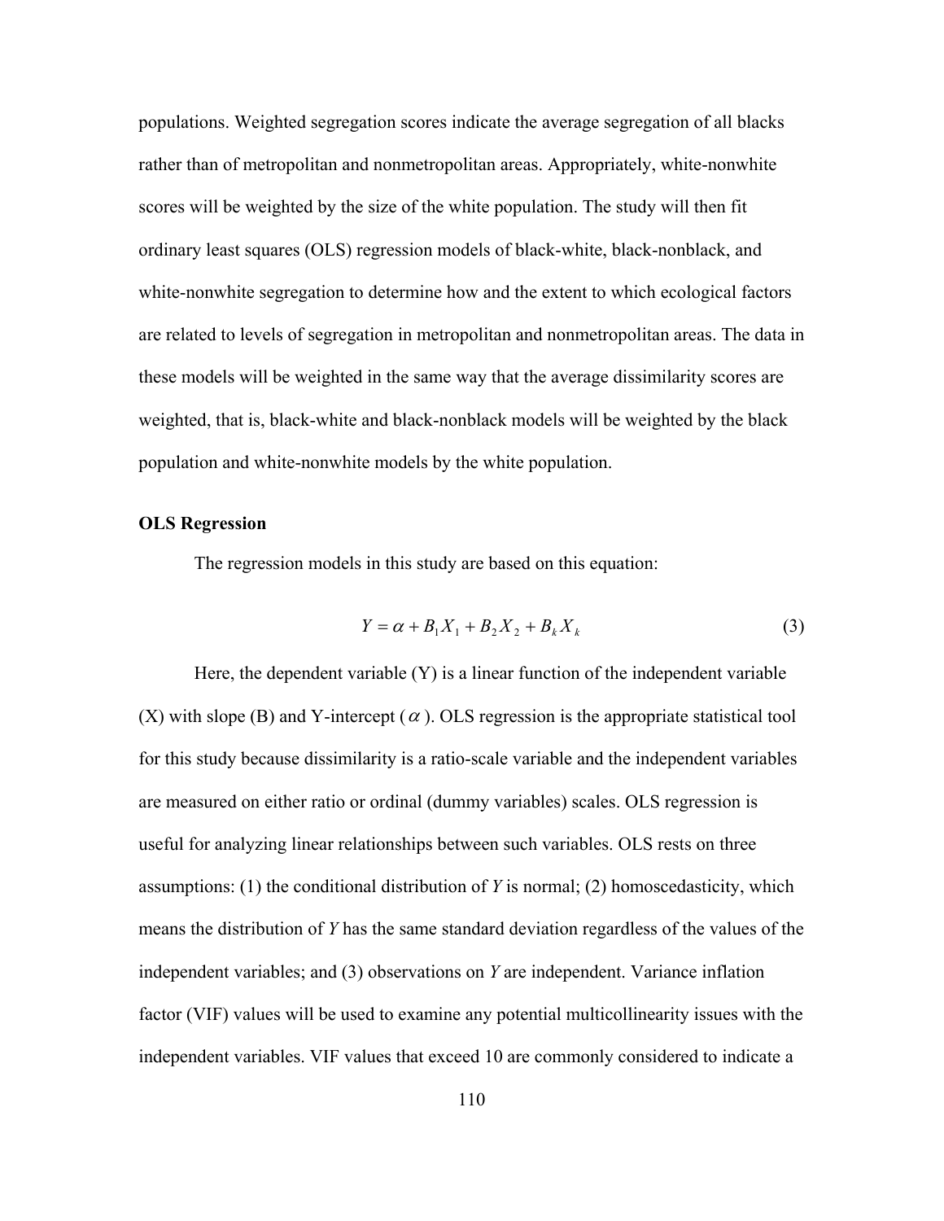populations. Weighted segregation scores indicate the average segregation of all blacks rather than of metropolitan and nonmetropolitan areas. Appropriately, white-nonwhite scores will be weighted by the size of the white population. The study will then fit ordinary least squares (OLS) regression models of black-white, black-nonblack, and white-nonwhite segregation to determine how and the extent to which ecological factors are related to levels of segregation in metropolitan and nonmetropolitan areas. The data in these models will be weighted in the same way that the average dissimilarity scores are weighted, that is, black-white and black-nonblack models will be weighted by the black population and white-nonwhite models by the white population.

**OLS Regression**

The regression models in this study are based on this equation:

$$Y = \alpha + B_1 X_1 + B_2 X_2 + B_k X_k \tag{3}$$

Here, the dependent variable (Y) is a linear function of the independent variable (X) with slope (B) and Y-intercept ($\alpha$). OLS regression is the appropriate statistical tool for this study because dissimilarity is a ratio-scale variable and the independent variables are measured on either ratio or ordinal (dummy variables) scales. OLS regression is useful for analyzing linear relationships between such variables. OLS rests on three assumptions: (1) the conditional distribution of *Y* is normal; (2) homoscedasticity, which means the distribution of *Y* has the same standard deviation regardless of the values of the independent variables; and (3) observations on *Y* are independent. Variance inflation factor (VIF) values will be used to examine any potential multicollinearity issues with the independent variables. VIF values that exceed 10 are commonly considered to indicate a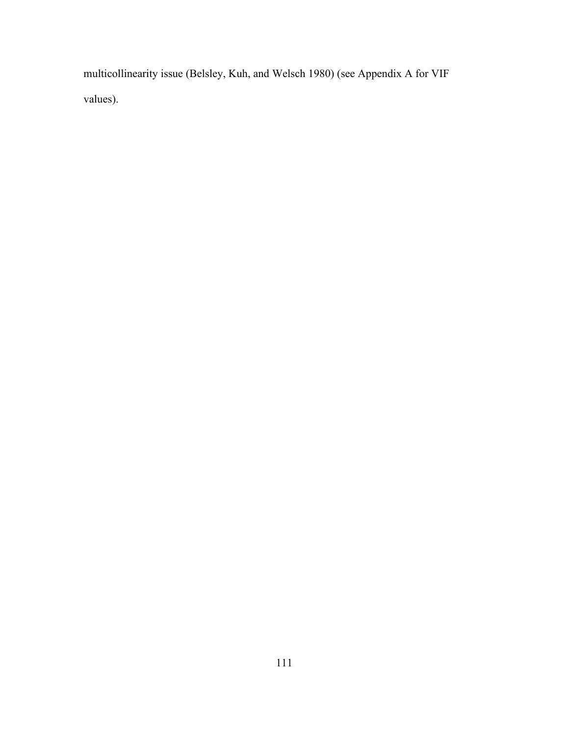multicollinearity issue (Belsley, Kuh, and Welsch 1980) (see Appendix A for VIF values).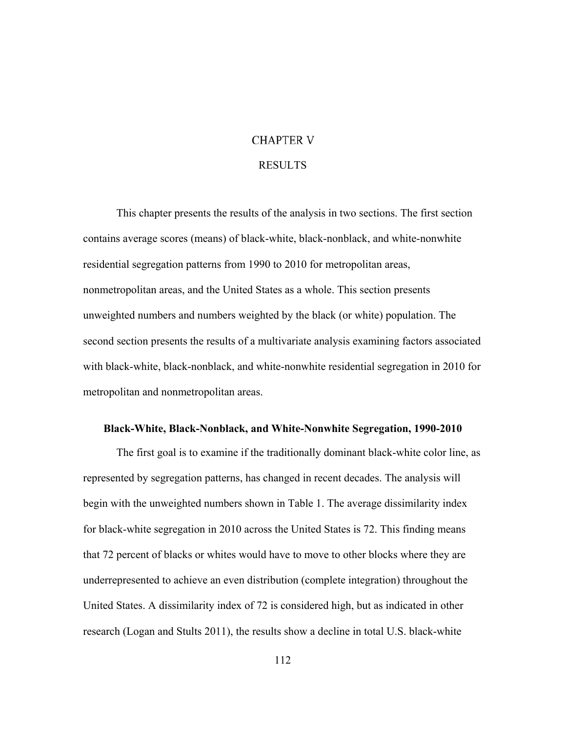# CHAPTER V

# RESULTS

This chapter presents the results of the analysis in two sections. The first section contains average scores (means) of black-white, black-nonblack, and white-nonwhite residential segregation patterns from 1990 to 2010 for metropolitan areas, nonmetropolitan areas, and the United States as a whole. This section presents unweighted numbers and numbers weighted by the black (or white) population. The second section presents the results of a multivariate analysis examining factors associated with black-white, black-nonblack, and white-nonwhite residential segregation in 2010 for metropolitan and nonmetropolitan areas.

## Black-White, Black-Nonblack, and White-Nonwhite Segregation, 1990-2010

The first goal is to examine if the traditionally dominant black-white color line, as represented by segregation patterns, has changed in recent decades. The analysis will begin with the unweighted numbers shown in Table 1. The average dissimilarity index for black-white segregation in 2010 across the United States is 72. This finding means that 72 percent of blacks or whites would have to move to other blocks where they are underrepresented to achieve an even distribution (complete integration) throughout the United States. A dissimilarity index of 72 is considered high, but as indicated in other research (Logan and Stults 2011), the results show a decline in total U.S. black-white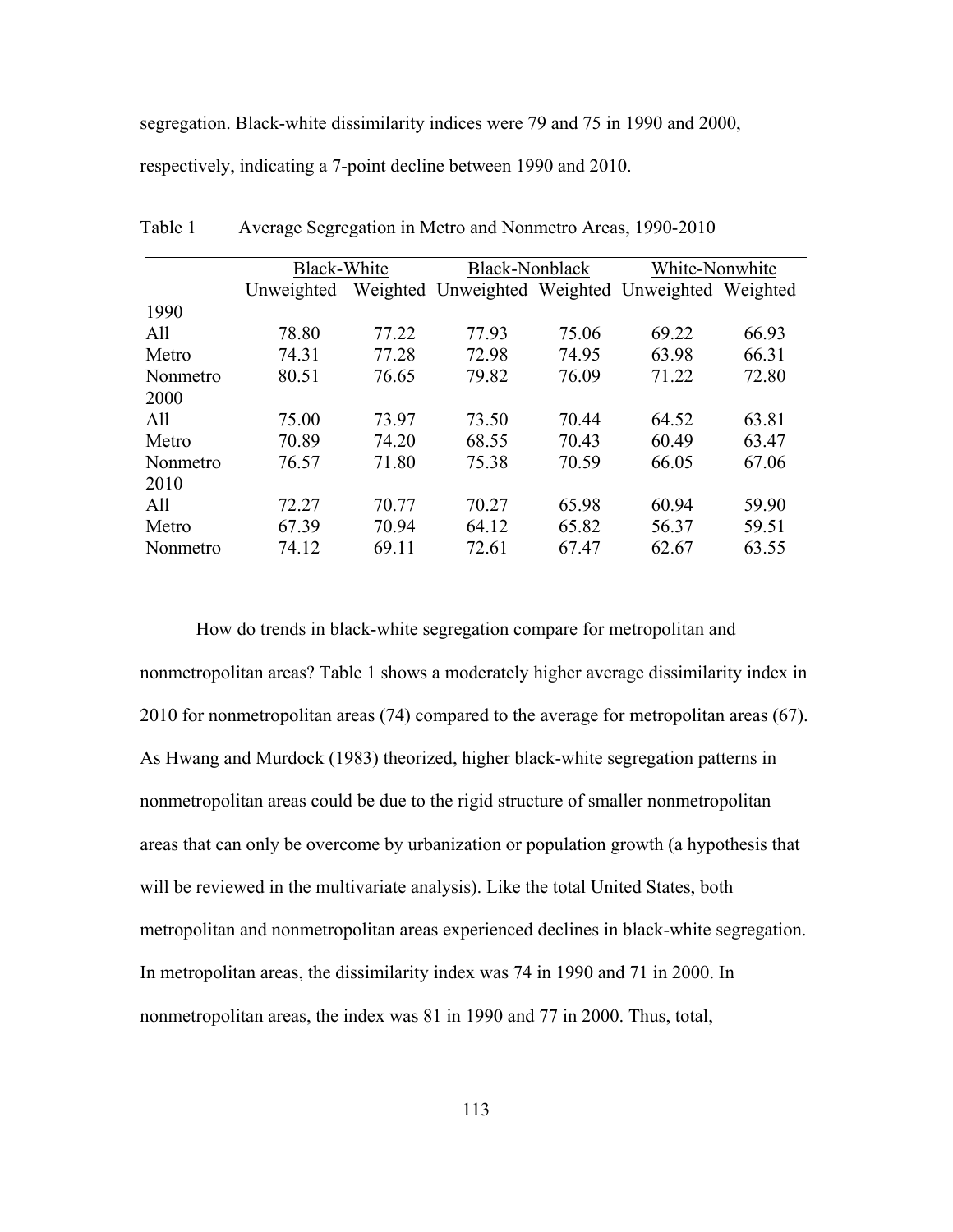segregation. Black-white dissimilarity indices were 79 and 75 in 1990 and 2000, respectively, indicating a 7-point decline between 1990 and 2010.

Table 1 Average Segregation in Metro and Nonmetro Areas, 1990-2010

| | Black-White | | Black-Nonblack | | White-Nonwhite | |
|---|---|---|---|---|---|---|
| | Unweighted | Weighted | Unweighted | Weighted | Unweighted | Weighted |
| 1990 | | | | | | |
| All | 78.80 | 77.22 | 77.93 | 75.06 | 69.22 | 66.93 |
| Metro | 74.31 | 77.28 | 72.98 | 74.95 | 63.98 | 66.31 |
| Nonmetro | 80.51 | 76.65 | 79.82 | 76.09 | 71.22 | 72.80 |
| 2000 | | | | | | |
| All | 75.00 | 73.97 | 73.50 | 70.44 | 64.52 | 63.81 |
| Metro | 70.89 | 74.20 | 68.55 | 70.43 | 60.49 | 63.47 |
| Nonmetro | 76.57 | 71.80 | 75.38 | 70.59 | 66.05 | 67.06 |
| 2010 | | | | | | |
| All | 72.27 | 70.77 | 70.27 | 65.98 | 60.94 | 59.90 |
| Metro | 67.39 | 70.94 | 64.12 | 65.82 | 56.37 | 59.51 |
| Nonmetro | 74.12 | 69.11 | 72.61 | 67.47 | 62.67 | 63.55 |

How do trends in black-white segregation compare for metropolitan and nonmetropolitan areas? Table 1 shows a moderately higher average dissimilarity index in 2010 for nonmetropolitan areas (74) compared to the average for metropolitan areas (67). As Hwang and Murdock (1983) theorized, higher black-white segregation patterns in nonmetropolitan areas could be due to the rigid structure of smaller nonmetropolitan areas that can only be overcome by urbanization or population growth (a hypothesis that will be reviewed in the multivariate analysis). Like the total United States, both metropolitan and nonmetropolitan areas experienced declines in black-white segregation. In metropolitan areas, the dissimilarity index was 74 in 1990 and 71 in 2000. In nonmetropolitan areas, the index was 81 in 1990 and 77 in 2000. Thus, total,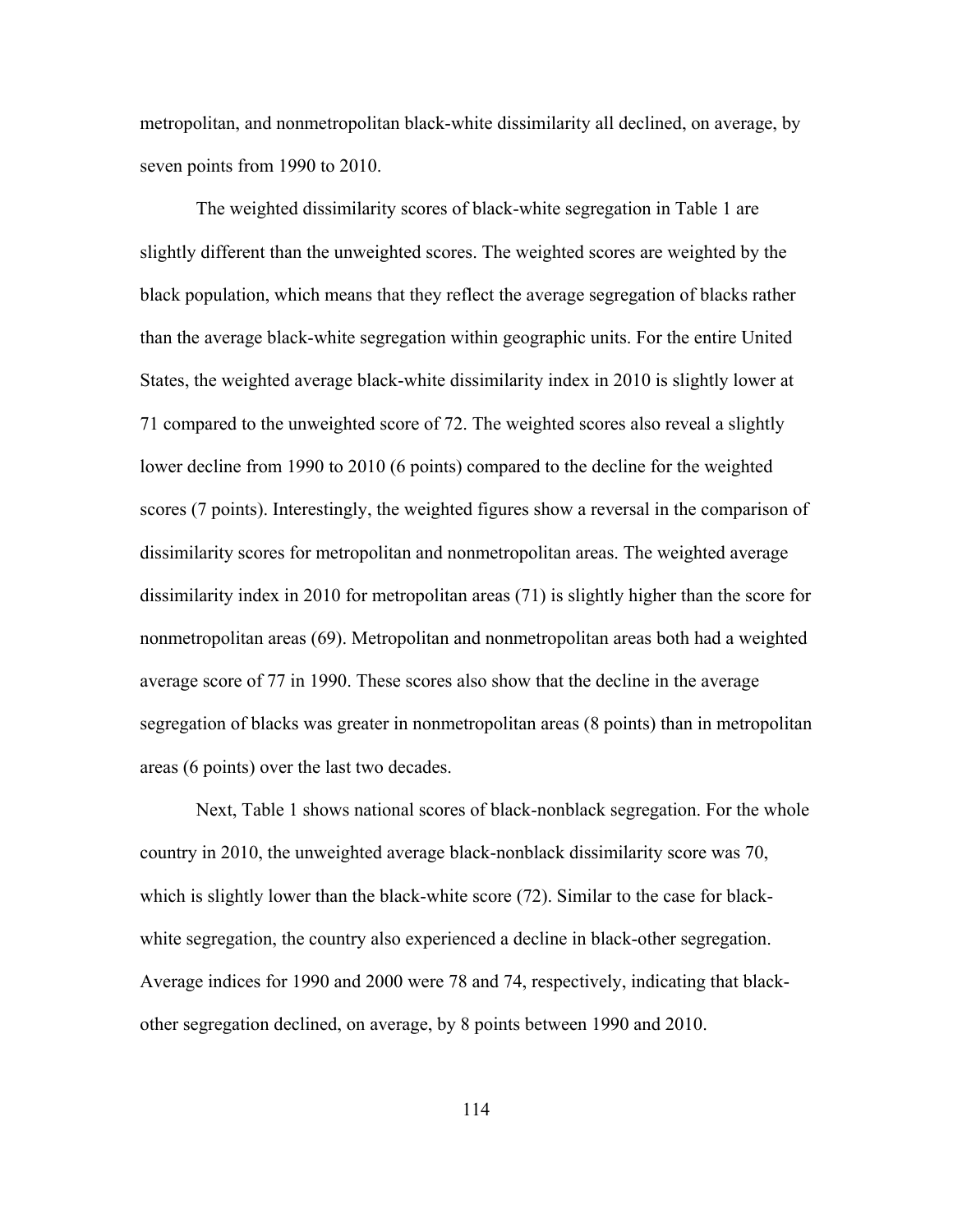metropolitan, and nonmetropolitan black-white dissimilarity all declined, on average, by seven points from 1990 to 2010.

The weighted dissimilarity scores of black-white segregation in Table 1 are slightly different than the unweighted scores. The weighted scores are weighted by the black population, which means that they reflect the average segregation of blacks rather than the average black-white segregation within geographic units. For the entire United States, the weighted average black-white dissimilarity index in 2010 is slightly lower at 71 compared to the unweighted score of 72. The weighted scores also reveal a slightly lower decline from 1990 to 2010 (6 points) compared to the decline for the weighted scores (7 points). Interestingly, the weighted figures show a reversal in the comparison of dissimilarity scores for metropolitan and nonmetropolitan areas. The weighted average dissimilarity index in 2010 for metropolitan areas (71) is slightly higher than the score for nonmetropolitan areas (69). Metropolitan and nonmetropolitan areas both had a weighted average score of 77 in 1990. These scores also show that the decline in the average segregation of blacks was greater in nonmetropolitan areas (8 points) than in metropolitan areas (6 points) over the last two decades.

Next, Table 1 shows national scores of black-nonblack segregation. For the whole country in 2010, the unweighted average black-nonblack dissimilarity score was 70, which is slightly lower than the black-white score (72). Similar to the case for black-white segregation, the country also experienced a decline in black-other segregation. Average indices for 1990 and 2000 were 78 and 74, respectively, indicating that black-other segregation declined, on average, by 8 points between 1990 and 2010.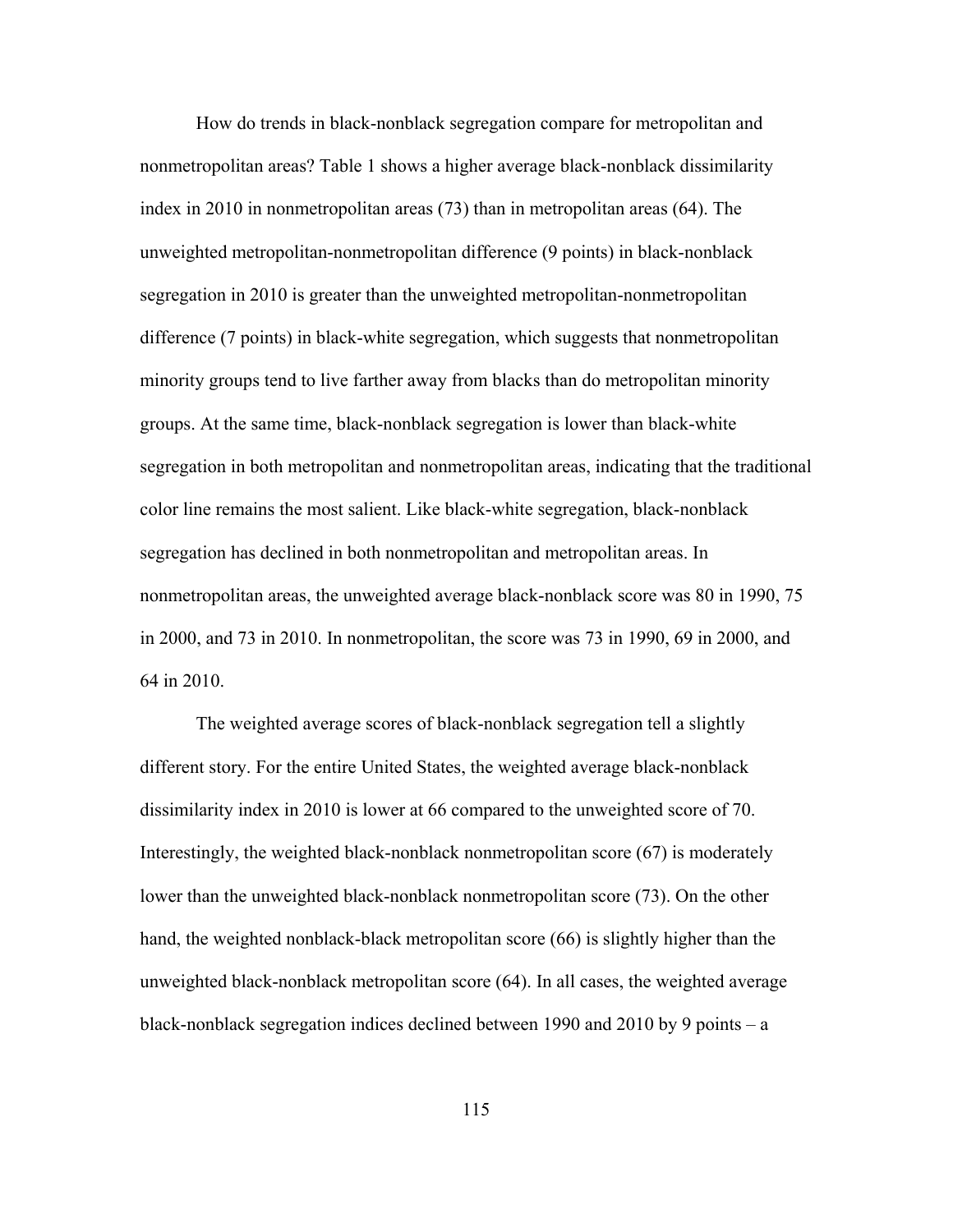How do trends in black-nonblack segregation compare for metropolitan and nonmetropolitan areas? Table 1 shows a higher average black-nonblack dissimilarity index in 2010 in nonmetropolitan areas (73) than in metropolitan areas (64). The unweighted metropolitan-nonmetropolitan difference (9 points) in black-nonblack segregation in 2010 is greater than the unweighted metropolitan-nonmetropolitan difference (7 points) in black-white segregation, which suggests that nonmetropolitan minority groups tend to live farther away from blacks than do metropolitan minority groups. At the same time, black-nonblack segregation is lower than black-white segregation in both metropolitan and nonmetropolitan areas, indicating that the traditional color line remains the most salient. Like black-white segregation, black-nonblack segregation has declined in both nonmetropolitan and metropolitan areas. In nonmetropolitan areas, the unweighted average black-nonblack score was 80 in 1990, 75 in 2000, and 73 in 2010. In nonmetropolitan, the score was 73 in 1990, 69 in 2000, and 64 in 2010.

The weighted average scores of black-nonblack segregation tell a slightly different story. For the entire United States, the weighted average black-nonblack dissimilarity index in 2010 is lower at 66 compared to the unweighted score of 70. Interestingly, the weighted black-nonblack nonmetropolitan score (67) is moderately lower than the unweighted black-nonblack nonmetropolitan score (73). On the other hand, the weighted nonblack-black metropolitan score (66) is slightly higher than the unweighted black-nonblack metropolitan score (64). In all cases, the weighted average black-nonblack segregation indices declined between 1990 and 2010 by 9 points – a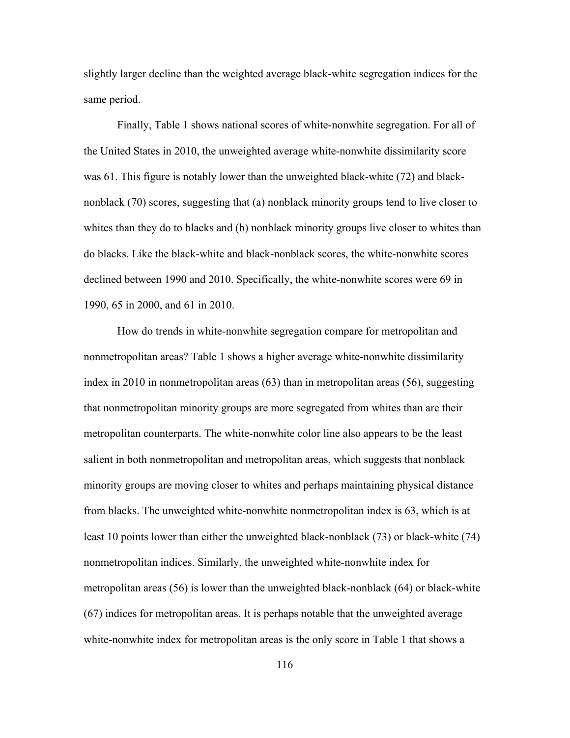slightly larger decline than the weighted average black-white segregation indices for the same period.

Finally, Table 1 shows national scores of white-nonwhite segregation. For all of the United States in 2010, the unweighted average white-nonwhite dissimilarity score was 61. This figure is notably lower than the unweighted black-white (72) and black-nonblack (70) scores, suggesting that (a) nonblack minority groups tend to live closer to whites than they do to blacks and (b) nonblack minority groups live closer to whites than do blacks. Like the black-white and black-nonblack scores, the white-nonwhite scores declined between 1990 and 2010. Specifically, the white-nonwhite scores were 69 in 1990, 65 in 2000, and 61 in 2010.

How do trends in white-nonwhite segregation compare for metropolitan and nonmetropolitan areas? Table 1 shows a higher average white-nonwhite dissimilarity index in 2010 in nonmetropolitan areas (63) than in metropolitan areas (56), suggesting that nonmetropolitan minority groups are more segregated from whites than are their metropolitan counterparts. The white-nonwhite color line also appears to be the least salient in both nonmetropolitan and metropolitan areas, which suggests that nonblack minority groups are moving closer to whites and perhaps maintaining physical distance from blacks. The unweighted white-nonwhite nonmetropolitan index is 63, which is at least 10 points lower than either the unweighted black-nonblack (73) or black-white (74) nonmetropolitan indices. Similarly, the unweighted white-nonwhite index for metropolitan areas (56) is lower than the unweighted black-nonblack (64) or black-white (67) indices for metropolitan areas. It is perhaps notable that the unweighted average white-nonwhite index for metropolitan areas is the only score in Table 1 that shows a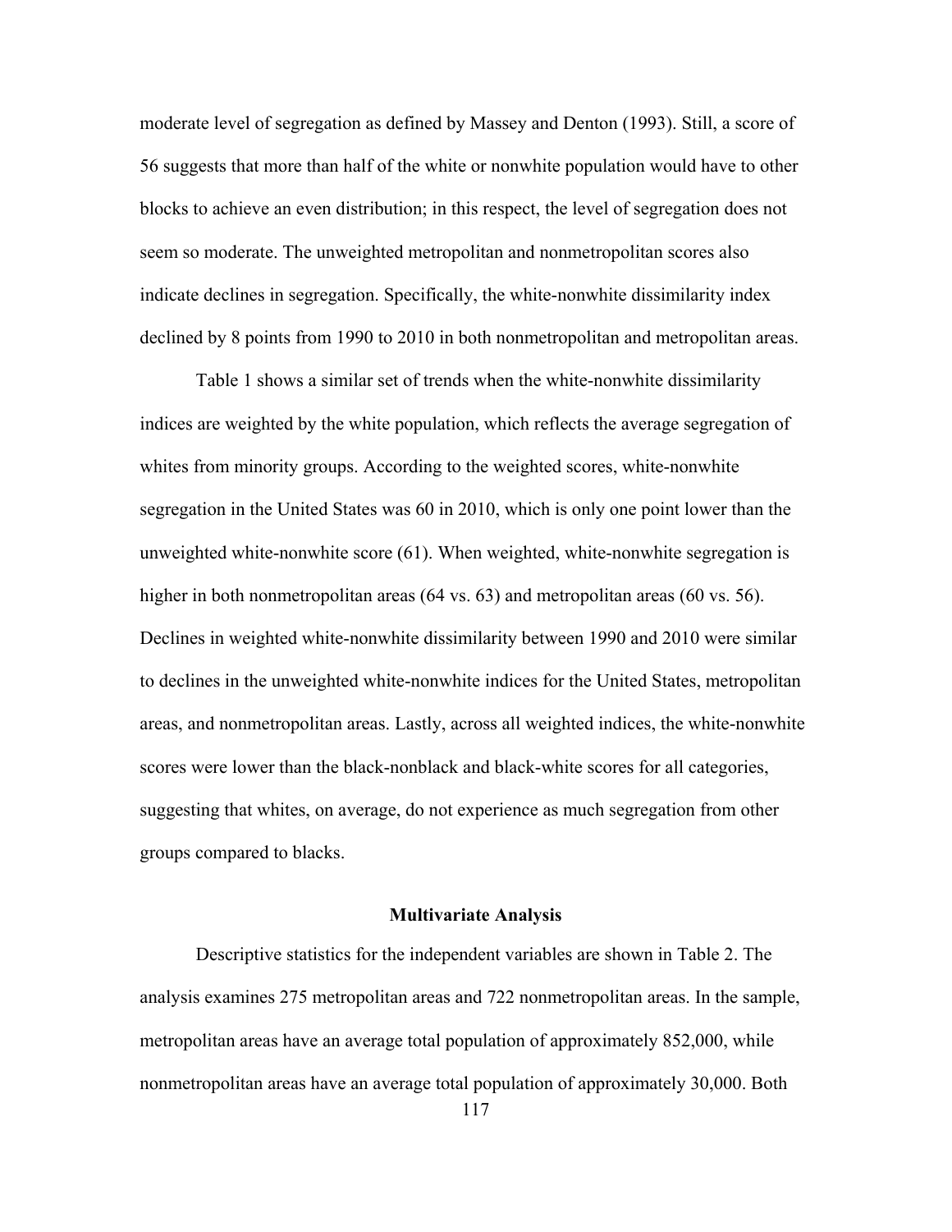moderate level of segregation as defined by Massey and Denton (1993). Still, a score of 56 suggests that more than half of the white or nonwhite population would have to other blocks to achieve an even distribution; in this respect, the level of segregation does not seem so moderate. The unweighted metropolitan and nonmetropolitan scores also indicate declines in segregation. Specifically, the white-nonwhite dissimilarity index declined by 8 points from 1990 to 2010 in both nonmetropolitan and metropolitan areas.

Table 1 shows a similar set of trends when the white-nonwhite dissimilarity indices are weighted by the white population, which reflects the average segregation of whites from minority groups. According to the weighted scores, white-nonwhite segregation in the United States was 60 in 2010, which is only one point lower than the unweighted white-nonwhite score (61). When weighted, white-nonwhite segregation is higher in both nonmetropolitan areas (64 vs. 63) and metropolitan areas (60 vs. 56). Declines in weighted white-nonwhite dissimilarity between 1990 and 2010 were similar to declines in the unweighted white-nonwhite indices for the United States, metropolitan areas, and nonmetropolitan areas. Lastly, across all weighted indices, the white-nonwhite scores were lower than the black-nonblack and black-white scores for all categories, suggesting that whites, on average, do not experience as much segregation from other groups compared to blacks.

## Multivariate Analysis

Descriptive statistics for the independent variables are shown in Table 2. The analysis examines 275 metropolitan areas and 722 nonmetropolitan areas. In the sample, metropolitan areas have an average total population of approximately 852,000, while nonmetropolitan areas have an average total population of approximately 30,000. Both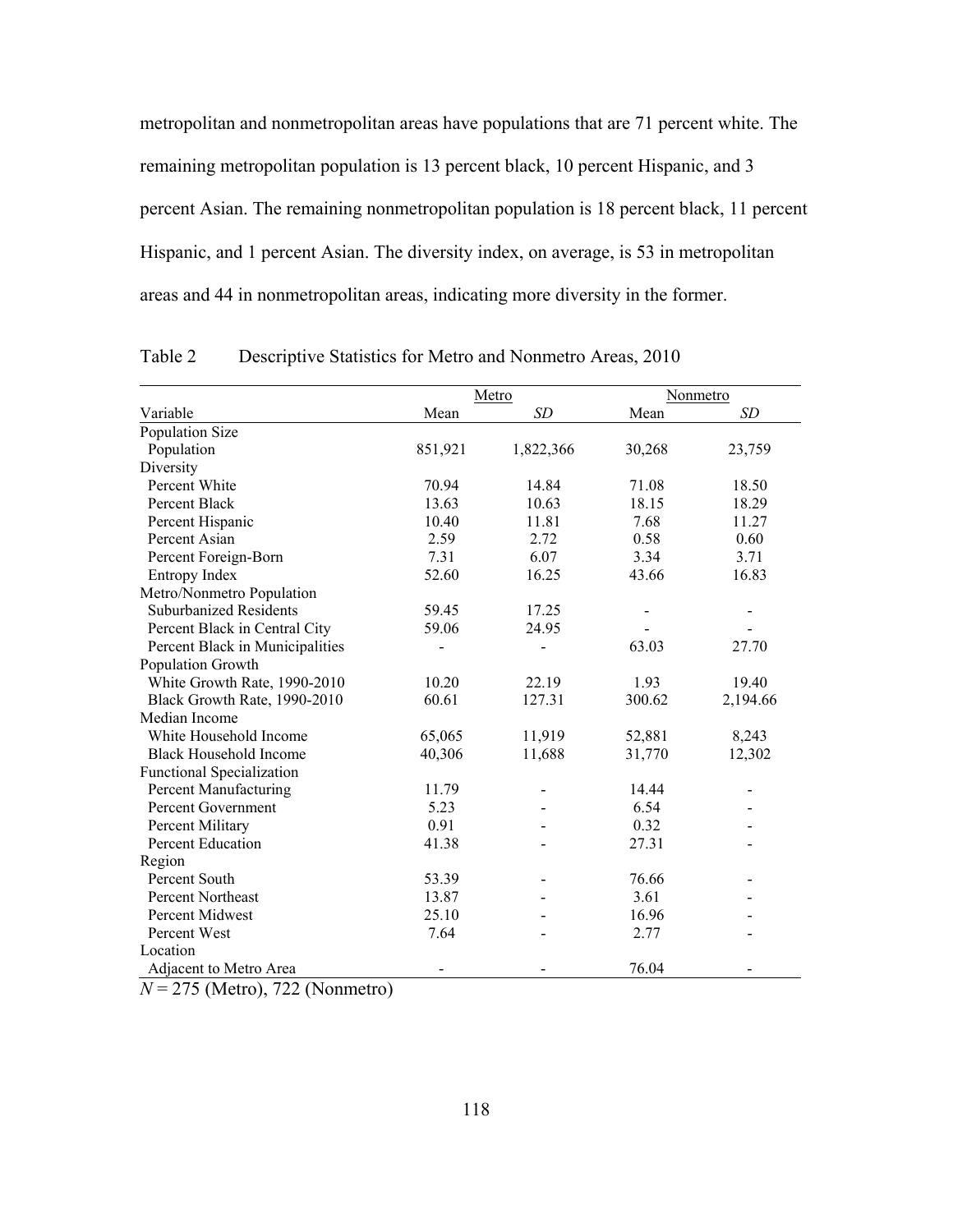metropolitan and nonmetropolitan areas have populations that are 71 percent white. The remaining metropolitan population is 13 percent black, 10 percent Hispanic, and 3 percent Asian. The remaining nonmetropolitan population is 18 percent black, 11 percent Hispanic, and 1 percent Asian. The diversity index, on average, is 53 in metropolitan areas and 44 in nonmetropolitan areas, indicating more diversity in the former.

Table 2 Descriptive Statistics for Metro and Nonmetro Areas, 2010

| | Metro | | Nonmetro | |
|---|---|---|---|---|
| Variable | Mean | *SD* | Mean | *SD* |
| Population Size | | | | |
| Population | 851,921 | 1,822,366 | 30,268 | 23,759 |
| Diversity | | | | |
| Percent White | 70.94 | 14.84 | 71.08 | 18.50 |
| Percent Black | 13.63 | 10.63 | 18.15 | 18.29 |
| Percent Hispanic | 10.40 | 11.81 | 7.68 | 11.27 |
| Percent Asian | 2.59 | 2.72 | 0.58 | 0.60 |
| Percent Foreign-Born | 7.31 | 6.07 | 3.34 | 3.71 |
| Entropy Index | 52.60 | 16.25 | 43.66 | 16.83 |
| Metro/Nonmetro Population | | | | |
| Suburbanized Residents | 59.45 | 17.25 | - | - |
| Percent Black in Central City | 59.06 | 24.95 | - | - |
| Percent Black in Municipalities | - | - | 63.03 | 27.70 |
| Population Growth | | | | |
| White Growth Rate, 1990-2010 | 10.20 | 22.19 | 1.93 | 19.40 |
| Black Growth Rate, 1990-2010 | 60.61 | 127.31 | 300.62 | 2,194.66 |
| Median Income | | | | |
| White Household Income | 65,065 | 11,919 | 52,881 | 8,243 |
| Black Household Income | 40,306 | 11,688 | 31,770 | 12,302 |
| Functional Specialization | | | | |
| Percent Manufacturing | 11.79 | - | 14.44 | - |
| Percent Government | 5.23 | - | 6.54 | - |
| Percent Military | 0.91 | - | 0.32 | - |
| Percent Education | 41.38 | - | 27.31 | - |
| Region | | | | |
| Percent South | 53.39 | - | 76.66 | - |
| Percent Northeast | 13.87 | - | 3.61 | - |
| Percent Midwest | 25.10 | - | 16.96 | - |
| Percent West | 7.64 | - | 2.77 | - |
| Location | | | | |
| Adjacent to Metro Area | - | - | 76.04 | - |

*N* = 275 (Metro), 722 (Nonmetro)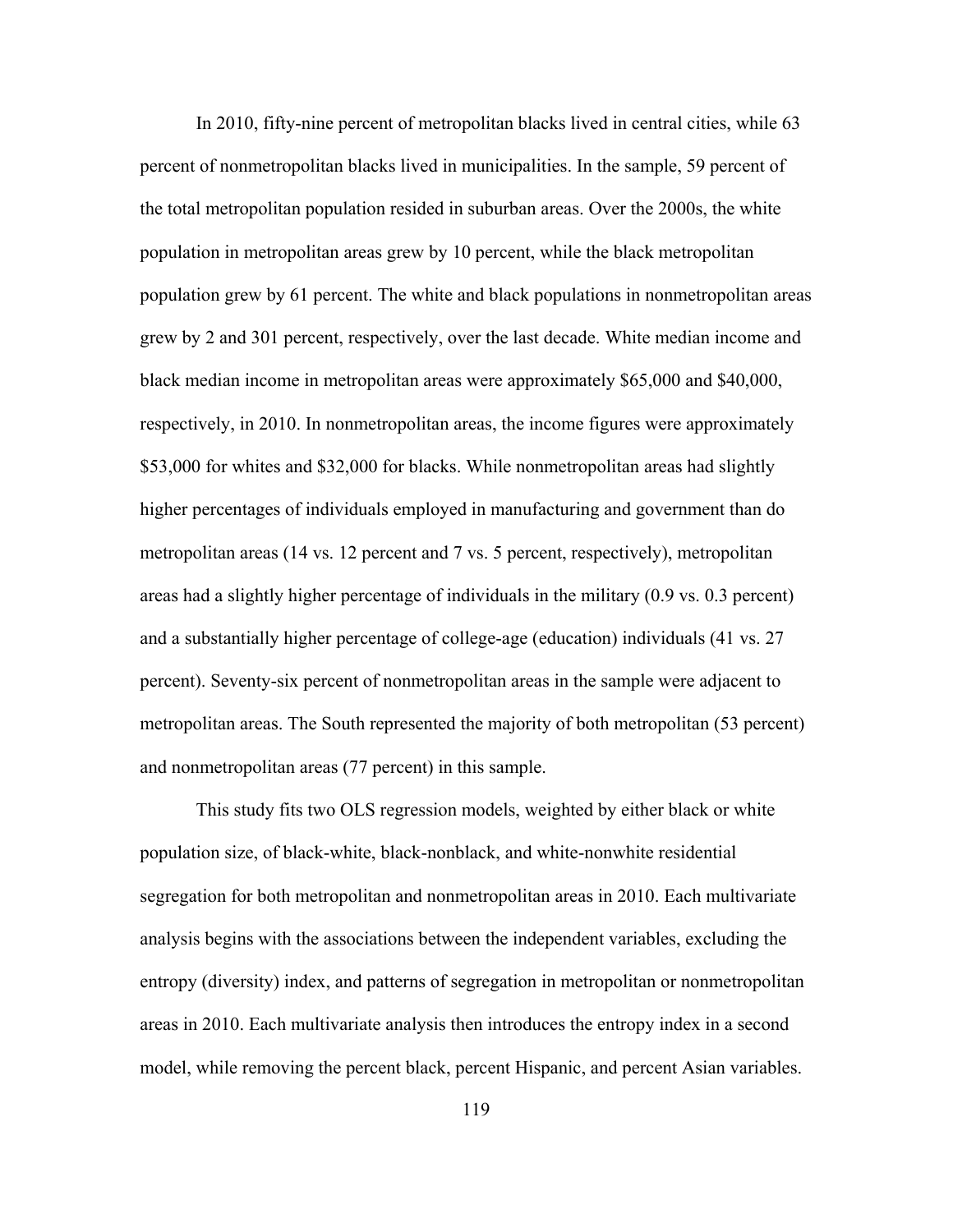In 2010, fifty-nine percent of metropolitan blacks lived in central cities, while 63 percent of nonmetropolitan blacks lived in municipalities. In the sample, 59 percent of the total metropolitan population resided in suburban areas. Over the 2000s, the white population in metropolitan areas grew by 10 percent, while the black metropolitan population grew by 61 percent. The white and black populations in nonmetropolitan areas grew by 2 and 301 percent, respectively, over the last decade. White median income and black median income in metropolitan areas were approximately $65,000 and $40,000, respectively, in 2010. In nonmetropolitan areas, the income figures were approximately $53,000 for whites and $32,000 for blacks. While nonmetropolitan areas had slightly higher percentages of individuals employed in manufacturing and government than do metropolitan areas (14 vs. 12 percent and 7 vs. 5 percent, respectively), metropolitan areas had a slightly higher percentage of individuals in the military (0.9 vs. 0.3 percent) and a substantially higher percentage of college-age (education) individuals (41 vs. 27 percent). Seventy-six percent of nonmetropolitan areas in the sample were adjacent to metropolitan areas. The South represented the majority of both metropolitan (53 percent) and nonmetropolitan areas (77 percent) in this sample.

This study fits two OLS regression models, weighted by either black or white population size, of black-white, black-nonblack, and white-nonwhite residential segregation for both metropolitan and nonmetropolitan areas in 2010. Each multivariate analysis begins with the associations between the independent variables, excluding the entropy (diversity) index, and patterns of segregation in metropolitan or nonmetropolitan areas in 2010. Each multivariate analysis then introduces the entropy index in a second model, while removing the percent black, percent Hispanic, and percent Asian variables.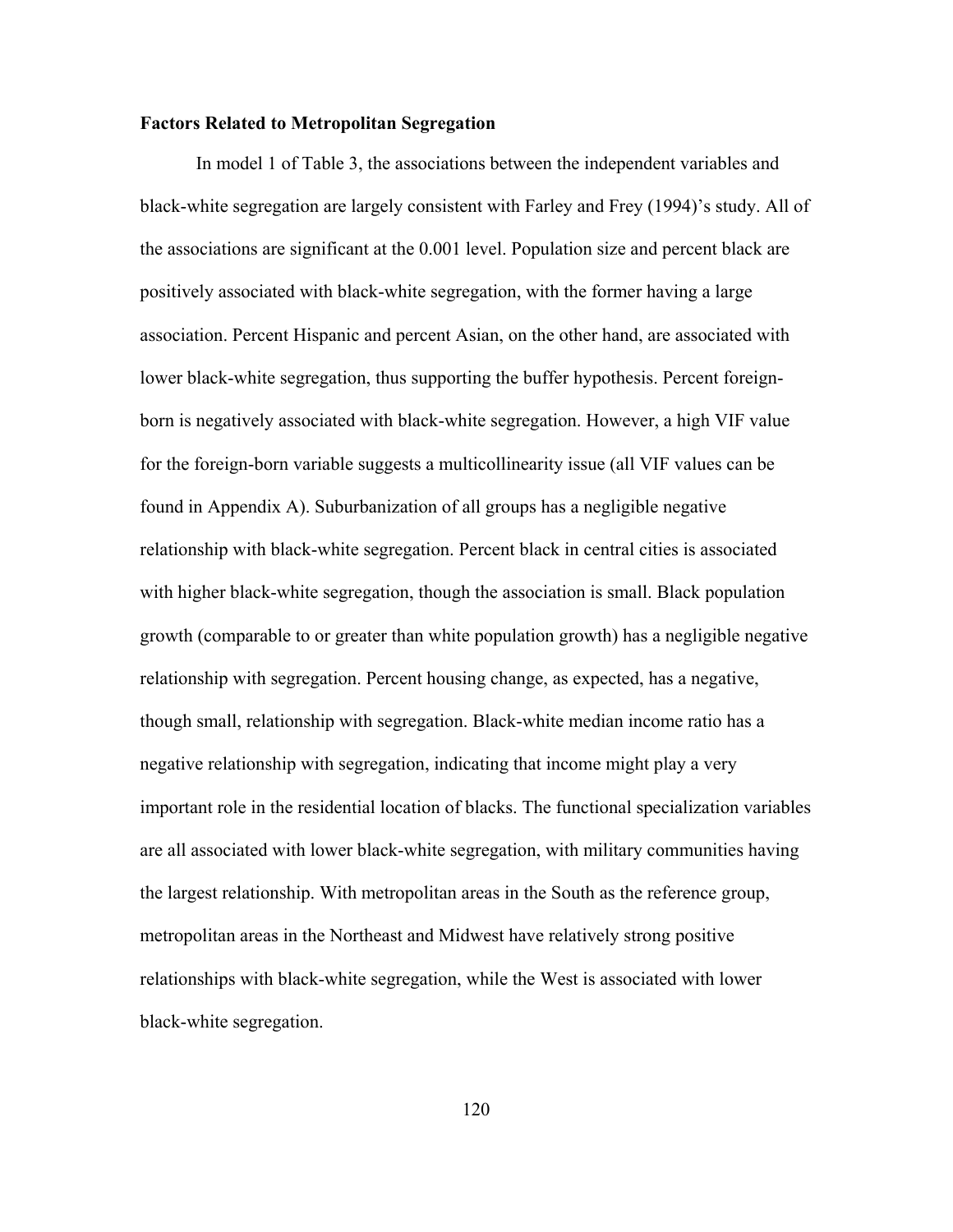**Factors Related to Metropolitan Segregation**

In model 1 of Table 3, the associations between the independent variables and black-white segregation are largely consistent with Farley and Frey (1994)'s study. All of the associations are significant at the 0.001 level. Population size and percent black are positively associated with black-white segregation, with the former having a large association. Percent Hispanic and percent Asian, on the other hand, are associated with lower black-white segregation, thus supporting the buffer hypothesis. Percent foreign-born is negatively associated with black-white segregation. However, a high VIF value for the foreign-born variable suggests a multicollinearity issue (all VIF values can be found in Appendix A). Suburbanization of all groups has a negligible negative relationship with black-white segregation. Percent black in central cities is associated with higher black-white segregation, though the association is small. Black population growth (comparable to or greater than white population growth) has a negligible negative relationship with segregation. Percent housing change, as expected, has a negative, though small, relationship with segregation. Black-white median income ratio has a negative relationship with segregation, indicating that income might play a very important role in the residential location of blacks. The functional specialization variables are all associated with lower black-white segregation, with military communities having the largest relationship. With metropolitan areas in the South as the reference group, metropolitan areas in the Northeast and Midwest have relatively strong positive relationships with black-white segregation, while the West is associated with lower black-white segregation.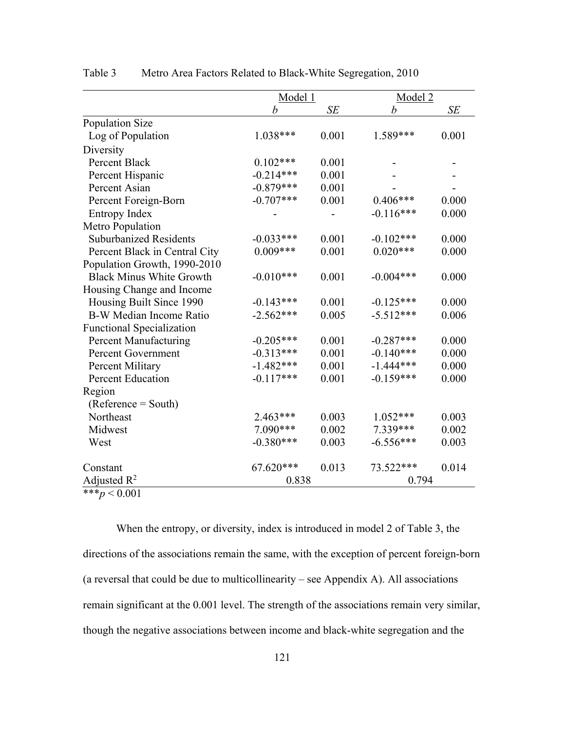Table 3 Metro Area Factors Related to Black-White Segregation, 2010

| | Model 1 | | Model 2 | |
|---|---|---|---|---|
| | *b* | *SE* | *b* | *SE* |
| Population Size | | | | |
| Log of Population | 1.038*** | 0.001 | 1.589*** | 0.001 |
| Diversity | | | | |
| Percent Black | 0.102*** | 0.001 | - | - |
| Percent Hispanic | -0.214*** | 0.001 | - | - |
| Percent Asian | -0.879*** | 0.001 | - | - |
| Percent Foreign-Born | -0.707*** | 0.001 | 0.406*** | 0.000 |
| Entropy Index | - | - | -0.116*** | 0.000 |
| Metro Population | | | | |
| Suburbanized Residents | -0.033*** | 0.001 | -0.102*** | 0.000 |
| Percent Black in Central City | 0.009*** | 0.001 | 0.020*** | 0.000 |
| Population Growth, 1990-2010 | | | | |
| Black Minus White Growth | -0.010*** | 0.001 | -0.004*** | 0.000 |
| Housing Change and Income | | | | |
| Housing Built Since 1990 | -0.143*** | 0.001 | -0.125*** | 0.000 |
| B-W Median Income Ratio | -2.562*** | 0.005 | -5.512*** | 0.006 |
| Functional Specialization | | | | |
| Percent Manufacturing | -0.205*** | 0.001 | -0.287*** | 0.000 |
| Percent Government | -0.313*** | 0.001 | -0.140*** | 0.000 |
| Percent Military | -1.482*** | 0.001 | -1.444*** | 0.000 |
| Percent Education | -0.117*** | 0.001 | -0.159*** | 0.000 |
| Region | | | | |
| (Reference = South) | | | | |
| Northeast | 2.463*** | 0.003 | 1.052*** | 0.003 |
| Midwest | 7.090*** | 0.002 | 7.339*** | 0.002 |
| West | -0.380*** | 0.003 | -6.556*** | 0.003 |
| Constant | 67.620*** | 0.013 | 73.522*** | 0.014 |
| Adjusted $R^2$ | 0.838 | | 0.794 | |

***$p < 0.001$

When the entropy, or diversity, index is introduced in model 2 of Table 3, the directions of the associations remain the same, with the exception of percent foreign-born (a reversal that could be due to multicollinearity – see Appendix A). All associations remain significant at the 0.001 level. The strength of the associations remain very similar, though the negative associations between income and black-white segregation and the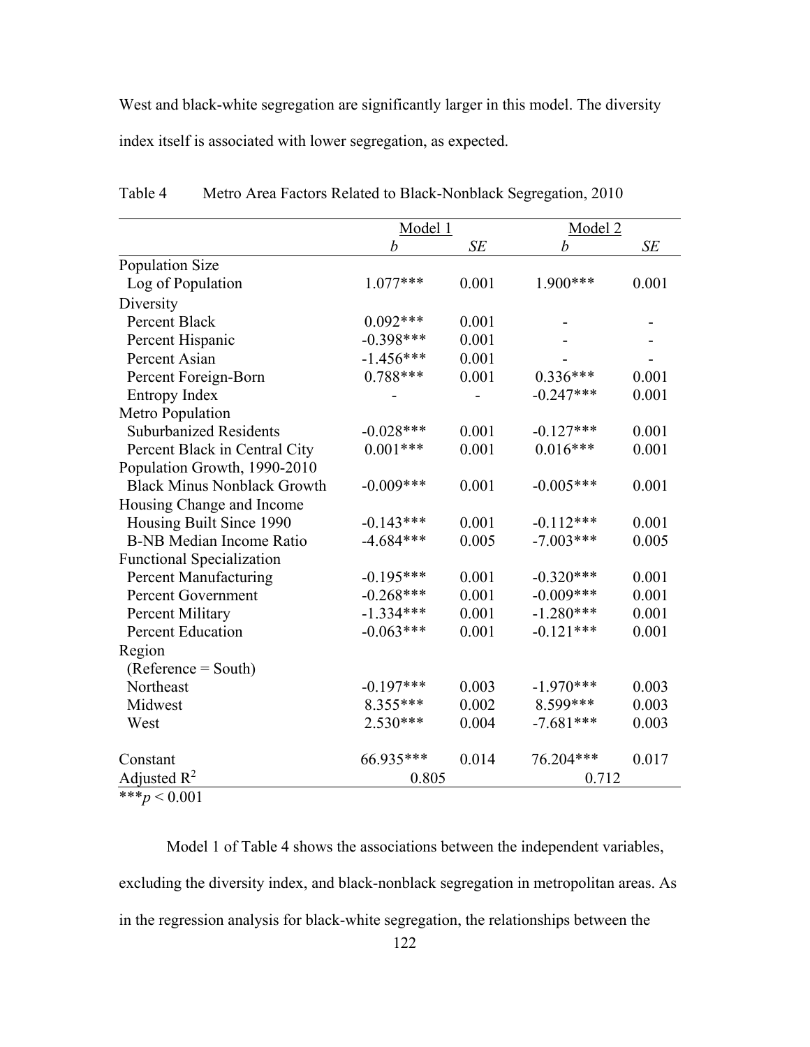West and black-white segregation are significantly larger in this model. The diversity index itself is associated with lower segregation, as expected.

Table 4 Metro Area Factors Related to Black-Nonblack Segregation, 2010

| | Model 1 | | Model 2 | |
|---|---|---|---|---|
| | *b* | *SE* | *b* | *SE* |
| Population Size | | | | |
| Log of Population | 1.077*** | 0.001 | 1.900*** | 0.001 |
| Diversity | | | | |
| Percent Black | 0.092*** | 0.001 | - | - |
| Percent Hispanic | -0.398*** | 0.001 | - | - |
| Percent Asian | -1.456*** | 0.001 | - | - |
| Percent Foreign-Born | 0.788*** | 0.001 | 0.336*** | 0.001 |
| Entropy Index | - | - | -0.247*** | 0.001 |
| Metro Population | | | | |
| Suburbanized Residents | -0.028*** | 0.001 | -0.127*** | 0.001 |
| Percent Black in Central City | 0.001*** | 0.001 | 0.016*** | 0.001 |
| Population Growth, 1990-2010 | | | | |
| Black Minus Nonblack Growth | -0.009*** | 0.001 | -0.005*** | 0.001 |
| Housing Change and Income | | | | |
| Housing Built Since 1990 | -0.143*** | 0.001 | -0.112*** | 0.001 |
| B-NB Median Income Ratio | -4.684*** | 0.005 | -7.003*** | 0.005 |
| Functional Specialization | | | | |
| Percent Manufacturing | -0.195*** | 0.001 | -0.320*** | 0.001 |
| Percent Government | -0.268*** | 0.001 | -0.009*** | 0.001 |
| Percent Military | -1.334*** | 0.001 | -1.280*** | 0.001 |
| Percent Education | -0.063*** | 0.001 | -0.121*** | 0.001 |
| Region | | | | |
| (Reference = South) | | | | |
| Northeast | -0.197*** | 0.003 | -1.970*** | 0.003 |
| Midwest | 8.355*** | 0.002 | 8.599*** | 0.003 |
| West | 2.530*** | 0.004 | -7.681*** | 0.003 |
| Constant | 66.935*** | 0.014 | 76.204*** | 0.017 |
| Adjusted $R^2$ | 0.805 | | 0.712 | |

***$p < 0.001$

Model 1 of Table 4 shows the associations between the independent variables, excluding the diversity index, and black-nonblack segregation in metropolitan areas. As in the regression analysis for black-white segregation, the relationships between the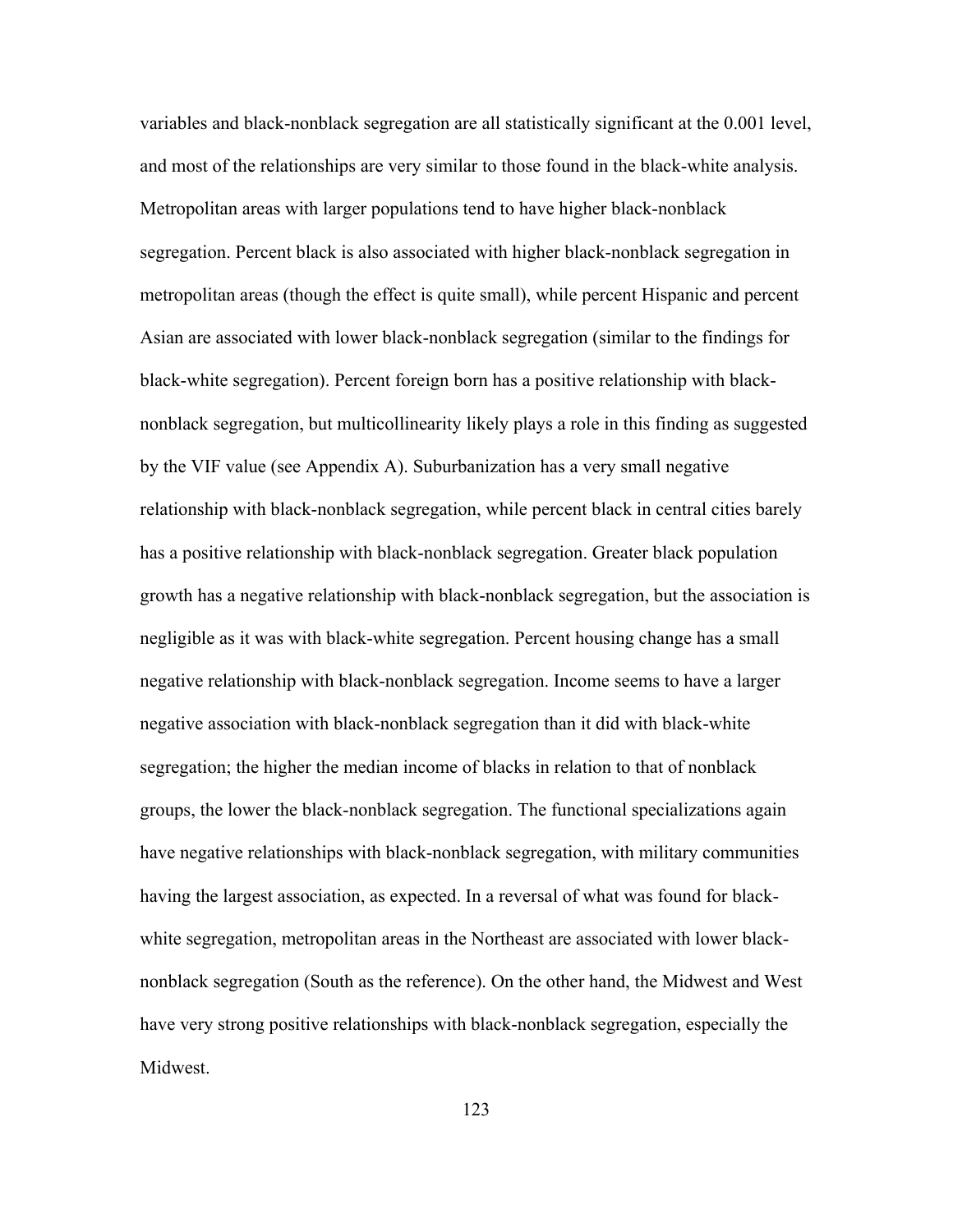variables and black-nonblack segregation are all statistically significant at the 0.001 level, and most of the relationships are very similar to those found in the black-white analysis. Metropolitan areas with larger populations tend to have higher black-nonblack segregation. Percent black is also associated with higher black-nonblack segregation in metropolitan areas (though the effect is quite small), while percent Hispanic and percent Asian are associated with lower black-nonblack segregation (similar to the findings for black-white segregation). Percent foreign born has a positive relationship with black-nonblack segregation, but multicollinearity likely plays a role in this finding as suggested by the VIF value (see Appendix A). Suburbanization has a very small negative relationship with black-nonblack segregation, while percent black in central cities barely has a positive relationship with black-nonblack segregation. Greater black population growth has a negative relationship with black-nonblack segregation, but the association is negligible as it was with black-white segregation. Percent housing change has a small negative relationship with black-nonblack segregation. Income seems to have a larger negative association with black-nonblack segregation than it did with black-white segregation; the higher the median income of blacks in relation to that of nonblack groups, the lower the black-nonblack segregation. The functional specializations again have negative relationships with black-nonblack segregation, with military communities having the largest association, as expected. In a reversal of what was found for black-white segregation, metropolitan areas in the Northeast are associated with lower black-nonblack segregation (South as the reference). On the other hand, the Midwest and West have very strong positive relationships with black-nonblack segregation, especially the Midwest.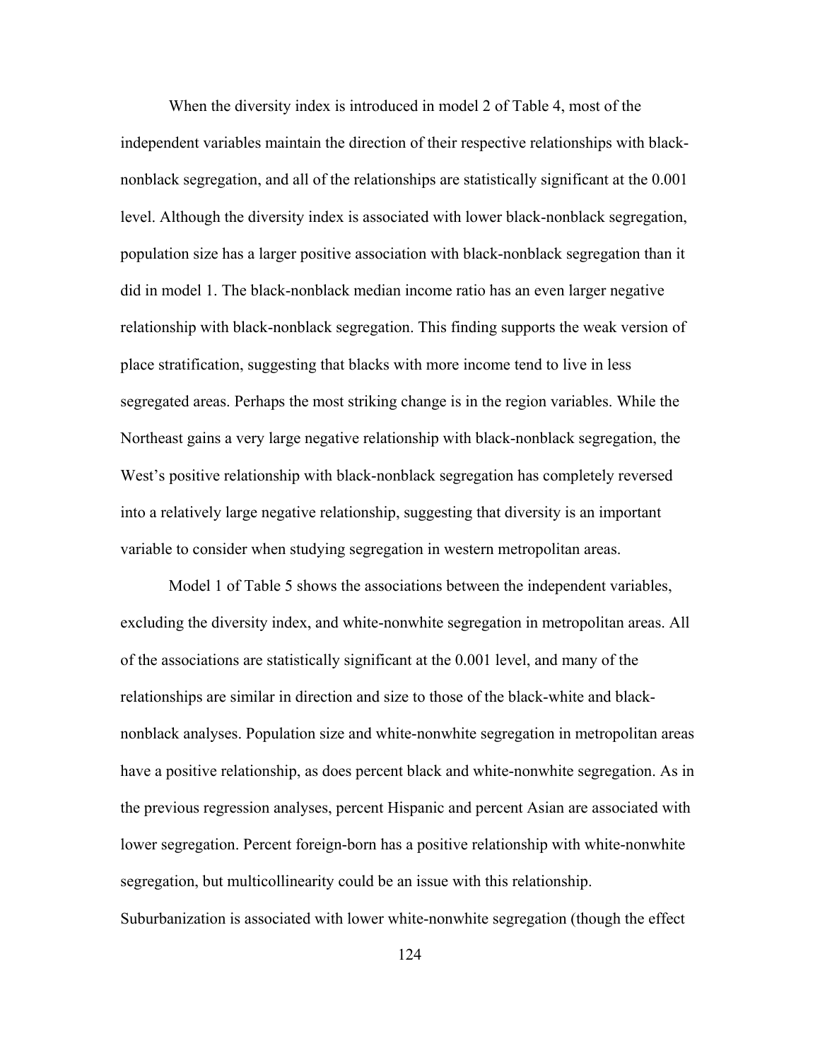When the diversity index is introduced in model 2 of Table 4, most of the independent variables maintain the direction of their respective relationships with black-nonblack segregation, and all of the relationships are statistically significant at the 0.001 level. Although the diversity index is associated with lower black-nonblack segregation, population size has a larger positive association with black-nonblack segregation than it did in model 1. The black-nonblack median income ratio has an even larger negative relationship with black-nonblack segregation. This finding supports the weak version of place stratification, suggesting that blacks with more income tend to live in less segregated areas. Perhaps the most striking change is in the region variables. While the Northeast gains a very large negative relationship with black-nonblack segregation, the West's positive relationship with black-nonblack segregation has completely reversed into a relatively large negative relationship, suggesting that diversity is an important variable to consider when studying segregation in western metropolitan areas.

Model 1 of Table 5 shows the associations between the independent variables, excluding the diversity index, and white-nonwhite segregation in metropolitan areas. All of the associations are statistically significant at the 0.001 level, and many of the relationships are similar in direction and size to those of the black-white and black-nonblack analyses. Population size and white-nonwhite segregation in metropolitan areas have a positive relationship, as does percent black and white-nonwhite segregation. As in the previous regression analyses, percent Hispanic and percent Asian are associated with lower segregation. Percent foreign-born has a positive relationship with white-nonwhite segregation, but multicollinearity could be an issue with this relationship. Suburbanization is associated with lower white-nonwhite segregation (though the effect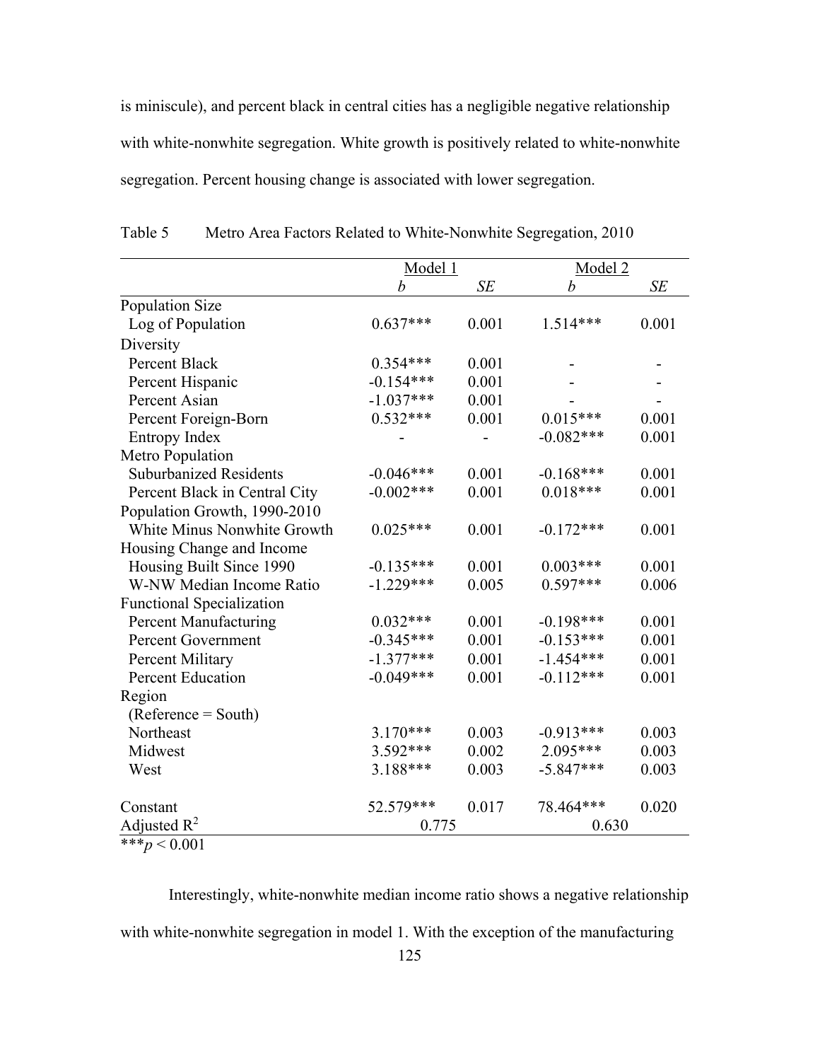is miniscule), and percent black in central cities has a negligible negative relationship with white-nonwhite segregation. White growth is positively related to white-nonwhite segregation. Percent housing change is associated with lower segregation.

Table 5 Metro Area Factors Related to White-Nonwhite Segregation, 2010

| | Model 1 | | Model 2 | |
|---|---|---|---|---|
| | *b* | *SE* | *b* | *SE* |
| Population Size | | | | |
| Log of Population | 0.637*** | 0.001 | 1.514*** | 0.001 |
| Diversity | | | | |
| Percent Black | 0.354*** | 0.001 | - | - |
| Percent Hispanic | -0.154*** | 0.001 | - | - |
| Percent Asian | -1.037*** | 0.001 | - | - |
| Percent Foreign-Born | 0.532*** | 0.001 | 0.015*** | 0.001 |
| Entropy Index | - | - | -0.082*** | 0.001 |
| Metro Population | | | | |
| Suburbanized Residents | -0.046*** | 0.001 | -0.168*** | 0.001 |
| Percent Black in Central City | -0.002*** | 0.001 | 0.018*** | 0.001 |
| Population Growth, 1990-2010 | | | | |
| White Minus Nonwhite Growth | 0.025*** | 0.001 | -0.172*** | 0.001 |
| Housing Change and Income | | | | |
| Housing Built Since 1990 | -0.135*** | 0.001 | 0.003*** | 0.001 |
| W-NW Median Income Ratio | -1.229*** | 0.005 | 0.597*** | 0.006 |
| Functional Specialization | | | | |
| Percent Manufacturing | 0.032*** | 0.001 | -0.198*** | 0.001 |
| Percent Government | -0.345*** | 0.001 | -0.153*** | 0.001 |
| Percent Military | -1.377*** | 0.001 | -1.454*** | 0.001 |
| Percent Education | -0.049*** | 0.001 | -0.112*** | 0.001 |
| Region | | | | |
| (Reference = South) | | | | |
| Northeast | 3.170*** | 0.003 | -0.913*** | 0.003 |
| Midwest | 3.592*** | 0.002 | 2.095*** | 0.003 |
| West | 3.188*** | 0.003 | -5.847*** | 0.003 |
| Constant | 52.579*** | 0.017 | 78.464*** | 0.020 |
| Adjusted $R^2$ | 0.775 | | 0.630 | |

***$p < 0.001$

Interestingly, white-nonwhite median income ratio shows a negative relationship with white-nonwhite segregation in model 1. With the exception of the manufacturing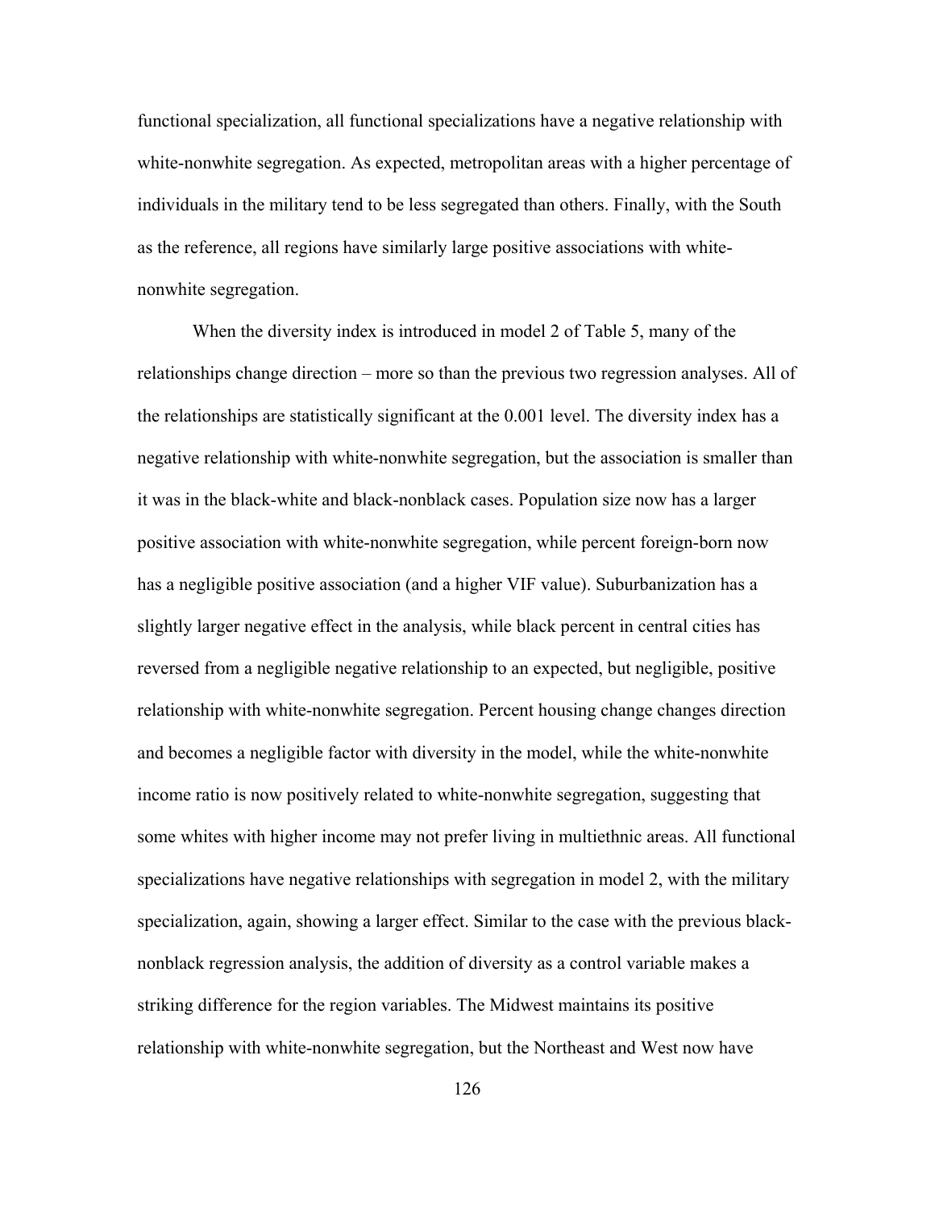functional specialization, all functional specializations have a negative relationship with white-nonwhite segregation. As expected, metropolitan areas with a higher percentage of individuals in the military tend to be less segregated than others. Finally, with the South as the reference, all regions have similarly large positive associations with white-nonwhite segregation.

When the diversity index is introduced in model 2 of Table 5, many of the relationships change direction – more so than the previous two regression analyses. All of the relationships are statistically significant at the 0.001 level. The diversity index has a negative relationship with white-nonwhite segregation, but the association is smaller than it was in the black-white and black-nonblack cases. Population size now has a larger positive association with white-nonwhite segregation, while percent foreign-born now has a negligible positive association (and a higher VIF value). Suburbanization has a slightly larger negative effect in the analysis, while black percent in central cities has reversed from a negligible negative relationship to an expected, but negligible, positive relationship with white-nonwhite segregation. Percent housing change changes direction and becomes a negligible factor with diversity in the model, while the white-nonwhite income ratio is now positively related to white-nonwhite segregation, suggesting that some whites with higher income may not prefer living in multiethnic areas. All functional specializations have negative relationships with segregation in model 2, with the military specialization, again, showing a larger effect. Similar to the case with the previous black-nonblack regression analysis, the addition of diversity as a control variable makes a striking difference for the region variables. The Midwest maintains its positive relationship with white-nonwhite segregation, but the Northeast and West now have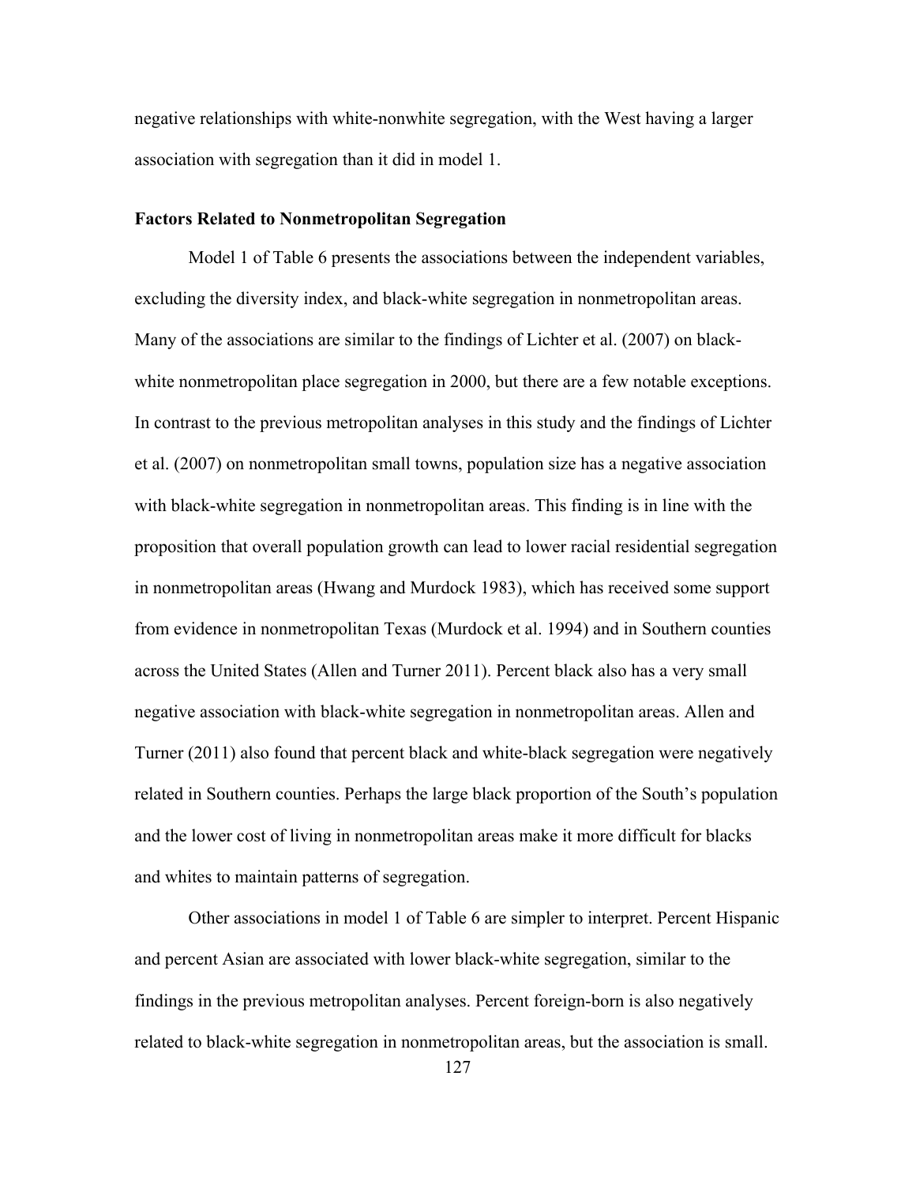negative relationships with white-nonwhite segregation, with the West having a larger association with segregation than it did in model 1.

### Factors Related to Nonmetropolitan Segregation

Model 1 of Table 6 presents the associations between the independent variables, excluding the diversity index, and black-white segregation in nonmetropolitan areas. Many of the associations are similar to the findings of Lichter et al. (2007) on black-white nonmetropolitan place segregation in 2000, but there are a few notable exceptions. In contrast to the previous metropolitan analyses in this study and the findings of Lichter et al. (2007) on nonmetropolitan small towns, population size has a negative association with black-white segregation in nonmetropolitan areas. This finding is in line with the proposition that overall population growth can lead to lower racial residential segregation in nonmetropolitan areas (Hwang and Murdock 1983), which has received some support from evidence in nonmetropolitan Texas (Murdock et al. 1994) and in Southern counties across the United States (Allen and Turner 2011). Percent black also has a very small negative association with black-white segregation in nonmetropolitan areas. Allen and Turner (2011) also found that percent black and white-black segregation were negatively related in Southern counties. Perhaps the large black proportion of the South's population and the lower cost of living in nonmetropolitan areas make it more difficult for blacks and whites to maintain patterns of segregation.

Other associations in model 1 of Table 6 are simpler to interpret. Percent Hispanic and percent Asian are associated with lower black-white segregation, similar to the findings in the previous metropolitan analyses. Percent foreign-born is also negatively related to black-white segregation in nonmetropolitan areas, but the association is small.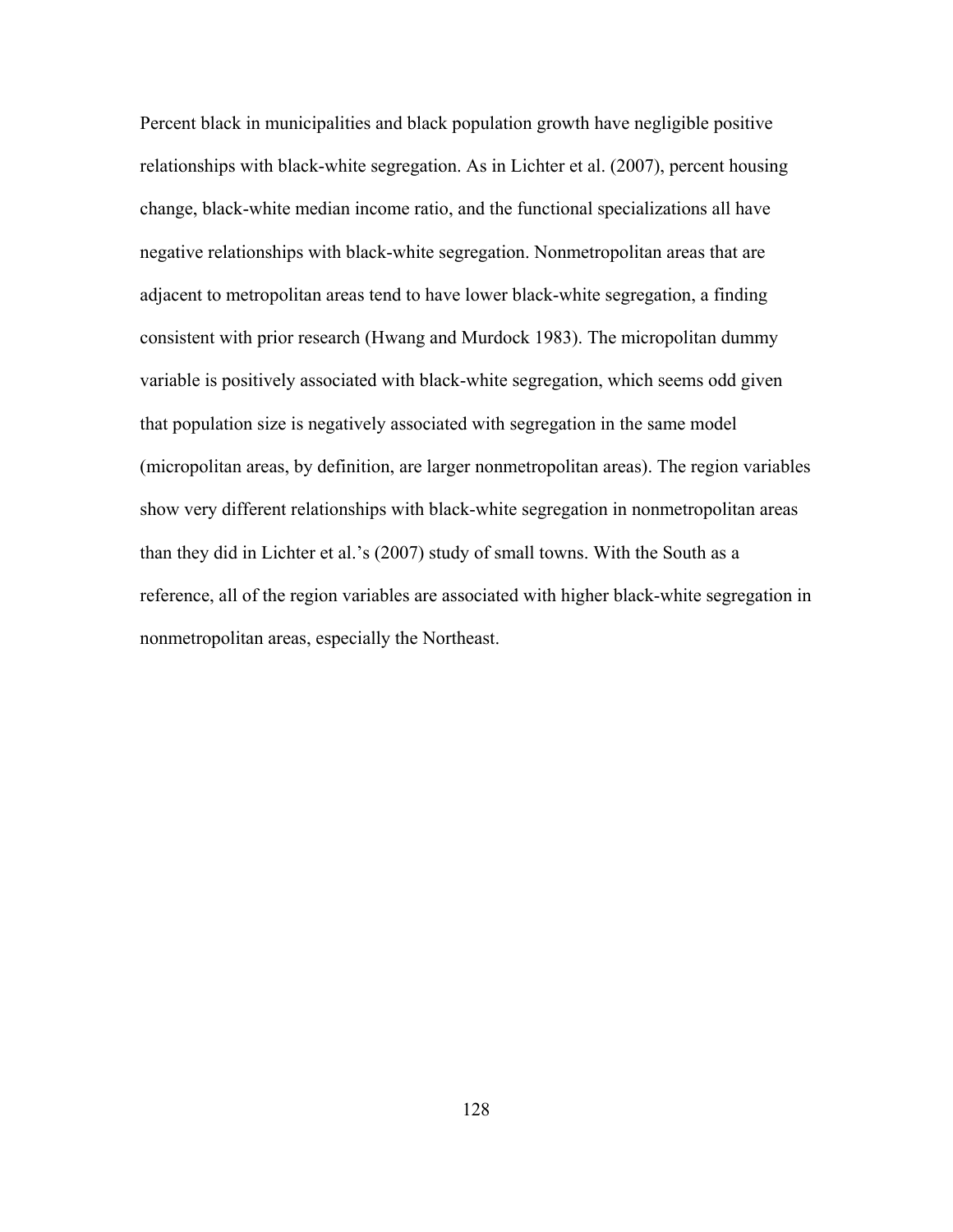Percent black in municipalities and black population growth have negligible positive relationships with black-white segregation. As in Lichter et al. (2007), percent housing change, black-white median income ratio, and the functional specializations all have negative relationships with black-white segregation. Nonmetropolitan areas that are adjacent to metropolitan areas tend to have lower black-white segregation, a finding consistent with prior research (Hwang and Murdock 1983). The micropolitan dummy variable is positively associated with black-white segregation, which seems odd given that population size is negatively associated with segregation in the same model (micropolitan areas, by definition, are larger nonmetropolitan areas). The region variables show very different relationships with black-white segregation in nonmetropolitan areas than they did in Lichter et al.'s (2007) study of small towns. With the South as a reference, all of the region variables are associated with higher black-white segregation in nonmetropolitan areas, especially the Northeast.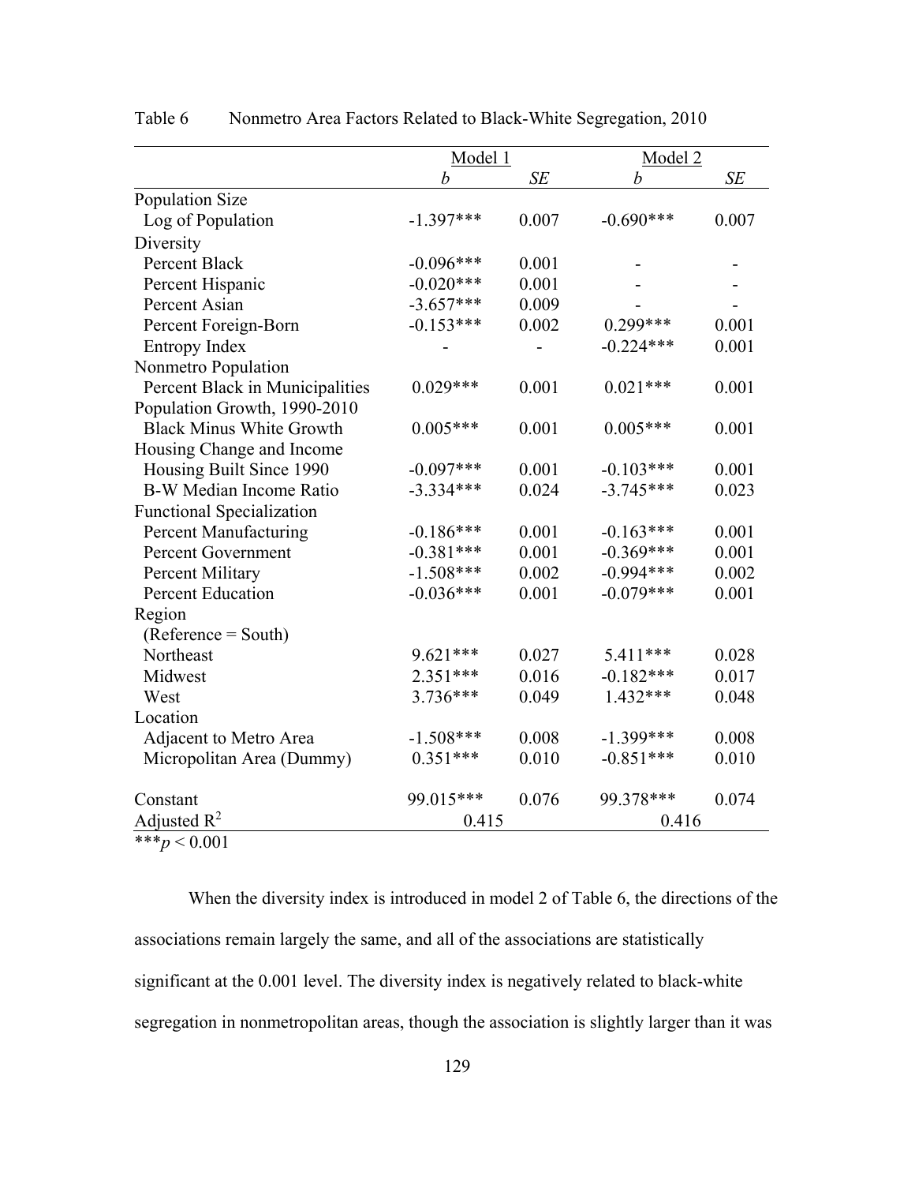Table 6 Nonmetro Area Factors Related to Black-White Segregation, 2010

| | Model 1 | | Model 2 | |
|---|---|---|---|---|
| | *b* | *SE* | *b* | *SE* |
| Population Size | | | | |
| Log of Population | -1.397*** | 0.007 | -0.690*** | 0.007 |
| Diversity | | | | |
| Percent Black | -0.096*** | 0.001 | - | - |
| Percent Hispanic | -0.020*** | 0.001 | - | - |
| Percent Asian | -3.657*** | 0.009 | - | - |
| Percent Foreign-Born | -0.153*** | 0.002 | 0.299*** | 0.001 |
| Entropy Index | - | - | -0.224*** | 0.001 |
| Nonmetro Population | | | | |
| Percent Black in Municipalities | 0.029*** | 0.001 | 0.021*** | 0.001 |
| Population Growth, 1990-2010 | | | | |
| Black Minus White Growth | 0.005*** | 0.001 | 0.005*** | 0.001 |
| Housing Change and Income | | | | |
| Housing Built Since 1990 | -0.097*** | 0.001 | -0.103*** | 0.001 |
| B-W Median Income Ratio | -3.334*** | 0.024 | -3.745*** | 0.023 |
| Functional Specialization | | | | |
| Percent Manufacturing | -0.186*** | 0.001 | -0.163*** | 0.001 |
| Percent Government | -0.381*** | 0.001 | -0.369*** | 0.001 |
| Percent Military | -1.508*** | 0.002 | -0.994*** | 0.002 |
| Percent Education | -0.036*** | 0.001 | -0.079*** | 0.001 |
| Region | | | | |
| (Reference = South) | | | | |
| Northeast | 9.621*** | 0.027 | 5.411*** | 0.028 |
| Midwest | 2.351*** | 0.016 | -0.182*** | 0.017 |
| West | 3.736*** | 0.049 | 1.432*** | 0.048 |
| Location | | | | |
| Adjacent to Metro Area | -1.508*** | 0.008 | -1.399*** | 0.008 |
| Micropolitan Area (Dummy) | 0.351*** | 0.010 | -0.851*** | 0.010 |
| Constant | 99.015*** | 0.076 | 99.378*** | 0.074 |
| Adjusted $R^2$ | 0.415 | | 0.416 | |

***$p < 0.001$

When the diversity index is introduced in model 2 of Table 6, the directions of the associations remain largely the same, and all of the associations are statistically significant at the 0.001 level. The diversity index is negatively related to black-white segregation in nonmetropolitan areas, though the association is slightly larger than it was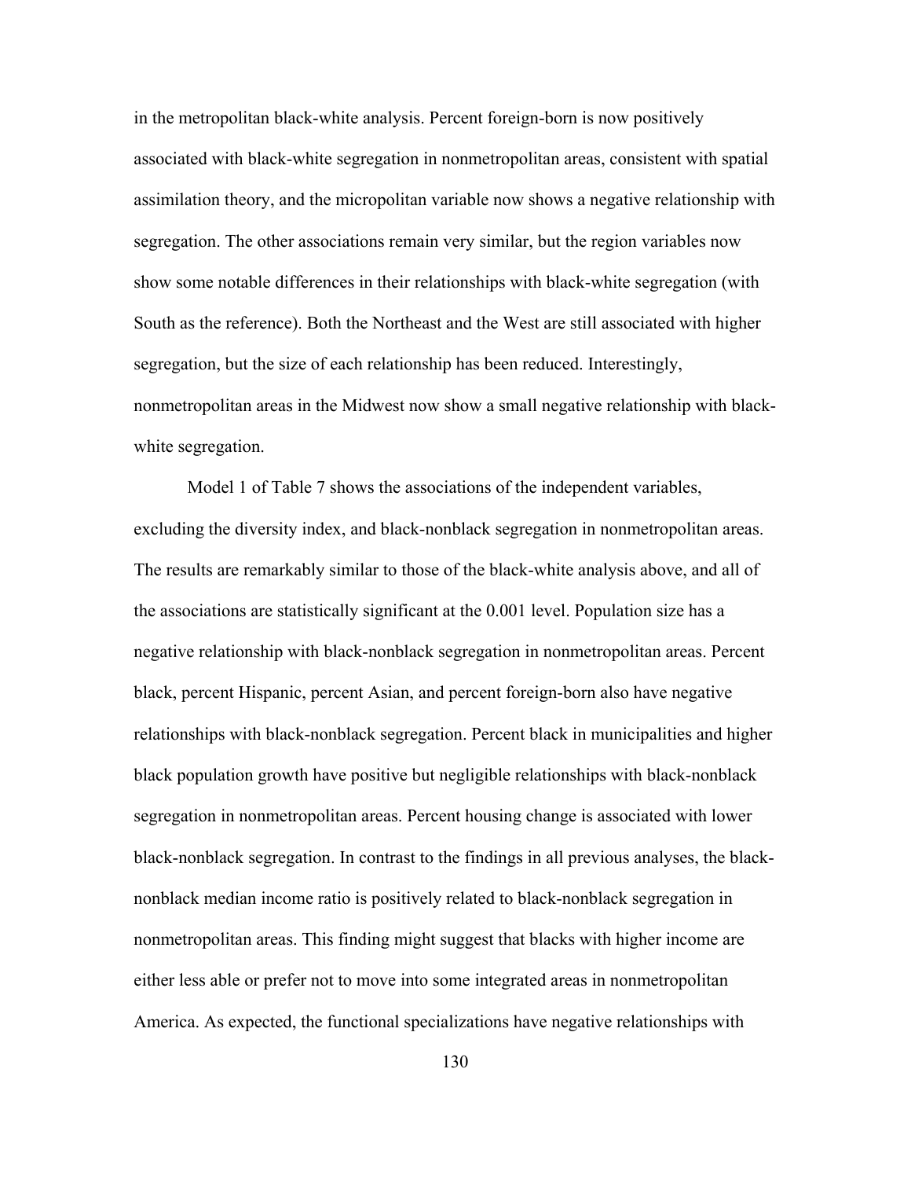in the metropolitan black-white analysis. Percent foreign-born is now positively associated with black-white segregation in nonmetropolitan areas, consistent with spatial assimilation theory, and the micropolitan variable now shows a negative relationship with segregation. The other associations remain very similar, but the region variables now show some notable differences in their relationships with black-white segregation (with South as the reference). Both the Northeast and the West are still associated with higher segregation, but the size of each relationship has been reduced. Interestingly, nonmetropolitan areas in the Midwest now show a small negative relationship with black-white segregation.

Model 1 of Table 7 shows the associations of the independent variables, excluding the diversity index, and black-nonblack segregation in nonmetropolitan areas. The results are remarkably similar to those of the black-white analysis above, and all of the associations are statistically significant at the 0.001 level. Population size has a negative relationship with black-nonblack segregation in nonmetropolitan areas. Percent black, percent Hispanic, percent Asian, and percent foreign-born also have negative relationships with black-nonblack segregation. Percent black in municipalities and higher black population growth have positive but negligible relationships with black-nonblack segregation in nonmetropolitan areas. Percent housing change is associated with lower black-nonblack segregation. In contrast to the findings in all previous analyses, the black-nonblack median income ratio is positively related to black-nonblack segregation in nonmetropolitan areas. This finding might suggest that blacks with higher income are either less able or prefer not to move into some integrated areas in nonmetropolitan America. As expected, the functional specializations have negative relationships with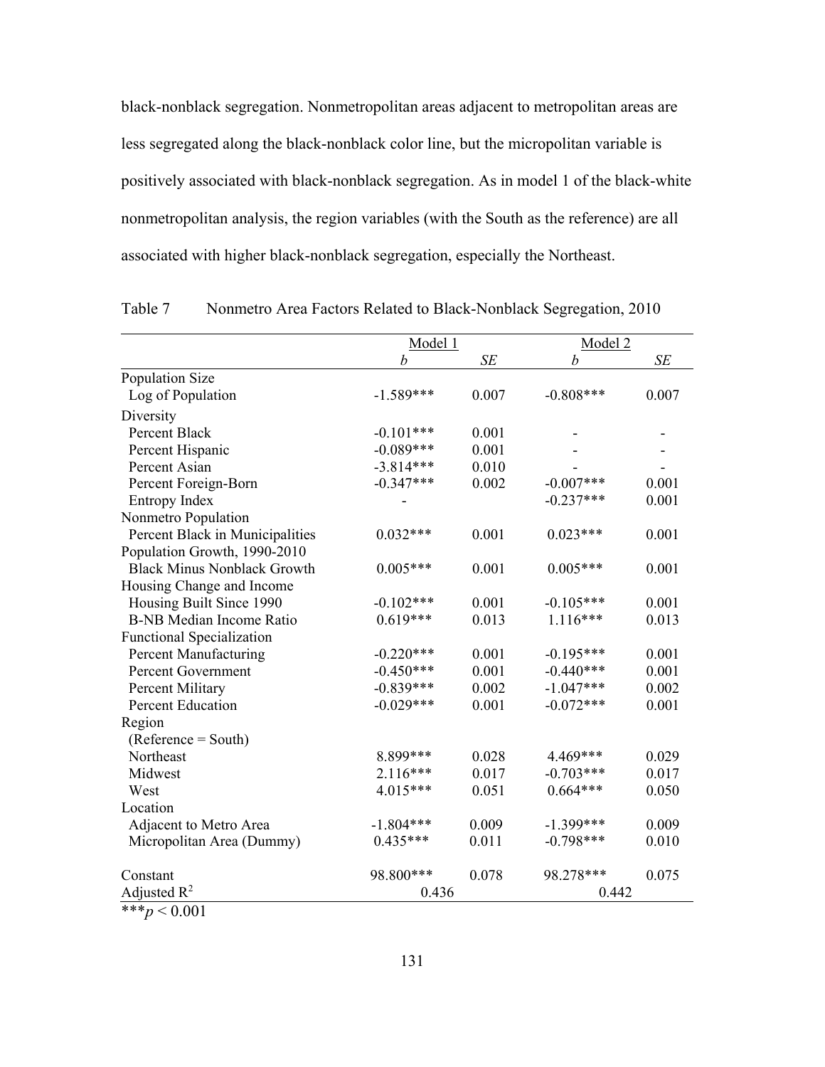black-nonblack segregation. Nonmetropolitan areas adjacent to metropolitan areas are less segregated along the black-nonblack color line, but the micropolitan variable is positively associated with black-nonblack segregation. As in model 1 of the black-white nonmetropolitan analysis, the region variables (with the South as the reference) are all associated with higher black-nonblack segregation, especially the Northeast.

Table 7 Nonmetro Area Factors Related to Black-Nonblack Segregation, 2010

| | Model 1 | | Model 2 | |
|---|---|---|---|---|
| | *b* | *SE* | *b* | *SE* |
| Population Size | | | | |
| Log of Population | -1.589*** | 0.007 | -0.808*** | 0.007 |
| Diversity | | | | |
| Percent Black | -0.101*** | 0.001 | - | - |
| Percent Hispanic | -0.089*** | 0.001 | - | - |
| Percent Asian | -3.814*** | 0.010 | - | - |
| Percent Foreign-Born | -0.347*** | 0.002 | -0.007*** | 0.001 |
| Entropy Index | - | | -0.237*** | 0.001 |
| Nonmetro Population | | | | |
| Percent Black in Municipalities | 0.032*** | 0.001 | 0.023*** | 0.001 |
| Population Growth, 1990-2010 | | | | |
| Black Minus Nonblack Growth | 0.005*** | 0.001 | 0.005*** | 0.001 |
| Housing Change and Income | | | | |
| Housing Built Since 1990 | -0.102*** | 0.001 | -0.105*** | 0.001 |
| B-NB Median Income Ratio | 0.619*** | 0.013 | 1.116*** | 0.013 |
| Functional Specialization | | | | |
| Percent Manufacturing | -0.220*** | 0.001 | -0.195*** | 0.001 |
| Percent Government | -0.450*** | 0.001 | -0.440*** | 0.001 |
| Percent Military | -0.839*** | 0.002 | -1.047*** | 0.002 |
| Percent Education | -0.029*** | 0.001 | -0.072*** | 0.001 |
| Region | | | | |
| (Reference = South) | | | | |
| Northeast | 8.899*** | 0.028 | 4.469*** | 0.029 |
| Midwest | 2.116*** | 0.017 | -0.703*** | 0.017 |
| West | 4.015*** | 0.051 | 0.664*** | 0.050 |
| Location | | | | |
| Adjacent to Metro Area | -1.804*** | 0.009 | -1.399*** | 0.009 |
| Micropolitan Area (Dummy) | 0.435*** | 0.011 | -0.798*** | 0.010 |
| Constant | 98.800*** | 0.078 | 98.278*** | 0.075 |
| Adjusted $R^2$ | 0.436 | | 0.442 | |

***$p < 0.001$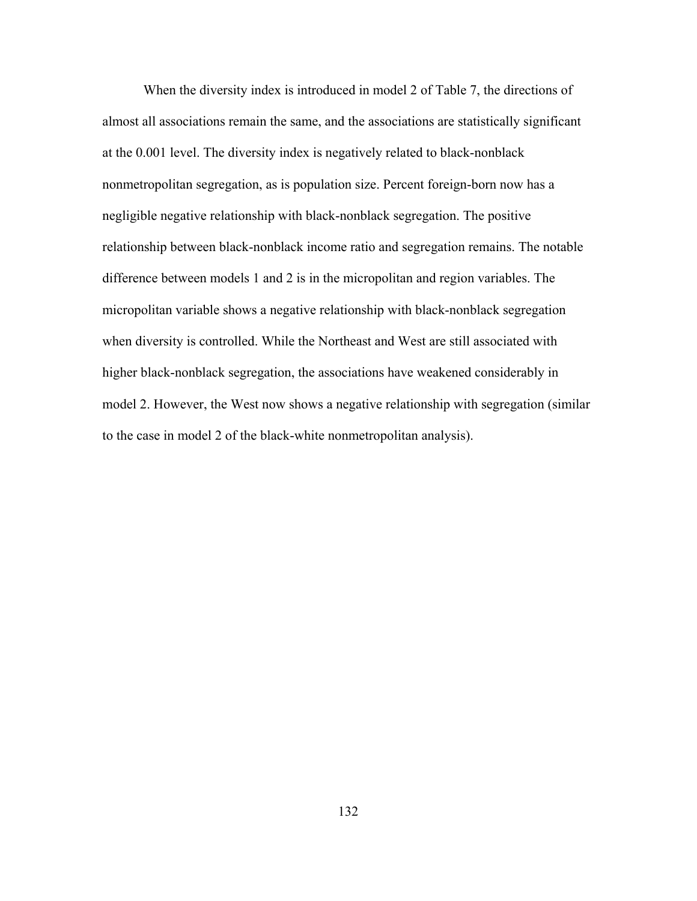When the diversity index is introduced in model 2 of Table 7, the directions of almost all associations remain the same, and the associations are statistically significant at the 0.001 level. The diversity index is negatively related to black-nonblack nonmetropolitan segregation, as is population size. Percent foreign-born now has a negligible negative relationship with black-nonblack segregation. The positive relationship between black-nonblack income ratio and segregation remains. The notable difference between models 1 and 2 is in the micropolitan and region variables. The micropolitan variable shows a negative relationship with black-nonblack segregation when diversity is controlled. While the Northeast and West are still associated with higher black-nonblack segregation, the associations have weakened considerably in model 2. However, the West now shows a negative relationship with segregation (similar to the case in model 2 of the black-white nonmetropolitan analysis).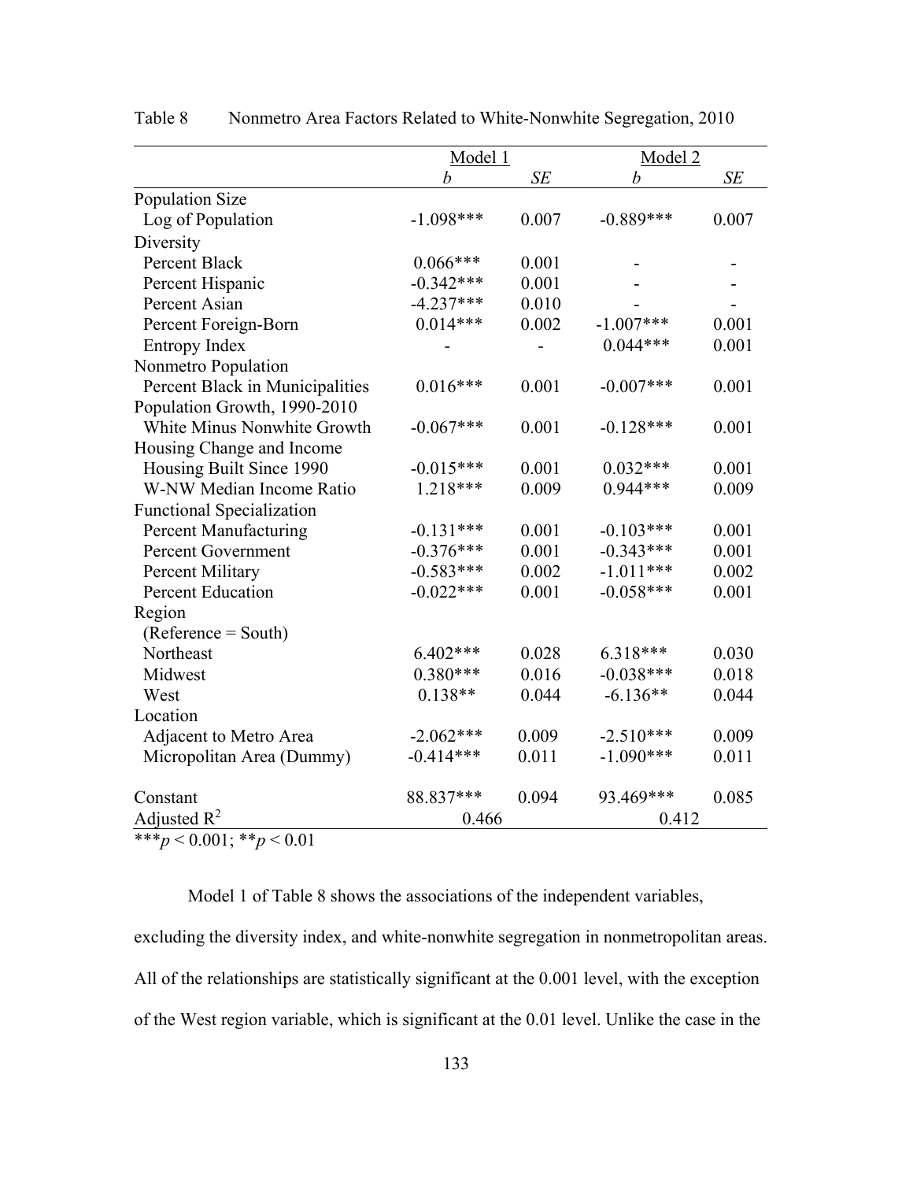Table 8 Nonmetro Area Factors Related to White-Nonwhite Segregation, 2010

| | Model 1 | | Model 2 | |
|---|---|---|---|---|
| | *b* | *SE* | *b* | *SE* |
| Population Size | | | | |
| Log of Population | -1.098*** | 0.007 | -0.889*** | 0.007 |
| Diversity | | | | |
| Percent Black | 0.066*** | 0.001 | - | - |
| Percent Hispanic | -0.342*** | 0.001 | - | - |
| Percent Asian | -4.237*** | 0.010 | - | - |
| Percent Foreign-Born | 0.014*** | 0.002 | -1.007*** | 0.001 |
| Entropy Index | - | - | 0.044*** | 0.001 |
| Nonmetro Population | | | | |
| Percent Black in Municipalities | 0.016*** | 0.001 | -0.007*** | 0.001 |
| Population Growth, 1990-2010 | | | | |
| White Minus Nonwhite Growth | -0.067*** | 0.001 | -0.128*** | 0.001 |
| Housing Change and Income | | | | |
| Housing Built Since 1990 | -0.015*** | 0.001 | 0.032*** | 0.001 |
| W-NW Median Income Ratio | 1.218*** | 0.009 | 0.944*** | 0.009 |
| Functional Specialization | | | | |
| Percent Manufacturing | -0.131*** | 0.001 | -0.103*** | 0.001 |
| Percent Government | -0.376*** | 0.001 | -0.343*** | 0.001 |
| Percent Military | -0.583*** | 0.002 | -1.011*** | 0.002 |
| Percent Education | -0.022*** | 0.001 | -0.058*** | 0.001 |
| Region | | | | |
| (Reference = South) | | | | |
| Northeast | 6.402*** | 0.028 | 6.318*** | 0.030 |
| Midwest | 0.380*** | 0.016 | -0.038*** | 0.018 |
| West | 0.138** | 0.044 | -6.136** | 0.044 |
| Location | | | | |
| Adjacent to Metro Area | -2.062*** | 0.009 | -2.510*** | 0.009 |
| Micropolitan Area (Dummy) | -0.414*** | 0.011 | -1.090*** | 0.011 |
| Constant | 88.837*** | 0.094 | 93.469*** | 0.085 |
| Adjusted $R^2$ | 0.466 | | 0.412 | |

***$p < 0.001$; **$p < 0.01$

Model 1 of Table 8 shows the associations of the independent variables, excluding the diversity index, and white-nonwhite segregation in nonmetropolitan areas. All of the relationships are statistically significant at the 0.001 level, with the exception of the West region variable, which is significant at the 0.01 level. Unlike the case in the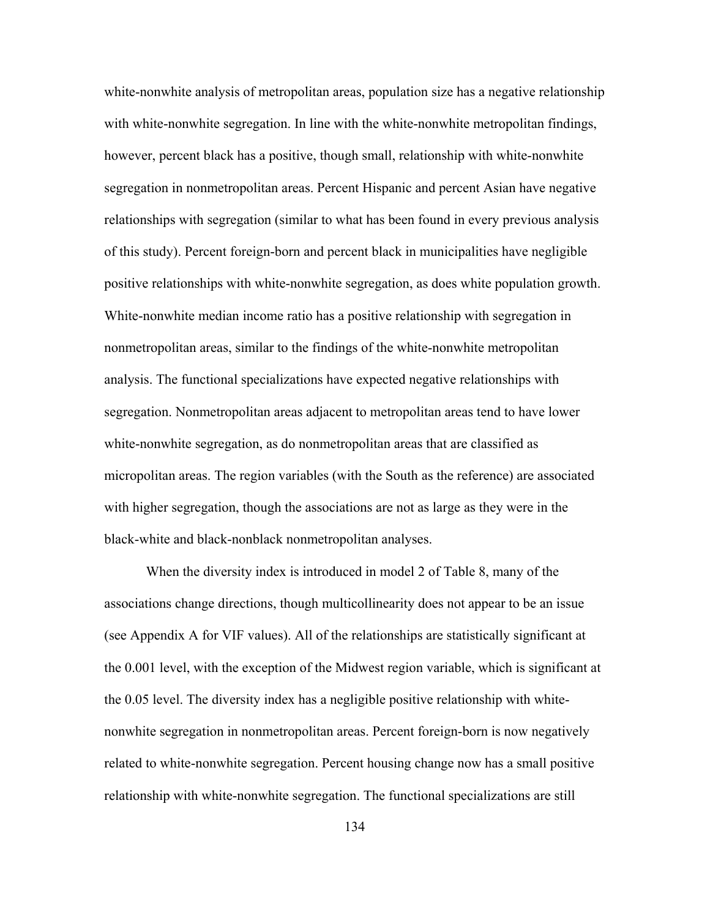white-nonwhite analysis of metropolitan areas, population size has a negative relationship with white-nonwhite segregation. In line with the white-nonwhite metropolitan findings, however, percent black has a positive, though small, relationship with white-nonwhite segregation in nonmetropolitan areas. Percent Hispanic and percent Asian have negative relationships with segregation (similar to what has been found in every previous analysis of this study). Percent foreign-born and percent black in municipalities have negligible positive relationships with white-nonwhite segregation, as does white population growth. White-nonwhite median income ratio has a positive relationship with segregation in nonmetropolitan areas, similar to the findings of the white-nonwhite metropolitan analysis. The functional specializations have expected negative relationships with segregation. Nonmetropolitan areas adjacent to metropolitan areas tend to have lower white-nonwhite segregation, as do nonmetropolitan areas that are classified as micropolitan areas. The region variables (with the South as the reference) are associated with higher segregation, though the associations are not as large as they were in the black-white and black-nonblack nonmetropolitan analyses.

When the diversity index is introduced in model 2 of Table 8, many of the associations change directions, though multicollinearity does not appear to be an issue (see Appendix A for VIF values). All of the relationships are statistically significant at the 0.001 level, with the exception of the Midwest region variable, which is significant at the 0.05 level. The diversity index has a negligible positive relationship with white-nonwhite segregation in nonmetropolitan areas. Percent foreign-born is now negatively related to white-nonwhite segregation. Percent housing change now has a small positive relationship with white-nonwhite segregation. The functional specializations are still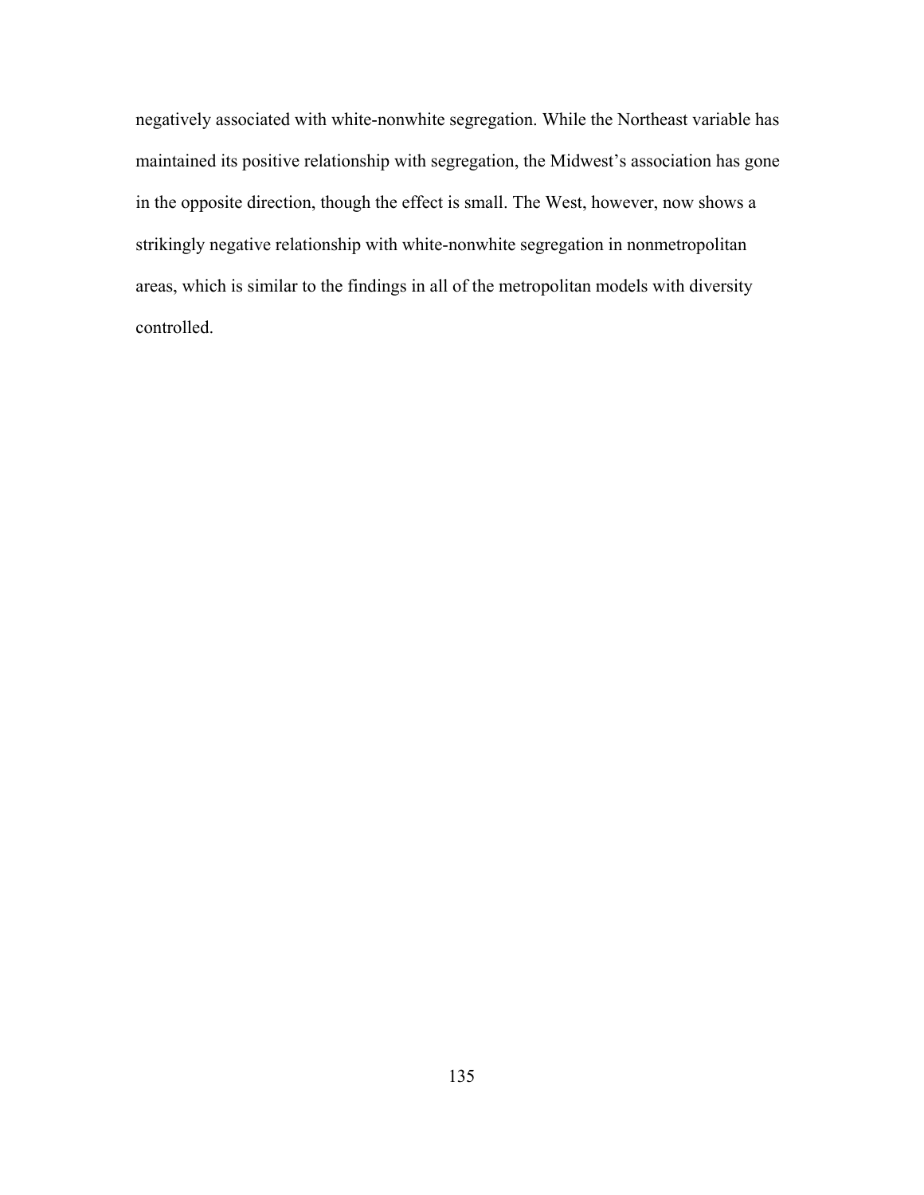negatively associated with white-nonwhite segregation. While the Northeast variable has maintained its positive relationship with segregation, the Midwest's association has gone in the opposite direction, though the effect is small. The West, however, now shows a strikingly negative relationship with white-nonwhite segregation in nonmetropolitan areas, which is similar to the findings in all of the metropolitan models with diversity controlled.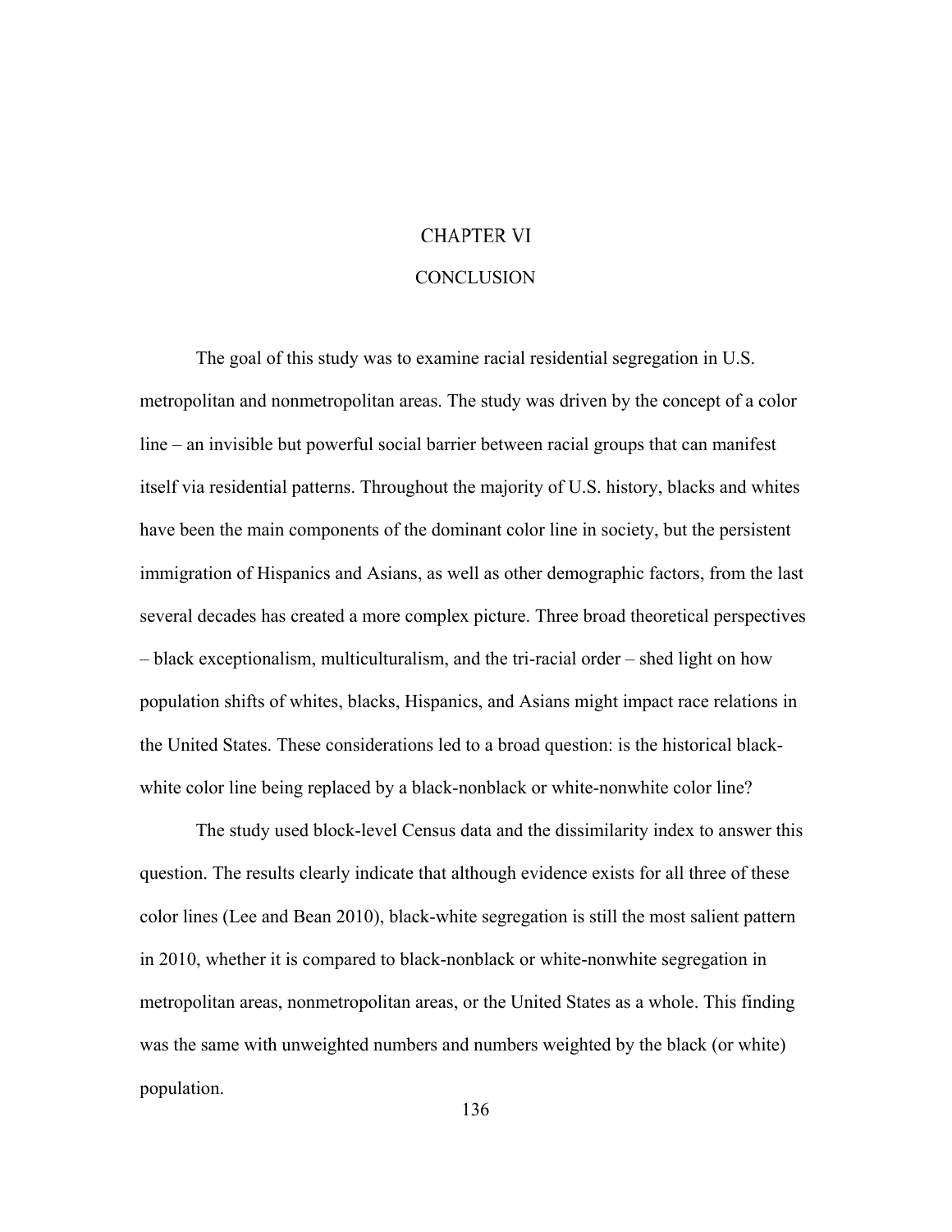# CHAPTER VI

## CONCLUSION

The goal of this study was to examine racial residential segregation in U.S. metropolitan and nonmetropolitan areas. The study was driven by the concept of a color line – an invisible but powerful social barrier between racial groups that can manifest itself via residential patterns. Throughout the majority of U.S. history, blacks and whites have been the main components of the dominant color line in society, but the persistent immigration of Hispanics and Asians, as well as other demographic factors, from the last several decades has created a more complex picture. Three broad theoretical perspectives – black exceptionalism, multiculturalism, and the tri-racial order – shed light on how population shifts of whites, blacks, Hispanics, and Asians might impact race relations in the United States. These considerations led to a broad question: is the historical black-white color line being replaced by a black-nonblack or white-nonwhite color line?

The study used block-level Census data and the dissimilarity index to answer this question. The results clearly indicate that although evidence exists for all three of these color lines (Lee and Bean 2010), black-white segregation is still the most salient pattern in 2010, whether it is compared to black-nonblack or white-nonwhite segregation in metropolitan areas, nonmetropolitan areas, or the United States as a whole. This finding was the same with unweighted numbers and numbers weighted by the black (or white) population.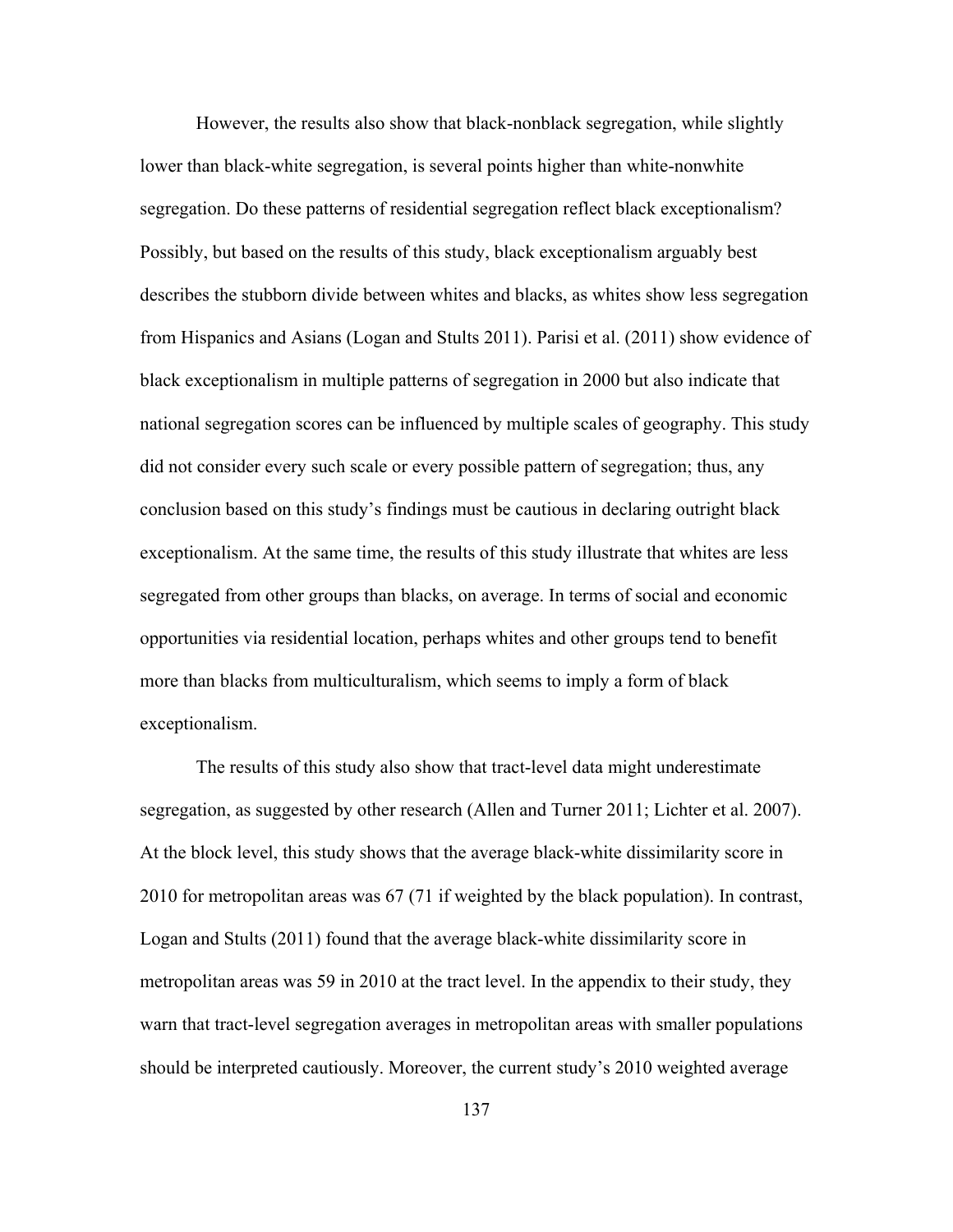However, the results also show that black-nonblack segregation, while slightly lower than black-white segregation, is several points higher than white-nonwhite segregation. Do these patterns of residential segregation reflect black exceptionalism? Possibly, but based on the results of this study, black exceptionalism arguably best describes the stubborn divide between whites and blacks, as whites show less segregation from Hispanics and Asians (Logan and Stults 2011). Parisi et al. (2011) show evidence of black exceptionalism in multiple patterns of segregation in 2000 but also indicate that national segregation scores can be influenced by multiple scales of geography. This study did not consider every such scale or every possible pattern of segregation; thus, any conclusion based on this study's findings must be cautious in declaring outright black exceptionalism. At the same time, the results of this study illustrate that whites are less segregated from other groups than blacks, on average. In terms of social and economic opportunities via residential location, perhaps whites and other groups tend to benefit more than blacks from multiculturalism, which seems to imply a form of black exceptionalism.

The results of this study also show that tract-level data might underestimate segregation, as suggested by other research (Allen and Turner 2011; Lichter et al. 2007). At the block level, this study shows that the average black-white dissimilarity score in 2010 for metropolitan areas was 67 (71 if weighted by the black population). In contrast, Logan and Stults (2011) found that the average black-white dissimilarity score in metropolitan areas was 59 in 2010 at the tract level. In the appendix to their study, they warn that tract-level segregation averages in metropolitan areas with smaller populations should be interpreted cautiously. Moreover, the current study's 2010 weighted average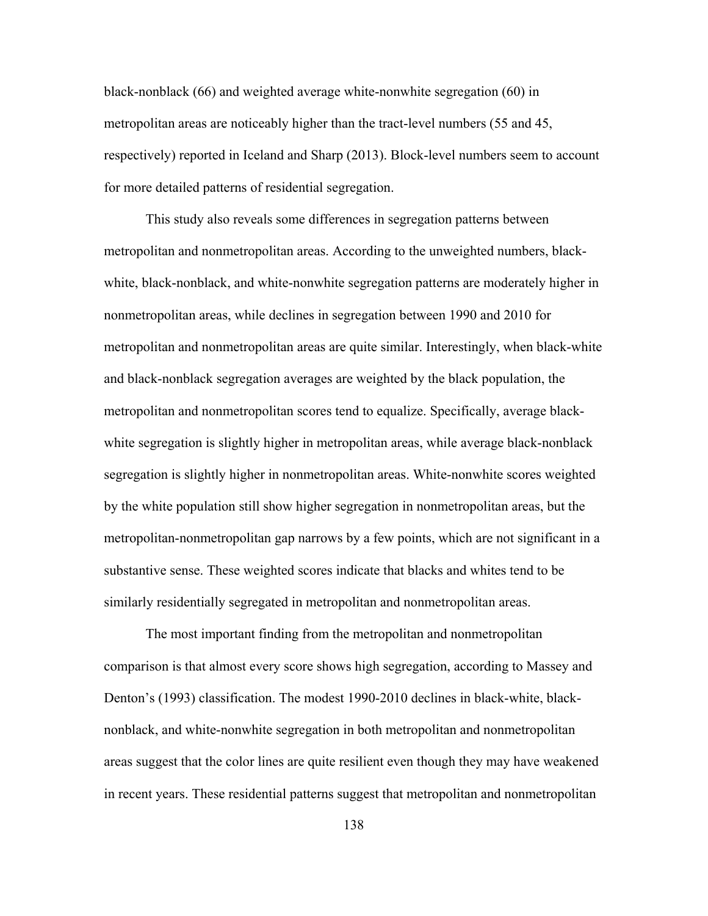black-nonblack (66) and weighted average white-nonwhite segregation (60) in metropolitan areas are noticeably higher than the tract-level numbers (55 and 45, respectively) reported in Iceland and Sharp (2013). Block-level numbers seem to account for more detailed patterns of residential segregation.

This study also reveals some differences in segregation patterns between metropolitan and nonmetropolitan areas. According to the unweighted numbers, black-white, black-nonblack, and white-nonwhite segregation patterns are moderately higher in nonmetropolitan areas, while declines in segregation between 1990 and 2010 for metropolitan and nonmetropolitan areas are quite similar. Interestingly, when black-white and black-nonblack segregation averages are weighted by the black population, the metropolitan and nonmetropolitan scores tend to equalize. Specifically, average black-white segregation is slightly higher in metropolitan areas, while average black-nonblack segregation is slightly higher in nonmetropolitan areas. White-nonwhite scores weighted by the white population still show higher segregation in nonmetropolitan areas, but the metropolitan-nonmetropolitan gap narrows by a few points, which are not significant in a substantive sense. These weighted scores indicate that blacks and whites tend to be similarly residentially segregated in metropolitan and nonmetropolitan areas.

The most important finding from the metropolitan and nonmetropolitan comparison is that almost every score shows high segregation, according to Massey and Denton's (1993) classification. The modest 1990-2010 declines in black-white, black-nonblack, and white-nonwhite segregation in both metropolitan and nonmetropolitan areas suggest that the color lines are quite resilient even though they may have weakened in recent years. These residential patterns suggest that metropolitan and nonmetropolitan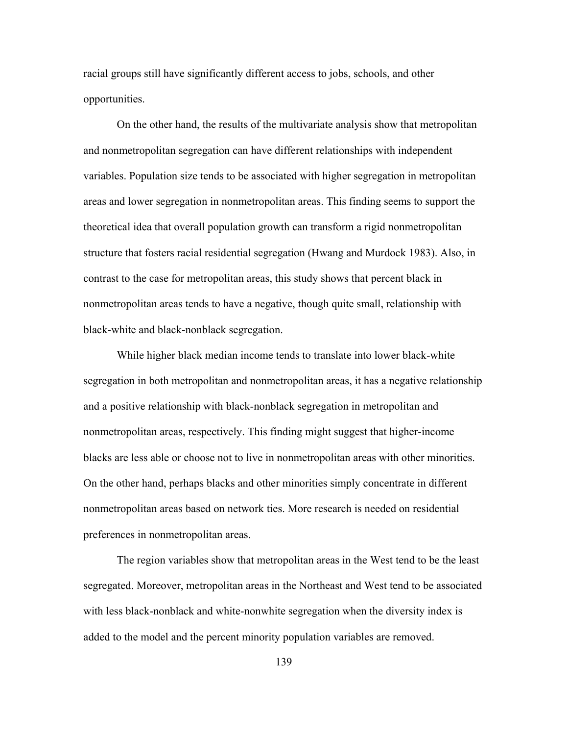racial groups still have significantly different access to jobs, schools, and other opportunities.

On the other hand, the results of the multivariate analysis show that metropolitan and nonmetropolitan segregation can have different relationships with independent variables. Population size tends to be associated with higher segregation in metropolitan areas and lower segregation in nonmetropolitan areas. This finding seems to support the theoretical idea that overall population growth can transform a rigid nonmetropolitan structure that fosters racial residential segregation (Hwang and Murdock 1983). Also, in contrast to the case for metropolitan areas, this study shows that percent black in nonmetropolitan areas tends to have a negative, though quite small, relationship with black-white and black-nonblack segregation.

While higher black median income tends to translate into lower black-white segregation in both metropolitan and nonmetropolitan areas, it has a negative relationship and a positive relationship with black-nonblack segregation in metropolitan and nonmetropolitan areas, respectively. This finding might suggest that higher-income blacks are less able or choose not to live in nonmetropolitan areas with other minorities. On the other hand, perhaps blacks and other minorities simply concentrate in different nonmetropolitan areas based on network ties. More research is needed on residential preferences in nonmetropolitan areas.

The region variables show that metropolitan areas in the West tend to be the least segregated. Moreover, metropolitan areas in the Northeast and West tend to be associated with less black-nonblack and white-nonwhite segregation when the diversity index is added to the model and the percent minority population variables are removed.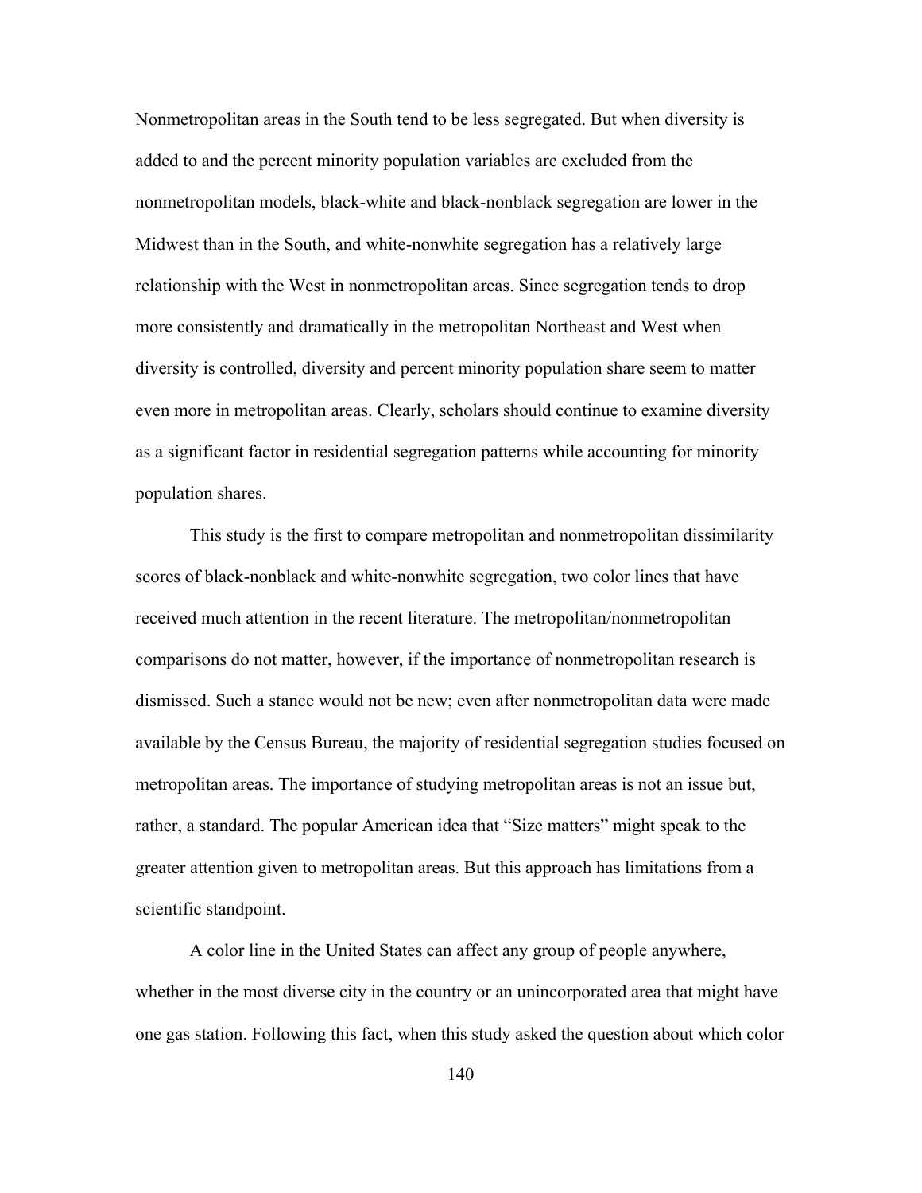Nonmetropolitan areas in the South tend to be less segregated. But when diversity is added to and the percent minority population variables are excluded from the nonmetropolitan models, black-white and black-nonblack segregation are lower in the Midwest than in the South, and white-nonwhite segregation has a relatively large relationship with the West in nonmetropolitan areas. Since segregation tends to drop more consistently and dramatically in the metropolitan Northeast and West when diversity is controlled, diversity and percent minority population share seem to matter even more in metropolitan areas. Clearly, scholars should continue to examine diversity as a significant factor in residential segregation patterns while accounting for minority population shares.

This study is the first to compare metropolitan and nonmetropolitan dissimilarity scores of black-nonblack and white-nonwhite segregation, two color lines that have received much attention in the recent literature. The metropolitan/nonmetropolitan comparisons do not matter, however, if the importance of nonmetropolitan research is dismissed. Such a stance would not be new; even after nonmetropolitan data were made available by the Census Bureau, the majority of residential segregation studies focused on metropolitan areas. The importance of studying metropolitan areas is not an issue but, rather, a standard. The popular American idea that "Size matters" might speak to the greater attention given to metropolitan areas. But this approach has limitations from a scientific standpoint.

A color line in the United States can affect any group of people anywhere, whether in the most diverse city in the country or an unincorporated area that might have one gas station. Following this fact, when this study asked the question about which color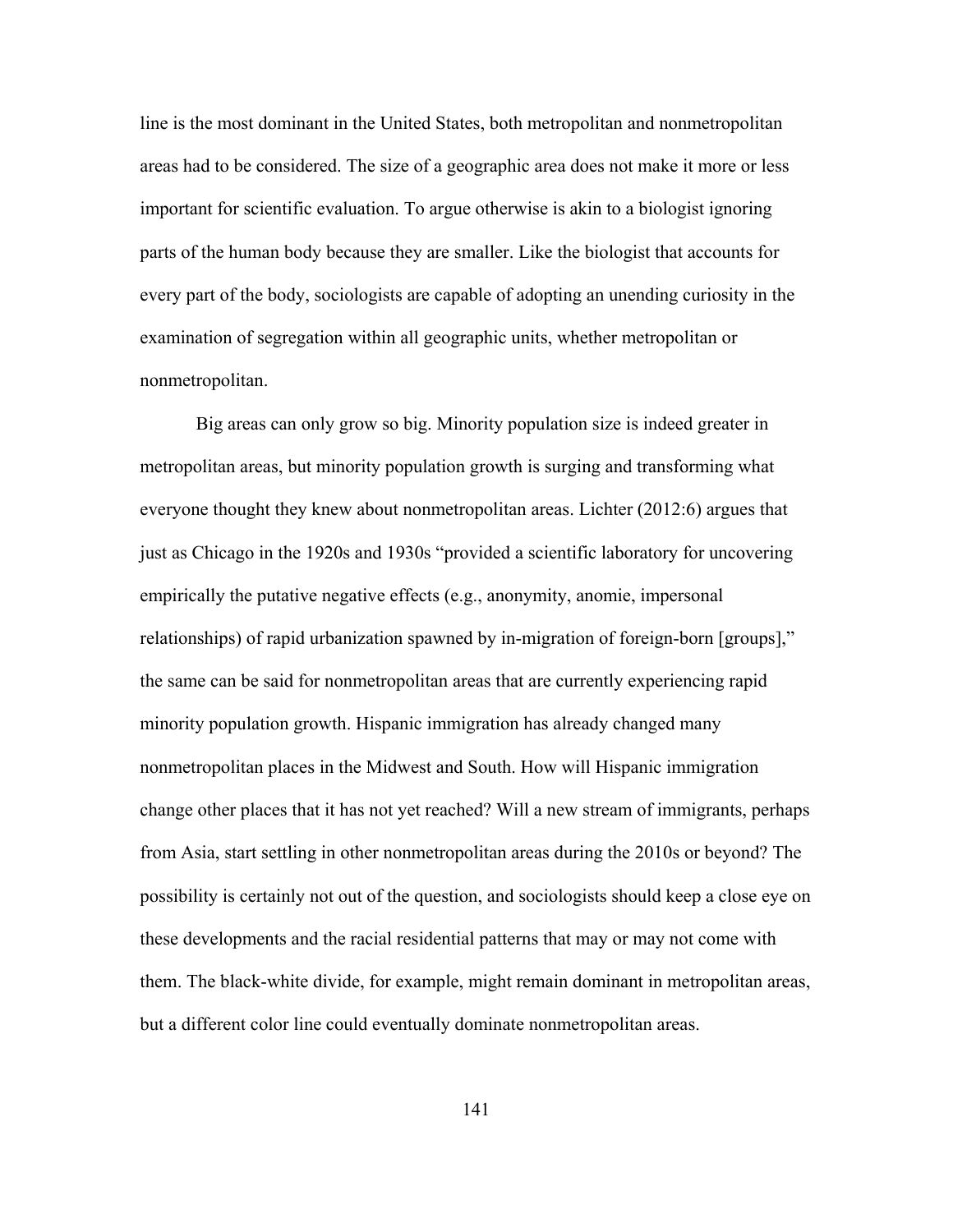line is the most dominant in the United States, both metropolitan and nonmetropolitan areas had to be considered. The size of a geographic area does not make it more or less important for scientific evaluation. To argue otherwise is akin to a biologist ignoring parts of the human body because they are smaller. Like the biologist that accounts for every part of the body, sociologists are capable of adopting an unending curiosity in the examination of segregation within all geographic units, whether metropolitan or nonmetropolitan.

Big areas can only grow so big. Minority population size is indeed greater in metropolitan areas, but minority population growth is surging and transforming what everyone thought they knew about nonmetropolitan areas. Lichter (2012:6) argues that just as Chicago in the 1920s and 1930s "provided a scientific laboratory for uncovering empirically the putative negative effects (e.g., anonymity, anomie, impersonal relationships) of rapid urbanization spawned by in-migration of foreign-born [groups]," the same can be said for nonmetropolitan areas that are currently experiencing rapid minority population growth. Hispanic immigration has already changed many nonmetropolitan places in the Midwest and South. How will Hispanic immigration change other places that it has not yet reached? Will a new stream of immigrants, perhaps from Asia, start settling in other nonmetropolitan areas during the 2010s or beyond? The possibility is certainly not out of the question, and sociologists should keep a close eye on these developments and the racial residential patterns that may or may not come with them. The black-white divide, for example, might remain dominant in metropolitan areas, but a different color line could eventually dominate nonmetropolitan areas.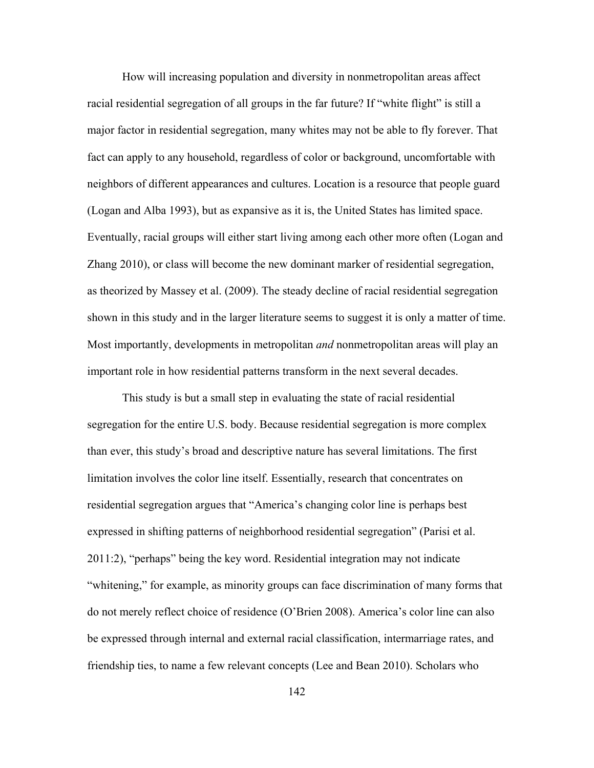How will increasing population and diversity in nonmetropolitan areas affect racial residential segregation of all groups in the far future? If "white flight" is still a major factor in residential segregation, many whites may not be able to fly forever. That fact can apply to any household, regardless of color or background, uncomfortable with neighbors of different appearances and cultures. Location is a resource that people guard (Logan and Alba 1993), but as expansive as it is, the United States has limited space. Eventually, racial groups will either start living among each other more often (Logan and Zhang 2010), or class will become the new dominant marker of residential segregation, as theorized by Massey et al. (2009). The steady decline of racial residential segregation shown in this study and in the larger literature seems to suggest it is only a matter of time. Most importantly, developments in metropolitan *and* nonmetropolitan areas will play an important role in how residential patterns transform in the next several decades.

This study is but a small step in evaluating the state of racial residential segregation for the entire U.S. body. Because residential segregation is more complex than ever, this study's broad and descriptive nature has several limitations. The first limitation involves the color line itself. Essentially, research that concentrates on residential segregation argues that "America's changing color line is perhaps best expressed in shifting patterns of neighborhood residential segregation" (Parisi et al. 2011:2), "perhaps" being the key word. Residential integration may not indicate "whitening," for example, as minority groups can face discrimination of many forms that do not merely reflect choice of residence (O'Brien 2008). America's color line can also be expressed through internal and external racial classification, intermarriage rates, and friendship ties, to name a few relevant concepts (Lee and Bean 2010). Scholars who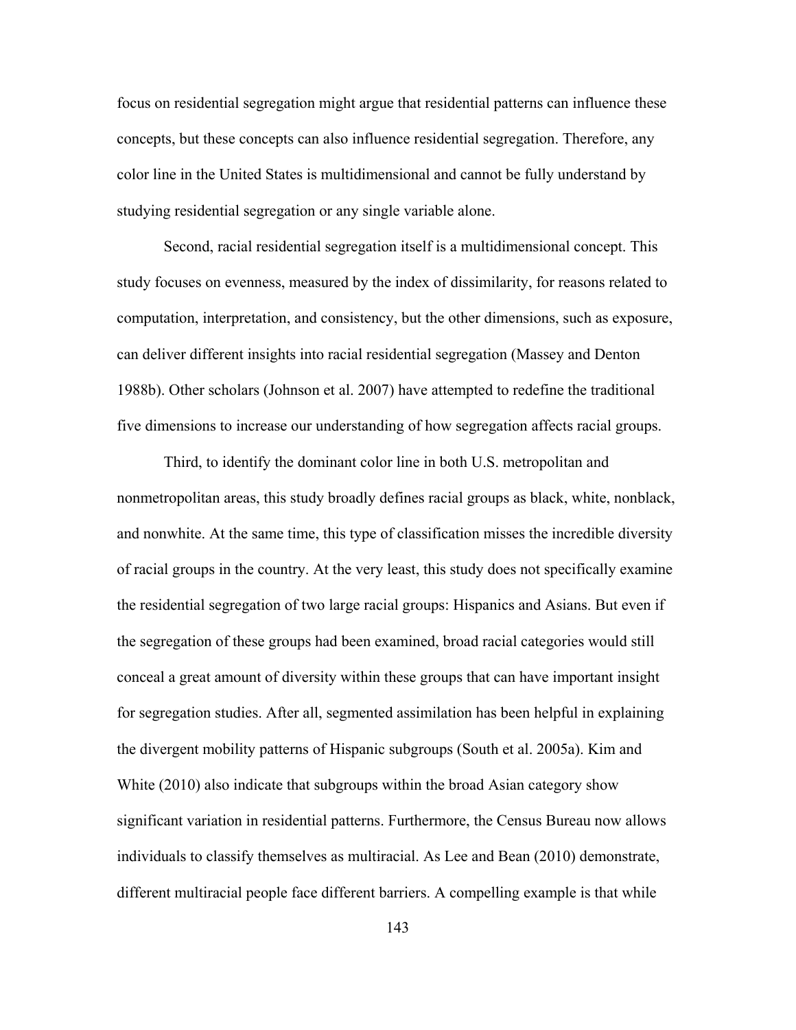focus on residential segregation might argue that residential patterns can influence these concepts, but these concepts can also influence residential segregation. Therefore, any color line in the United States is multidimensional and cannot be fully understand by studying residential segregation or any single variable alone.

Second, racial residential segregation itself is a multidimensional concept. This study focuses on evenness, measured by the index of dissimilarity, for reasons related to computation, interpretation, and consistency, but the other dimensions, such as exposure, can deliver different insights into racial residential segregation (Massey and Denton 1988b). Other scholars (Johnson et al. 2007) have attempted to redefine the traditional five dimensions to increase our understanding of how segregation affects racial groups.

Third, to identify the dominant color line in both U.S. metropolitan and nonmetropolitan areas, this study broadly defines racial groups as black, white, nonblack, and nonwhite. At the same time, this type of classification misses the incredible diversity of racial groups in the country. At the very least, this study does not specifically examine the residential segregation of two large racial groups: Hispanics and Asians. But even if the segregation of these groups had been examined, broad racial categories would still conceal a great amount of diversity within these groups that can have important insight for segregation studies. After all, segmented assimilation has been helpful in explaining the divergent mobility patterns of Hispanic subgroups (South et al. 2005a). Kim and White (2010) also indicate that subgroups within the broad Asian category show significant variation in residential patterns. Furthermore, the Census Bureau now allows individuals to classify themselves as multiracial. As Lee and Bean (2010) demonstrate, different multiracial people face different barriers. A compelling example is that while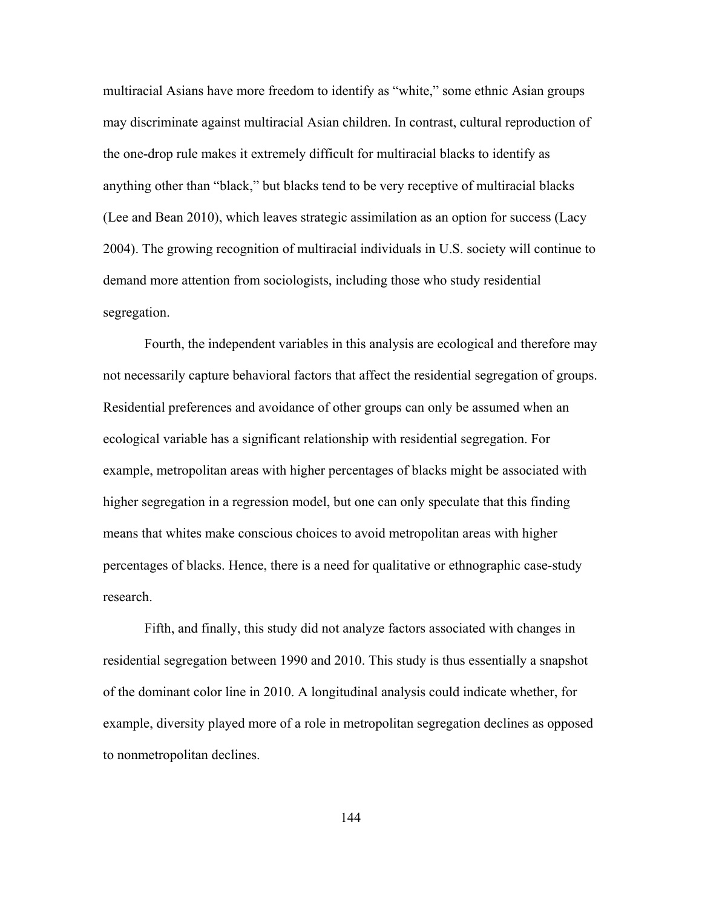multiracial Asians have more freedom to identify as "white," some ethnic Asian groups may discriminate against multiracial Asian children. In contrast, cultural reproduction of the one-drop rule makes it extremely difficult for multiracial blacks to identify as anything other than "black," but blacks tend to be very receptive of multiracial blacks (Lee and Bean 2010), which leaves strategic assimilation as an option for success (Lacy 2004). The growing recognition of multiracial individuals in U.S. society will continue to demand more attention from sociologists, including those who study residential segregation.

Fourth, the independent variables in this analysis are ecological and therefore may not necessarily capture behavioral factors that affect the residential segregation of groups. Residential preferences and avoidance of other groups can only be assumed when an ecological variable has a significant relationship with residential segregation. For example, metropolitan areas with higher percentages of blacks might be associated with higher segregation in a regression model, but one can only speculate that this finding means that whites make conscious choices to avoid metropolitan areas with higher percentages of blacks. Hence, there is a need for qualitative or ethnographic case-study research.

Fifth, and finally, this study did not analyze factors associated with changes in residential segregation between 1990 and 2010. This study is thus essentially a snapshot of the dominant color line in 2010. A longitudinal analysis could indicate whether, for example, diversity played more of a role in metropolitan segregation declines as opposed to nonmetropolitan declines.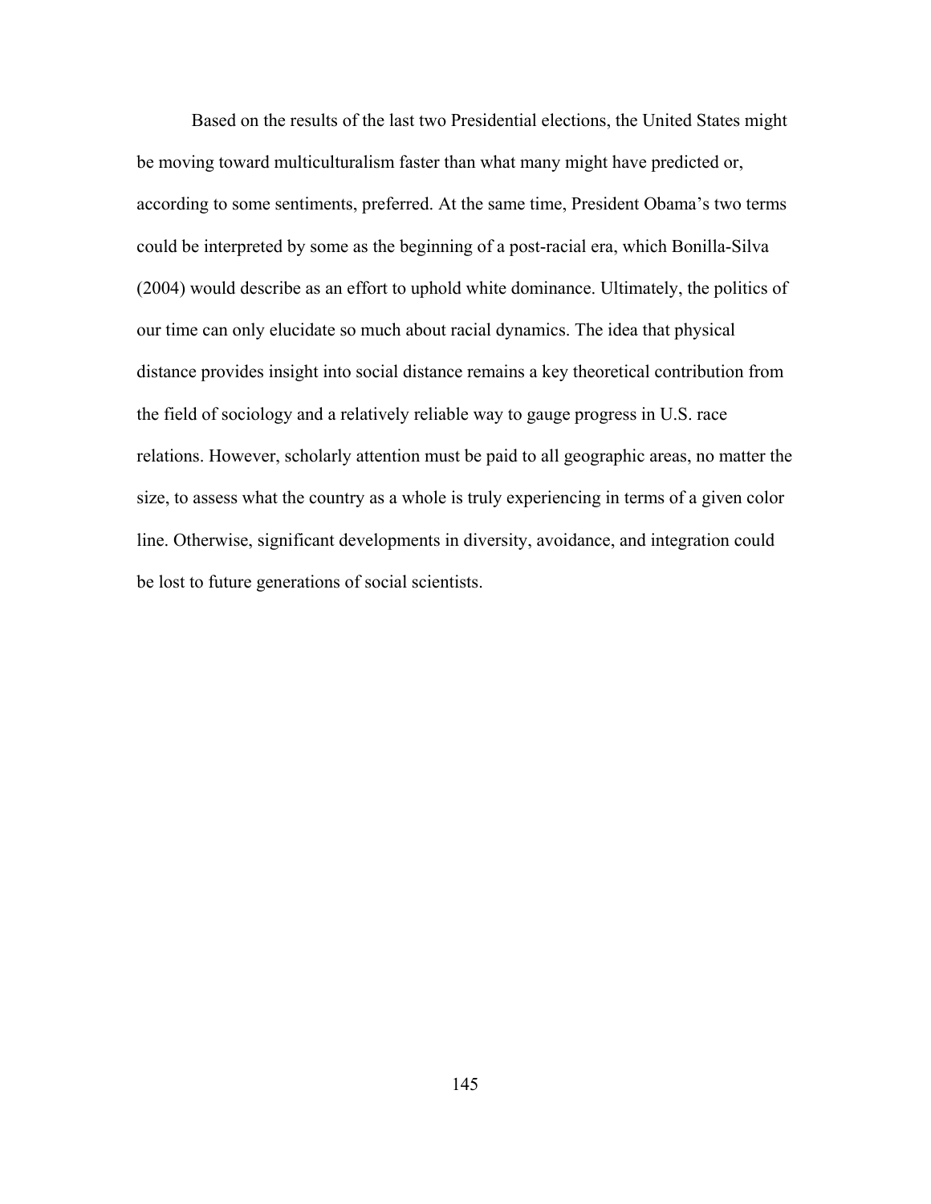Based on the results of the last two Presidential elections, the United States might be moving toward multiculturalism faster than what many might have predicted or, according to some sentiments, preferred. At the same time, President Obama's two terms could be interpreted by some as the beginning of a post-racial era, which Bonilla-Silva (2004) would describe as an effort to uphold white dominance. Ultimately, the politics of our time can only elucidate so much about racial dynamics. The idea that physical distance provides insight into social distance remains a key theoretical contribution from the field of sociology and a relatively reliable way to gauge progress in U.S. race relations. However, scholarly attention must be paid to all geographic areas, no matter the size, to assess what the country as a whole is truly experiencing in terms of a given color line. Otherwise, significant developments in diversity, avoidance, and integration could be lost to future generations of social scientists.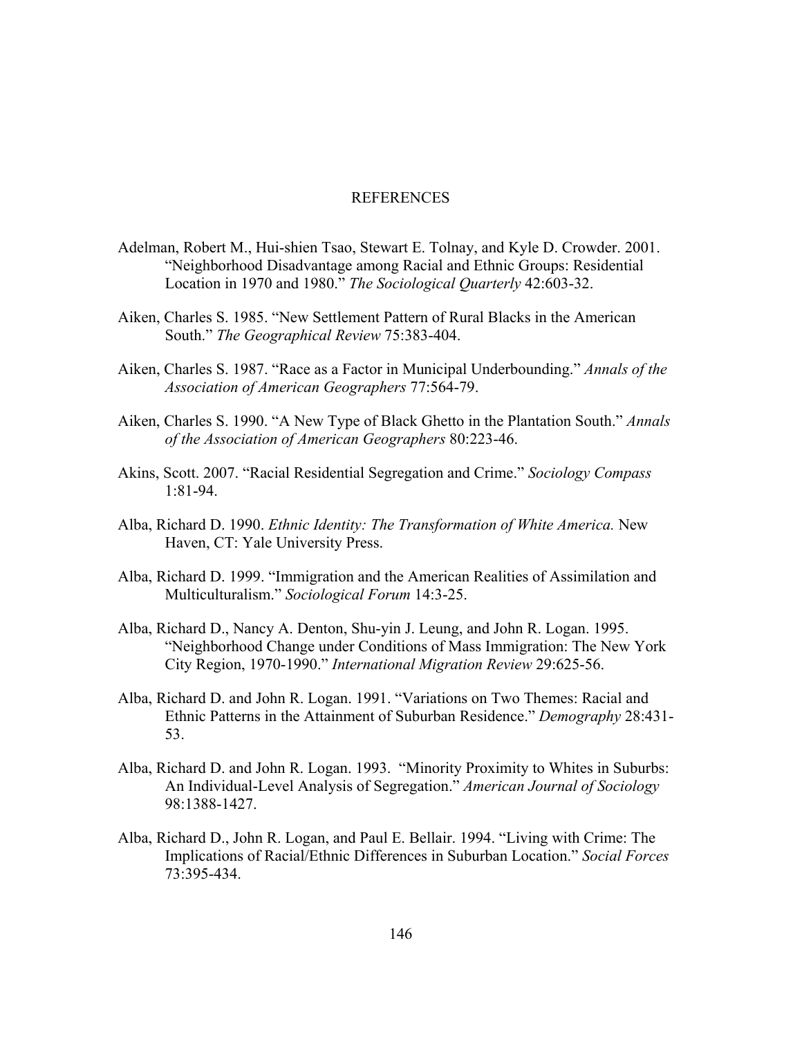# REFERENCES

Adelman, Robert M., Hui-shien Tsao, Stewart E. Tolnay, and Kyle D. Crowder. 2001. "Neighborhood Disadvantage among Racial and Ethnic Groups: Residential Location in 1970 and 1980." *The Sociological Quarterly* 42:603-32.

Aiken, Charles S. 1985. "New Settlement Pattern of Rural Blacks in the American South." *The Geographical Review* 75:383-404.

Aiken, Charles S. 1987. "Race as a Factor in Municipal Underbounding." *Annals of the Association of American Geographers* 77:564-79.

Aiken, Charles S. 1990. "A New Type of Black Ghetto in the Plantation South." *Annals of the Association of American Geographers* 80:223-46.

Akins, Scott. 2007. "Racial Residential Segregation and Crime." *Sociology Compass* 1:81-94.

Alba, Richard D. 1990. *Ethnic Identity: The Transformation of White America.* New Haven, CT: Yale University Press.

Alba, Richard D. 1999. "Immigration and the American Realities of Assimilation and Multiculturalism." *Sociological Forum* 14:3-25.

Alba, Richard D., Nancy A. Denton, Shu-yin J. Leung, and John R. Logan. 1995. "Neighborhood Change under Conditions of Mass Immigration: The New York City Region, 1970-1990." *International Migration Review* 29:625-56.

Alba, Richard D. and John R. Logan. 1991. "Variations on Two Themes: Racial and Ethnic Patterns in the Attainment of Suburban Residence." *Demography* 28:431-53.

Alba, Richard D. and John R. Logan. 1993. "Minority Proximity to Whites in Suburbs: An Individual-Level Analysis of Segregation." *American Journal of Sociology* 98:1388-1427.

Alba, Richard D., John R. Logan, and Paul E. Bellair. 1994. "Living with Crime: The Implications of Racial/Ethnic Differences in Suburban Location." *Social Forces* 73:395-434.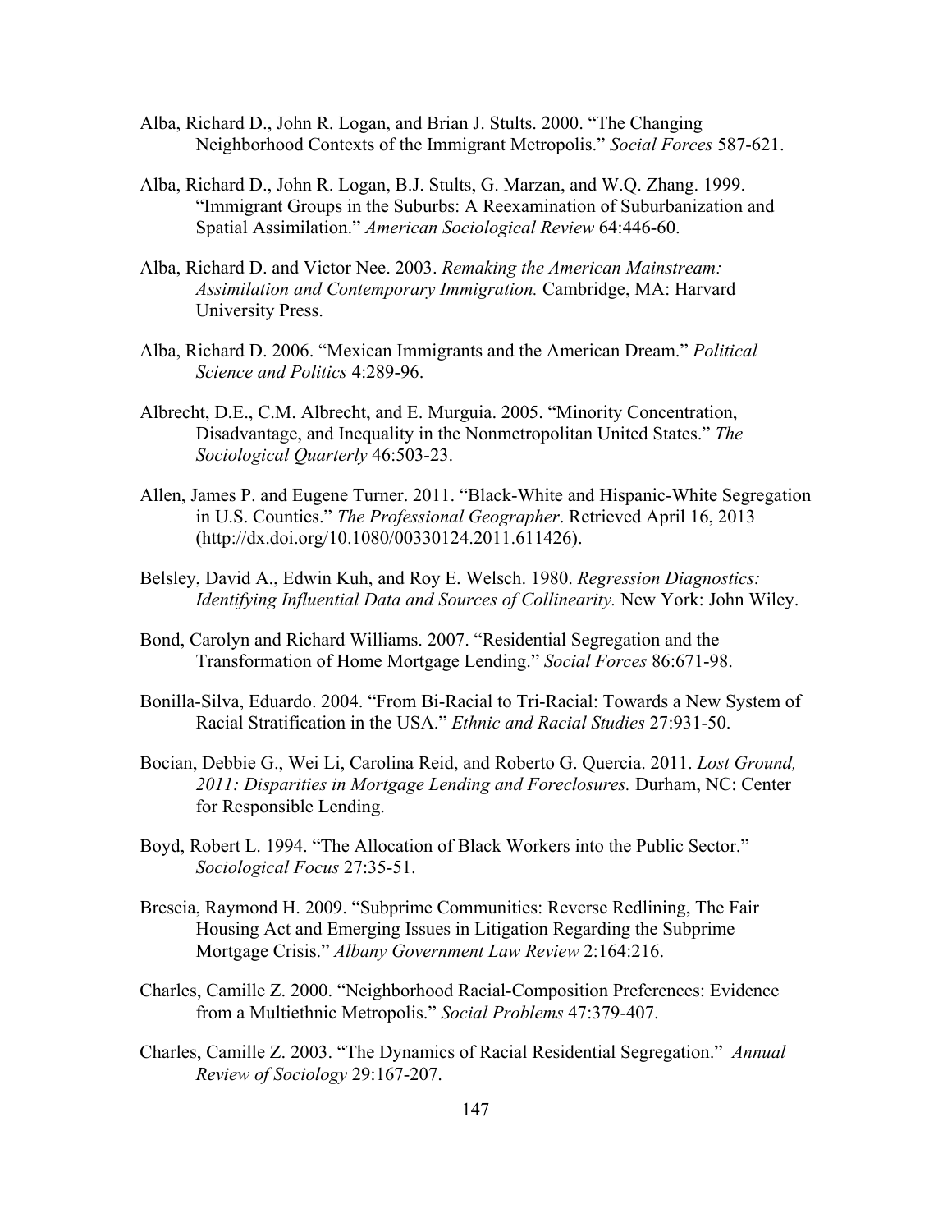Alba, Richard D., John R. Logan, and Brian J. Stults. 2000. "The Changing Neighborhood Contexts of the Immigrant Metropolis." *Social Forces* 587-621.

Alba, Richard D., John R. Logan, B.J. Stults, G. Marzan, and W.Q. Zhang. 1999. "Immigrant Groups in the Suburbs: A Reexamination of Suburbanization and Spatial Assimilation." *American Sociological Review* 64:446-60.

Alba, Richard D. and Victor Nee. 2003. *Remaking the American Mainstream: Assimilation and Contemporary Immigration.* Cambridge, MA: Harvard University Press.

Alba, Richard D. 2006. "Mexican Immigrants and the American Dream." *Political Science and Politics* 4:289-96.

Albrecht, D.E., C.M. Albrecht, and E. Murguia. 2005. "Minority Concentration, Disadvantage, and Inequality in the Nonmetropolitan United States." *The Sociological Quarterly* 46:503-23.

Allen, James P. and Eugene Turner. 2011. "Black-White and Hispanic-White Segregation in U.S. Counties." *The Professional Geographer*. Retrieved April 16, 2013 (http://dx.doi.org/10.1080/00330124.2011.611426).

Belsley, David A., Edwin Kuh, and Roy E. Welsch. 1980. *Regression Diagnostics: Identifying Influential Data and Sources of Collinearity.* New York: John Wiley.

Bond, Carolyn and Richard Williams. 2007. "Residential Segregation and the Transformation of Home Mortgage Lending." *Social Forces* 86:671-98.

Bonilla-Silva, Eduardo. 2004. "From Bi-Racial to Tri-Racial: Towards a New System of Racial Stratification in the USA." *Ethnic and Racial Studies* 27:931-50.

Bocian, Debbie G., Wei Li, Carolina Reid, and Roberto G. Quercia. 2011. *Lost Ground, 2011: Disparities in Mortgage Lending and Foreclosures.* Durham, NC: Center for Responsible Lending.

Boyd, Robert L. 1994. "The Allocation of Black Workers into the Public Sector." *Sociological Focus* 27:35-51.

Brescia, Raymond H. 2009. "Subprime Communities: Reverse Redlining, The Fair Housing Act and Emerging Issues in Litigation Regarding the Subprime Mortgage Crisis." *Albany Government Law Review* 2:164:216.

Charles, Camille Z. 2000. "Neighborhood Racial-Composition Preferences: Evidence from a Multiethnic Metropolis." *Social Problems* 47:379-407.

Charles, Camille Z. 2003. "The Dynamics of Racial Residential Segregation." *Annual Review of Sociology* 29:167-207.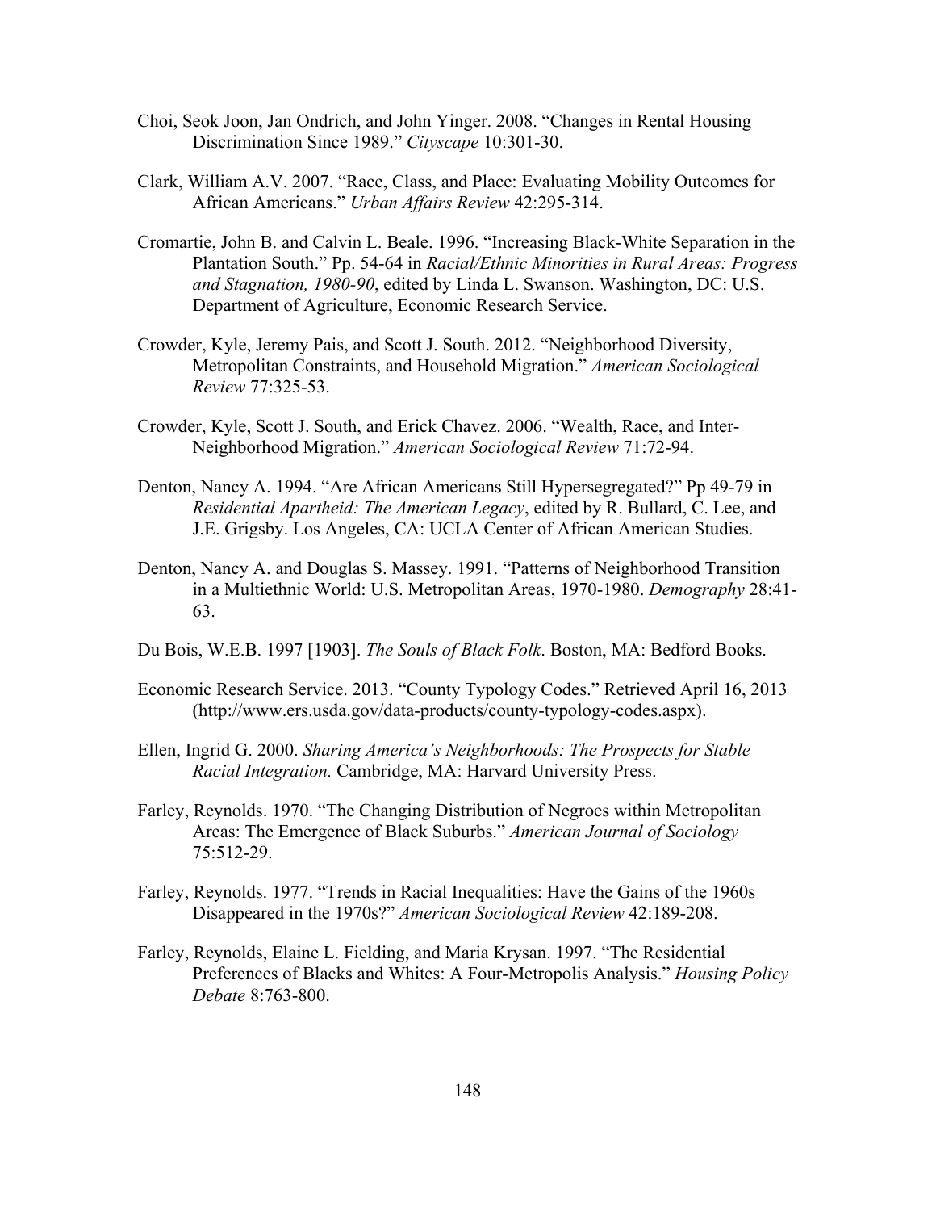Choi, Seok Joon, Jan Ondrich, and John Yinger. 2008. “Changes in Rental Housing Discrimination Since 1989.” *Cityscape* 10:301-30.

Clark, William A.V. 2007. “Race, Class, and Place: Evaluating Mobility Outcomes for African Americans.” *Urban Affairs Review* 42:295-314.

Cromartie, John B. and Calvin L. Beale. 1996. “Increasing Black-White Separation in the Plantation South.” Pp. 54-64 in *Racial/Ethnic Minorities in Rural Areas: Progress and Stagnation, 1980-90*, edited by Linda L. Swanson. Washington, DC: U.S. Department of Agriculture, Economic Research Service.

Crowder, Kyle, Jeremy Pais, and Scott J. South. 2012. “Neighborhood Diversity, Metropolitan Constraints, and Household Migration.” *American Sociological Review* 77:325-53.

Crowder, Kyle, Scott J. South, and Erick Chavez. 2006. “Wealth, Race, and Inter-Neighborhood Migration.” *American Sociological Review* 71:72-94.

Denton, Nancy A. 1994. “Are African Americans Still Hypersegregated?” Pp 49-79 in *Residential Apartheid: The American Legacy*, edited by R. Bullard, C. Lee, and J.E. Grigsby. Los Angeles, CA: UCLA Center of African American Studies.

Denton, Nancy A. and Douglas S. Massey. 1991. “Patterns of Neighborhood Transition in a Multiethnic World: U.S. Metropolitan Areas, 1970-1980. *Demography* 28:41-63.

Du Bois, W.E.B. 1997 [1903]. *The Souls of Black Folk*. Boston, MA: Bedford Books.

Economic Research Service. 2013. “County Typology Codes.” Retrieved April 16, 2013 (http://www.ers.usda.gov/data-products/county-typology-codes.aspx).

Ellen, Ingrid G. 2000. *Sharing America’s Neighborhoods: The Prospects for Stable Racial Integration.* Cambridge, MA: Harvard University Press.

Farley, Reynolds. 1970. “The Changing Distribution of Negroes within Metropolitan Areas: The Emergence of Black Suburbs.” *American Journal of Sociology* 75:512-29.

Farley, Reynolds. 1977. “Trends in Racial Inequalities: Have the Gains of the 1960s Disappeared in the 1970s?” *American Sociological Review* 42:189-208.

Farley, Reynolds, Elaine L. Fielding, and Maria Krysan. 1997. “The Residential Preferences of Blacks and Whites: A Four-Metropolis Analysis.” *Housing Policy Debate* 8:763-800.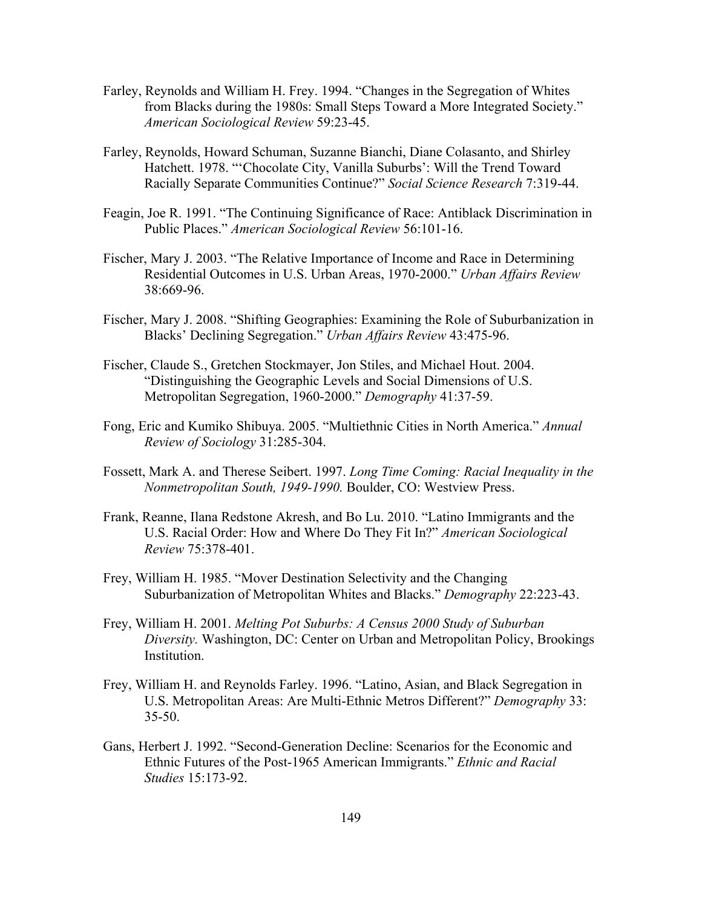Farley, Reynolds and William H. Frey. 1994. "Changes in the Segregation of Whites from Blacks during the 1980s: Small Steps Toward a More Integrated Society." *American Sociological Review* 59:23-45.

Farley, Reynolds, Howard Schuman, Suzanne Bianchi, Diane Colasanto, and Shirley Hatchett. 1978. "'Chocolate City, Vanilla Suburbs': Will the Trend Toward Racially Separate Communities Continue?" *Social Science Research* 7:319-44.

Feagin, Joe R. 1991. "The Continuing Significance of Race: Antiblack Discrimination in Public Places." *American Sociological Review* 56:101-16.

Fischer, Mary J. 2003. "The Relative Importance of Income and Race in Determining Residential Outcomes in U.S. Urban Areas, 1970-2000." *Urban Affairs Review* 38:669-96.

Fischer, Mary J. 2008. "Shifting Geographies: Examining the Role of Suburbanization in Blacks' Declining Segregation." *Urban Affairs Review* 43:475-96.

Fischer, Claude S., Gretchen Stockmayer, Jon Stiles, and Michael Hout. 2004. "Distinguishing the Geographic Levels and Social Dimensions of U.S. Metropolitan Segregation, 1960-2000." *Demography* 41:37-59.

Fong, Eric and Kumiko Shibuya. 2005. "Multiethnic Cities in North America." *Annual Review of Sociology* 31:285-304.

Fossett, Mark A. and Therese Seibert. 1997. *Long Time Coming: Racial Inequality in the Nonmetropolitan South, 1949-1990.* Boulder, CO: Westview Press.

Frank, Reanne, Ilana Redstone Akresh, and Bo Lu. 2010. "Latino Immigrants and the U.S. Racial Order: How and Where Do They Fit In?" *American Sociological Review* 75:378-401.

Frey, William H. 1985. "Mover Destination Selectivity and the Changing Suburbanization of Metropolitan Whites and Blacks." *Demography* 22:223-43.

Frey, William H. 2001. *Melting Pot Suburbs: A Census 2000 Study of Suburban Diversity.* Washington, DC: Center on Urban and Metropolitan Policy, Brookings Institution.

Frey, William H. and Reynolds Farley. 1996. "Latino, Asian, and Black Segregation in U.S. Metropolitan Areas: Are Multi-Ethnic Metros Different?" *Demography* 33: 35-50.

Gans, Herbert J. 1992. "Second-Generation Decline: Scenarios for the Economic and Ethnic Futures of the Post-1965 American Immigrants." *Ethnic and Racial Studies* 15:173-92.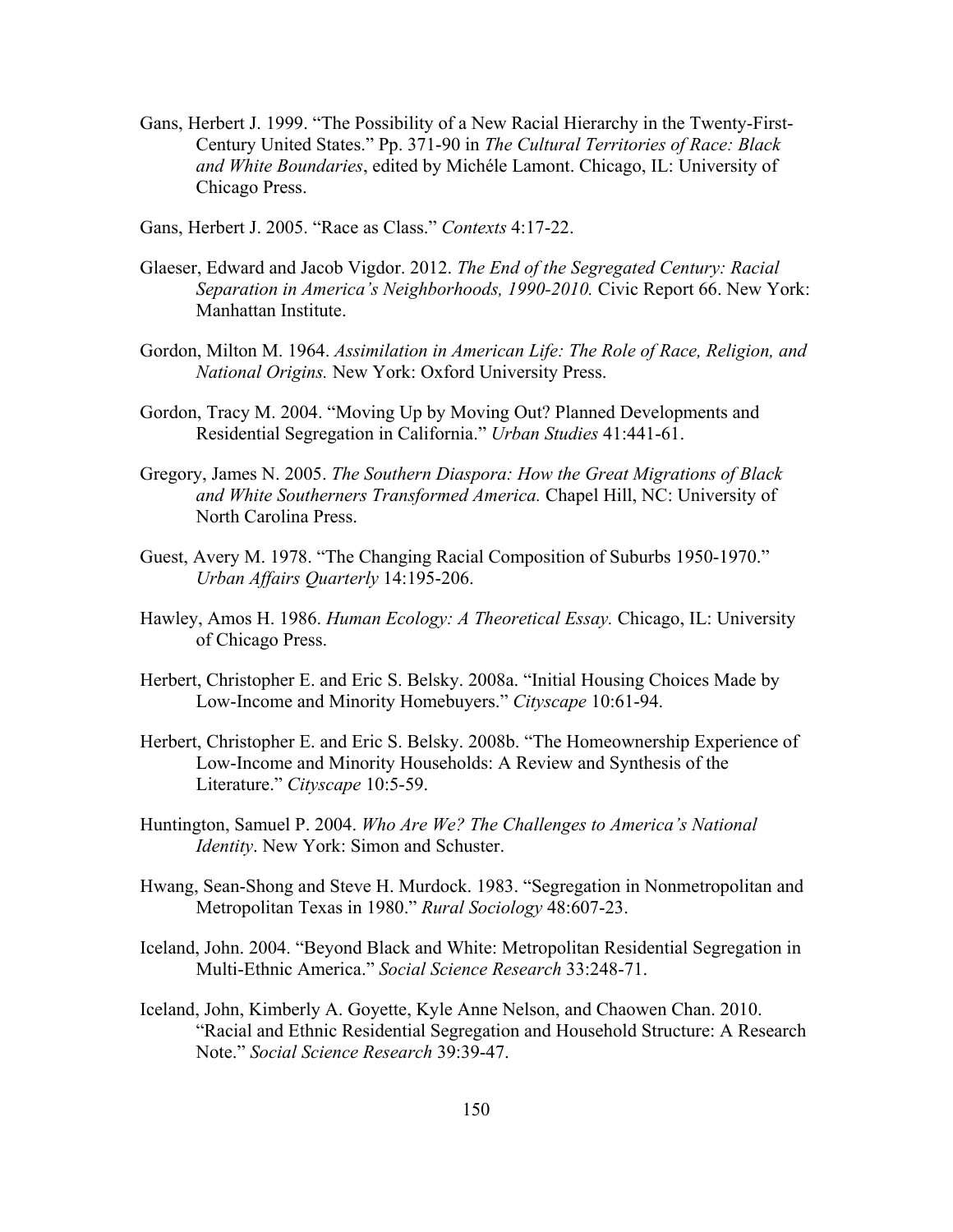Gans, Herbert J. 1999. "The Possibility of a New Racial Hierarchy in the Twenty-First-Century United States." Pp. 371-90 in *The Cultural Territories of Race: Black and White Boundaries*, edited by Michéle Lamont. Chicago, IL: University of Chicago Press.

Gans, Herbert J. 2005. "Race as Class." *Contexts* 4:17-22.

Glaeser, Edward and Jacob Vigdor. 2012. *The End of the Segregated Century: Racial Separation in America's Neighborhoods, 1990-2010.* Civic Report 66. New York: Manhattan Institute.

Gordon, Milton M. 1964. *Assimilation in American Life: The Role of Race, Religion, and National Origins.* New York: Oxford University Press.

Gordon, Tracy M. 2004. "Moving Up by Moving Out? Planned Developments and Residential Segregation in California." *Urban Studies* 41:441-61.

Gregory, James N. 2005. *The Southern Diaspora: How the Great Migrations of Black and White Southerners Transformed America.* Chapel Hill, NC: University of North Carolina Press.

Guest, Avery M. 1978. "The Changing Racial Composition of Suburbs 1950-1970." *Urban Affairs Quarterly* 14:195-206.

Hawley, Amos H. 1986. *Human Ecology: A Theoretical Essay.* Chicago, IL: University of Chicago Press.

Herbert, Christopher E. and Eric S. Belsky. 2008a. "Initial Housing Choices Made by Low-Income and Minority Homebuyers." *Cityscape* 10:61-94.

Herbert, Christopher E. and Eric S. Belsky. 2008b. "The Homeownership Experience of Low-Income and Minority Households: A Review and Synthesis of the Literature." *Cityscape* 10:5-59.

Huntington, Samuel P. 2004. *Who Are We? The Challenges to America's National Identity*. New York: Simon and Schuster.

Hwang, Sean-Shong and Steve H. Murdock. 1983. "Segregation in Nonmetropolitan and Metropolitan Texas in 1980." *Rural Sociology* 48:607-23.

Iceland, John. 2004. "Beyond Black and White: Metropolitan Residential Segregation in Multi-Ethnic America." *Social Science Research* 33:248-71.

Iceland, John, Kimberly A. Goyette, Kyle Anne Nelson, and Chaowen Chan. 2010. "Racial and Ethnic Residential Segregation and Household Structure: A Research Note." *Social Science Research* 39:39-47.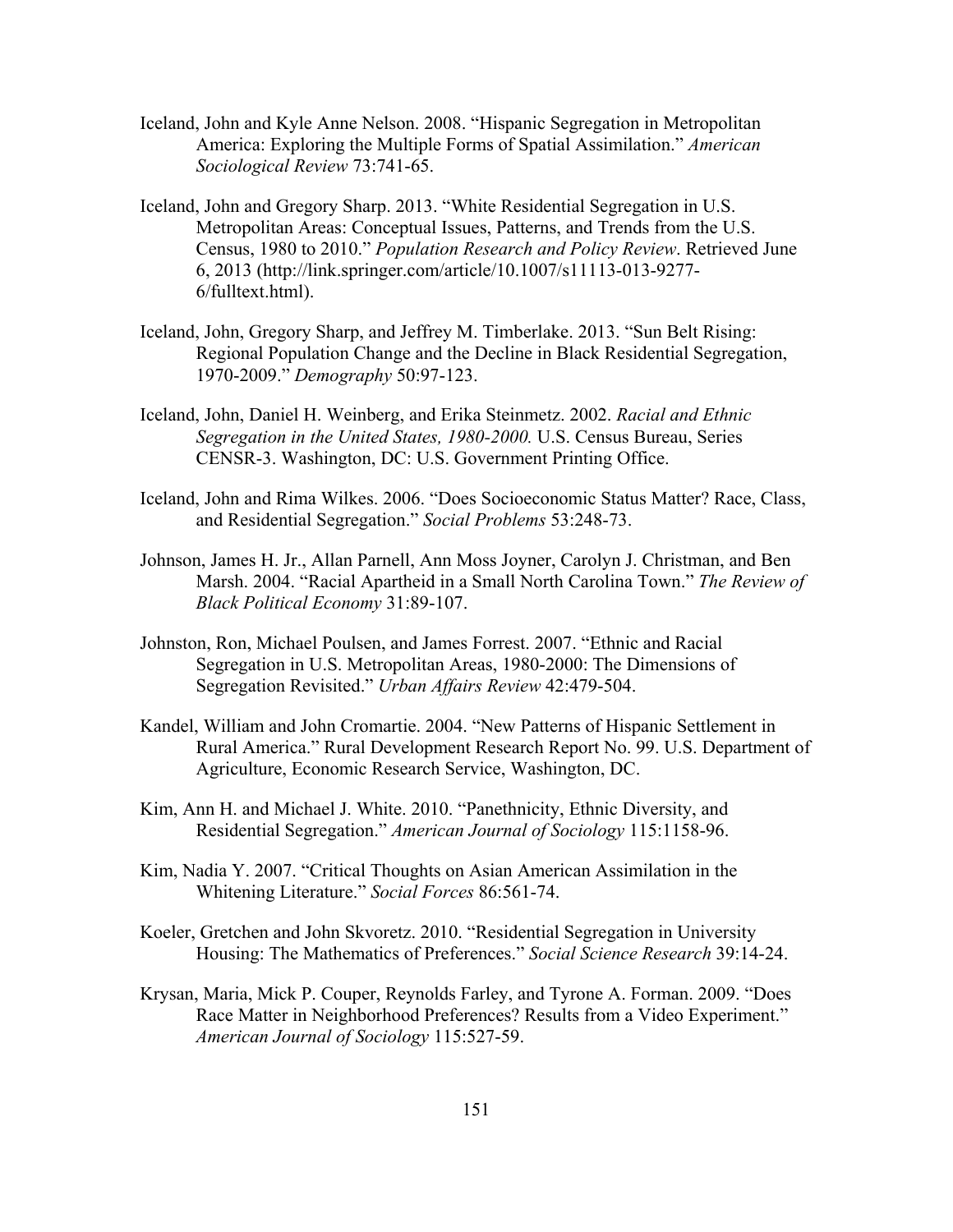Iceland, John and Kyle Anne Nelson. 2008. "Hispanic Segregation in Metropolitan America: Exploring the Multiple Forms of Spatial Assimilation." *American Sociological Review* 73:741-65.

Iceland, John and Gregory Sharp. 2013. "White Residential Segregation in U.S. Metropolitan Areas: Conceptual Issues, Patterns, and Trends from the U.S. Census, 1980 to 2010." *Population Research and Policy Review*. Retrieved June 6, 2013 (http://link.springer.com/article/10.1007/s11113-013-9277-6/fulltext.html).

Iceland, John, Gregory Sharp, and Jeffrey M. Timberlake. 2013. "Sun Belt Rising: Regional Population Change and the Decline in Black Residential Segregation, 1970-2009." *Demography* 50:97-123.

Iceland, John, Daniel H. Weinberg, and Erika Steinmetz. 2002. *Racial and Ethnic Segregation in the United States, 1980-2000.* U.S. Census Bureau, Series CENSR-3. Washington, DC: U.S. Government Printing Office.

Iceland, John and Rima Wilkes. 2006. "Does Socioeconomic Status Matter? Race, Class, and Residential Segregation." *Social Problems* 53:248-73.

Johnson, James H. Jr., Allan Parnell, Ann Moss Joyner, Carolyn J. Christman, and Ben Marsh. 2004. "Racial Apartheid in a Small North Carolina Town." *The Review of Black Political Economy* 31:89-107.

Johnston, Ron, Michael Poulsen, and James Forrest. 2007. "Ethnic and Racial Segregation in U.S. Metropolitan Areas, 1980-2000: The Dimensions of Segregation Revisited." *Urban Affairs Review* 42:479-504.

Kandel, William and John Cromartie. 2004. "New Patterns of Hispanic Settlement in Rural America." Rural Development Research Report No. 99. U.S. Department of Agriculture, Economic Research Service, Washington, DC.

Kim, Ann H. and Michael J. White. 2010. "Panethnicity, Ethnic Diversity, and Residential Segregation." *American Journal of Sociology* 115:1158-96.

Kim, Nadia Y. 2007. "Critical Thoughts on Asian American Assimilation in the Whitening Literature." *Social Forces* 86:561-74.

Koeler, Gretchen and John Skvoretz. 2010. "Residential Segregation in University Housing: The Mathematics of Preferences." *Social Science Research* 39:14-24.

Krysan, Maria, Mick P. Couper, Reynolds Farley, and Tyrone A. Forman. 2009. "Does Race Matter in Neighborhood Preferences? Results from a Video Experiment." *American Journal of Sociology* 115:527-59.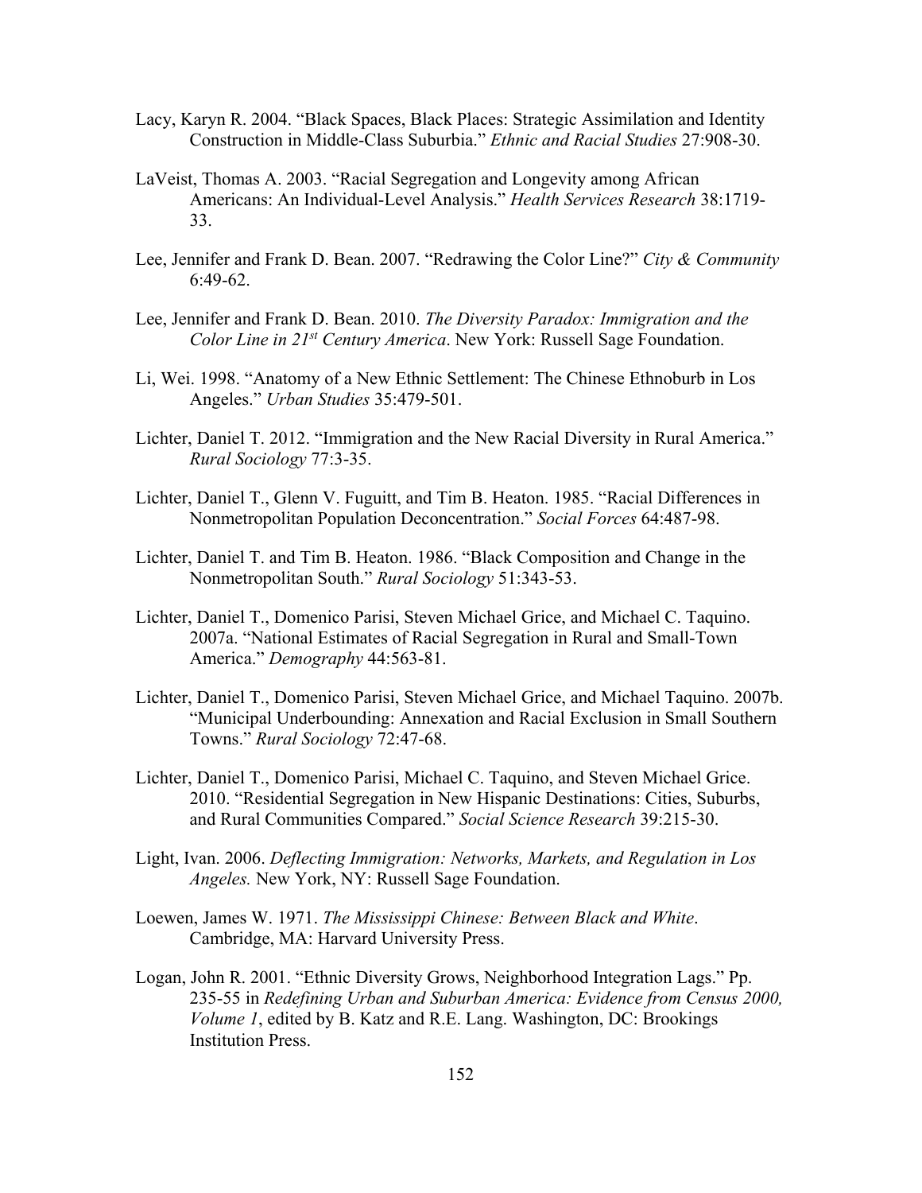Lacy, Karyn R. 2004. "Black Spaces, Black Places: Strategic Assimilation and Identity Construction in Middle-Class Suburbia." *Ethnic and Racial Studies* 27:908-30.

LaVeist, Thomas A. 2003. "Racial Segregation and Longevity among African Americans: An Individual-Level Analysis." *Health Services Research* 38:1719-33.

Lee, Jennifer and Frank D. Bean. 2007. "Redrawing the Color Line?" *City & Community* 6:49-62.

Lee, Jennifer and Frank D. Bean. 2010. *The Diversity Paradox: Immigration and the Color Line in 21st Century America*. New York: Russell Sage Foundation.

Li, Wei. 1998. "Anatomy of a New Ethnic Settlement: The Chinese Ethnoburb in Los Angeles." *Urban Studies* 35:479-501.

Lichter, Daniel T. 2012. "Immigration and the New Racial Diversity in Rural America." *Rural Sociology* 77:3-35.

Lichter, Daniel T., Glenn V. Fuguitt, and Tim B. Heaton. 1985. "Racial Differences in Nonmetropolitan Population Deconcentration." *Social Forces* 64:487-98.

Lichter, Daniel T. and Tim B. Heaton. 1986. "Black Composition and Change in the Nonmetropolitan South." *Rural Sociology* 51:343-53.

Lichter, Daniel T., Domenico Parisi, Steven Michael Grice, and Michael C. Taquino. 2007a. "National Estimates of Racial Segregation in Rural and Small-Town America." *Demography* 44:563-81.

Lichter, Daniel T., Domenico Parisi, Steven Michael Grice, and Michael Taquino. 2007b. "Municipal Underbounding: Annexation and Racial Exclusion in Small Southern Towns." *Rural Sociology* 72:47-68.

Lichter, Daniel T., Domenico Parisi, Michael C. Taquino, and Steven Michael Grice. 2010. "Residential Segregation in New Hispanic Destinations: Cities, Suburbs, and Rural Communities Compared." *Social Science Research* 39:215-30.

Light, Ivan. 2006. *Deflecting Immigration: Networks, Markets, and Regulation in Los Angeles.* New York, NY: Russell Sage Foundation.

Loewen, James W. 1971. *The Mississippi Chinese: Between Black and White*. Cambridge, MA: Harvard University Press.

Logan, John R. 2001. "Ethnic Diversity Grows, Neighborhood Integration Lags." Pp. 235-55 in *Redefining Urban and Suburban America: Evidence from Census 2000, Volume 1*, edited by B. Katz and R.E. Lang. Washington, DC: Brookings Institution Press.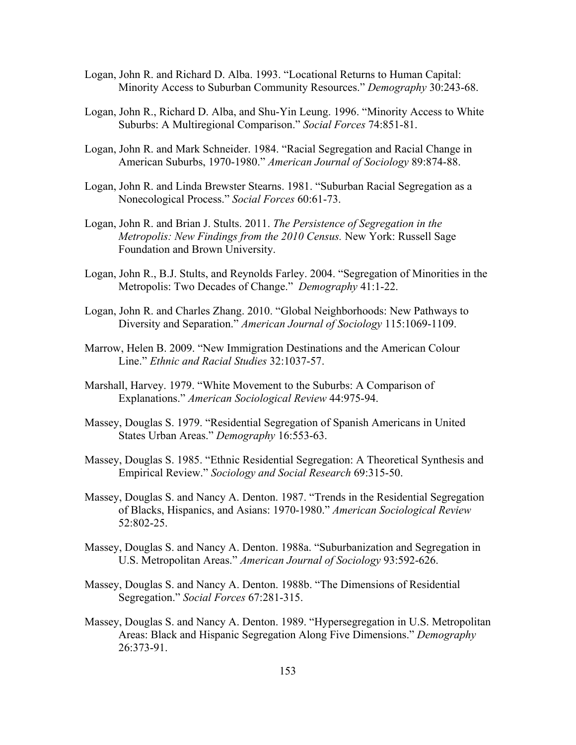Logan, John R. and Richard D. Alba. 1993. “Locational Returns to Human Capital: Minority Access to Suburban Community Resources.” *Demography* 30:243-68.

Logan, John R., Richard D. Alba, and Shu-Yin Leung. 1996. “Minority Access to White Suburbs: A Multiregional Comparison.” *Social Forces* 74:851-81.

Logan, John R. and Mark Schneider. 1984. “Racial Segregation and Racial Change in American Suburbs, 1970-1980.” *American Journal of Sociology* 89:874-88.

Logan, John R. and Linda Brewster Stearns. 1981. “Suburban Racial Segregation as a Nonecological Process.” *Social Forces* 60:61-73.

Logan, John R. and Brian J. Stults. 2011. *The Persistence of Segregation in the Metropolis: New Findings from the 2010 Census.* New York: Russell Sage Foundation and Brown University.

Logan, John R., B.J. Stults, and Reynolds Farley. 2004. “Segregation of Minorities in the Metropolis: Two Decades of Change.” *Demography* 41:1-22.

Logan, John R. and Charles Zhang. 2010. “Global Neighborhoods: New Pathways to Diversity and Separation.” *American Journal of Sociology* 115:1069-1109.

Marrow, Helen B. 2009. “New Immigration Destinations and the American Colour Line.” *Ethnic and Racial Studies* 32:1037-57.

Marshall, Harvey. 1979. “White Movement to the Suburbs: A Comparison of Explanations.” *American Sociological Review* 44:975-94.

Massey, Douglas S. 1979. “Residential Segregation of Spanish Americans in United States Urban Areas.” *Demography* 16:553-63.

Massey, Douglas S. 1985. “Ethnic Residential Segregation: A Theoretical Synthesis and Empirical Review.” *Sociology and Social Research* 69:315-50.

Massey, Douglas S. and Nancy A. Denton. 1987. “Trends in the Residential Segregation of Blacks, Hispanics, and Asians: 1970-1980.” *American Sociological Review* 52:802-25.

Massey, Douglas S. and Nancy A. Denton. 1988a. “Suburbanization and Segregation in U.S. Metropolitan Areas.” *American Journal of Sociology* 93:592-626.

Massey, Douglas S. and Nancy A. Denton. 1988b. “The Dimensions of Residential Segregation.” *Social Forces* 67:281-315.

Massey, Douglas S. and Nancy A. Denton. 1989. “Hypersegregation in U.S. Metropolitan Areas: Black and Hispanic Segregation Along Five Dimensions.” *Demography* 26:373-91.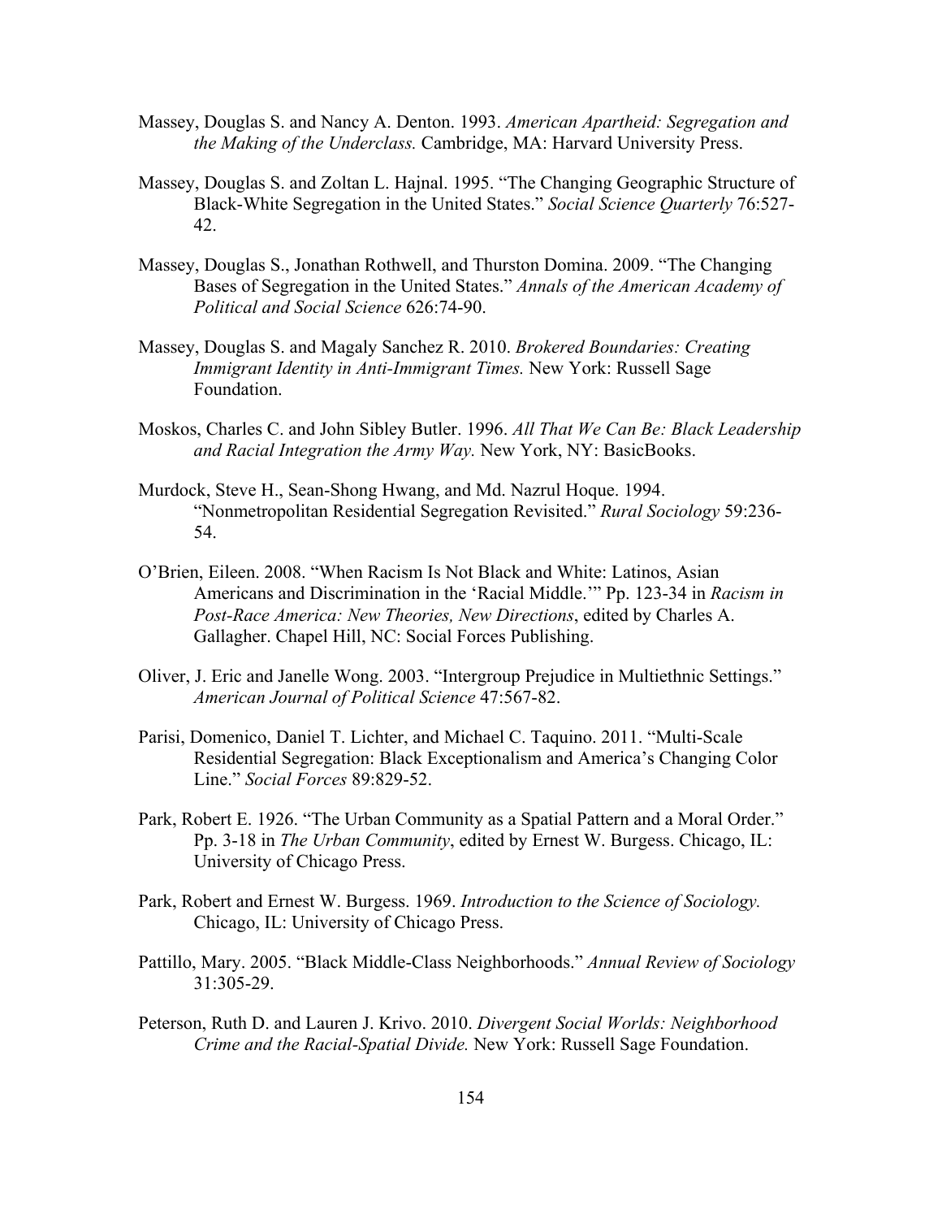Massey, Douglas S. and Nancy A. Denton. 1993. *American Apartheid: Segregation and the Making of the Underclass.* Cambridge, MA: Harvard University Press.

Massey, Douglas S. and Zoltan L. Hajnal. 1995. "The Changing Geographic Structure of Black-White Segregation in the United States." *Social Science Quarterly* 76:527-42.

Massey, Douglas S., Jonathan Rothwell, and Thurston Domina. 2009. "The Changing Bases of Segregation in the United States." *Annals of the American Academy of Political and Social Science* 626:74-90.

Massey, Douglas S. and Magaly Sanchez R. 2010. *Brokered Boundaries: Creating Immigrant Identity in Anti-Immigrant Times.* New York: Russell Sage Foundation.

Moskos, Charles C. and John Sibley Butler. 1996. *All That We Can Be: Black Leadership and Racial Integration the Army Way.* New York, NY: BasicBooks.

Murdock, Steve H., Sean-Shong Hwang, and Md. Nazrul Hoque. 1994. "Nonmetropolitan Residential Segregation Revisited." *Rural Sociology* 59:236-54.

O'Brien, Eileen. 2008. "When Racism Is Not Black and White: Latinos, Asian Americans and Discrimination in the 'Racial Middle.'" Pp. 123-34 in *Racism in Post-Race America: New Theories, New Directions*, edited by Charles A. Gallagher. Chapel Hill, NC: Social Forces Publishing.

Oliver, J. Eric and Janelle Wong. 2003. "Intergroup Prejudice in Multiethnic Settings." *American Journal of Political Science* 47:567-82.

Parisi, Domenico, Daniel T. Lichter, and Michael C. Taquino. 2011. "Multi-Scale Residential Segregation: Black Exceptionalism and America's Changing Color Line." *Social Forces* 89:829-52.

Park, Robert E. 1926. "The Urban Community as a Spatial Pattern and a Moral Order." Pp. 3-18 in *The Urban Community*, edited by Ernest W. Burgess. Chicago, IL: University of Chicago Press.

Park, Robert and Ernest W. Burgess. 1969. *Introduction to the Science of Sociology.* Chicago, IL: University of Chicago Press.

Pattillo, Mary. 2005. "Black Middle-Class Neighborhoods." *Annual Review of Sociology* 31:305-29.

Peterson, Ruth D. and Lauren J. Krivo. 2010. *Divergent Social Worlds: Neighborhood Crime and the Racial-Spatial Divide.* New York: Russell Sage Foundation.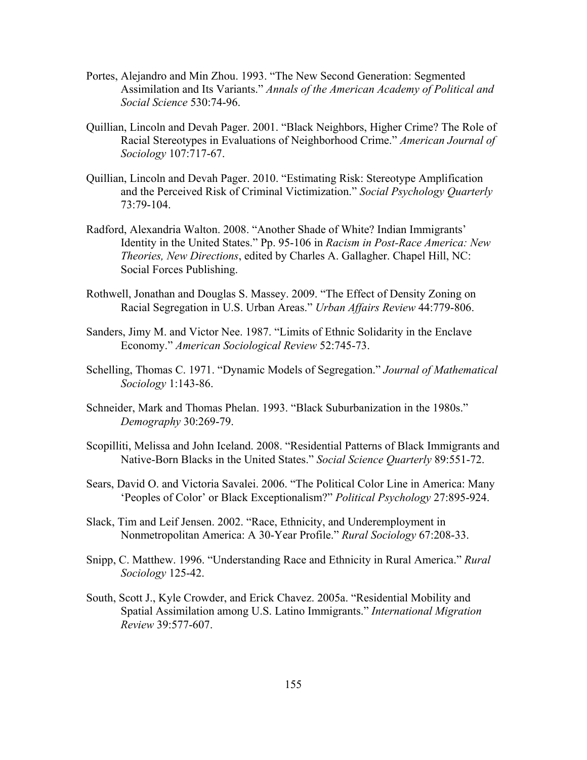Portes, Alejandro and Min Zhou. 1993. "The New Second Generation: Segmented Assimilation and Its Variants." *Annals of the American Academy of Political and Social Science* 530:74-96.

Quillian, Lincoln and Devah Pager. 2001. "Black Neighbors, Higher Crime? The Role of Racial Stereotypes in Evaluations of Neighborhood Crime." *American Journal of Sociology* 107:717-67.

Quillian, Lincoln and Devah Pager. 2010. "Estimating Risk: Stereotype Amplification and the Perceived Risk of Criminal Victimization." *Social Psychology Quarterly* 73:79-104.

Radford, Alexandria Walton. 2008. "Another Shade of White? Indian Immigrants' Identity in the United States." Pp. 95-106 in *Racism in Post-Race America: New Theories, New Directions*, edited by Charles A. Gallagher. Chapel Hill, NC: Social Forces Publishing.

Rothwell, Jonathan and Douglas S. Massey. 2009. "The Effect of Density Zoning on Racial Segregation in U.S. Urban Areas." *Urban Affairs Review* 44:779-806.

Sanders, Jimy M. and Victor Nee. 1987. "Limits of Ethnic Solidarity in the Enclave Economy." *American Sociological Review* 52:745-73.

Schelling, Thomas C. 1971. "Dynamic Models of Segregation." *Journal of Mathematical Sociology* 1:143-86.

Schneider, Mark and Thomas Phelan. 1993. "Black Suburbanization in the 1980s." *Demography* 30:269-79.

Scopilliti, Melissa and John Iceland. 2008. "Residential Patterns of Black Immigrants and Native-Born Blacks in the United States." *Social Science Quarterly* 89:551-72.

Sears, David O. and Victoria Savalei. 2006. "The Political Color Line in America: Many 'Peoples of Color' or Black Exceptionalism?" *Political Psychology* 27:895-924.

Slack, Tim and Leif Jensen. 2002. "Race, Ethnicity, and Underemployment in Nonmetropolitan America: A 30-Year Profile." *Rural Sociology* 67:208-33.

Snipp, C. Matthew. 1996. "Understanding Race and Ethnicity in Rural America." *Rural Sociology* 125-42.

South, Scott J., Kyle Crowder, and Erick Chavez. 2005a. "Residential Mobility and Spatial Assimilation among U.S. Latino Immigrants." *International Migration Review* 39:577-607.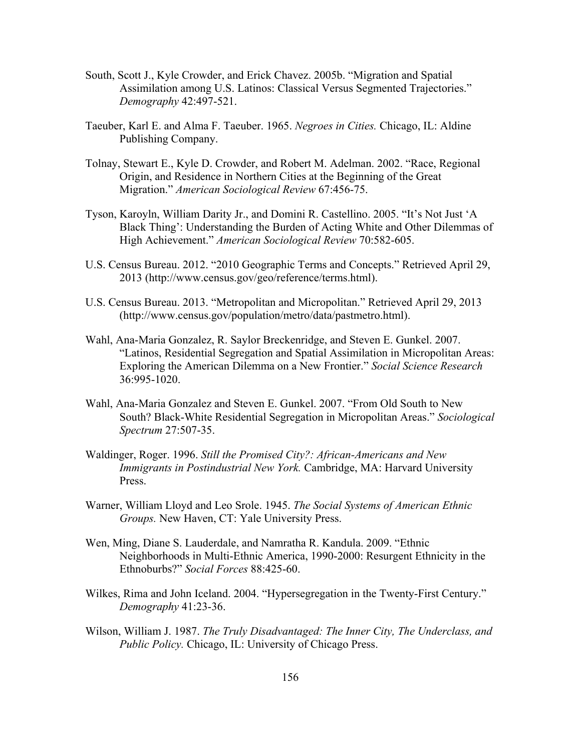South, Scott J., Kyle Crowder, and Erick Chavez. 2005b. "Migration and Spatial Assimilation among U.S. Latinos: Classical Versus Segmented Trajectories." *Demography* 42:497-521.

Taeuber, Karl E. and Alma F. Taeuber. 1965. *Negroes in Cities.* Chicago, IL: Aldine Publishing Company.

Tolnay, Stewart E., Kyle D. Crowder, and Robert M. Adelman. 2002. "Race, Regional Origin, and Residence in Northern Cities at the Beginning of the Great Migration." *American Sociological Review* 67:456-75.

Tyson, Karoyln, William Darity Jr., and Domini R. Castellino. 2005. "It's Not Just 'A Black Thing': Understanding the Burden of Acting White and Other Dilemmas of High Achievement." *American Sociological Review* 70:582-605.

U.S. Census Bureau. 2012. "2010 Geographic Terms and Concepts." Retrieved April 29, 2013 (http://www.census.gov/geo/reference/terms.html).

U.S. Census Bureau. 2013. "Metropolitan and Micropolitan." Retrieved April 29, 2013 (http://www.census.gov/population/metro/data/pastmetro.html).

Wahl, Ana-Maria Gonzalez, R. Saylor Breckenridge, and Steven E. Gunkel. 2007. "Latinos, Residential Segregation and Spatial Assimilation in Micropolitan Areas: Exploring the American Dilemma on a New Frontier." *Social Science Research* 36:995-1020.

Wahl, Ana-Maria Gonzalez and Steven E. Gunkel. 2007. "From Old South to New South? Black-White Residential Segregation in Micropolitan Areas." *Sociological Spectrum* 27:507-35.

Waldinger, Roger. 1996. *Still the Promised City?: African-Americans and New Immigrants in Postindustrial New York.* Cambridge, MA: Harvard University Press.

Warner, William Lloyd and Leo Srole. 1945. *The Social Systems of American Ethnic Groups.* New Haven, CT: Yale University Press.

Wen, Ming, Diane S. Lauderdale, and Namratha R. Kandula. 2009. "Ethnic Neighborhoods in Multi-Ethnic America, 1990-2000: Resurgent Ethnicity in the Ethnoburbs?" *Social Forces* 88:425-60.

Wilkes, Rima and John Iceland. 2004. "Hypersegregation in the Twenty-First Century." *Demography* 41:23-36.

Wilson, William J. 1987. *The Truly Disadvantaged: The Inner City, The Underclass, and Public Policy.* Chicago, IL: University of Chicago Press.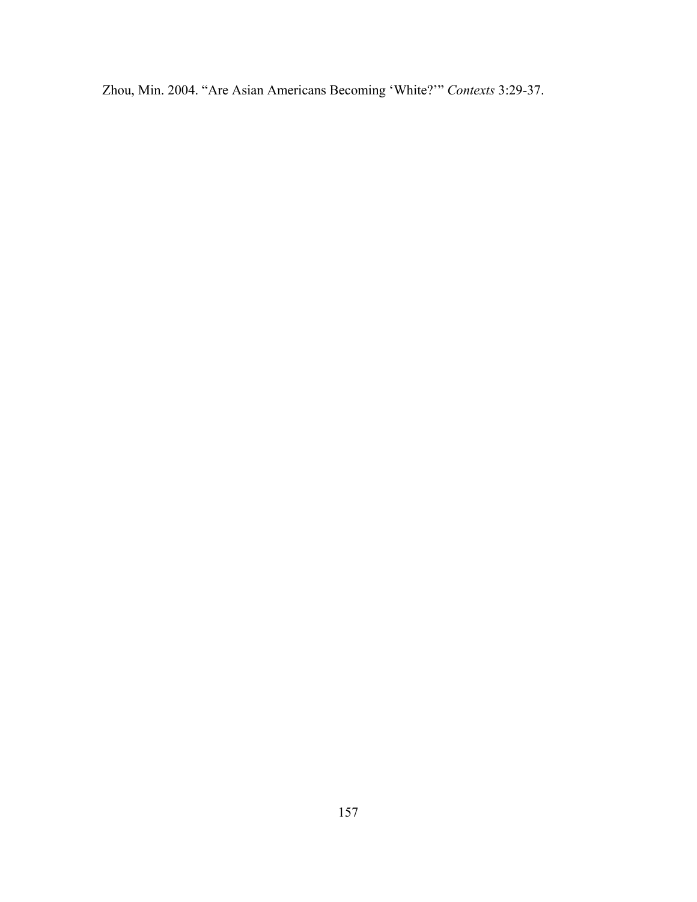Zhou, Min. 2004. "Are Asian Americans Becoming 'White?'" *Contexts* 3:29-37.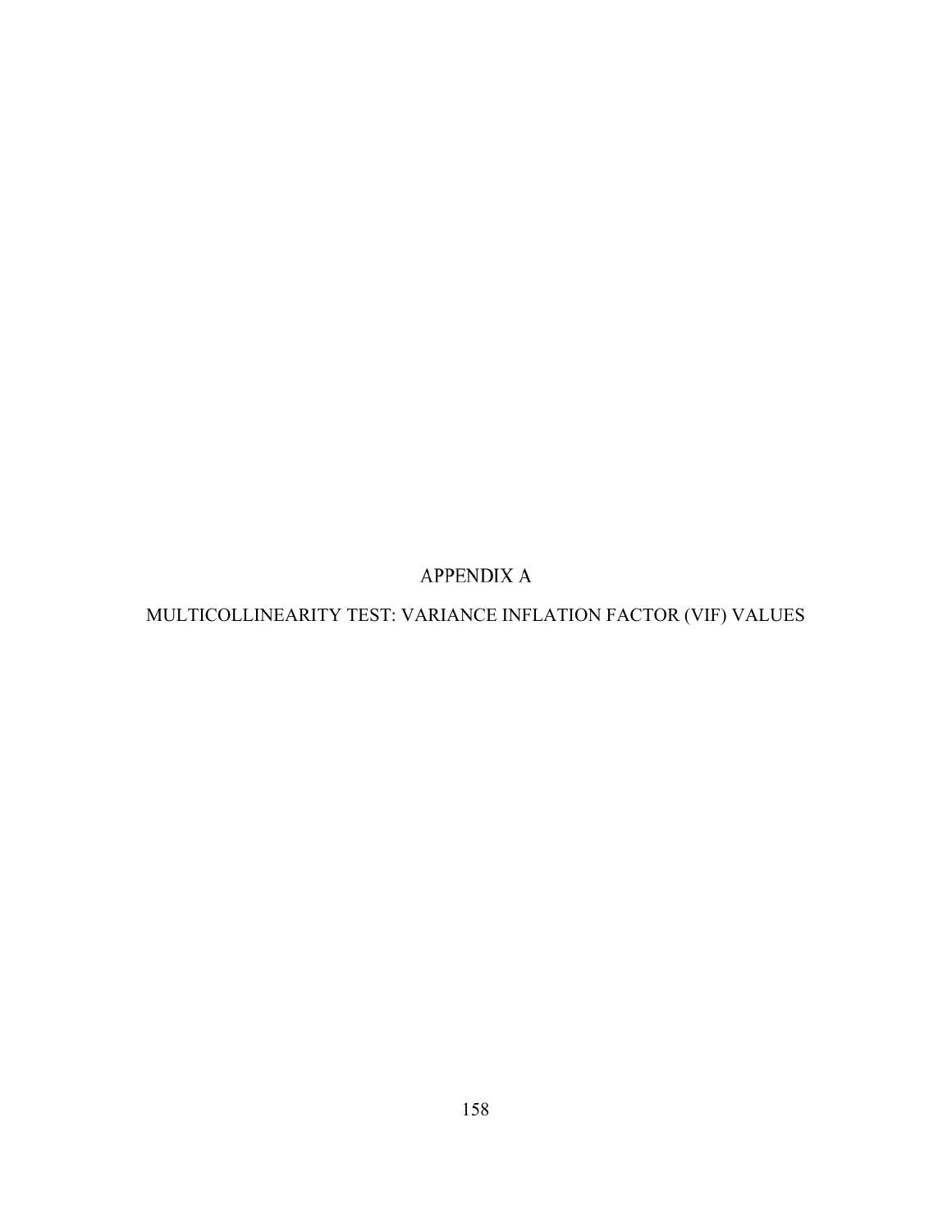# APPENDIX A

## MULTICOLLINEARITY TEST: VARIANCE INFLATION FACTOR (VIF) VALUES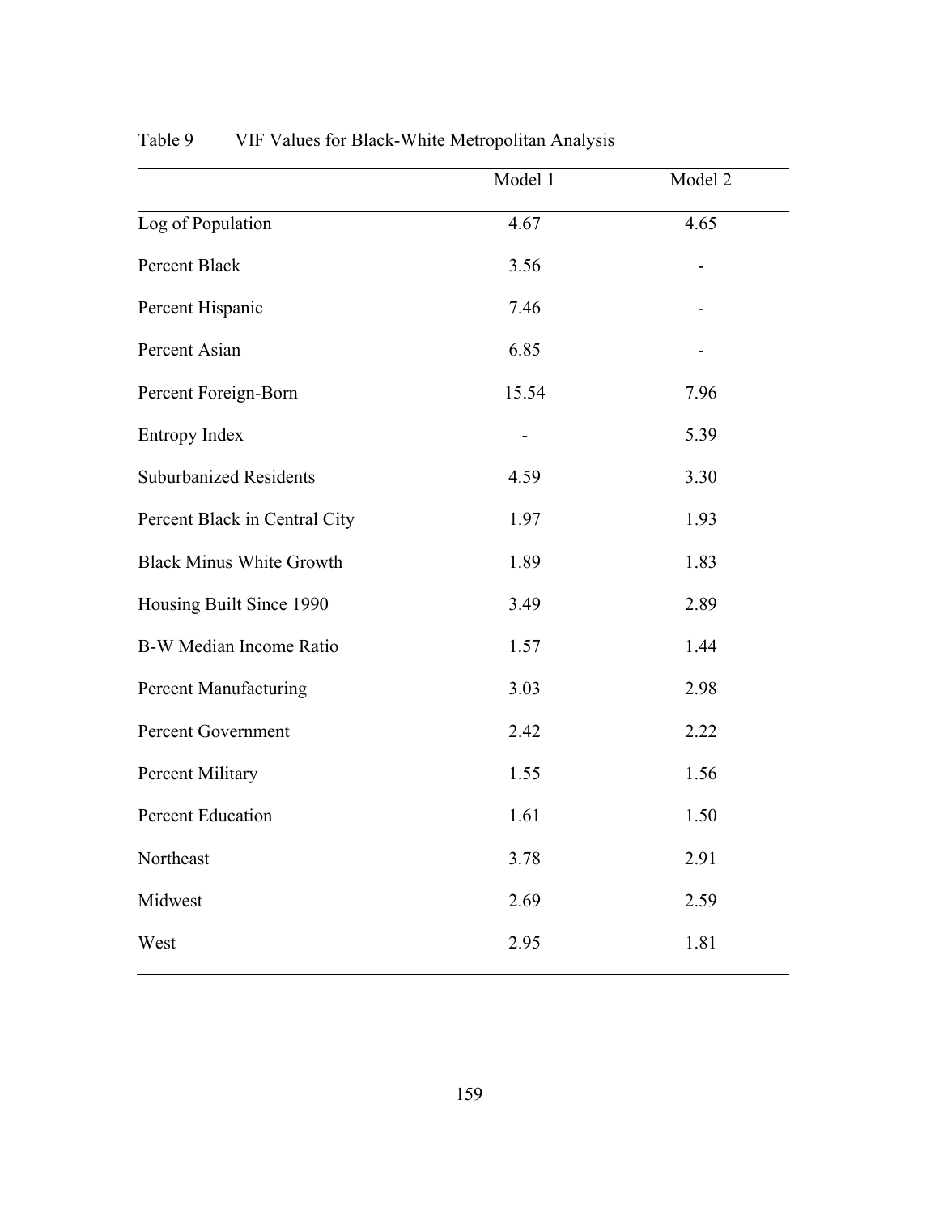Table 9 VIF Values for Black-White Metropolitan Analysis

| | Model 1 | Model 2 |
|---|---|---|
| Log of Population | 4.67 | 4.65 |
| Percent Black | 3.56 | - |
| Percent Hispanic | 7.46 | - |
| Percent Asian | 6.85 | - |
| Percent Foreign-Born | 15.54 | 7.96 |
| Entropy Index | - | 5.39 |
| Suburbanized Residents | 4.59 | 3.30 |
| Percent Black in Central City | 1.97 | 1.93 |
| Black Minus White Growth | 1.89 | 1.83 |
| Housing Built Since 1990 | 3.49 | 2.89 |
| B-W Median Income Ratio | 1.57 | 1.44 |
| Percent Manufacturing | 3.03 | 2.98 |
| Percent Government | 2.42 | 2.22 |
| Percent Military | 1.55 | 1.56 |
| Percent Education | 1.61 | 1.50 |
| Northeast | 3.78 | 2.91 |
| Midwest | 2.69 | 2.59 |
| West | 2.95 | 1.81 |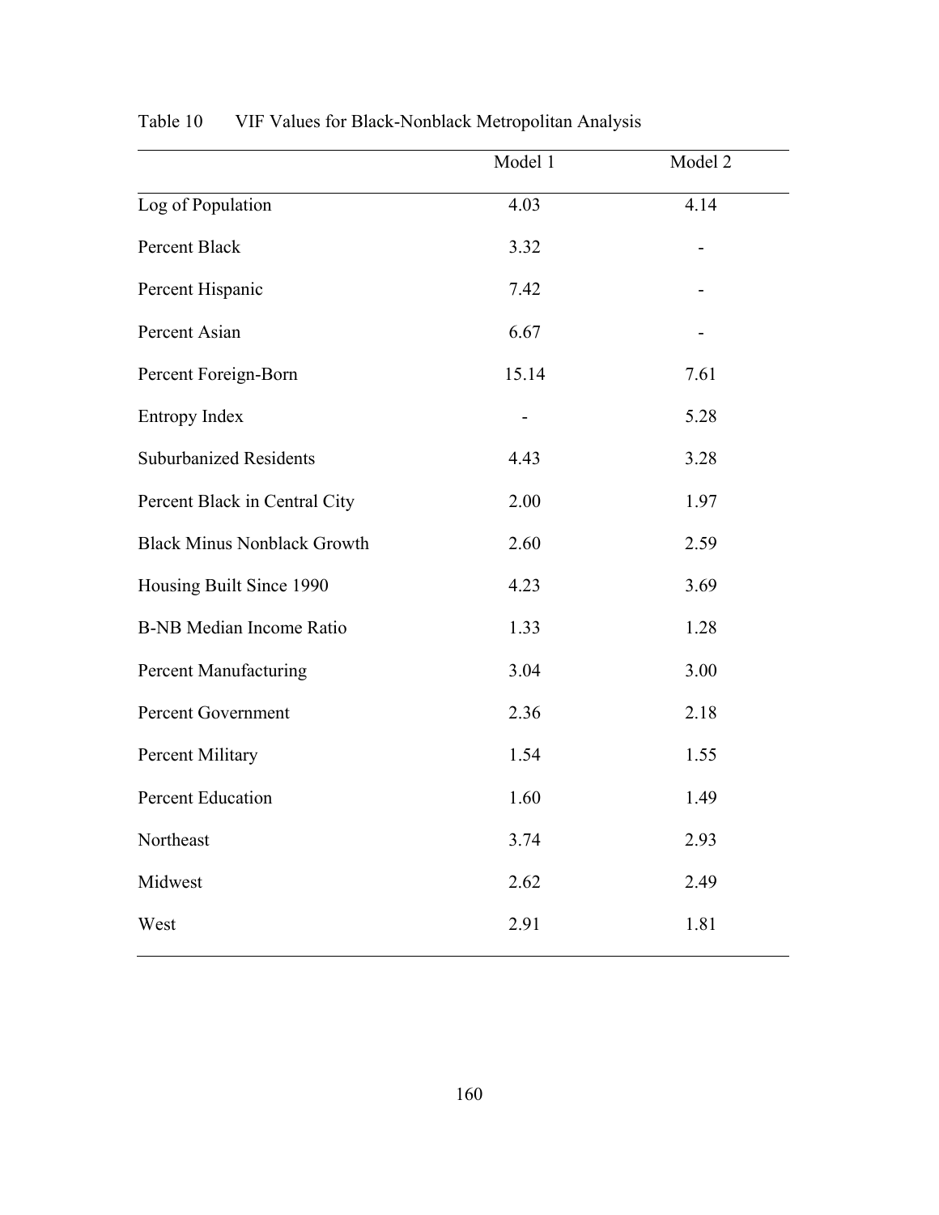Table 10 VIF Values for Black-Nonblack Metropolitan Analysis

| | Model 1 | Model 2 |
|---|---|---|
| Log of Population | 4.03 | 4.14 |
| Percent Black | 3.32 | - |
| Percent Hispanic | 7.42 | - |
| Percent Asian | 6.67 | - |
| Percent Foreign-Born | 15.14 | 7.61 |
| Entropy Index | - | 5.28 |
| Suburbanized Residents | 4.43 | 3.28 |
| Percent Black in Central City | 2.00 | 1.97 |
| Black Minus Nonblack Growth | 2.60 | 2.59 |
| Housing Built Since 1990 | 4.23 | 3.69 |
| B-NB Median Income Ratio | 1.33 | 1.28 |
| Percent Manufacturing | 3.04 | 3.00 |
| Percent Government | 2.36 | 2.18 |
| Percent Military | 1.54 | 1.55 |
| Percent Education | 1.60 | 1.49 |
| Northeast | 3.74 | 2.93 |
| Midwest | 2.62 | 2.49 |
| West | 2.91 | 1.81 |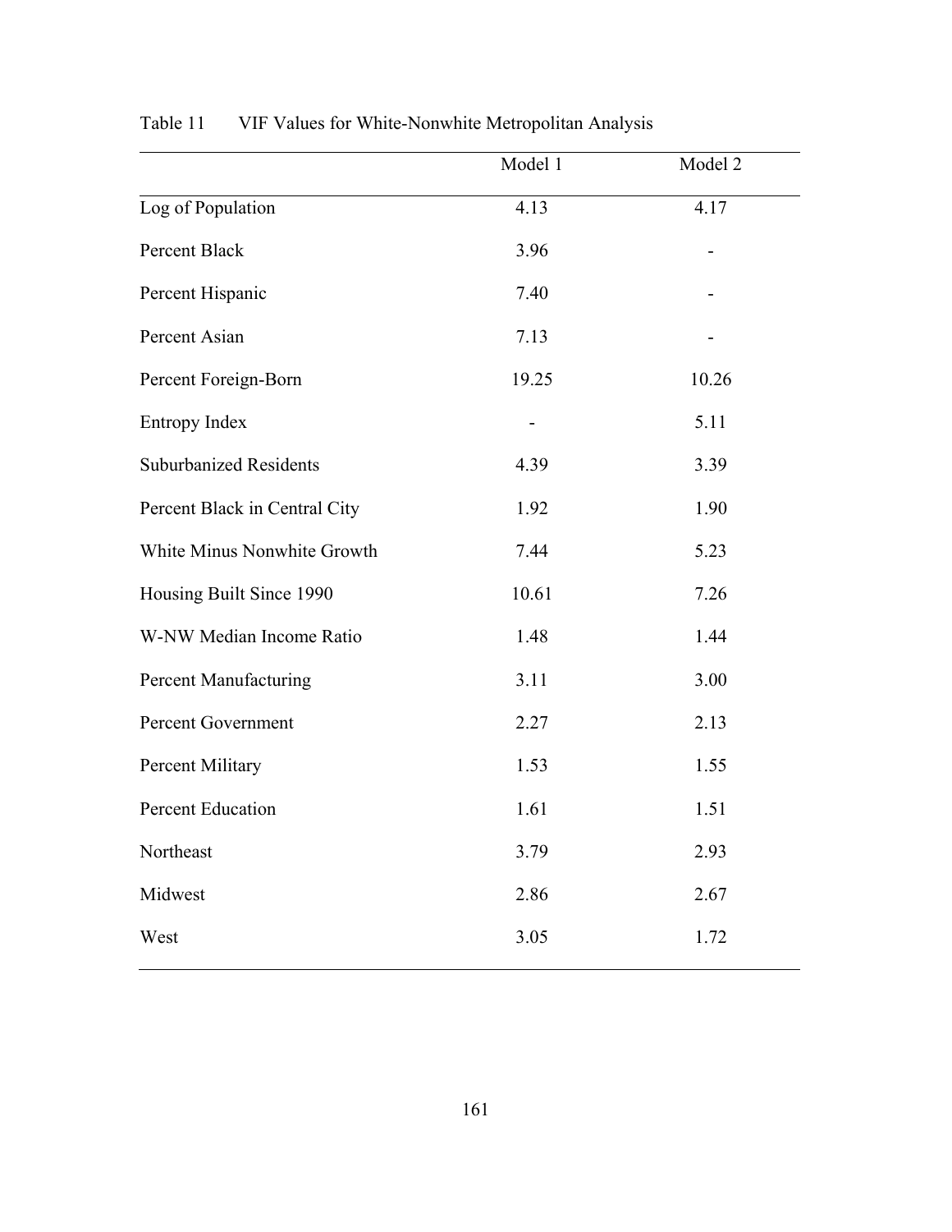Table 11 VIF Values for White-Nonwhite Metropolitan Analysis

| | Model 1 | Model 2 |
|---|---|---|
| Log of Population | 4.13 | 4.17 |
| Percent Black | 3.96 | - |
| Percent Hispanic | 7.40 | - |
| Percent Asian | 7.13 | - |
| Percent Foreign-Born | 19.25 | 10.26 |
| Entropy Index | - | 5.11 |
| Suburbanized Residents | 4.39 | 3.39 |
| Percent Black in Central City | 1.92 | 1.90 |
| White Minus Nonwhite Growth | 7.44 | 5.23 |
| Housing Built Since 1990 | 10.61 | 7.26 |
| W-NW Median Income Ratio | 1.48 | 1.44 |
| Percent Manufacturing | 3.11 | 3.00 |
| Percent Government | 2.27 | 2.13 |
| Percent Military | 1.53 | 1.55 |
| Percent Education | 1.61 | 1.51 |
| Northeast | 3.79 | 2.93 |
| Midwest | 2.86 | 2.67 |
| West | 3.05 | 1.72 |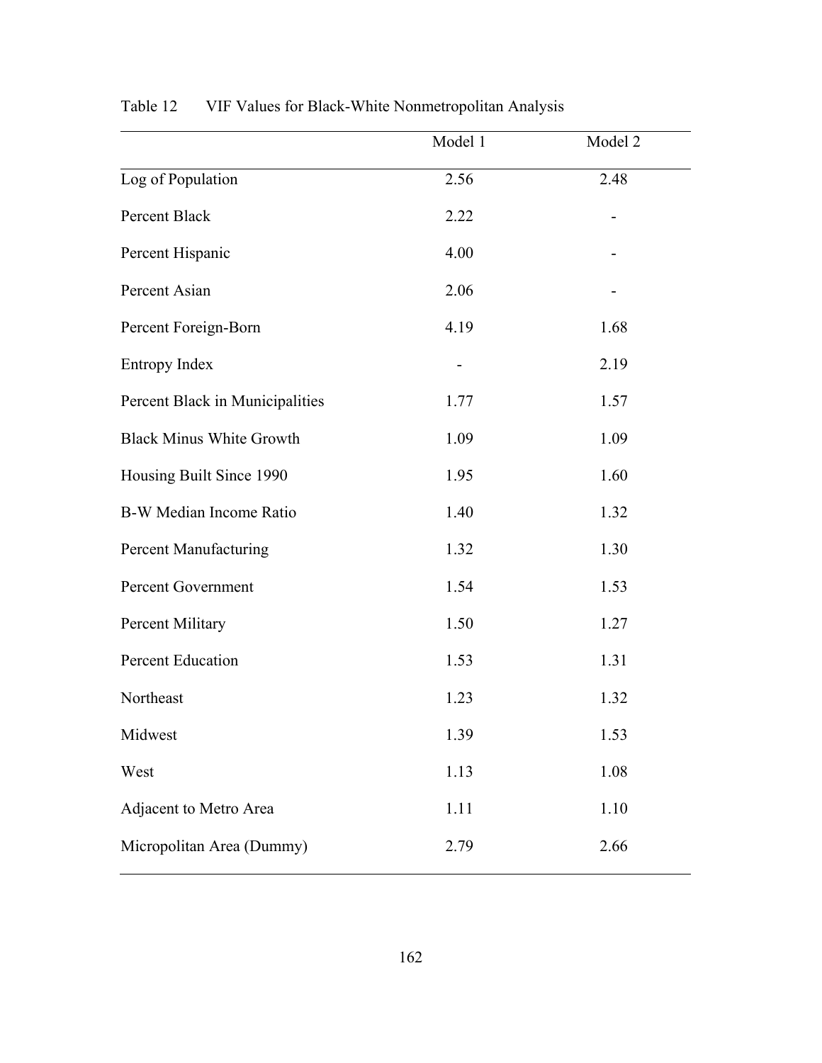Table 12 VIF Values for Black-White Nonmetropolitan Analysis

| | Model 1 | Model 2 |
|---|---|---|
| Log of Population | 2.56 | 2.48 |
| Percent Black | 2.22 | - |
| Percent Hispanic | 4.00 | - |
| Percent Asian | 2.06 | - |
| Percent Foreign-Born | 4.19 | 1.68 |
| Entropy Index | - | 2.19 |
| Percent Black in Municipalities | 1.77 | 1.57 |
| Black Minus White Growth | 1.09 | 1.09 |
| Housing Built Since 1990 | 1.95 | 1.60 |
| B-W Median Income Ratio | 1.40 | 1.32 |
| Percent Manufacturing | 1.32 | 1.30 |
| Percent Government | 1.54 | 1.53 |
| Percent Military | 1.50 | 1.27 |
| Percent Education | 1.53 | 1.31 |
| Northeast | 1.23 | 1.32 |
| Midwest | 1.39 | 1.53 |
| West | 1.13 | 1.08 |
| Adjacent to Metro Area | 1.11 | 1.10 |
| Micropolitan Area (Dummy) | 2.79 | 2.66 |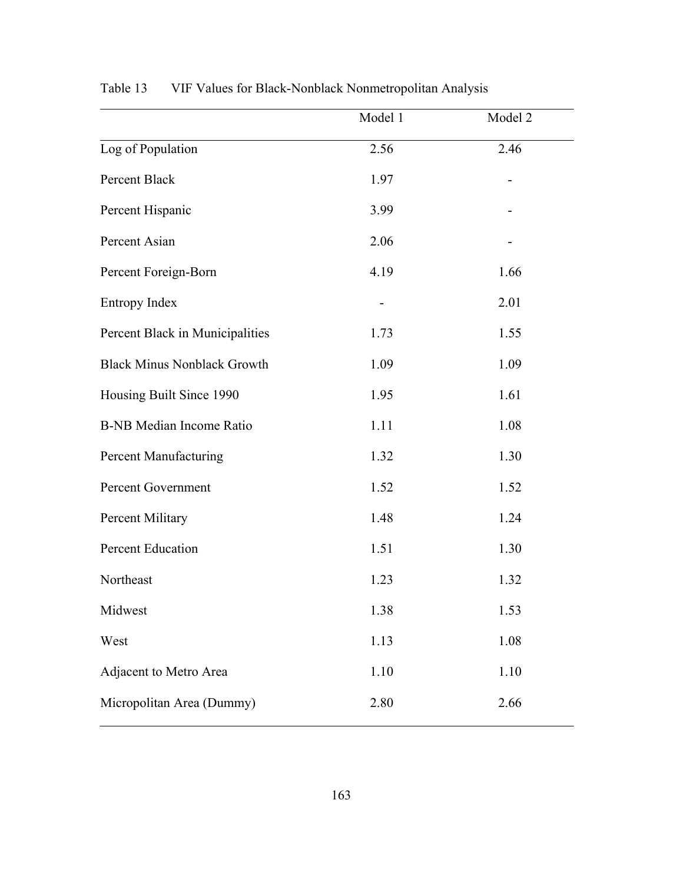Table 13 VIF Values for Black-Nonblack Nonmetropolitan Analysis

| | Model 1 | Model 2 |
|---|---|---|
| Log of Population | 2.56 | 2.46 |
| Percent Black | 1.97 | - |
| Percent Hispanic | 3.99 | - |
| Percent Asian | 2.06 | - |
| Percent Foreign-Born | 4.19 | 1.66 |
| Entropy Index | - | 2.01 |
| Percent Black in Municipalities | 1.73 | 1.55 |
| Black Minus Nonblack Growth | 1.09 | 1.09 |
| Housing Built Since 1990 | 1.95 | 1.61 |
| B-NB Median Income Ratio | 1.11 | 1.08 |
| Percent Manufacturing | 1.32 | 1.30 |
| Percent Government | 1.52 | 1.52 |
| Percent Military | 1.48 | 1.24 |
| Percent Education | 1.51 | 1.30 |
| Northeast | 1.23 | 1.32 |
| Midwest | 1.38 | 1.53 |
| West | 1.13 | 1.08 |
| Adjacent to Metro Area | 1.10 | 1.10 |
| Micropolitan Area (Dummy) | 2.80 | 2.66 |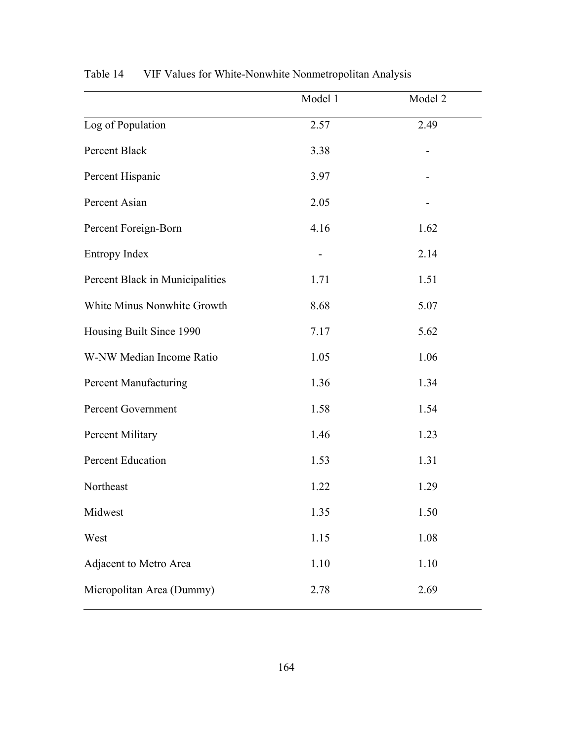Table 14 VIF Values for White-Nonwhite Nonmetropolitan Analysis

| | Model 1 | Model 2 |
|---|---|---|
| Log of Population | 2.57 | 2.49 |
| Percent Black | 3.38 | - |
| Percent Hispanic | 3.97 | - |
| Percent Asian | 2.05 | - |
| Percent Foreign-Born | 4.16 | 1.62 |
| Entropy Index | - | 2.14 |
| Percent Black in Municipalities | 1.71 | 1.51 |
| White Minus Nonwhite Growth | 8.68 | 5.07 |
| Housing Built Since 1990 | 7.17 | 5.62 |
| W-NW Median Income Ratio | 1.05 | 1.06 |
| Percent Manufacturing | 1.36 | 1.34 |
| Percent Government | 1.58 | 1.54 |
| Percent Military | 1.46 | 1.23 |
| Percent Education | 1.53 | 1.31 |
| Northeast | 1.22 | 1.29 |
| Midwest | 1.35 | 1.50 |
| West | 1.15 | 1.08 |
| Adjacent to Metro Area | 1.10 | 1.10 |
| Micropolitan Area (Dummy) | 2.78 | 2.69 |